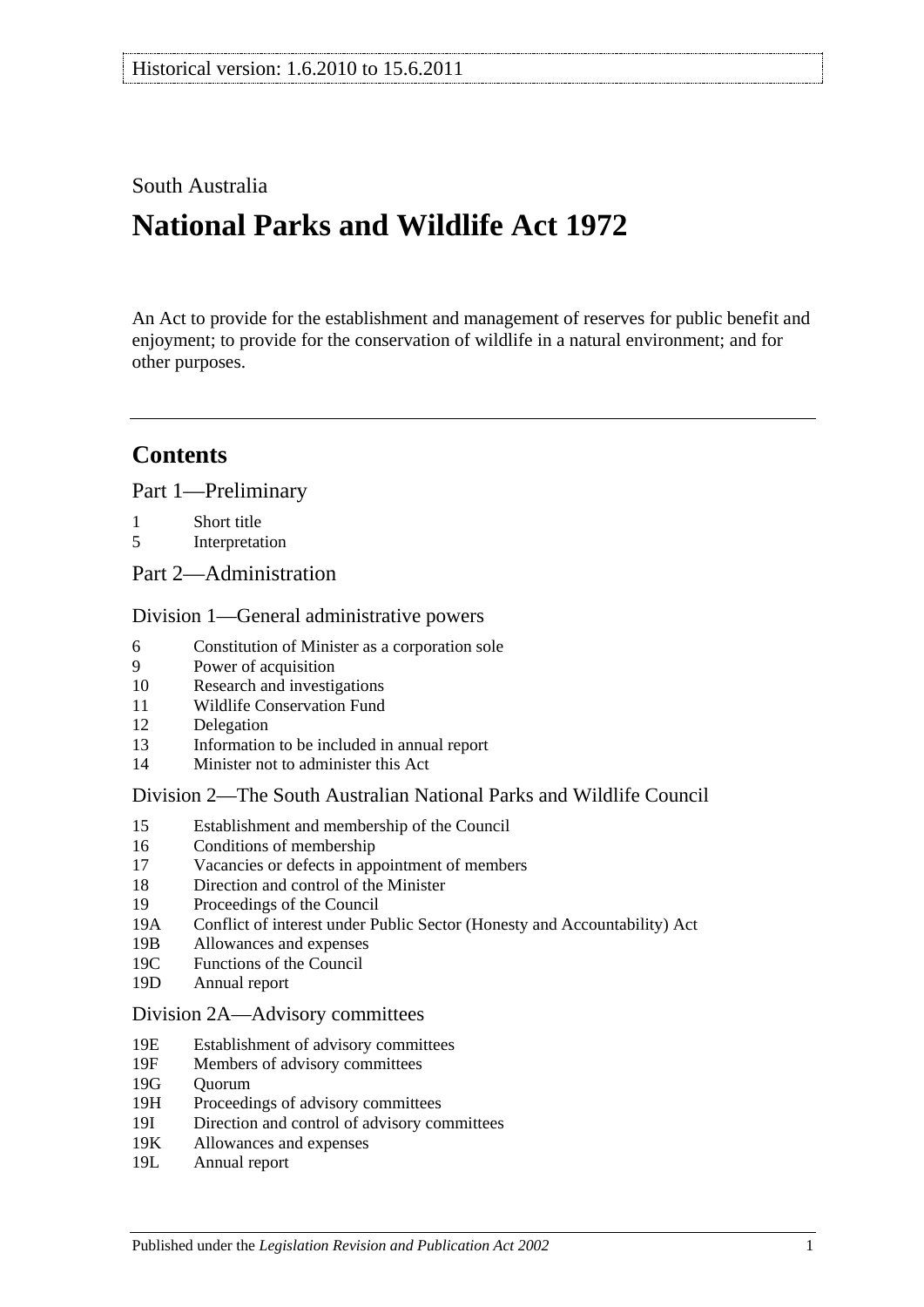Historical version: 1.6.2010 to 15.6.2011

South Australia

# National Parks and Wildlife Act 1972

An Act to provide for the establishment and management of reserves for public benefit and enjoyment; to provide for the conservation of wildlife in a natural environment; and for other purposes.

## Contents

Part 1—Preliminary

1 Short title
5 Interpretation

Part 2—Administration

Division 1—General administrative powers

6 Constitution of Minister as a corporation sole
9 Power of acquisition
10 Research and investigations
11 Wildlife Conservation Fund
12 Delegation
13 Information to be included in annual report
14 Minister not to administer this Act

Division 2—The South Australian National Parks and Wildlife Council

15 Establishment and membership of the Council
16 Conditions of membership
17 Vacancies or defects in appointment of members
18 Direction and control of the Minister
19 Proceedings of the Council
19A Conflict of interest under Public Sector (Honesty and Accountability) Act
19B Allowances and expenses
19C Functions of the Council
19D Annual report

Division 2A—Advisory committees

19E Establishment of advisory committees
19F Members of advisory committees
19G Quorum
19H Proceedings of advisory committees
19I Direction and control of advisory committees
19K Allowances and expenses
19L Annual report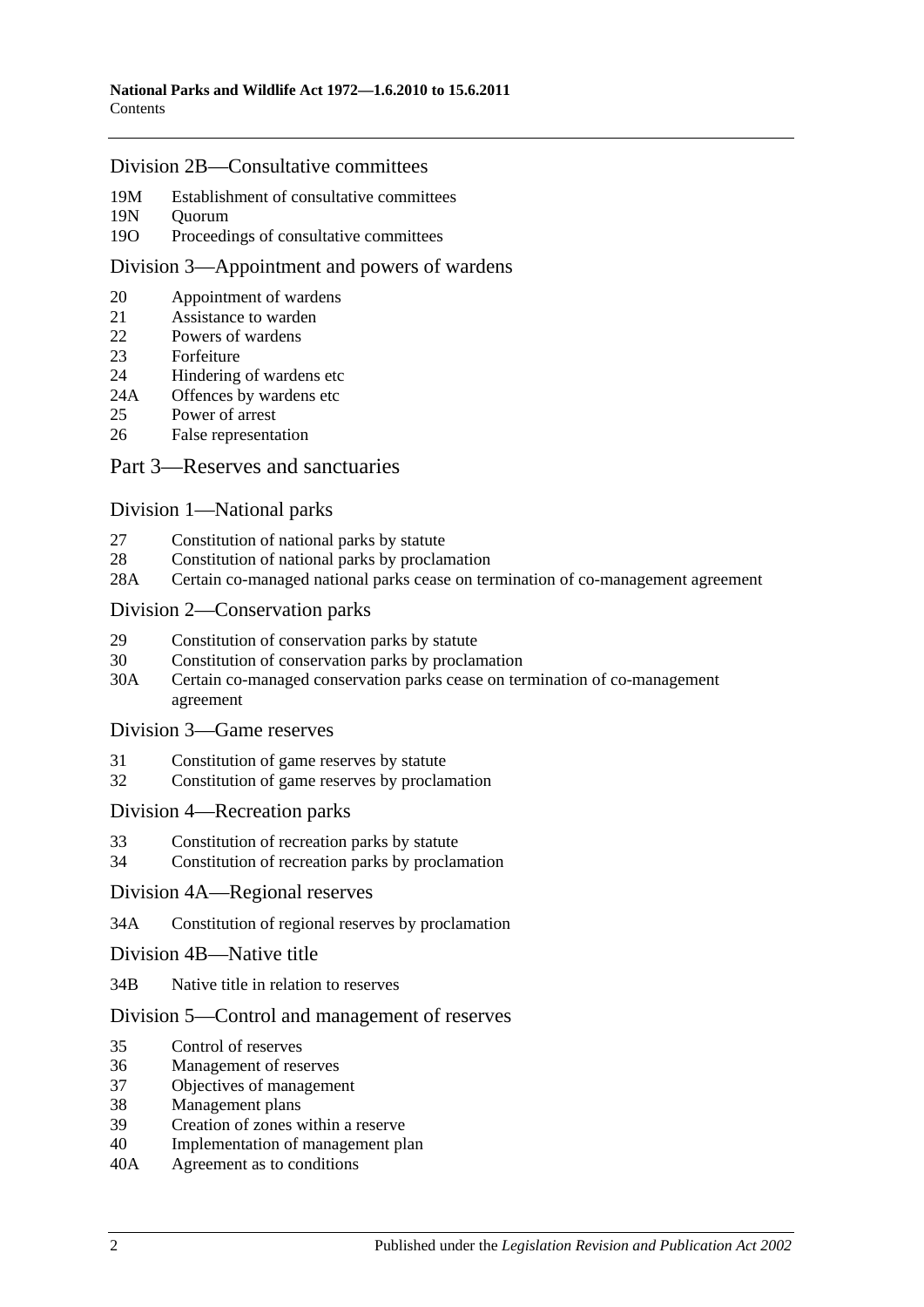## Division 2B—Consultative committees

19M Establishment of consultative committees
19N Quorum
19O Proceedings of consultative committees

## Division 3—Appointment and powers of wardens

20 Appointment of wardens
21 Assistance to warden
22 Powers of wardens
23 Forfeiture
24 Hindering of wardens etc
24A Offences by wardens etc
25 Power of arrest
26 False representation

# Part 3—Reserves and sanctuaries

## Division 1—National parks

27 Constitution of national parks by statute
28 Constitution of national parks by proclamation
28A Certain co-managed national parks cease on termination of co-management agreement

## Division 2—Conservation parks

29 Constitution of conservation parks by statute
30 Constitution of conservation parks by proclamation
30A Certain co-managed conservation parks cease on termination of co-management agreement

## Division 3—Game reserves

31 Constitution of game reserves by statute
32 Constitution of game reserves by proclamation

## Division 4—Recreation parks

33 Constitution of recreation parks by statute
34 Constitution of recreation parks by proclamation

## Division 4A—Regional reserves

34A Constitution of regional reserves by proclamation

## Division 4B—Native title

34B Native title in relation to reserves

## Division 5—Control and management of reserves

35 Control of reserves
36 Management of reserves
37 Objectives of management
38 Management plans
39 Creation of zones within a reserve
40 Implementation of management plan
40A Agreement as to conditions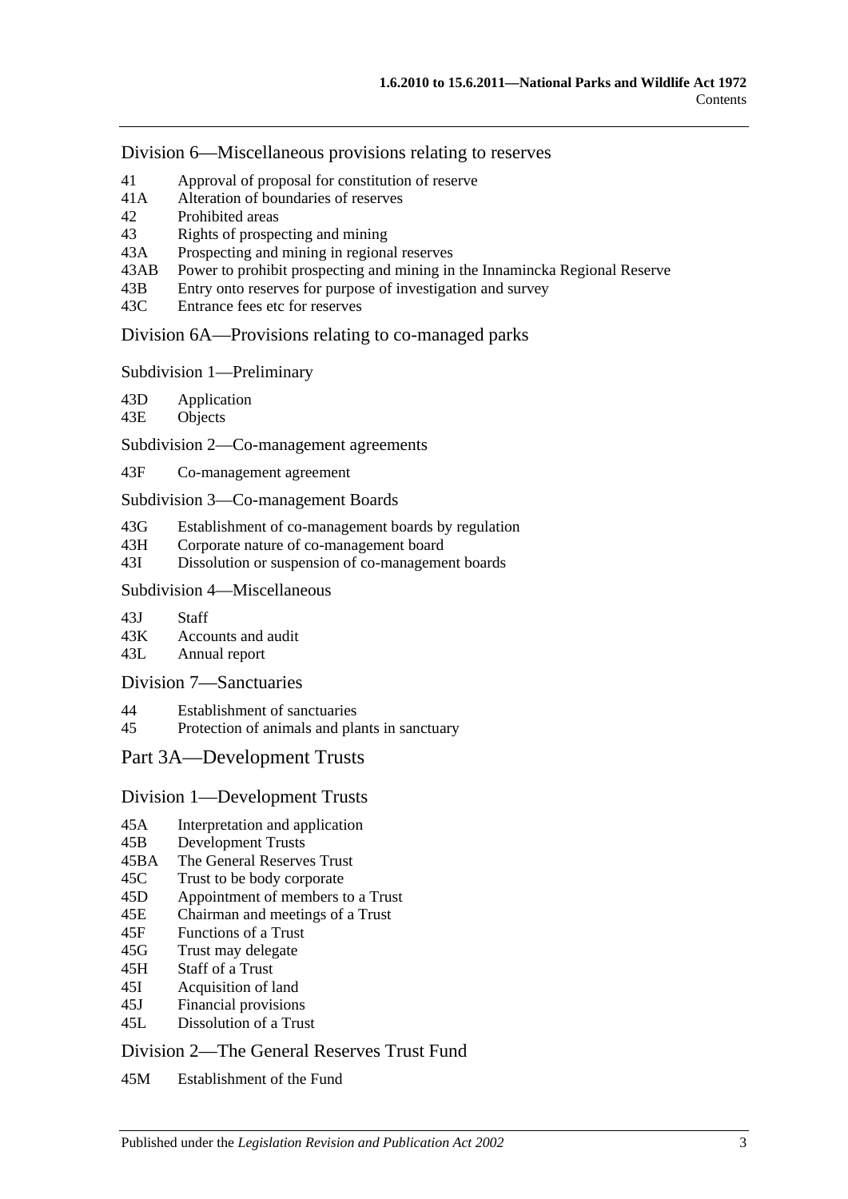### Division 6—Miscellaneous provisions relating to reserves

41 Approval of proposal for constitution of reserve
41A Alteration of boundaries of reserves
42 Prohibited areas
43 Rights of prospecting and mining
43A Prospecting and mining in regional reserves
43AB Power to prohibit prospecting and mining in the Innamincka Regional Reserve
43B Entry onto reserves for purpose of investigation and survey
43C Entrance fees etc for reserves

### Division 6A—Provisions relating to co-managed parks

#### Subdivision 1—Preliminary

43D Application
43E Objects

#### Subdivision 2—Co-management agreements

43F Co-management agreement

#### Subdivision 3—Co-management Boards

43G Establishment of co-management boards by regulation
43H Corporate nature of co-management board
43I Dissolution or suspension of co-management boards

#### Subdivision 4—Miscellaneous

43J Staff
43K Accounts and audit
43L Annual report

### Division 7—Sanctuaries

44 Establishment of sanctuaries
45 Protection of animals and plants in sanctuary

## Part 3A—Development Trusts

### Division 1—Development Trusts

45A Interpretation and application
45B Development Trusts
45BA The General Reserves Trust
45C Trust to be body corporate
45D Appointment of members to a Trust
45E Chairman and meetings of a Trust
45F Functions of a Trust
45G Trust may delegate
45H Staff of a Trust
45I Acquisition of land
45J Financial provisions
45L Dissolution of a Trust

### Division 2—The General Reserves Trust Fund

45M Establishment of the Fund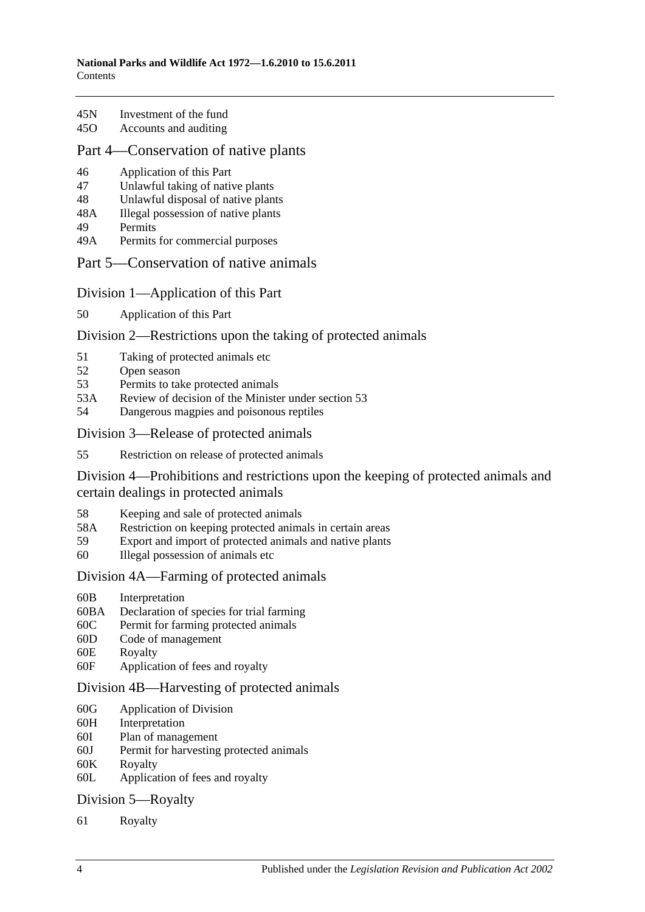45N Investment of the fund

45O Accounts and auditing

## Part 4—Conservation of native plants

46 Application of this Part

47 Unlawful taking of native plants

48 Unlawful disposal of native plants

48A Illegal possession of native plants

49 Permits

49A Permits for commercial purposes

## Part 5—Conservation of native animals

### Division 1—Application of this Part

50 Application of this Part

### Division 2—Restrictions upon the taking of protected animals

51 Taking of protected animals etc

52 Open season

53 Permits to take protected animals

53A Review of decision of the Minister under section 53

54 Dangerous magpies and poisonous reptiles

### Division 3—Release of protected animals

55 Restriction on release of protected animals

### Division 4—Prohibitions and restrictions upon the keeping of protected animals and certain dealings in protected animals

58 Keeping and sale of protected animals

58A Restriction on keeping protected animals in certain areas

59 Export and import of protected animals and native plants

60 Illegal possession of animals etc

### Division 4A—Farming of protected animals

60B Interpretation

60BA Declaration of species for trial farming

60C Permit for farming protected animals

60D Code of management

60E Royalty

60F Application of fees and royalty

### Division 4B—Harvesting of protected animals

60G Application of Division

60H Interpretation

60I Plan of management

60J Permit for harvesting protected animals

60K Royalty

60L Application of fees and royalty

### Division 5—Royalty

61 Royalty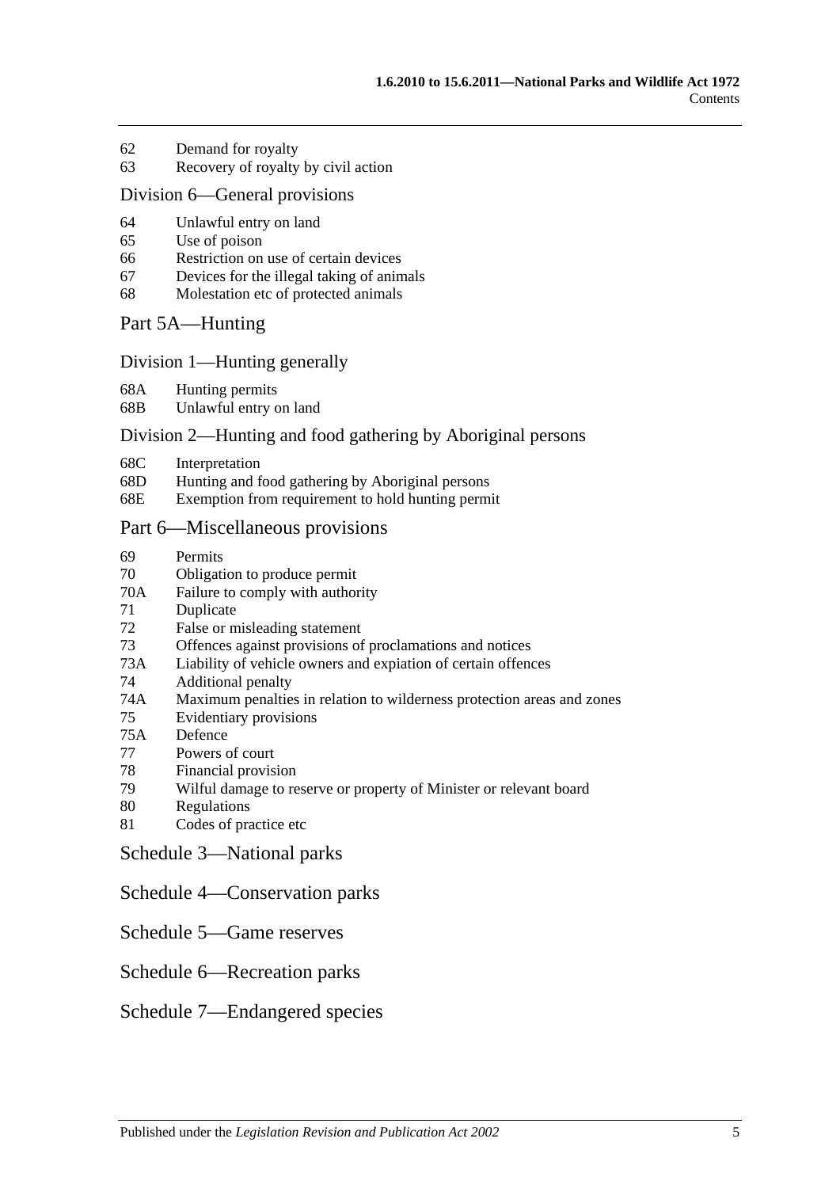62 Demand for royalty
63 Recovery of royalty by civil action

## Division 6—General provisions

64 Unlawful entry on land
65 Use of poison
66 Restriction on use of certain devices
67 Devices for the illegal taking of animals
68 Molestation etc of protected animals

## Part 5A—Hunting

## Division 1—Hunting generally

68A Hunting permits
68B Unlawful entry on land

## Division 2—Hunting and food gathering by Aboriginal persons

68C Interpretation
68D Hunting and food gathering by Aboriginal persons
68E Exemption from requirement to hold hunting permit

## Part 6—Miscellaneous provisions

69 Permits
70 Obligation to produce permit
70A Failure to comply with authority
71 Duplicate
72 False or misleading statement
73 Offences against provisions of proclamations and notices
73A Liability of vehicle owners and expiation of certain offences
74 Additional penalty
74A Maximum penalties in relation to wilderness protection areas and zones
75 Evidentiary provisions
75A Defence
77 Powers of court
78 Financial provision
79 Wilful damage to reserve or property of Minister or relevant board
80 Regulations
81 Codes of practice etc

## Schedule 3—National parks

## Schedule 4—Conservation parks

## Schedule 5—Game reserves

## Schedule 6—Recreation parks

## Schedule 7—Endangered species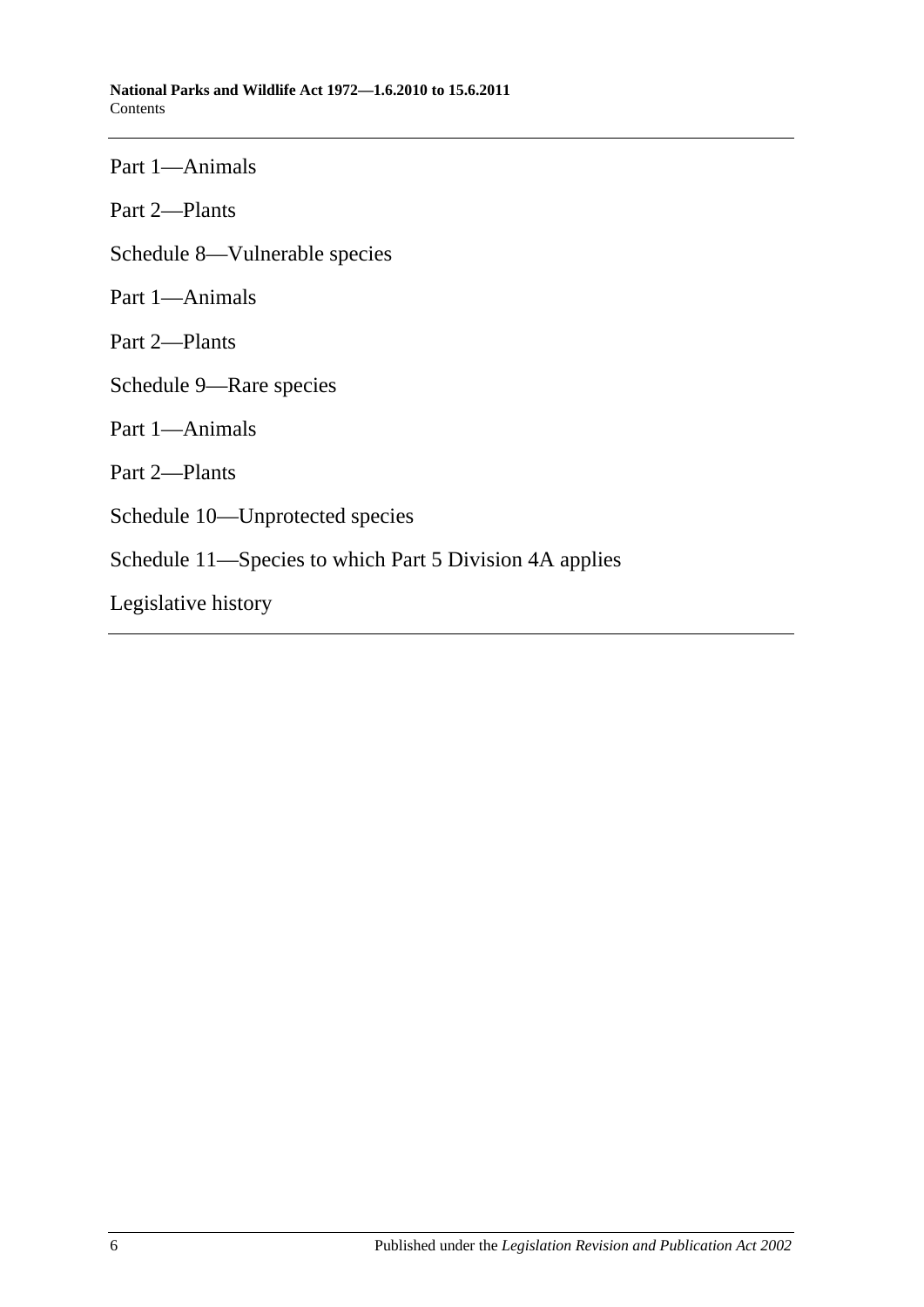Part 1—Animals

Part 2—Plants

Schedule 8—Vulnerable species

Part 1—Animals

Part 2—Plants

Schedule 9—Rare species

Part 1—Animals

Part 2—Plants

Schedule 10—Unprotected species

Schedule 11—Species to which Part 5 Division 4A applies

Legislative history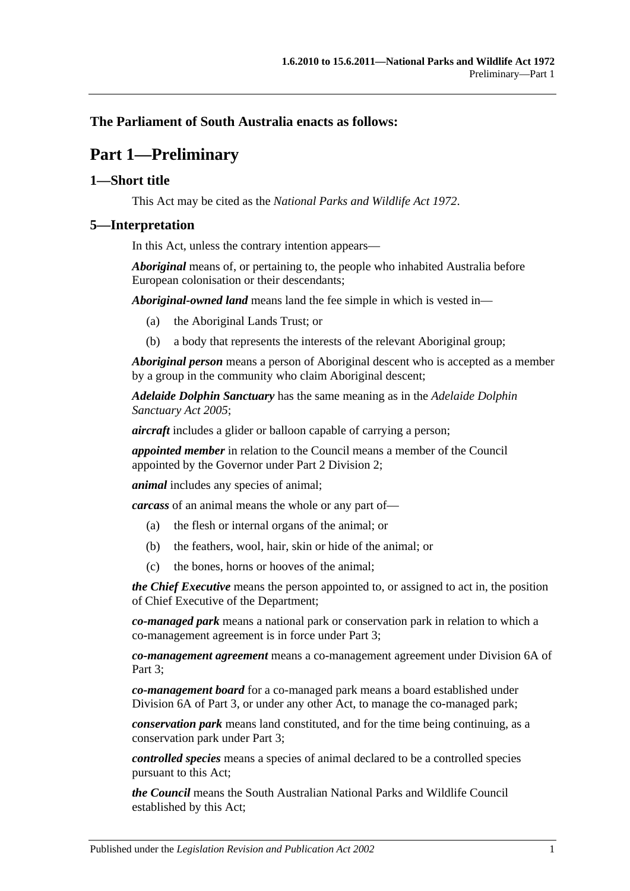## The Parliament of South Australia enacts as follows:

# Part 1—Preliminary

## 1—Short title

This Act may be cited as the *National Parks and Wildlife Act 1972*.

## 5—Interpretation

In this Act, unless the contrary intention appears—

***Aboriginal*** means of, or pertaining to, the people who inhabited Australia before European colonisation or their descendants;

***Aboriginal-owned land*** means land the fee simple in which is vested in—

(a) the Aboriginal Lands Trust; or

(b) a body that represents the interests of the relevant Aboriginal group;

***Aboriginal person*** means a person of Aboriginal descent who is accepted as a member by a group in the community who claim Aboriginal descent;

***Adelaide Dolphin Sanctuary*** has the same meaning as in the *Adelaide Dolphin Sanctuary Act 2005*;

***aircraft*** includes a glider or balloon capable of carrying a person;

***appointed member*** in relation to the Council means a member of the Council appointed by the Governor under Part 2 Division 2;

***animal*** includes any species of animal;

***carcass*** of an animal means the whole or any part of—

(a) the flesh or internal organs of the animal; or

(b) the feathers, wool, hair, skin or hide of the animal; or

(c) the bones, horns or hooves of the animal;

***the Chief Executive*** means the person appointed to, or assigned to act in, the position of Chief Executive of the Department;

***co-managed park*** means a national park or conservation park in relation to which a co-management agreement is in force under Part 3;

***co-management agreement*** means a co-management agreement under Division 6A of Part 3;

***co-management board*** for a co-managed park means a board established under Division 6A of Part 3, or under any other Act, to manage the co-managed park;

***conservation park*** means land constituted, and for the time being continuing, as a conservation park under Part 3;

***controlled species*** means a species of animal declared to be a controlled species pursuant to this Act;

***the Council*** means the South Australian National Parks and Wildlife Council established by this Act;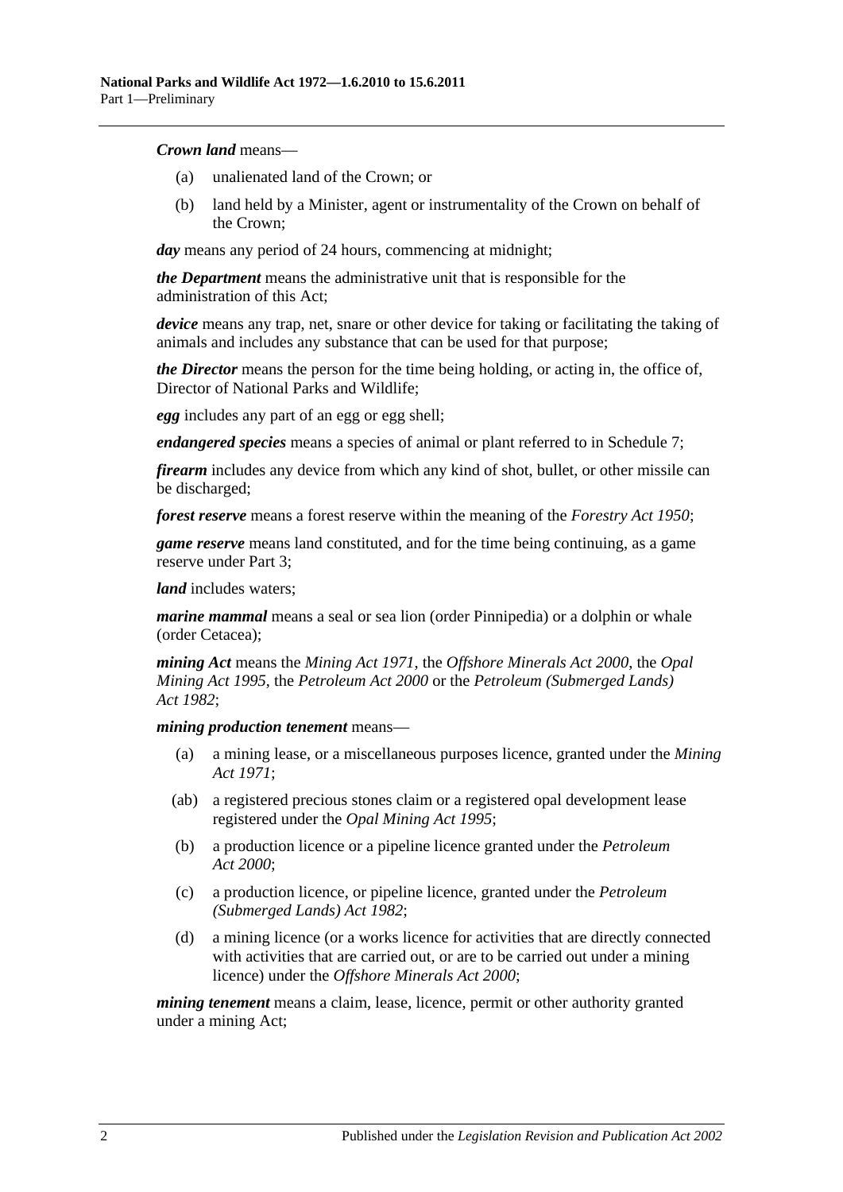***Crown land*** means—

- (a) unalienated land of the Crown; or
- (b) land held by a Minister, agent or instrumentality of the Crown on behalf of the Crown;

***day*** means any period of 24 hours, commencing at midnight;

***the Department*** means the administrative unit that is responsible for the administration of this Act;

***device*** means any trap, net, snare or other device for taking or facilitating the taking of animals and includes any substance that can be used for that purpose;

***the Director*** means the person for the time being holding, or acting in, the office of, Director of National Parks and Wildlife;

***egg*** includes any part of an egg or egg shell;

***endangered species*** means a species of animal or plant referred to in Schedule 7;

***firearm*** includes any device from which any kind of shot, bullet, or other missile can be discharged;

***forest reserve*** means a forest reserve within the meaning of the *Forestry Act 1950*;

***game reserve*** means land constituted, and for the time being continuing, as a game reserve under Part 3;

***land*** includes waters;

***marine mammal*** means a seal or sea lion (order Pinnipedia) or a dolphin or whale (order Cetacea);

***mining Act*** means the *Mining Act 1971*, the *Offshore Minerals Act 2000*, the *Opal Mining Act 1995*, the *Petroleum Act 2000* or the *Petroleum (Submerged Lands) Act 1982*;

***mining production tenement*** means—

- (a) a mining lease, or a miscellaneous purposes licence, granted under the *Mining Act 1971*;
- (ab) a registered precious stones claim or a registered opal development lease registered under the *Opal Mining Act 1995*;
- (b) a production licence or a pipeline licence granted under the *Petroleum Act 2000*;
- (c) a production licence, or pipeline licence, granted under the *Petroleum (Submerged Lands) Act 1982*;
- (d) a mining licence (or a works licence for activities that are directly connected with activities that are carried out, or are to be carried out under a mining licence) under the *Offshore Minerals Act 2000*;

***mining tenement*** means a claim, lease, licence, permit or other authority granted under a mining Act;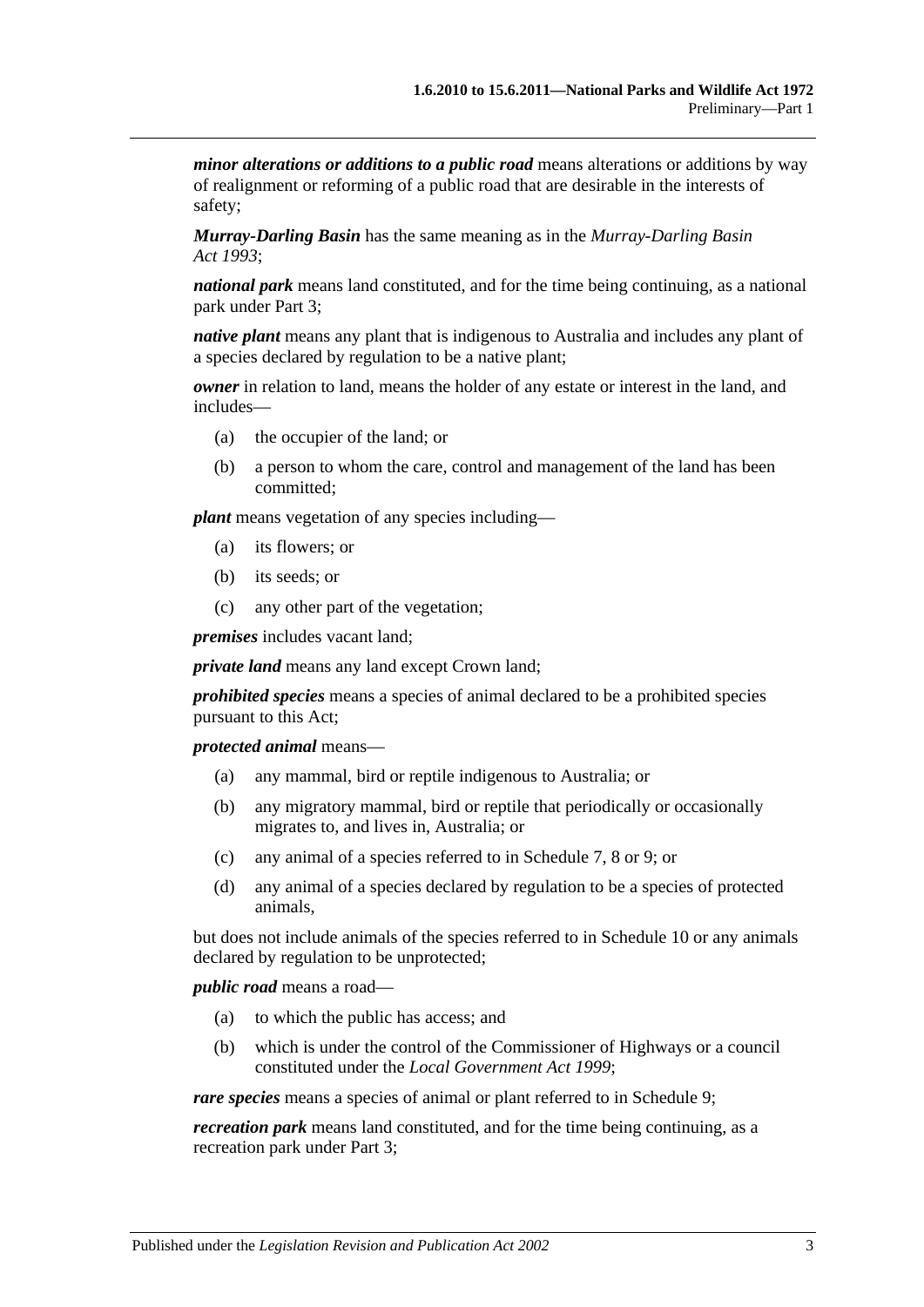***minor alterations or additions to a public road*** means alterations or additions by way of realignment or reforming of a public road that are desirable in the interests of safety;

***Murray-Darling Basin*** has the same meaning as in the *Murray-Darling Basin Act 1993*;

***national park*** means land constituted, and for the time being continuing, as a national park under Part 3;

***native plant*** means any plant that is indigenous to Australia and includes any plant of a species declared by regulation to be a native plant;

***owner*** in relation to land, means the holder of any estate or interest in the land, and includes—

- (a) the occupier of the land; or
- (b) a person to whom the care, control and management of the land has been committed;

***plant*** means vegetation of any species including—

- (a) its flowers; or
- (b) its seeds; or
- (c) any other part of the vegetation;

***premises*** includes vacant land;

***private land*** means any land except Crown land;

***prohibited species*** means a species of animal declared to be a prohibited species pursuant to this Act;

***protected animal*** means—

- (a) any mammal, bird or reptile indigenous to Australia; or
- (b) any migratory mammal, bird or reptile that periodically or occasionally migrates to, and lives in, Australia; or
- (c) any animal of a species referred to in Schedule 7, 8 or 9; or
- (d) any animal of a species declared by regulation to be a species of protected animals,

but does not include animals of the species referred to in Schedule 10 or any animals declared by regulation to be unprotected;

***public road*** means a road—

- (a) to which the public has access; and
- (b) which is under the control of the Commissioner of Highways or a council constituted under the *Local Government Act 1999*;

***rare species*** means a species of animal or plant referred to in Schedule 9;

***recreation park*** means land constituted, and for the time being continuing, as a recreation park under Part 3;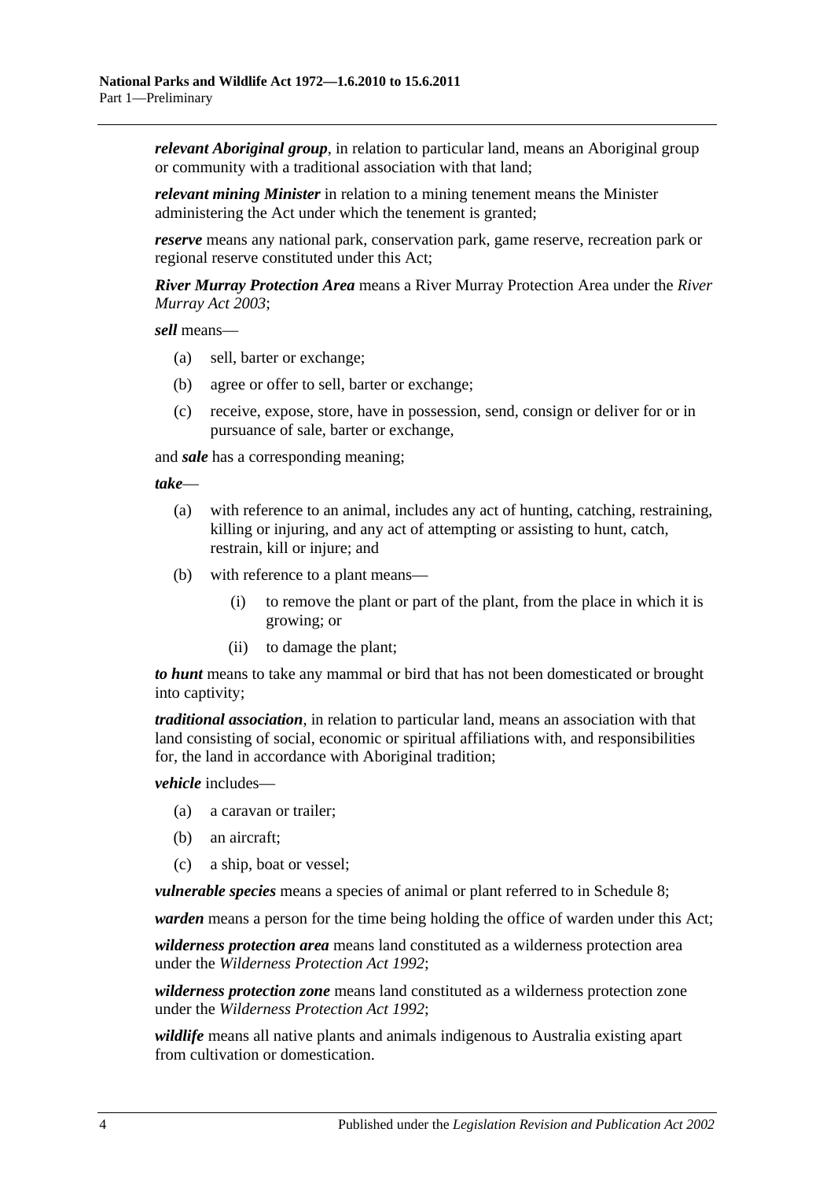***relevant Aboriginal group***, in relation to particular land, means an Aboriginal group or community with a traditional association with that land;

***relevant mining Minister*** in relation to a mining tenement means the Minister administering the Act under which the tenement is granted;

***reserve*** means any national park, conservation park, game reserve, recreation park or regional reserve constituted under this Act;

***River Murray Protection Area*** means a River Murray Protection Area under the *River Murray Act 2003*;

***sell*** means—

(a) sell, barter or exchange;

(b) agree or offer to sell, barter or exchange;

(c) receive, expose, store, have in possession, send, consign or deliver for or in pursuance of sale, barter or exchange,

and ***sale*** has a corresponding meaning;

***take***—

(a) with reference to an animal, includes any act of hunting, catching, restraining, killing or injuring, and any act of attempting or assisting to hunt, catch, restrain, kill or injure; and

(b) with reference to a plant means—

(i) to remove the plant or part of the plant, from the place in which it is growing; or

(ii) to damage the plant;

***to hunt*** means to take any mammal or bird that has not been domesticated or brought into captivity;

***traditional association***, in relation to particular land, means an association with that land consisting of social, economic or spiritual affiliations with, and responsibilities for, the land in accordance with Aboriginal tradition;

***vehicle*** includes—

(a) a caravan or trailer;

(b) an aircraft;

(c) a ship, boat or vessel;

***vulnerable species*** means a species of animal or plant referred to in Schedule 8;

***warden*** means a person for the time being holding the office of warden under this Act;

***wilderness protection area*** means land constituted as a wilderness protection area under the *Wilderness Protection Act 1992*;

***wilderness protection zone*** means land constituted as a wilderness protection zone under the *Wilderness Protection Act 1992*;

***wildlife*** means all native plants and animals indigenous to Australia existing apart from cultivation or domestication.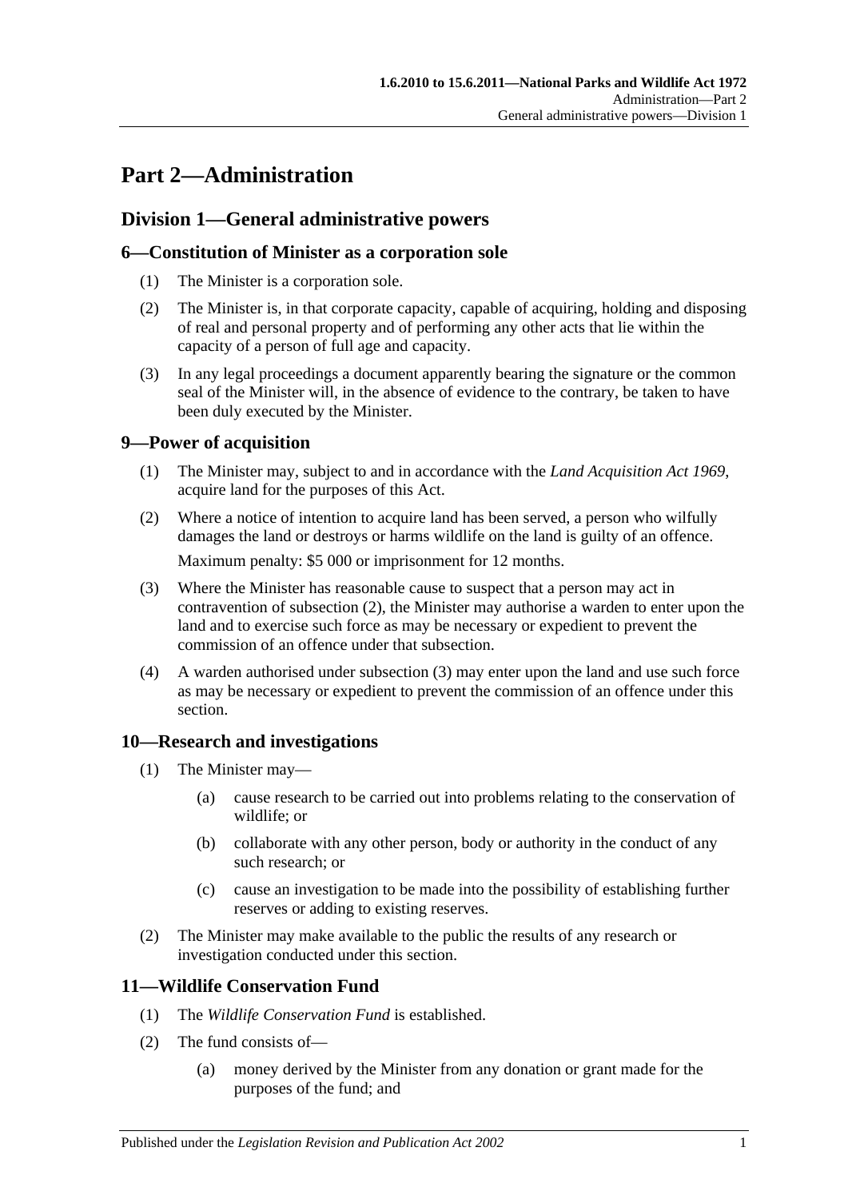# Part 2—Administration

## Division 1—General administrative powers

### 6—Constitution of Minister as a corporation sole

(1) The Minister is a corporation sole.

(2) The Minister is, in that corporate capacity, capable of acquiring, holding and disposing of real and personal property and of performing any other acts that lie within the capacity of a person of full age and capacity.

(3) In any legal proceedings a document apparently bearing the signature or the common seal of the Minister will, in the absence of evidence to the contrary, be taken to have been duly executed by the Minister.

### 9—Power of acquisition

(1) The Minister may, subject to and in accordance with the *Land Acquisition Act 1969*, acquire land for the purposes of this Act.

(2) Where a notice of intention to acquire land has been served, a person who wilfully damages the land or destroys or harms wildlife on the land is guilty of an offence.

Maximum penalty: $5 000 or imprisonment for 12 months.

(3) Where the Minister has reasonable cause to suspect that a person may act in contravention of subsection (2), the Minister may authorise a warden to enter upon the land and to exercise such force as may be necessary or expedient to prevent the commission of an offence under that subsection.

(4) A warden authorised under subsection (3) may enter upon the land and use such force as may be necessary or expedient to prevent the commission of an offence under this section.

### 10—Research and investigations

(1) The Minister may—

- (a) cause research to be carried out into problems relating to the conservation of wildlife; or
- (b) collaborate with any other person, body or authority in the conduct of any such research; or
- (c) cause an investigation to be made into the possibility of establishing further reserves or adding to existing reserves.

(2) The Minister may make available to the public the results of any research or investigation conducted under this section.

### 11—Wildlife Conservation Fund

(1) The *Wildlife Conservation Fund* is established.

(2) The fund consists of—

- (a) money derived by the Minister from any donation or grant made for the purposes of the fund; and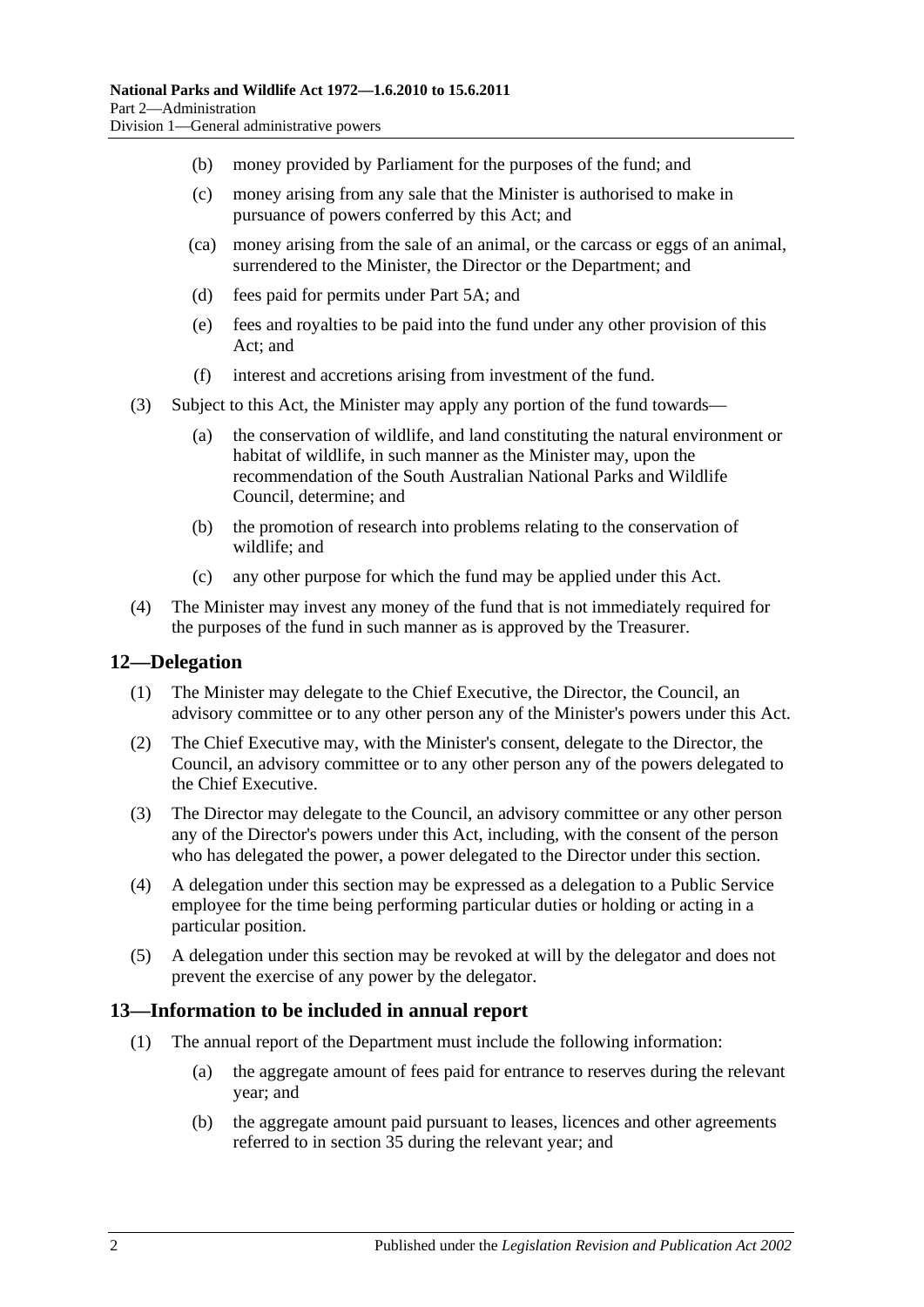(b) money provided by Parliament for the purposes of the fund; and

(c) money arising from any sale that the Minister is authorised to make in pursuance of powers conferred by this Act; and

(ca) money arising from the sale of an animal, or the carcass or eggs of an animal, surrendered to the Minister, the Director or the Department; and

(d) fees paid for permits under Part 5A; and

(e) fees and royalties to be paid into the fund under any other provision of this Act; and

(f) interest and accretions arising from investment of the fund.

(3) Subject to this Act, the Minister may apply any portion of the fund towards—

(a) the conservation of wildlife, and land constituting the natural environment or habitat of wildlife, in such manner as the Minister may, upon the recommendation of the South Australian National Parks and Wildlife Council, determine; and

(b) the promotion of research into problems relating to the conservation of wildlife; and

(c) any other purpose for which the fund may be applied under this Act.

(4) The Minister may invest any money of the fund that is not immediately required for the purposes of the fund in such manner as is approved by the Treasurer.

## 12—Delegation

(1) The Minister may delegate to the Chief Executive, the Director, the Council, an advisory committee or to any other person any of the Minister's powers under this Act.

(2) The Chief Executive may, with the Minister's consent, delegate to the Director, the Council, an advisory committee or to any other person any of the powers delegated to the Chief Executive.

(3) The Director may delegate to the Council, an advisory committee or any other person any of the Director's powers under this Act, including, with the consent of the person who has delegated the power, a power delegated to the Director under this section.

(4) A delegation under this section may be expressed as a delegation to a Public Service employee for the time being performing particular duties or holding or acting in a particular position.

(5) A delegation under this section may be revoked at will by the delegator and does not prevent the exercise of any power by the delegator.

## 13—Information to be included in annual report

(1) The annual report of the Department must include the following information:

(a) the aggregate amount of fees paid for entrance to reserves during the relevant year; and

(b) the aggregate amount paid pursuant to leases, licences and other agreements referred to in section 35 during the relevant year; and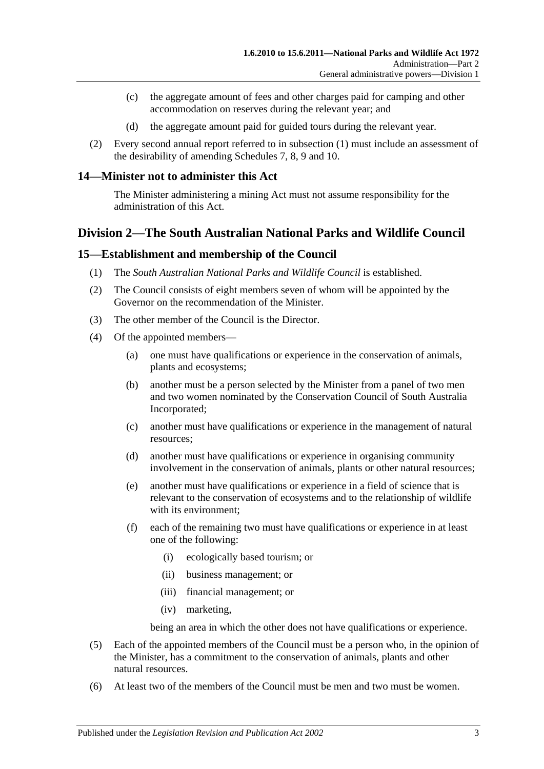(c) the aggregate amount of fees and other charges paid for camping and other accommodation on reserves during the relevant year; and

(d) the aggregate amount paid for guided tours during the relevant year.

(2) Every second annual report referred to in subsection (1) must include an assessment of the desirability of amending Schedules 7, 8, 9 and 10.

## 14—Minister not to administer this Act

The Minister administering a mining Act must not assume responsibility for the administration of this Act.

# Division 2—The South Australian National Parks and Wildlife Council

## 15—Establishment and membership of the Council

(1) The *South Australian National Parks and Wildlife Council* is established.

(2) The Council consists of eight members seven of whom will be appointed by the Governor on the recommendation of the Minister.

(3) The other member of the Council is the Director.

(4) Of the appointed members—

(a) one must have qualifications or experience in the conservation of animals, plants and ecosystems;

(b) another must be a person selected by the Minister from a panel of two men and two women nominated by the Conservation Council of South Australia Incorporated;

(c) another must have qualifications or experience in the management of natural resources;

(d) another must have qualifications or experience in organising community involvement in the conservation of animals, plants or other natural resources;

(e) another must have qualifications or experience in a field of science that is relevant to the conservation of ecosystems and to the relationship of wildlife with its environment;

(f) each of the remaining two must have qualifications or experience in at least one of the following:

(i) ecologically based tourism; or

(ii) business management; or

(iii) financial management; or

(iv) marketing,

being an area in which the other does not have qualifications or experience.

(5) Each of the appointed members of the Council must be a person who, in the opinion of the Minister, has a commitment to the conservation of animals, plants and other natural resources.

(6) At least two of the members of the Council must be men and two must be women.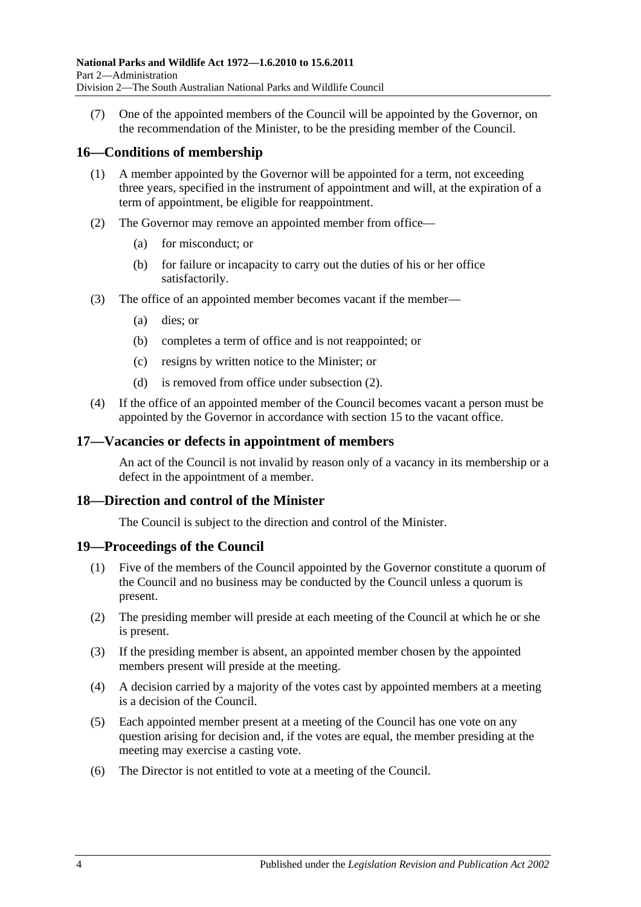(7) One of the appointed members of the Council will be appointed by the Governor, on the recommendation of the Minister, to be the presiding member of the Council.

## 16—Conditions of membership

(1) A member appointed by the Governor will be appointed for a term, not exceeding three years, specified in the instrument of appointment and will, at the expiration of a term of appointment, be eligible for reappointment.

(2) The Governor may remove an appointed member from office—

- (a) for misconduct; or
- (b) for failure or incapacity to carry out the duties of his or her office satisfactorily.

(3) The office of an appointed member becomes vacant if the member—

- (a) dies; or
- (b) completes a term of office and is not reappointed; or
- (c) resigns by written notice to the Minister; or
- (d) is removed from office under subsection (2).

(4) If the office of an appointed member of the Council becomes vacant a person must be appointed by the Governor in accordance with section 15 to the vacant office.

## 17—Vacancies or defects in appointment of members

An act of the Council is not invalid by reason only of a vacancy in its membership or a defect in the appointment of a member.

## 18—Direction and control of the Minister

The Council is subject to the direction and control of the Minister.

## 19—Proceedings of the Council

(1) Five of the members of the Council appointed by the Governor constitute a quorum of the Council and no business may be conducted by the Council unless a quorum is present.

(2) The presiding member will preside at each meeting of the Council at which he or she is present.

(3) If the presiding member is absent, an appointed member chosen by the appointed members present will preside at the meeting.

(4) A decision carried by a majority of the votes cast by appointed members at a meeting is a decision of the Council.

(5) Each appointed member present at a meeting of the Council has one vote on any question arising for decision and, if the votes are equal, the member presiding at the meeting may exercise a casting vote.

(6) The Director is not entitled to vote at a meeting of the Council.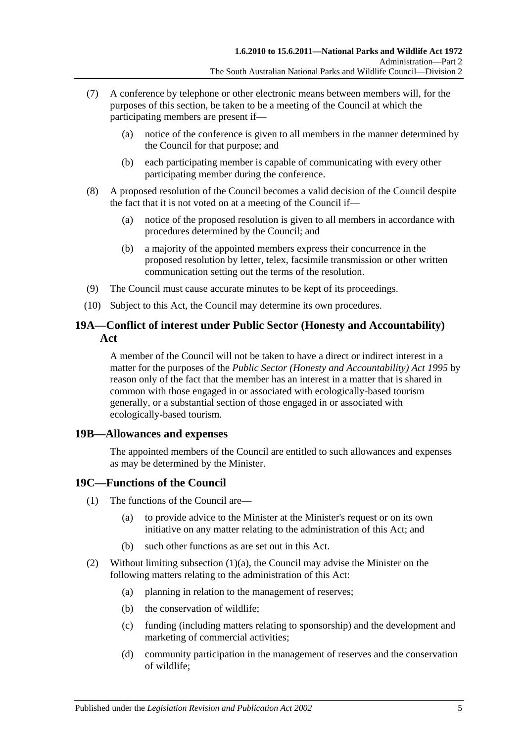(7) A conference by telephone or other electronic means between members will, for the purposes of this section, be taken to be a meeting of the Council at which the participating members are present if—

(a) notice of the conference is given to all members in the manner determined by the Council for that purpose; and

(b) each participating member is capable of communicating with every other participating member during the conference.

(8) A proposed resolution of the Council becomes a valid decision of the Council despite the fact that it is not voted on at a meeting of the Council if—

(a) notice of the proposed resolution is given to all members in accordance with procedures determined by the Council; and

(b) a majority of the appointed members express their concurrence in the proposed resolution by letter, telex, facsimile transmission or other written communication setting out the terms of the resolution.

(9) The Council must cause accurate minutes to be kept of its proceedings.

(10) Subject to this Act, the Council may determine its own procedures.

## 19A—Conflict of interest under Public Sector (Honesty and Accountability) Act

A member of the Council will not be taken to have a direct or indirect interest in a matter for the purposes of the *Public Sector (Honesty and Accountability) Act 1995* by reason only of the fact that the member has an interest in a matter that is shared in common with those engaged in or associated with ecologically-based tourism generally, or a substantial section of those engaged in or associated with ecologically-based tourism.

## 19B—Allowances and expenses

The appointed members of the Council are entitled to such allowances and expenses as may be determined by the Minister.

## 19C—Functions of the Council

(1) The functions of the Council are—

(a) to provide advice to the Minister at the Minister's request or on its own initiative on any matter relating to the administration of this Act; and

(b) such other functions as are set out in this Act.

(2) Without limiting subsection (1)(a), the Council may advise the Minister on the following matters relating to the administration of this Act:

(a) planning in relation to the management of reserves;

(b) the conservation of wildlife;

(c) funding (including matters relating to sponsorship) and the development and marketing of commercial activities;

(d) community participation in the management of reserves and the conservation of wildlife;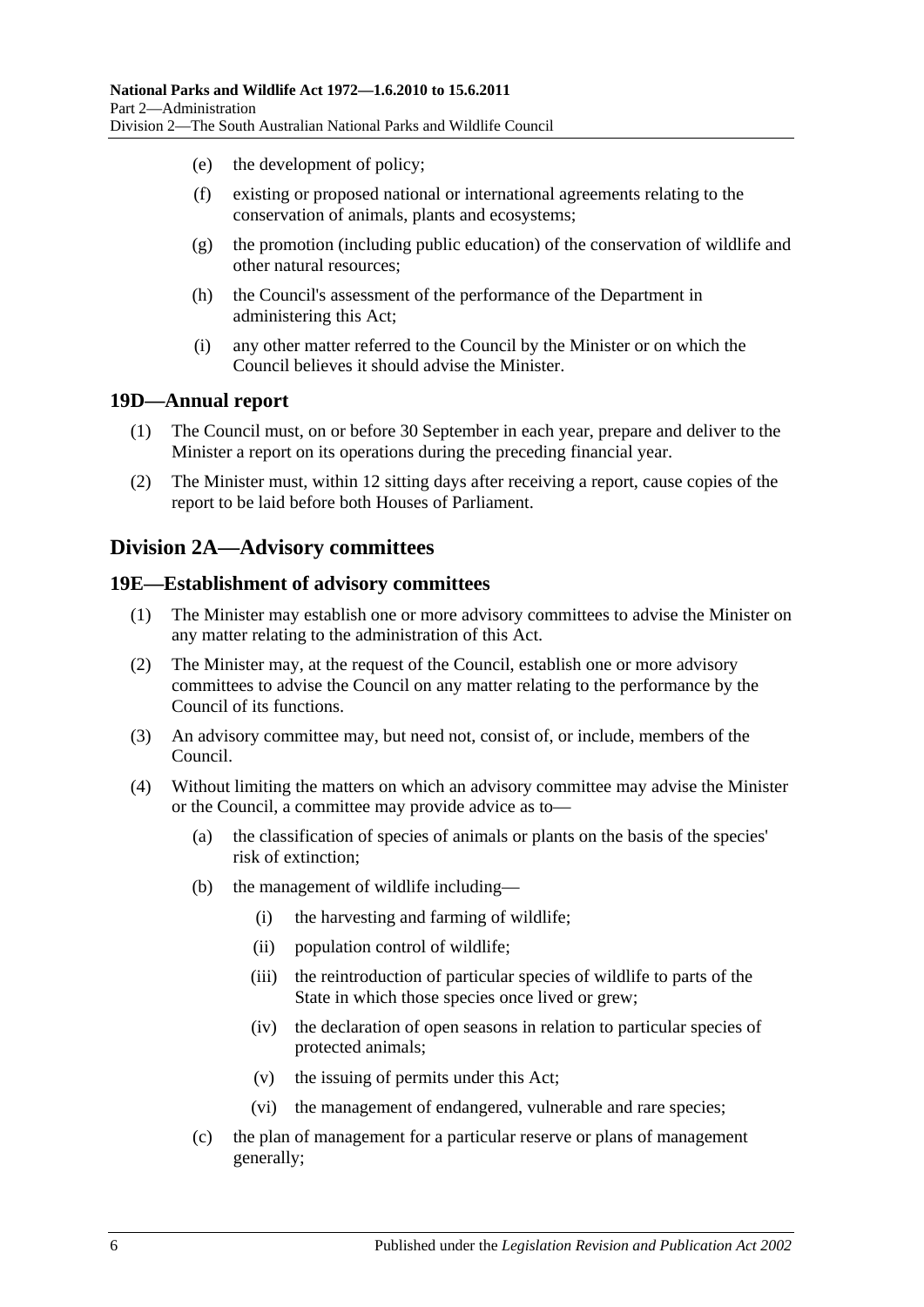(e) the development of policy;

(f) existing or proposed national or international agreements relating to the conservation of animals, plants and ecosystems;

(g) the promotion (including public education) of the conservation of wildlife and other natural resources;

(h) the Council's assessment of the performance of the Department in administering this Act;

(i) any other matter referred to the Council by the Minister or on which the Council believes it should advise the Minister.

## 19D—Annual report

(1) The Council must, on or before 30 September in each year, prepare and deliver to the Minister a report on its operations during the preceding financial year.

(2) The Minister must, within 12 sitting days after receiving a report, cause copies of the report to be laid before both Houses of Parliament.

# Division 2A—Advisory committees

## 19E—Establishment of advisory committees

(1) The Minister may establish one or more advisory committees to advise the Minister on any matter relating to the administration of this Act.

(2) The Minister may, at the request of the Council, establish one or more advisory committees to advise the Council on any matter relating to the performance by the Council of its functions.

(3) An advisory committee may, but need not, consist of, or include, members of the Council.

(4) Without limiting the matters on which an advisory committee may advise the Minister or the Council, a committee may provide advice as to—

(a) the classification of species of animals or plants on the basis of the species' risk of extinction;

(b) the management of wildlife including—

(i) the harvesting and farming of wildlife;

(ii) population control of wildlife;

(iii) the reintroduction of particular species of wildlife to parts of the State in which those species once lived or grew;

(iv) the declaration of open seasons in relation to particular species of protected animals;

(v) the issuing of permits under this Act;

(vi) the management of endangered, vulnerable and rare species;

(c) the plan of management for a particular reserve or plans of management generally;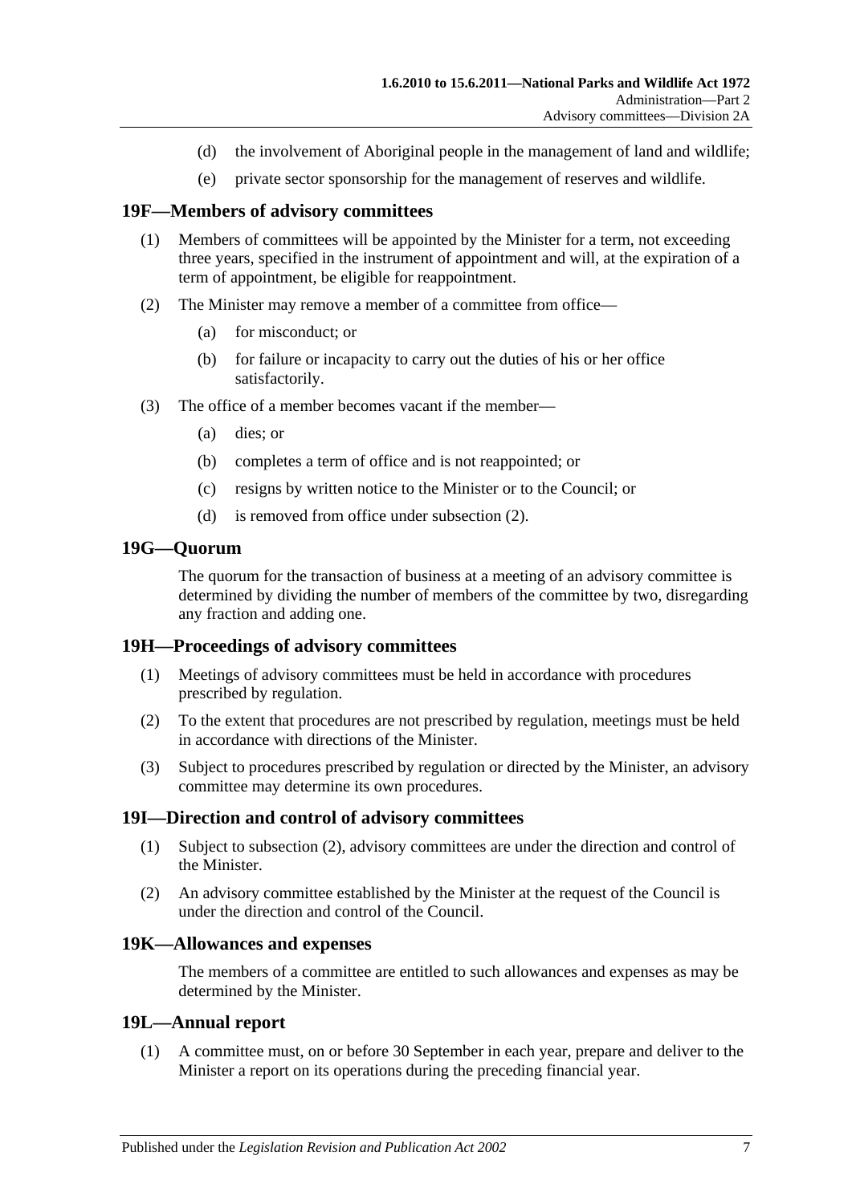(d) the involvement of Aboriginal people in the management of land and wildlife;

(e) private sector sponsorship for the management of reserves and wildlife.

## 19F—Members of advisory committees

(1) Members of committees will be appointed by the Minister for a term, not exceeding three years, specified in the instrument of appointment and will, at the expiration of a term of appointment, be eligible for reappointment.

(2) The Minister may remove a member of a committee from office—

(a) for misconduct; or

(b) for failure or incapacity to carry out the duties of his or her office satisfactorily.

(3) The office of a member becomes vacant if the member—

(a) dies; or

(b) completes a term of office and is not reappointed; or

(c) resigns by written notice to the Minister or to the Council; or

(d) is removed from office under subsection (2).

## 19G—Quorum

The quorum for the transaction of business at a meeting of an advisory committee is determined by dividing the number of members of the committee by two, disregarding any fraction and adding one.

## 19H—Proceedings of advisory committees

(1) Meetings of advisory committees must be held in accordance with procedures prescribed by regulation.

(2) To the extent that procedures are not prescribed by regulation, meetings must be held in accordance with directions of the Minister.

(3) Subject to procedures prescribed by regulation or directed by the Minister, an advisory committee may determine its own procedures.

## 19I—Direction and control of advisory committees

(1) Subject to subsection (2), advisory committees are under the direction and control of the Minister.

(2) An advisory committee established by the Minister at the request of the Council is under the direction and control of the Council.

## 19K—Allowances and expenses

The members of a committee are entitled to such allowances and expenses as may be determined by the Minister.

## 19L—Annual report

(1) A committee must, on or before 30 September in each year, prepare and deliver to the Minister a report on its operations during the preceding financial year.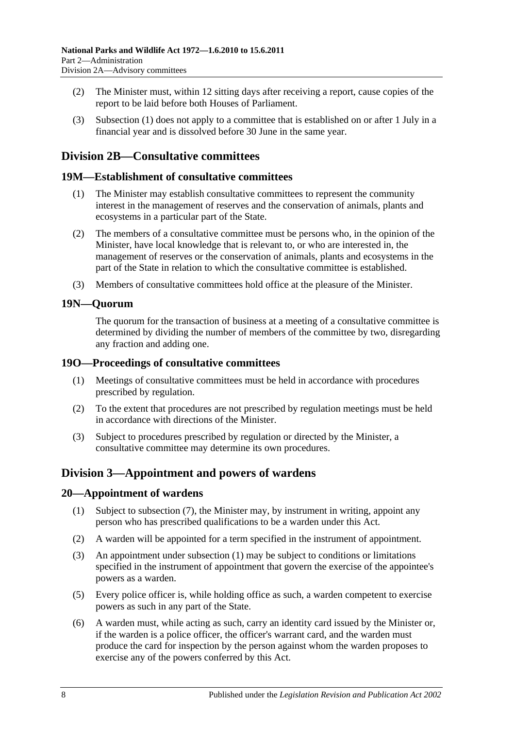(2) The Minister must, within 12 sitting days after receiving a report, cause copies of the report to be laid before both Houses of Parliament.

(3) Subsection (1) does not apply to a committee that is established on or after 1 July in a financial year and is dissolved before 30 June in the same year.

## Division 2B—Consultative committees

### 19M—Establishment of consultative committees

(1) The Minister may establish consultative committees to represent the community interest in the management of reserves and the conservation of animals, plants and ecosystems in a particular part of the State.

(2) The members of a consultative committee must be persons who, in the opinion of the Minister, have local knowledge that is relevant to, or who are interested in, the management of reserves or the conservation of animals, plants and ecosystems in the part of the State in relation to which the consultative committee is established.

(3) Members of consultative committees hold office at the pleasure of the Minister.

### 19N—Quorum

The quorum for the transaction of business at a meeting of a consultative committee is determined by dividing the number of members of the committee by two, disregarding any fraction and adding one.

### 19O—Proceedings of consultative committees

(1) Meetings of consultative committees must be held in accordance with procedures prescribed by regulation.

(2) To the extent that procedures are not prescribed by regulation meetings must be held in accordance with directions of the Minister.

(3) Subject to procedures prescribed by regulation or directed by the Minister, a consultative committee may determine its own procedures.

## Division 3—Appointment and powers of wardens

### 20—Appointment of wardens

(1) Subject to subsection (7), the Minister may, by instrument in writing, appoint any person who has prescribed qualifications to be a warden under this Act.

(2) A warden will be appointed for a term specified in the instrument of appointment.

(3) An appointment under subsection (1) may be subject to conditions or limitations specified in the instrument of appointment that govern the exercise of the appointee's powers as a warden.

(5) Every police officer is, while holding office as such, a warden competent to exercise powers as such in any part of the State.

(6) A warden must, while acting as such, carry an identity card issued by the Minister or, if the warden is a police officer, the officer's warrant card, and the warden must produce the card for inspection by the person against whom the warden proposes to exercise any of the powers conferred by this Act.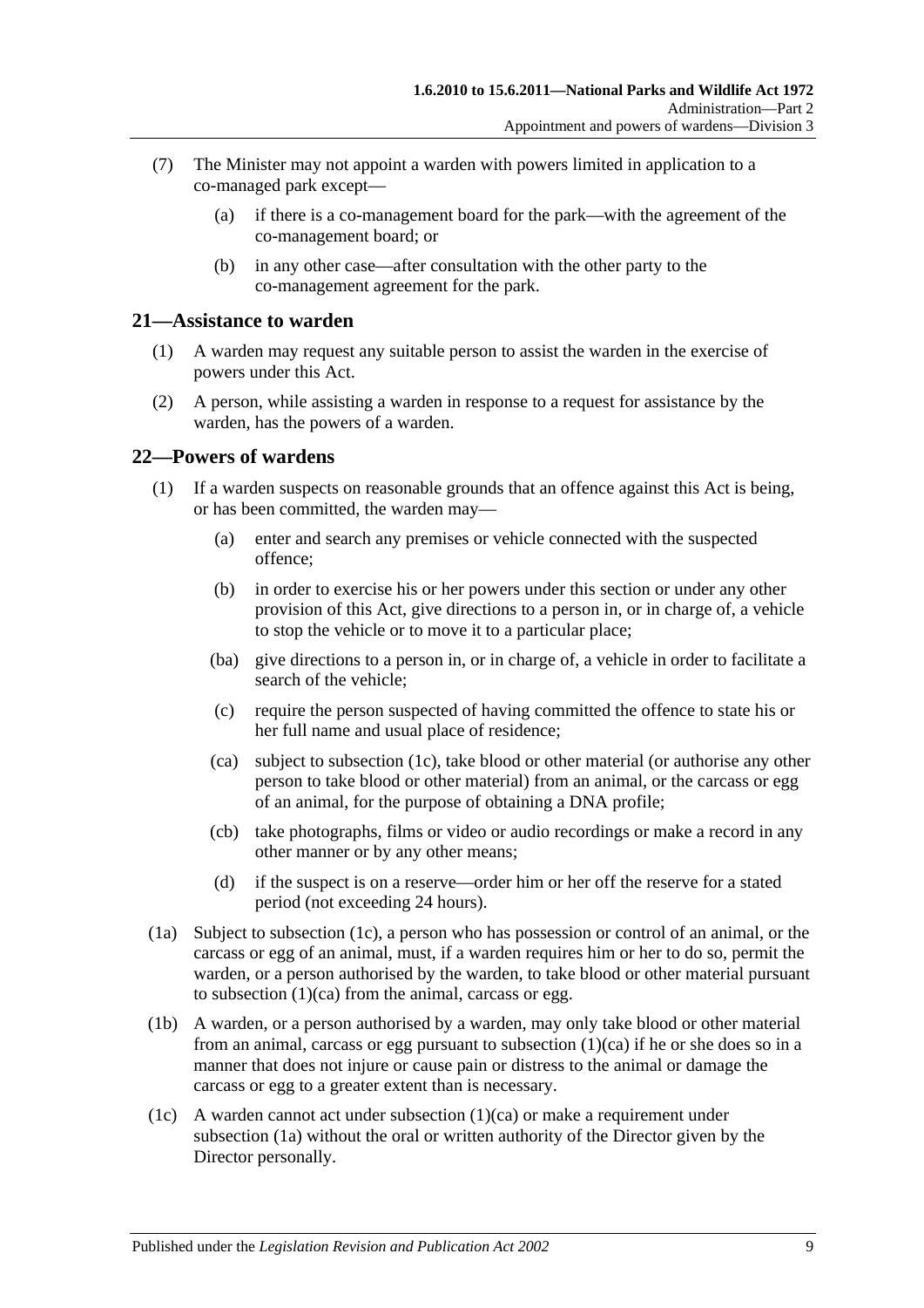(7) The Minister may not appoint a warden with powers limited in application to a co-managed park except—

(a) if there is a co-management board for the park—with the agreement of the co-management board; or

(b) in any other case—after consultation with the other party to the co-management agreement for the park.

## 21—Assistance to warden

(1) A warden may request any suitable person to assist the warden in the exercise of powers under this Act.

(2) A person, while assisting a warden in response to a request for assistance by the warden, has the powers of a warden.

## 22—Powers of wardens

(1) If a warden suspects on reasonable grounds that an offence against this Act is being, or has been committed, the warden may—

(a) enter and search any premises or vehicle connected with the suspected offence;

(b) in order to exercise his or her powers under this section or under any other provision of this Act, give directions to a person in, or in charge of, a vehicle to stop the vehicle or to move it to a particular place;

(ba) give directions to a person in, or in charge of, a vehicle in order to facilitate a search of the vehicle;

(c) require the person suspected of having committed the offence to state his or her full name and usual place of residence;

(ca) subject to subsection (1c), take blood or other material (or authorise any other person to take blood or other material) from an animal, or the carcass or egg of an animal, for the purpose of obtaining a DNA profile;

(cb) take photographs, films or video or audio recordings or make a record in any other manner or by any other means;

(d) if the suspect is on a reserve—order him or her off the reserve for a stated period (not exceeding 24 hours).

(1a) Subject to subsection (1c), a person who has possession or control of an animal, or the carcass or egg of an animal, must, if a warden requires him or her to do so, permit the warden, or a person authorised by the warden, to take blood or other material pursuant to subsection (1)(ca) from the animal, carcass or egg.

(1b) A warden, or a person authorised by a warden, may only take blood or other material from an animal, carcass or egg pursuant to subsection (1)(ca) if he or she does so in a manner that does not injure or cause pain or distress to the animal or damage the carcass or egg to a greater extent than is necessary.

(1c) A warden cannot act under subsection (1)(ca) or make a requirement under subsection (1a) without the oral or written authority of the Director given by the Director personally.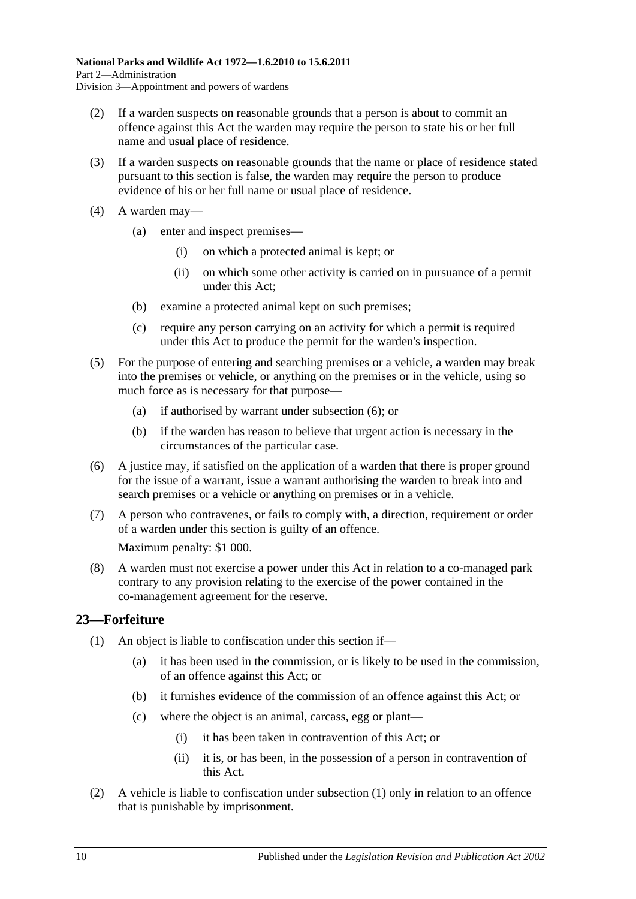(2) If a warden suspects on reasonable grounds that a person is about to commit an offence against this Act the warden may require the person to state his or her full name and usual place of residence.

(3) If a warden suspects on reasonable grounds that the name or place of residence stated pursuant to this section is false, the warden may require the person to produce evidence of his or her full name or usual place of residence.

(4) A warden may—

(a) enter and inspect premises—

(i) on which a protected animal is kept; or

(ii) on which some other activity is carried on in pursuance of a permit under this Act;

(b) examine a protected animal kept on such premises;

(c) require any person carrying on an activity for which a permit is required under this Act to produce the permit for the warden's inspection.

(5) For the purpose of entering and searching premises or a vehicle, a warden may break into the premises or vehicle, or anything on the premises or in the vehicle, using so much force as is necessary for that purpose—

(a) if authorised by warrant under subsection (6); or

(b) if the warden has reason to believe that urgent action is necessary in the circumstances of the particular case.

(6) A justice may, if satisfied on the application of a warden that there is proper ground for the issue of a warrant, issue a warrant authorising the warden to break into and search premises or a vehicle or anything on premises or in a vehicle.

(7) A person who contravenes, or fails to comply with, a direction, requirement or order of a warden under this section is guilty of an offence.

Maximum penalty: $1 000.

(8) A warden must not exercise a power under this Act in relation to a co-managed park contrary to any provision relating to the exercise of the power contained in the co-management agreement for the reserve.

## 23—Forfeiture

(1) An object is liable to confiscation under this section if—

(a) it has been used in the commission, or is likely to be used in the commission, of an offence against this Act; or

(b) it furnishes evidence of the commission of an offence against this Act; or

(c) where the object is an animal, carcass, egg or plant—

(i) it has been taken in contravention of this Act; or

(ii) it is, or has been, in the possession of a person in contravention of this Act.

(2) A vehicle is liable to confiscation under subsection (1) only in relation to an offence that is punishable by imprisonment.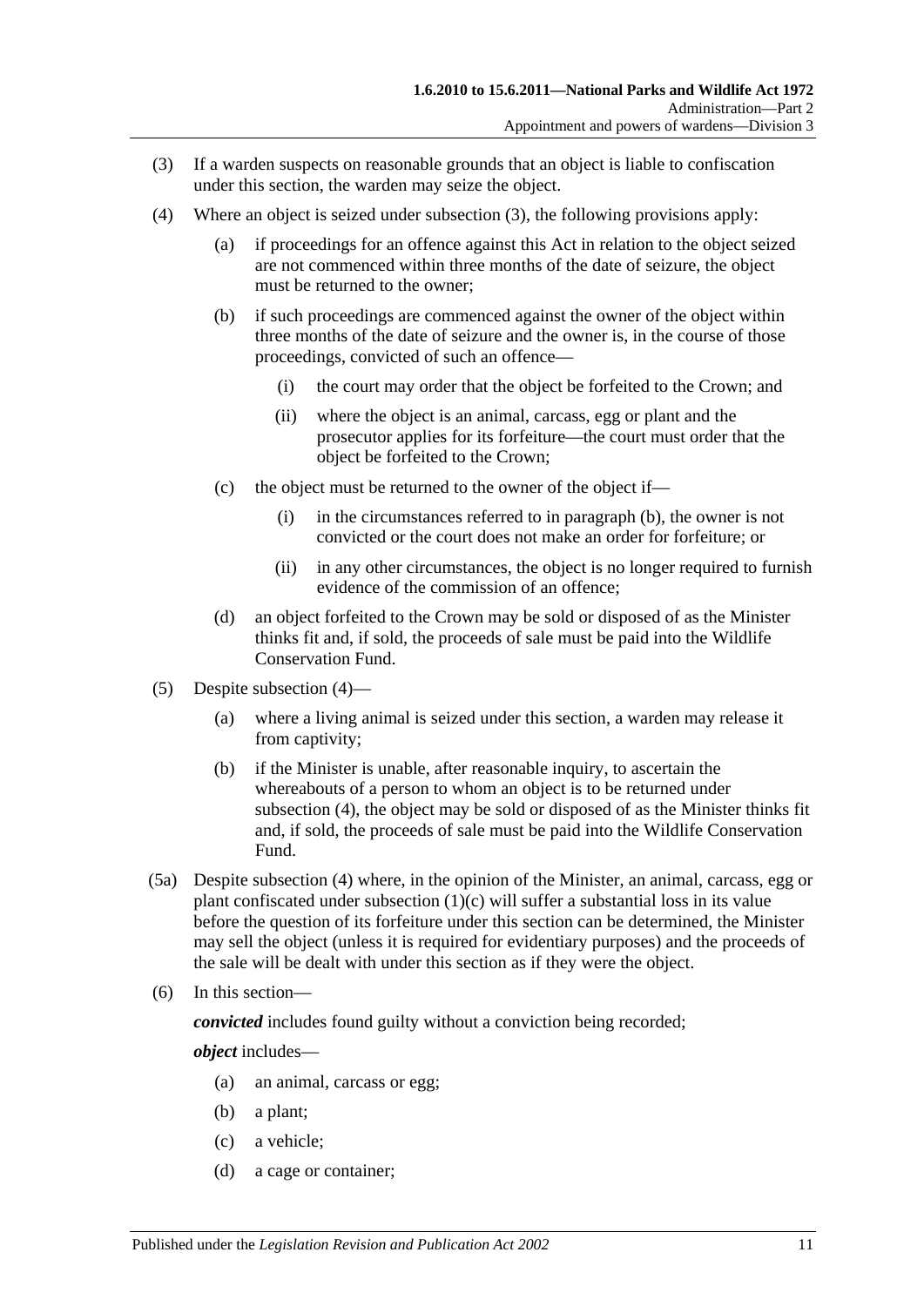(3) If a warden suspects on reasonable grounds that an object is liable to confiscation under this section, the warden may seize the object.

(4) Where an object is seized under subsection (3), the following provisions apply:

  (a) if proceedings for an offence against this Act in relation to the object seized are not commenced within three months of the date of seizure, the object must be returned to the owner;

  (b) if such proceedings are commenced against the owner of the object within three months of the date of seizure and the owner is, in the course of those proceedings, convicted of such an offence—

    (i) the court may order that the object be forfeited to the Crown; and

    (ii) where the object is an animal, carcass, egg or plant and the prosecutor applies for its forfeiture—the court must order that the object be forfeited to the Crown;

  (c) the object must be returned to the owner of the object if—

    (i) in the circumstances referred to in paragraph (b), the owner is not convicted or the court does not make an order for forfeiture; or

    (ii) in any other circumstances, the object is no longer required to furnish evidence of the commission of an offence;

  (d) an object forfeited to the Crown may be sold or disposed of as the Minister thinks fit and, if sold, the proceeds of sale must be paid into the Wildlife Conservation Fund.

(5) Despite subsection (4)—

  (a) where a living animal is seized under this section, a warden may release it from captivity;

  (b) if the Minister is unable, after reasonable inquiry, to ascertain the whereabouts of a person to whom an object is to be returned under subsection (4), the object may be sold or disposed of as the Minister thinks fit and, if sold, the proceeds of sale must be paid into the Wildlife Conservation Fund.

(5a) Despite subsection (4) where, in the opinion of the Minister, an animal, carcass, egg or plant confiscated under subsection (1)(c) will suffer a substantial loss in its value before the question of its forfeiture under this section can be determined, the Minister may sell the object (unless it is required for evidentiary purposes) and the proceeds of the sale will be dealt with under this section as if they were the object.

(6) In this section—

***convicted*** includes found guilty without a conviction being recorded;

***object*** includes—

  (a) an animal, carcass or egg;

  (b) a plant;

  (c) a vehicle;

  (d) a cage or container;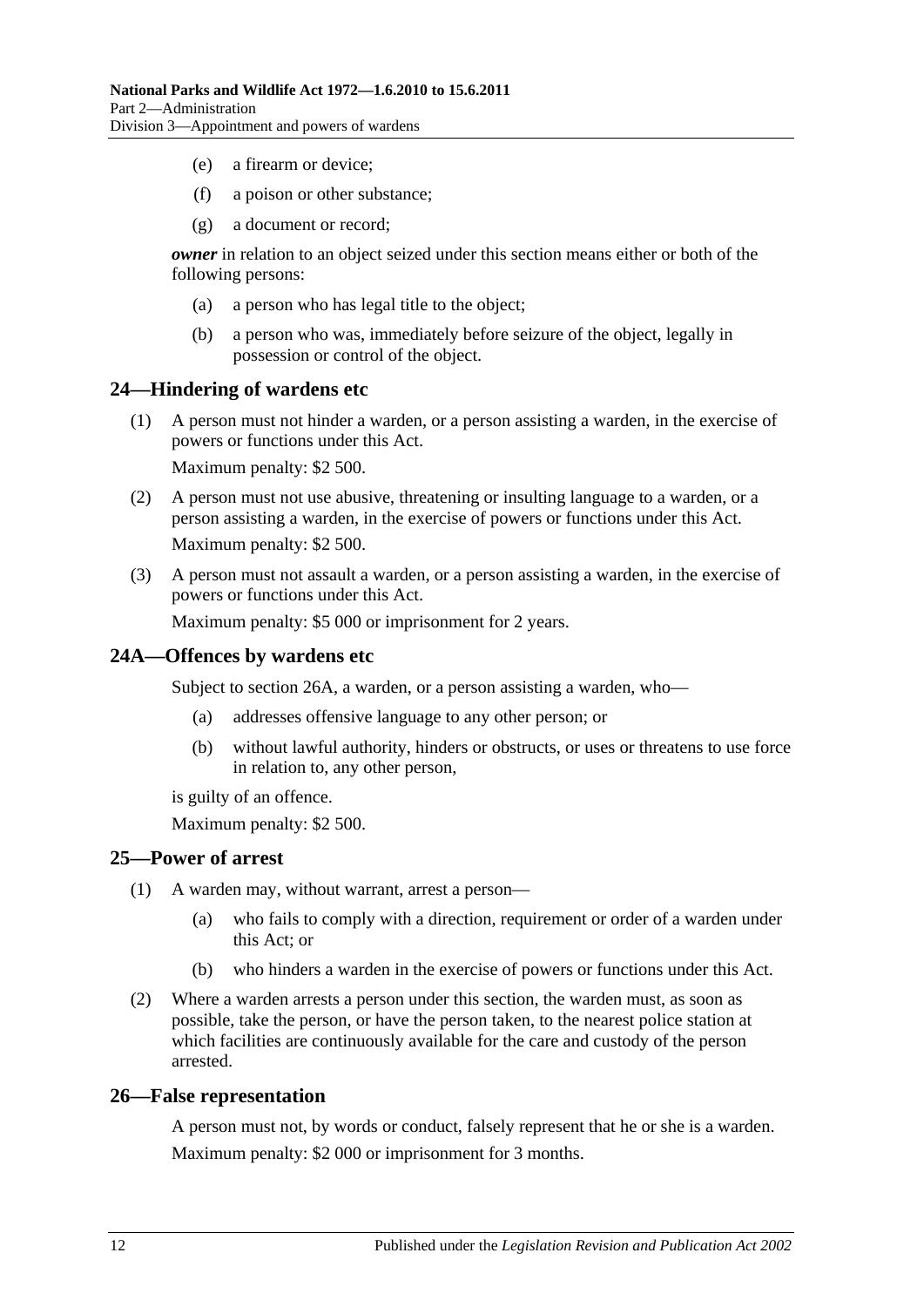- (e) a firearm or device;
- (f) a poison or other substance;
- (g) a document or record;

***owner*** in relation to an object seized under this section means either or both of the following persons:

- (a) a person who has legal title to the object;
- (b) a person who was, immediately before seizure of the object, legally in possession or control of the object.

## 24—Hindering of wardens etc

(1) A person must not hinder a warden, or a person assisting a warden, in the exercise of powers or functions under this Act.

Maximum penalty: $2 500.

(2) A person must not use abusive, threatening or insulting language to a warden, or a person assisting a warden, in the exercise of powers or functions under this Act.

Maximum penalty: $2 500.

(3) A person must not assault a warden, or a person assisting a warden, in the exercise of powers or functions under this Act.

Maximum penalty: $5 000 or imprisonment for 2 years.

## 24A—Offences by wardens etc

Subject to section 26A, a warden, or a person assisting a warden, who—

- (a) addresses offensive language to any other person; or
- (b) without lawful authority, hinders or obstructs, or uses or threatens to use force in relation to, any other person,

is guilty of an offence.

Maximum penalty: $2 500.

## 25—Power of arrest

(1) A warden may, without warrant, arrest a person—

- (a) who fails to comply with a direction, requirement or order of a warden under this Act; or
- (b) who hinders a warden in the exercise of powers or functions under this Act.

(2) Where a warden arrests a person under this section, the warden must, as soon as possible, take the person, or have the person taken, to the nearest police station at which facilities are continuously available for the care and custody of the person arrested.

## 26—False representation

A person must not, by words or conduct, falsely represent that he or she is a warden.

Maximum penalty: $2 000 or imprisonment for 3 months.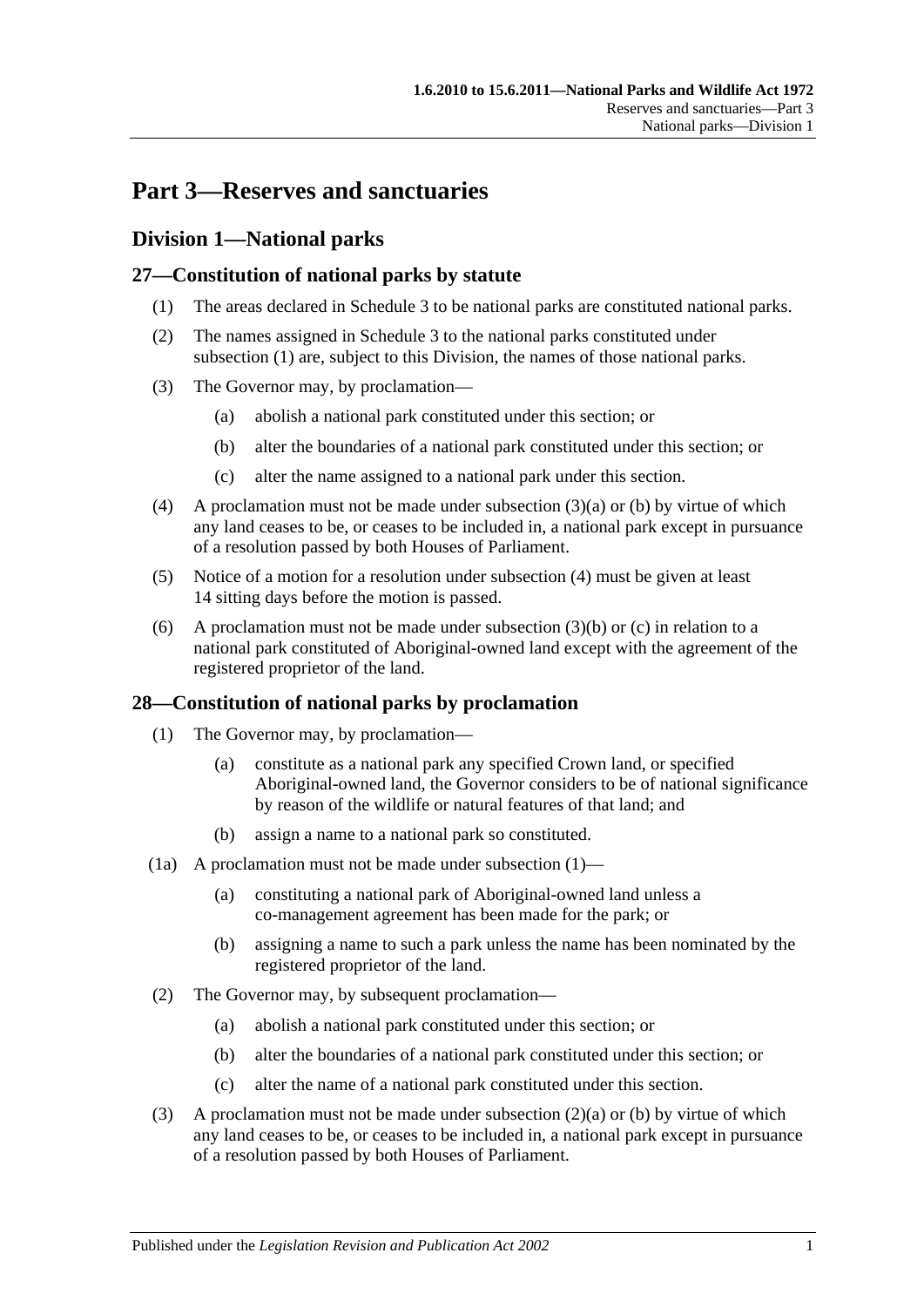# Part 3—Reserves and sanctuaries

## Division 1—National parks

### 27—Constitution of national parks by statute

(1) The areas declared in Schedule 3 to be national parks are constituted national parks.

(2) The names assigned in Schedule 3 to the national parks constituted under subsection (1) are, subject to this Division, the names of those national parks.

(3) The Governor may, by proclamation—

(a) abolish a national park constituted under this section; or

(b) alter the boundaries of a national park constituted under this section; or

(c) alter the name assigned to a national park under this section.

(4) A proclamation must not be made under subsection (3)(a) or (b) by virtue of which any land ceases to be, or ceases to be included in, a national park except in pursuance of a resolution passed by both Houses of Parliament.

(5) Notice of a motion for a resolution under subsection (4) must be given at least 14 sitting days before the motion is passed.

(6) A proclamation must not be made under subsection (3)(b) or (c) in relation to a national park constituted of Aboriginal-owned land except with the agreement of the registered proprietor of the land.

### 28—Constitution of national parks by proclamation

(1) The Governor may, by proclamation—

(a) constitute as a national park any specified Crown land, or specified Aboriginal-owned land, the Governor considers to be of national significance by reason of the wildlife or natural features of that land; and

(b) assign a name to a national park so constituted.

(1a) A proclamation must not be made under subsection (1)—

(a) constituting a national park of Aboriginal-owned land unless a co-management agreement has been made for the park; or

(b) assigning a name to such a park unless the name has been nominated by the registered proprietor of the land.

(2) The Governor may, by subsequent proclamation—

(a) abolish a national park constituted under this section; or

(b) alter the boundaries of a national park constituted under this section; or

(c) alter the name of a national park constituted under this section.

(3) A proclamation must not be made under subsection (2)(a) or (b) by virtue of which any land ceases to be, or ceases to be included in, a national park except in pursuance of a resolution passed by both Houses of Parliament.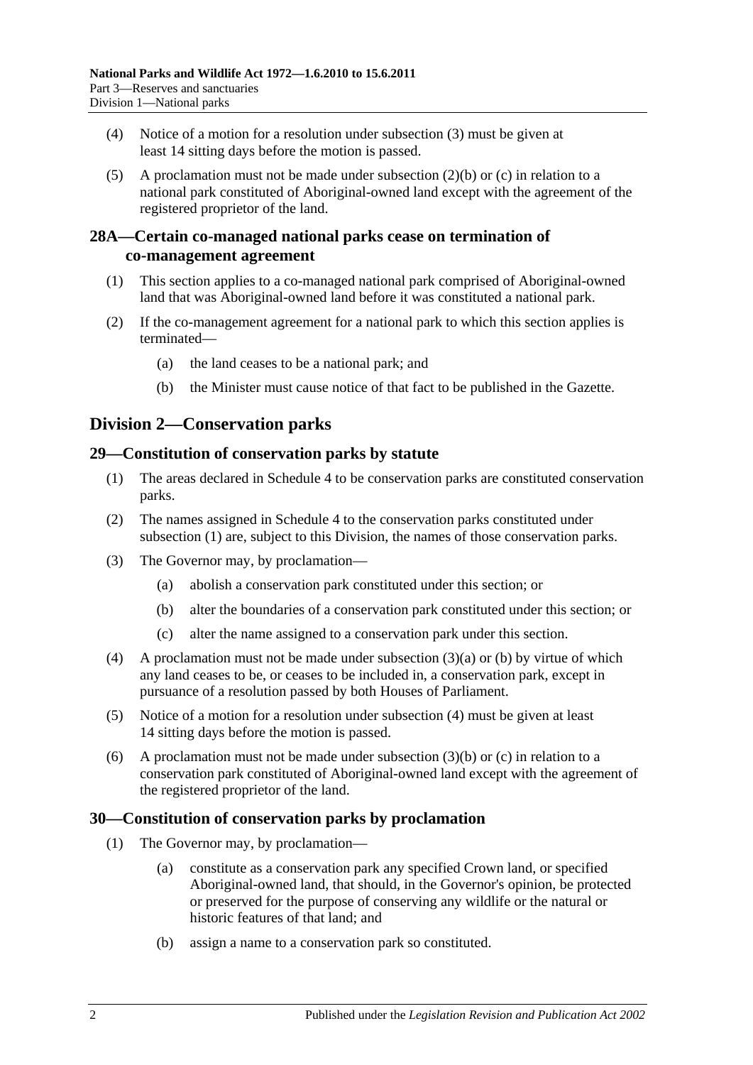(4) Notice of a motion for a resolution under subsection (3) must be given at least 14 sitting days before the motion is passed.

(5) A proclamation must not be made under subsection (2)(b) or (c) in relation to a national park constituted of Aboriginal-owned land except with the agreement of the registered proprietor of the land.

### 28A—Certain co-managed national parks cease on termination of co-management agreement

(1) This section applies to a co-managed national park comprised of Aboriginal-owned land that was Aboriginal-owned land before it was constituted a national park.

(2) If the co-management agreement for a national park to which this section applies is terminated—

(a) the land ceases to be a national park; and

(b) the Minister must cause notice of that fact to be published in the Gazette.

## Division 2—Conservation parks

### 29—Constitution of conservation parks by statute

(1) The areas declared in Schedule 4 to be conservation parks are constituted conservation parks.

(2) The names assigned in Schedule 4 to the conservation parks constituted under subsection (1) are, subject to this Division, the names of those conservation parks.

(3) The Governor may, by proclamation—

(a) abolish a conservation park constituted under this section; or

(b) alter the boundaries of a conservation park constituted under this section; or

(c) alter the name assigned to a conservation park under this section.

(4) A proclamation must not be made under subsection (3)(a) or (b) by virtue of which any land ceases to be, or ceases to be included in, a conservation park, except in pursuance of a resolution passed by both Houses of Parliament.

(5) Notice of a motion for a resolution under subsection (4) must be given at least 14 sitting days before the motion is passed.

(6) A proclamation must not be made under subsection (3)(b) or (c) in relation to a conservation park constituted of Aboriginal-owned land except with the agreement of the registered proprietor of the land.

### 30—Constitution of conservation parks by proclamation

(1) The Governor may, by proclamation—

(a) constitute as a conservation park any specified Crown land, or specified Aboriginal-owned land, that should, in the Governor's opinion, be protected or preserved for the purpose of conserving any wildlife or the natural or historic features of that land; and

(b) assign a name to a conservation park so constituted.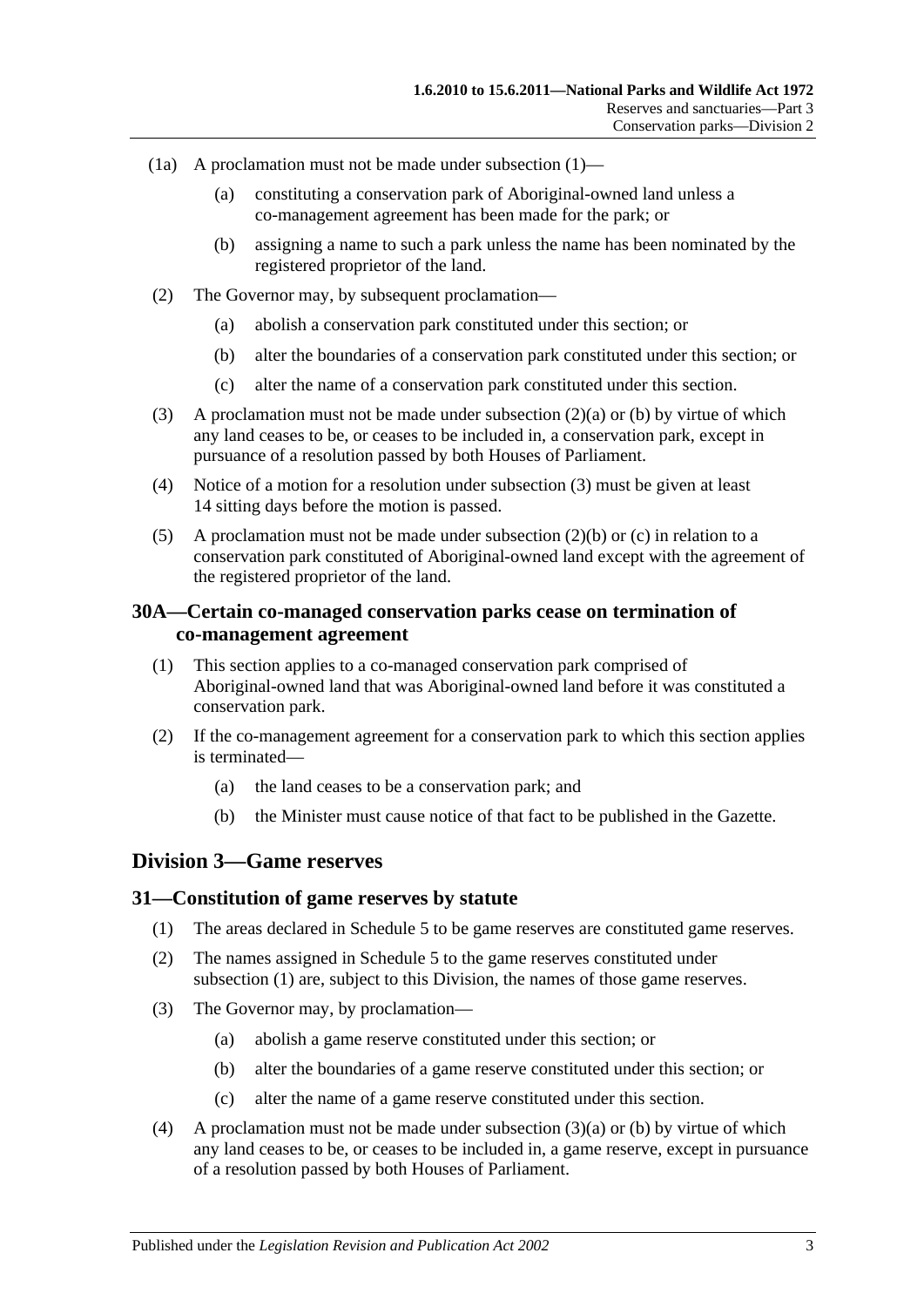(1a) A proclamation must not be made under subsection (1)—

  (a) constituting a conservation park of Aboriginal-owned land unless a co-management agreement has been made for the park; or

  (b) assigning a name to such a park unless the name has been nominated by the registered proprietor of the land.

(2) The Governor may, by subsequent proclamation—

  (a) abolish a conservation park constituted under this section; or

  (b) alter the boundaries of a conservation park constituted under this section; or

  (c) alter the name of a conservation park constituted under this section.

(3) A proclamation must not be made under subsection (2)(a) or (b) by virtue of which any land ceases to be, or ceases to be included in, a conservation park, except in pursuance of a resolution passed by both Houses of Parliament.

(4) Notice of a motion for a resolution under subsection (3) must be given at least 14 sitting days before the motion is passed.

(5) A proclamation must not be made under subsection (2)(b) or (c) in relation to a conservation park constituted of Aboriginal-owned land except with the agreement of the registered proprietor of the land.

### 30A—Certain co-managed conservation parks cease on termination of co-management agreement

(1) This section applies to a co-managed conservation park comprised of Aboriginal-owned land that was Aboriginal-owned land before it was constituted a conservation park.

(2) If the co-management agreement for a conservation park to which this section applies is terminated—

  (a) the land ceases to be a conservation park; and

  (b) the Minister must cause notice of that fact to be published in the Gazette.

## Division 3—Game reserves

### 31—Constitution of game reserves by statute

(1) The areas declared in Schedule 5 to be game reserves are constituted game reserves.

(2) The names assigned in Schedule 5 to the game reserves constituted under subsection (1) are, subject to this Division, the names of those game reserves.

(3) The Governor may, by proclamation—

  (a) abolish a game reserve constituted under this section; or

  (b) alter the boundaries of a game reserve constituted under this section; or

  (c) alter the name of a game reserve constituted under this section.

(4) A proclamation must not be made under subsection (3)(a) or (b) by virtue of which any land ceases to be, or ceases to be included in, a game reserve, except in pursuance of a resolution passed by both Houses of Parliament.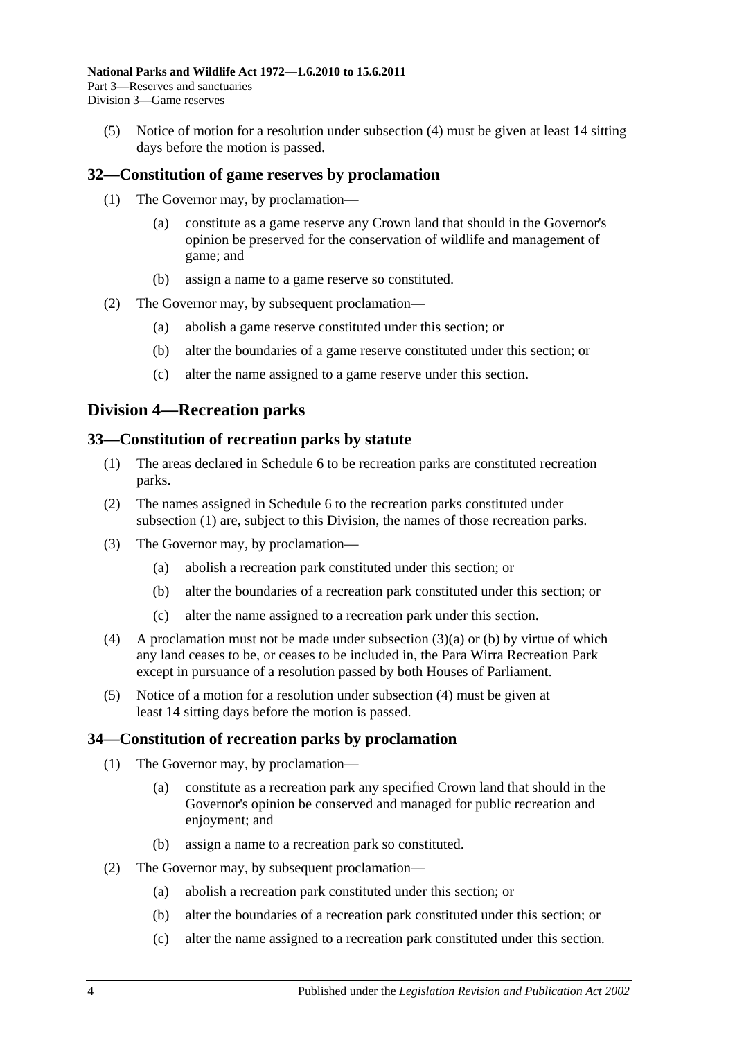(5) Notice of motion for a resolution under subsection (4) must be given at least 14 sitting days before the motion is passed.

## 32—Constitution of game reserves by proclamation

(1) The Governor may, by proclamation—

(a) constitute as a game reserve any Crown land that should in the Governor's opinion be preserved for the conservation of wildlife and management of game; and

(b) assign a name to a game reserve so constituted.

(2) The Governor may, by subsequent proclamation—

(a) abolish a game reserve constituted under this section; or

(b) alter the boundaries of a game reserve constituted under this section; or

(c) alter the name assigned to a game reserve under this section.

# Division 4—Recreation parks

## 33—Constitution of recreation parks by statute

(1) The areas declared in Schedule 6 to be recreation parks are constituted recreation parks.

(2) The names assigned in Schedule 6 to the recreation parks constituted under subsection (1) are, subject to this Division, the names of those recreation parks.

(3) The Governor may, by proclamation—

(a) abolish a recreation park constituted under this section; or

(b) alter the boundaries of a recreation park constituted under this section; or

(c) alter the name assigned to a recreation park under this section.

(4) A proclamation must not be made under subsection (3)(a) or (b) by virtue of which any land ceases to be, or ceases to be included in, the Para Wirra Recreation Park except in pursuance of a resolution passed by both Houses of Parliament.

(5) Notice of a motion for a resolution under subsection (4) must be given at least 14 sitting days before the motion is passed.

## 34—Constitution of recreation parks by proclamation

(1) The Governor may, by proclamation—

(a) constitute as a recreation park any specified Crown land that should in the Governor's opinion be conserved and managed for public recreation and enjoyment; and

(b) assign a name to a recreation park so constituted.

(2) The Governor may, by subsequent proclamation—

(a) abolish a recreation park constituted under this section; or

(b) alter the boundaries of a recreation park constituted under this section; or

(c) alter the name assigned to a recreation park constituted under this section.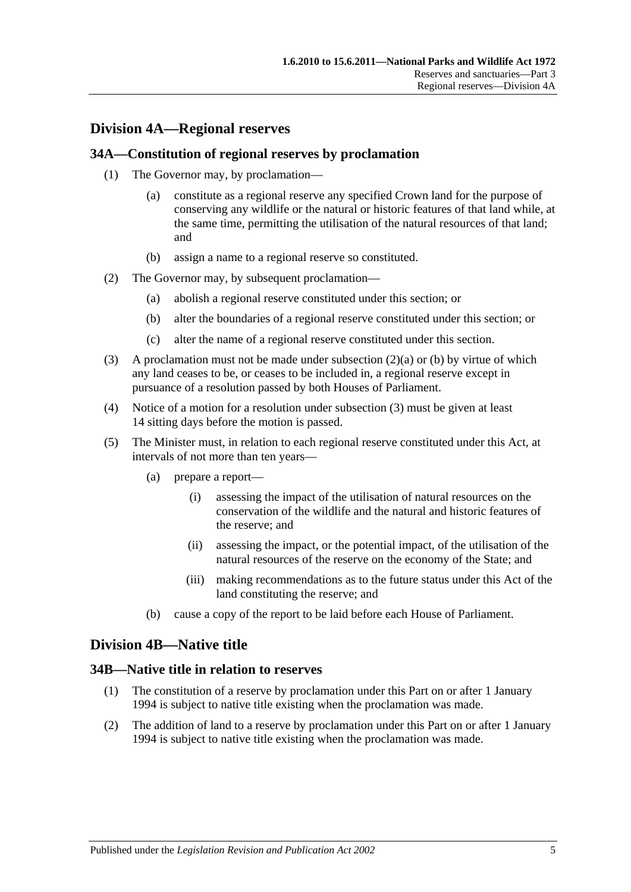## Division 4A—Regional reserves

### 34A—Constitution of regional reserves by proclamation

(1) The Governor may, by proclamation—

(a) constitute as a regional reserve any specified Crown land for the purpose of conserving any wildlife or the natural or historic features of that land while, at the same time, permitting the utilisation of the natural resources of that land; and

(b) assign a name to a regional reserve so constituted.

(2) The Governor may, by subsequent proclamation—

(a) abolish a regional reserve constituted under this section; or

(b) alter the boundaries of a regional reserve constituted under this section; or

(c) alter the name of a regional reserve constituted under this section.

(3) A proclamation must not be made under subsection (2)(a) or (b) by virtue of which any land ceases to be, or ceases to be included in, a regional reserve except in pursuance of a resolution passed by both Houses of Parliament.

(4) Notice of a motion for a resolution under subsection (3) must be given at least 14 sitting days before the motion is passed.

(5) The Minister must, in relation to each regional reserve constituted under this Act, at intervals of not more than ten years—

(a) prepare a report—

(i) assessing the impact of the utilisation of natural resources on the conservation of the wildlife and the natural and historic features of the reserve; and

(ii) assessing the impact, or the potential impact, of the utilisation of the natural resources of the reserve on the economy of the State; and

(iii) making recommendations as to the future status under this Act of the land constituting the reserve; and

(b) cause a copy of the report to be laid before each House of Parliament.

## Division 4B—Native title

### 34B—Native title in relation to reserves

(1) The constitution of a reserve by proclamation under this Part on or after 1 January 1994 is subject to native title existing when the proclamation was made.

(2) The addition of land to a reserve by proclamation under this Part on or after 1 January 1994 is subject to native title existing when the proclamation was made.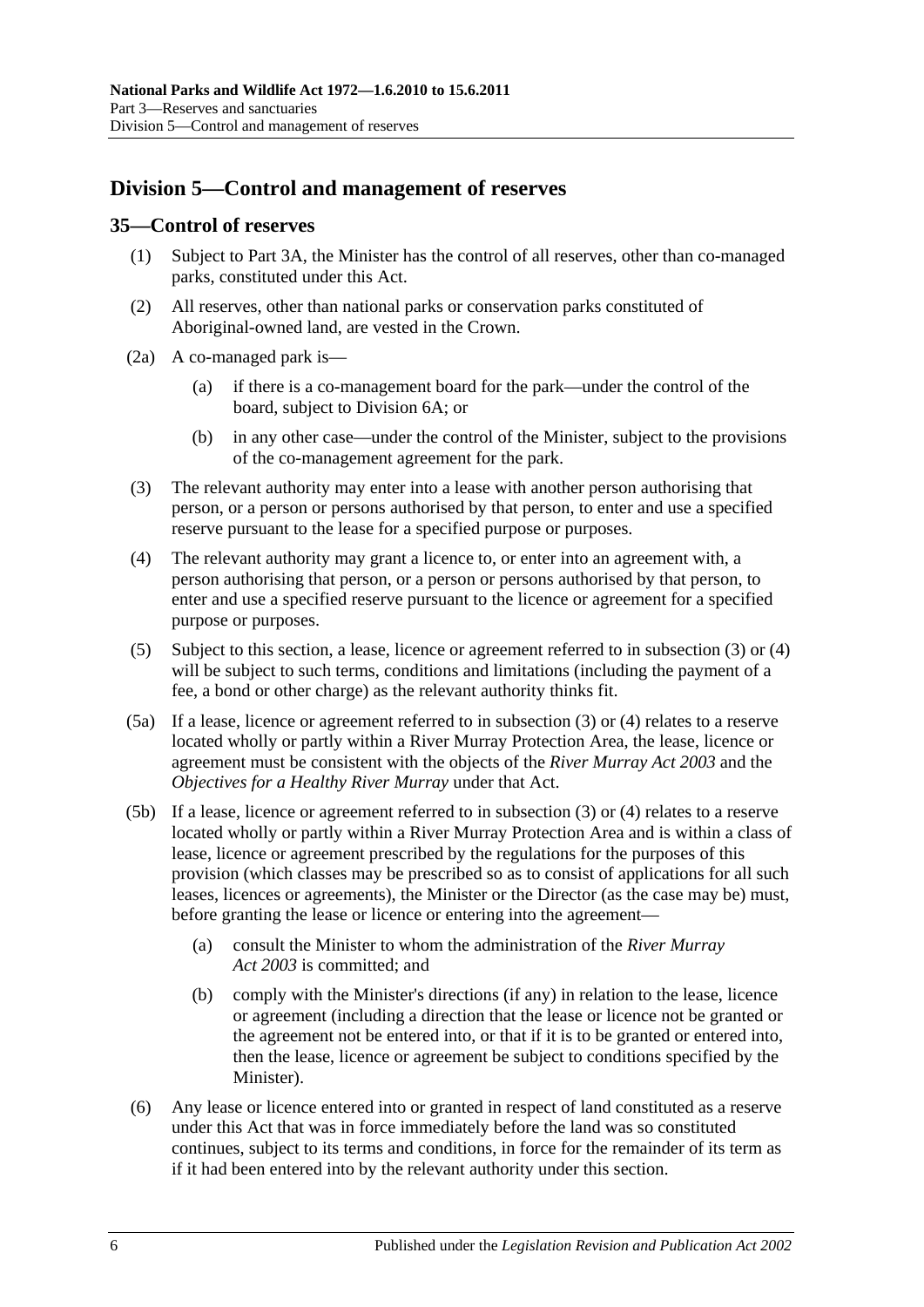## Division 5—Control and management of reserves

### 35—Control of reserves

(1) Subject to Part 3A, the Minister has the control of all reserves, other than co-managed parks, constituted under this Act.

(2) All reserves, other than national parks or conservation parks constituted of Aboriginal-owned land, are vested in the Crown.

(2a) A co-managed park is—

(a) if there is a co-management board for the park—under the control of the board, subject to Division 6A; or

(b) in any other case—under the control of the Minister, subject to the provisions of the co-management agreement for the park.

(3) The relevant authority may enter into a lease with another person authorising that person, or a person or persons authorised by that person, to enter and use a specified reserve pursuant to the lease for a specified purpose or purposes.

(4) The relevant authority may grant a licence to, or enter into an agreement with, a person authorising that person, or a person or persons authorised by that person, to enter and use a specified reserve pursuant to the licence or agreement for a specified purpose or purposes.

(5) Subject to this section, a lease, licence or agreement referred to in subsection (3) or (4) will be subject to such terms, conditions and limitations (including the payment of a fee, a bond or other charge) as the relevant authority thinks fit.

(5a) If a lease, licence or agreement referred to in subsection (3) or (4) relates to a reserve located wholly or partly within a River Murray Protection Area, the lease, licence or agreement must be consistent with the objects of the *River Murray Act 2003* and the *Objectives for a Healthy River Murray* under that Act.

(5b) If a lease, licence or agreement referred to in subsection (3) or (4) relates to a reserve located wholly or partly within a River Murray Protection Area and is within a class of lease, licence or agreement prescribed by the regulations for the purposes of this provision (which classes may be prescribed so as to consist of applications for all such leases, licences or agreements), the Minister or the Director (as the case may be) must, before granting the lease or licence or entering into the agreement—

(a) consult the Minister to whom the administration of the *River Murray Act 2003* is committed; and

(b) comply with the Minister's directions (if any) in relation to the lease, licence or agreement (including a direction that the lease or licence not be granted or the agreement not be entered into, or that if it is to be granted or entered into, then the lease, licence or agreement be subject to conditions specified by the Minister).

(6) Any lease or licence entered into or granted in respect of land constituted as a reserve under this Act that was in force immediately before the land was so constituted continues, subject to its terms and conditions, in force for the remainder of its term as if it had been entered into by the relevant authority under this section.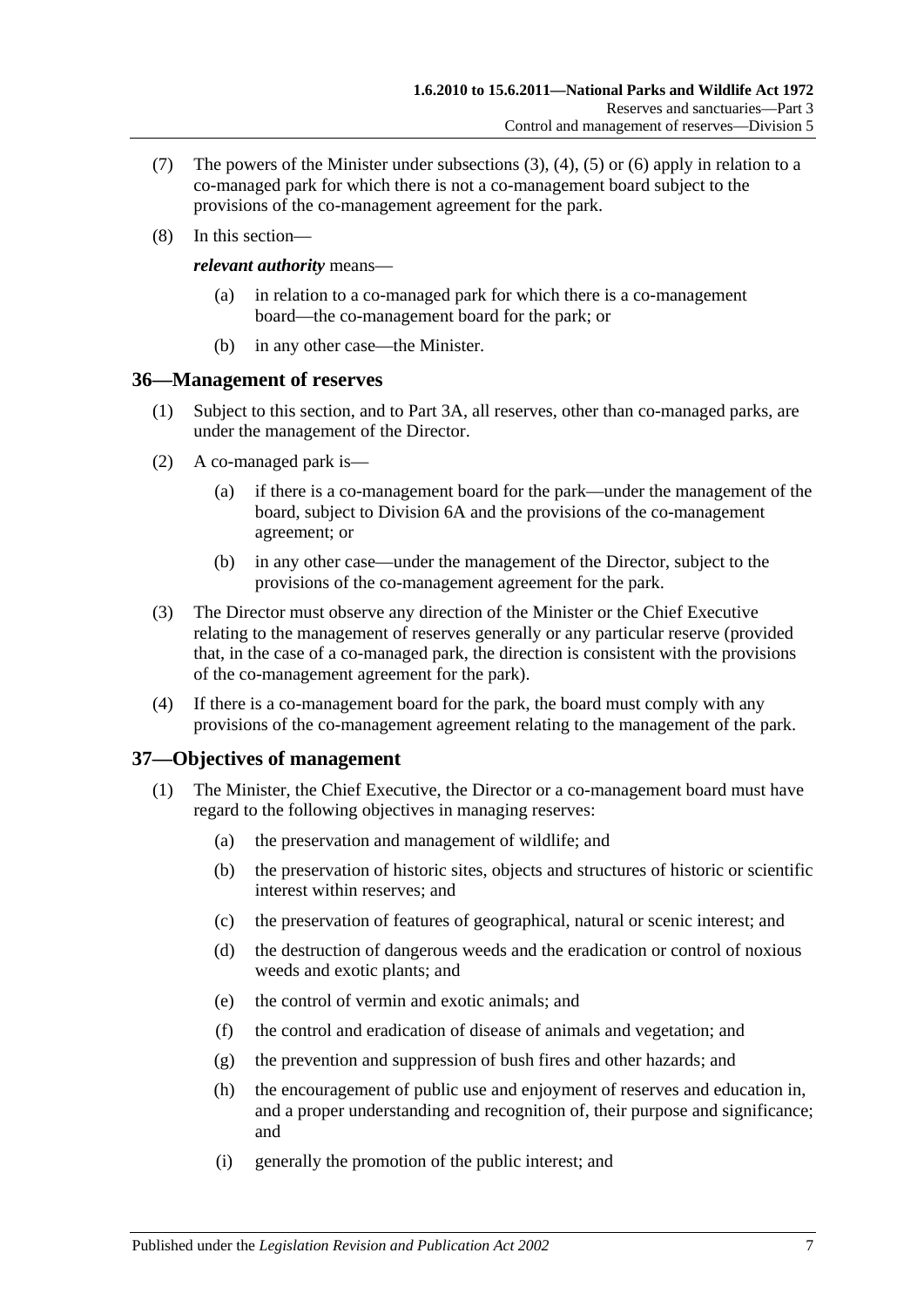(7) The powers of the Minister under subsections (3), (4), (5) or (6) apply in relation to a co-managed park for which there is not a co-management board subject to the provisions of the co-management agreement for the park.

(8) In this section—

***relevant authority*** means—

(a) in relation to a co-managed park for which there is a co-management board—the co-management board for the park; or

(b) in any other case—the Minister.

## 36—Management of reserves

(1) Subject to this section, and to Part 3A, all reserves, other than co-managed parks, are under the management of the Director.

(2) A co-managed park is—

(a) if there is a co-management board for the park—under the management of the board, subject to Division 6A and the provisions of the co-management agreement; or

(b) in any other case—under the management of the Director, subject to the provisions of the co-management agreement for the park.

(3) The Director must observe any direction of the Minister or the Chief Executive relating to the management of reserves generally or any particular reserve (provided that, in the case of a co-managed park, the direction is consistent with the provisions of the co-management agreement for the park).

(4) If there is a co-management board for the park, the board must comply with any provisions of the co-management agreement relating to the management of the park.

## 37—Objectives of management

(1) The Minister, the Chief Executive, the Director or a co-management board must have regard to the following objectives in managing reserves:

(a) the preservation and management of wildlife; and

(b) the preservation of historic sites, objects and structures of historic or scientific interest within reserves; and

(c) the preservation of features of geographical, natural or scenic interest; and

(d) the destruction of dangerous weeds and the eradication or control of noxious weeds and exotic plants; and

(e) the control of vermin and exotic animals; and

(f) the control and eradication of disease of animals and vegetation; and

(g) the prevention and suppression of bush fires and other hazards; and

(h) the encouragement of public use and enjoyment of reserves and education in, and a proper understanding and recognition of, their purpose and significance; and

(i) generally the promotion of the public interest; and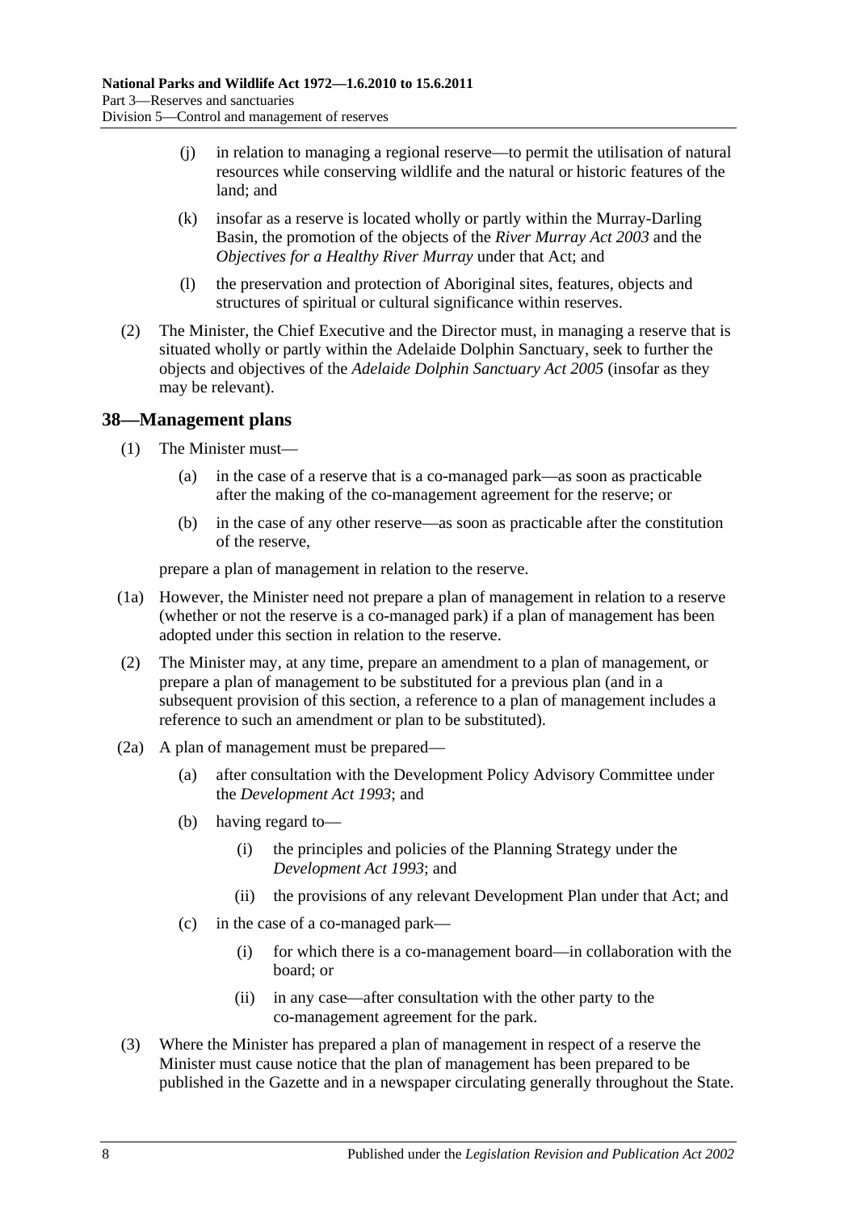(j) in relation to managing a regional reserve—to permit the utilisation of natural resources while conserving wildlife and the natural or historic features of the land; and

(k) insofar as a reserve is located wholly or partly within the Murray-Darling Basin, the promotion of the objects of the *River Murray Act 2003* and the *Objectives for a Healthy River Murray* under that Act; and

(l) the preservation and protection of Aboriginal sites, features, objects and structures of spiritual or cultural significance within reserves.

(2) The Minister, the Chief Executive and the Director must, in managing a reserve that is situated wholly or partly within the Adelaide Dolphin Sanctuary, seek to further the objects and objectives of the *Adelaide Dolphin Sanctuary Act 2005* (insofar as they may be relevant).

## 38—Management plans

(1) The Minister must—

(a) in the case of a reserve that is a co-managed park—as soon as practicable after the making of the co-management agreement for the reserve; or

(b) in the case of any other reserve—as soon as practicable after the constitution of the reserve,

prepare a plan of management in relation to the reserve.

(1a) However, the Minister need not prepare a plan of management in relation to a reserve (whether or not the reserve is a co-managed park) if a plan of management has been adopted under this section in relation to the reserve.

(2) The Minister may, at any time, prepare an amendment to a plan of management, or prepare a plan of management to be substituted for a previous plan (and in a subsequent provision of this section, a reference to a plan of management includes a reference to such an amendment or plan to be substituted).

(2a) A plan of management must be prepared—

(a) after consultation with the Development Policy Advisory Committee under the *Development Act 1993*; and

(b) having regard to—

(i) the principles and policies of the Planning Strategy under the *Development Act 1993*; and

(ii) the provisions of any relevant Development Plan under that Act; and

(c) in the case of a co-managed park—

(i) for which there is a co-management board—in collaboration with the board; or

(ii) in any case—after consultation with the other party to the co-management agreement for the park.

(3) Where the Minister has prepared a plan of management in respect of a reserve the Minister must cause notice that the plan of management has been prepared to be published in the Gazette and in a newspaper circulating generally throughout the State.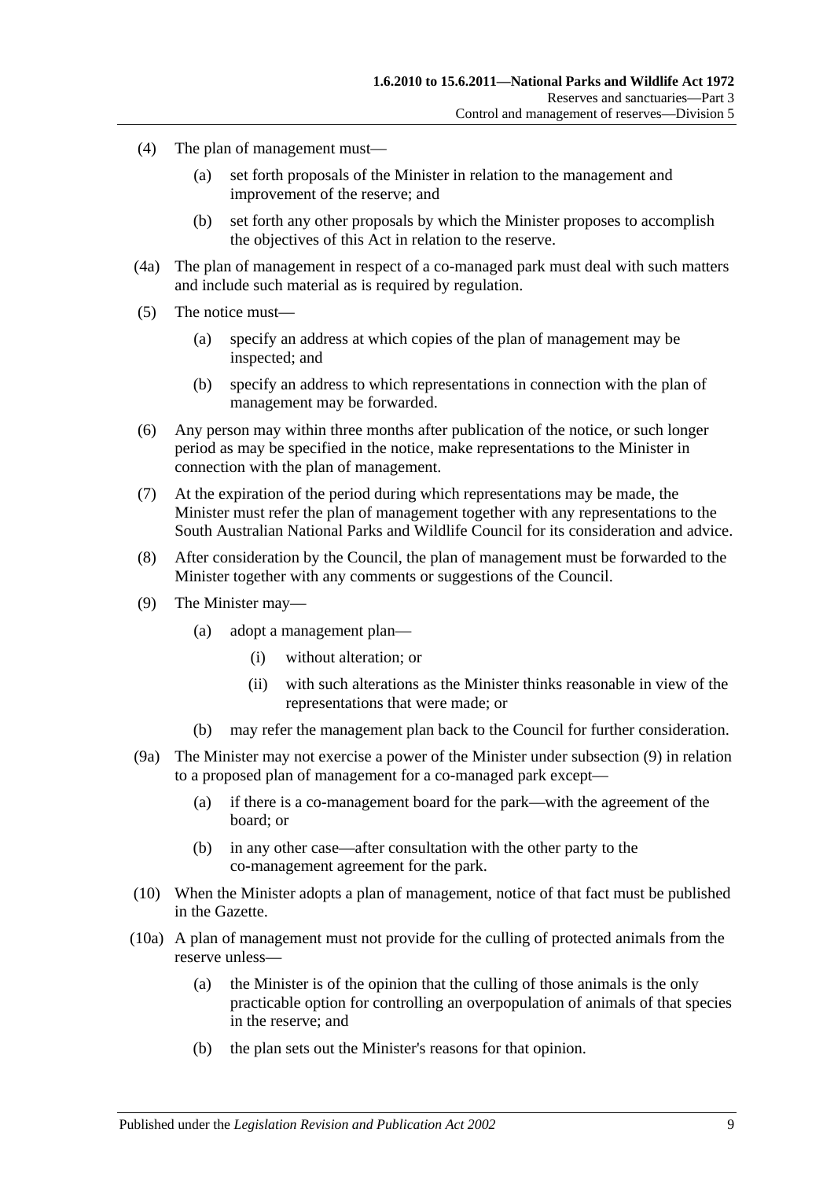(4) The plan of management must—

(a) set forth proposals of the Minister in relation to the management and improvement of the reserve; and

(b) set forth any other proposals by which the Minister proposes to accomplish the objectives of this Act in relation to the reserve.

(4a) The plan of management in respect of a co-managed park must deal with such matters and include such material as is required by regulation.

(5) The notice must—

(a) specify an address at which copies of the plan of management may be inspected; and

(b) specify an address to which representations in connection with the plan of management may be forwarded.

(6) Any person may within three months after publication of the notice, or such longer period as may be specified in the notice, make representations to the Minister in connection with the plan of management.

(7) At the expiration of the period during which representations may be made, the Minister must refer the plan of management together with any representations to the South Australian National Parks and Wildlife Council for its consideration and advice.

(8) After consideration by the Council, the plan of management must be forwarded to the Minister together with any comments or suggestions of the Council.

(9) The Minister may—

(a) adopt a management plan—

(i) without alteration; or

(ii) with such alterations as the Minister thinks reasonable in view of the representations that were made; or

(b) may refer the management plan back to the Council for further consideration.

(9a) The Minister may not exercise a power of the Minister under subsection (9) in relation to a proposed plan of management for a co-managed park except—

(a) if there is a co-management board for the park—with the agreement of the board; or

(b) in any other case—after consultation with the other party to the co-management agreement for the park.

(10) When the Minister adopts a plan of management, notice of that fact must be published in the Gazette.

(10a) A plan of management must not provide for the culling of protected animals from the reserve unless—

(a) the Minister is of the opinion that the culling of those animals is the only practicable option for controlling an overpopulation of animals of that species in the reserve; and

(b) the plan sets out the Minister's reasons for that opinion.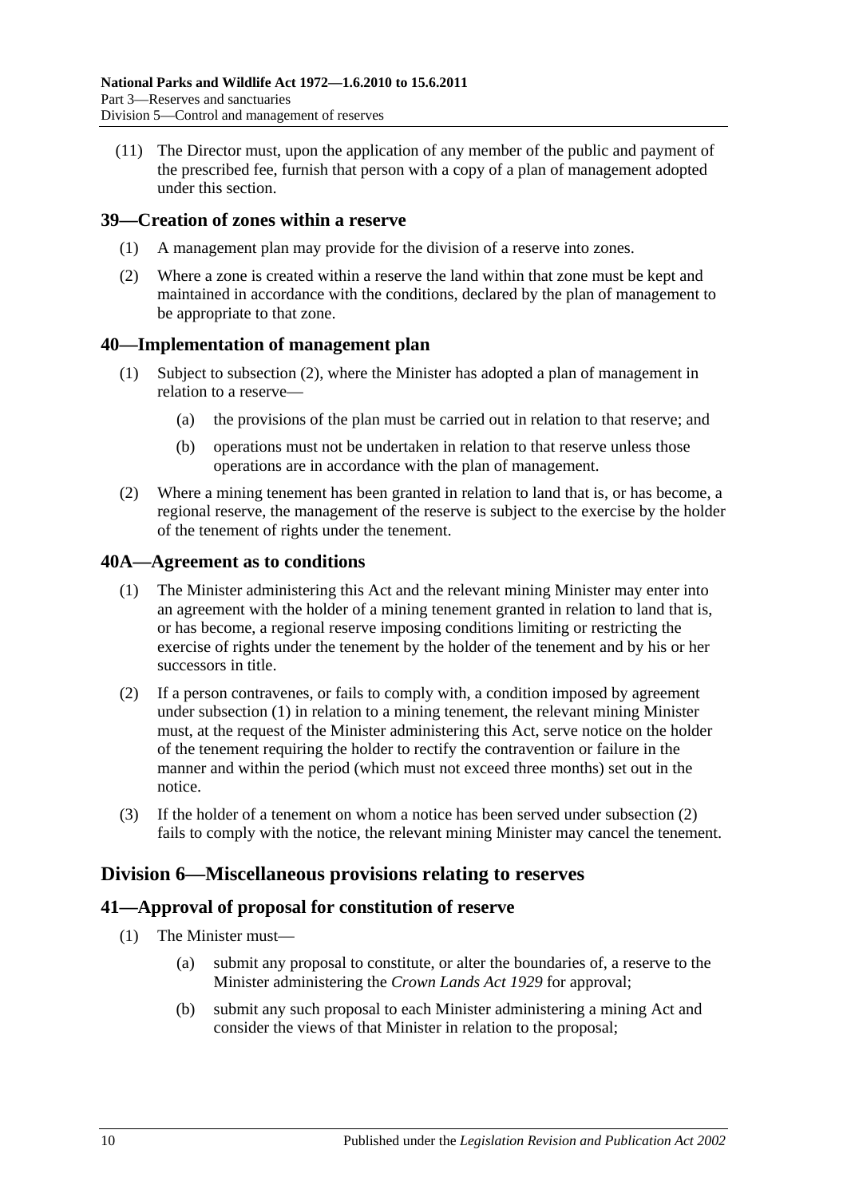(11) The Director must, upon the application of any member of the public and payment of the prescribed fee, furnish that person with a copy of a plan of management adopted under this section.

## 39—Creation of zones within a reserve

(1) A management plan may provide for the division of a reserve into zones.

(2) Where a zone is created within a reserve the land within that zone must be kept and maintained in accordance with the conditions, declared by the plan of management to be appropriate to that zone.

## 40—Implementation of management plan

(1) Subject to subsection (2), where the Minister has adopted a plan of management in relation to a reserve—

(a) the provisions of the plan must be carried out in relation to that reserve; and

(b) operations must not be undertaken in relation to that reserve unless those operations are in accordance with the plan of management.

(2) Where a mining tenement has been granted in relation to land that is, or has become, a regional reserve, the management of the reserve is subject to the exercise by the holder of the tenement of rights under the tenement.

## 40A—Agreement as to conditions

(1) The Minister administering this Act and the relevant mining Minister may enter into an agreement with the holder of a mining tenement granted in relation to land that is, or has become, a regional reserve imposing conditions limiting or restricting the exercise of rights under the tenement by the holder of the tenement and by his or her successors in title.

(2) If a person contravenes, or fails to comply with, a condition imposed by agreement under subsection (1) in relation to a mining tenement, the relevant mining Minister must, at the request of the Minister administering this Act, serve notice on the holder of the tenement requiring the holder to rectify the contravention or failure in the manner and within the period (which must not exceed three months) set out in the notice.

(3) If the holder of a tenement on whom a notice has been served under subsection (2) fails to comply with the notice, the relevant mining Minister may cancel the tenement.

# Division 6—Miscellaneous provisions relating to reserves

## 41—Approval of proposal for constitution of reserve

(1) The Minister must—

(a) submit any proposal to constitute, or alter the boundaries of, a reserve to the Minister administering the *Crown Lands Act 1929* for approval;

(b) submit any such proposal to each Minister administering a mining Act and consider the views of that Minister in relation to the proposal;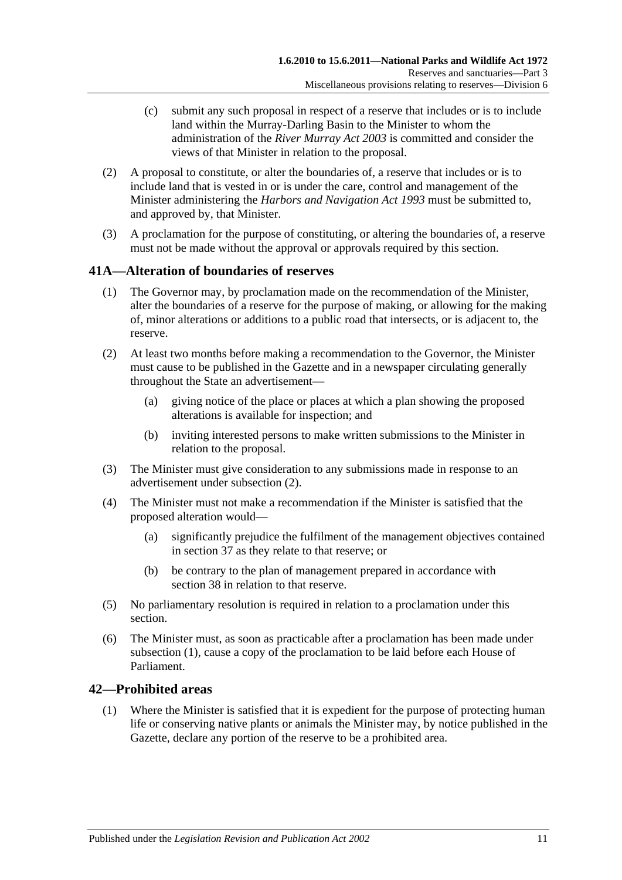(c) submit any such proposal in respect of a reserve that includes or is to include land within the Murray-Darling Basin to the Minister to whom the administration of the *River Murray Act 2003* is committed and consider the views of that Minister in relation to the proposal.

(2) A proposal to constitute, or alter the boundaries of, a reserve that includes or is to include land that is vested in or is under the care, control and management of the Minister administering the *Harbors and Navigation Act 1993* must be submitted to, and approved by, that Minister.

(3) A proclamation for the purpose of constituting, or altering the boundaries of, a reserve must not be made without the approval or approvals required by this section.

## 41A—Alteration of boundaries of reserves

(1) The Governor may, by proclamation made on the recommendation of the Minister, alter the boundaries of a reserve for the purpose of making, or allowing for the making of, minor alterations or additions to a public road that intersects, or is adjacent to, the reserve.

(2) At least two months before making a recommendation to the Governor, the Minister must cause to be published in the Gazette and in a newspaper circulating generally throughout the State an advertisement—

(a) giving notice of the place or places at which a plan showing the proposed alterations is available for inspection; and

(b) inviting interested persons to make written submissions to the Minister in relation to the proposal.

(3) The Minister must give consideration to any submissions made in response to an advertisement under subsection (2).

(4) The Minister must not make a recommendation if the Minister is satisfied that the proposed alteration would—

(a) significantly prejudice the fulfilment of the management objectives contained in section 37 as they relate to that reserve; or

(b) be contrary to the plan of management prepared in accordance with section 38 in relation to that reserve.

(5) No parliamentary resolution is required in relation to a proclamation under this section.

(6) The Minister must, as soon as practicable after a proclamation has been made under subsection (1), cause a copy of the proclamation to be laid before each House of Parliament.

## 42—Prohibited areas

(1) Where the Minister is satisfied that it is expedient for the purpose of protecting human life or conserving native plants or animals the Minister may, by notice published in the Gazette, declare any portion of the reserve to be a prohibited area.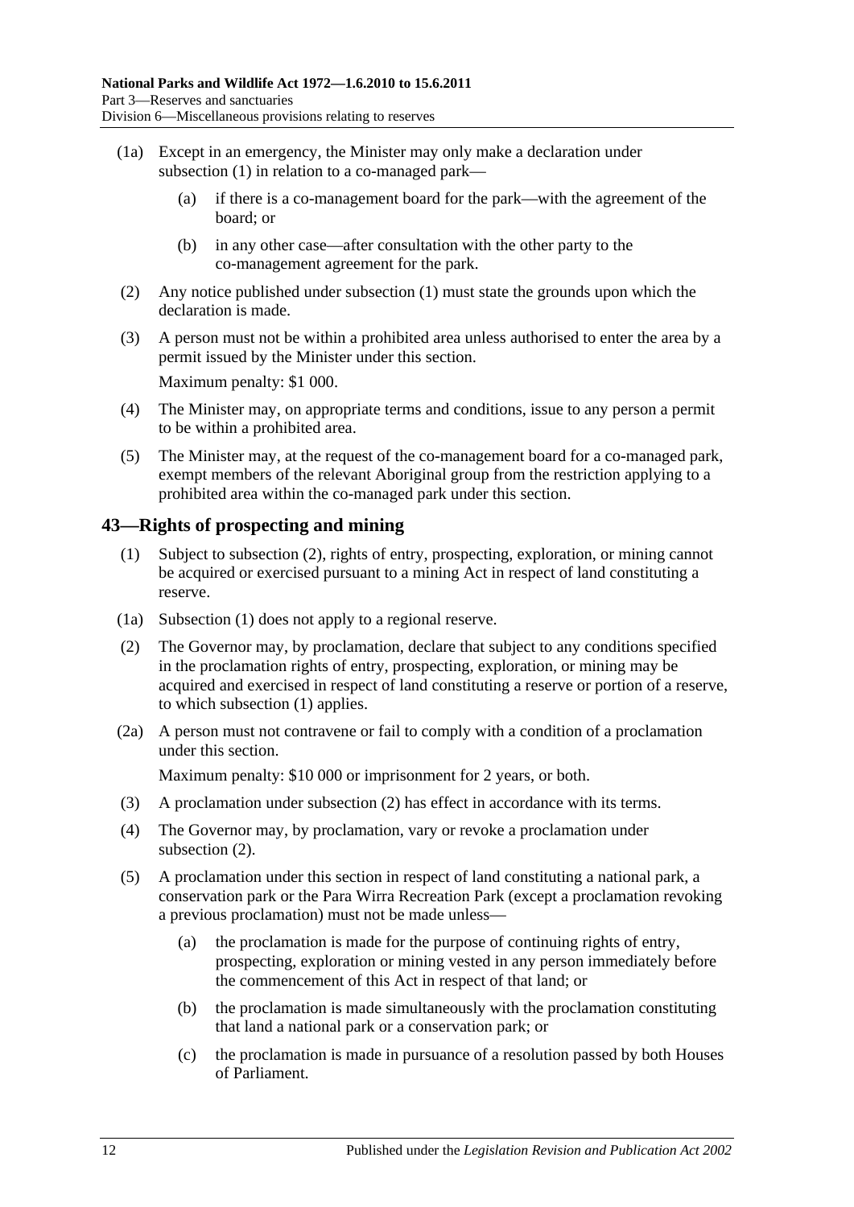(1a) Except in an emergency, the Minister may only make a declaration under subsection (1) in relation to a co-managed park—

(a) if there is a co-management board for the park—with the agreement of the board; or

(b) in any other case—after consultation with the other party to the co-management agreement for the park.

(2) Any notice published under subsection (1) must state the grounds upon which the declaration is made.

(3) A person must not be within a prohibited area unless authorised to enter the area by a permit issued by the Minister under this section.

Maximum penalty: $1 000.

(4) The Minister may, on appropriate terms and conditions, issue to any person a permit to be within a prohibited area.

(5) The Minister may, at the request of the co-management board for a co-managed park, exempt members of the relevant Aboriginal group from the restriction applying to a prohibited area within the co-managed park under this section.

## 43—Rights of prospecting and mining

(1) Subject to subsection (2), rights of entry, prospecting, exploration, or mining cannot be acquired or exercised pursuant to a mining Act in respect of land constituting a reserve.

(1a) Subsection (1) does not apply to a regional reserve.

(2) The Governor may, by proclamation, declare that subject to any conditions specified in the proclamation rights of entry, prospecting, exploration, or mining may be acquired and exercised in respect of land constituting a reserve or portion of a reserve, to which subsection (1) applies.

(2a) A person must not contravene or fail to comply with a condition of a proclamation under this section.

Maximum penalty: $10 000 or imprisonment for 2 years, or both.

(3) A proclamation under subsection (2) has effect in accordance with its terms.

(4) The Governor may, by proclamation, vary or revoke a proclamation under subsection (2).

(5) A proclamation under this section in respect of land constituting a national park, a conservation park or the Para Wirra Recreation Park (except a proclamation revoking a previous proclamation) must not be made unless—

(a) the proclamation is made for the purpose of continuing rights of entry, prospecting, exploration or mining vested in any person immediately before the commencement of this Act in respect of that land; or

(b) the proclamation is made simultaneously with the proclamation constituting that land a national park or a conservation park; or

(c) the proclamation is made in pursuance of a resolution passed by both Houses of Parliament.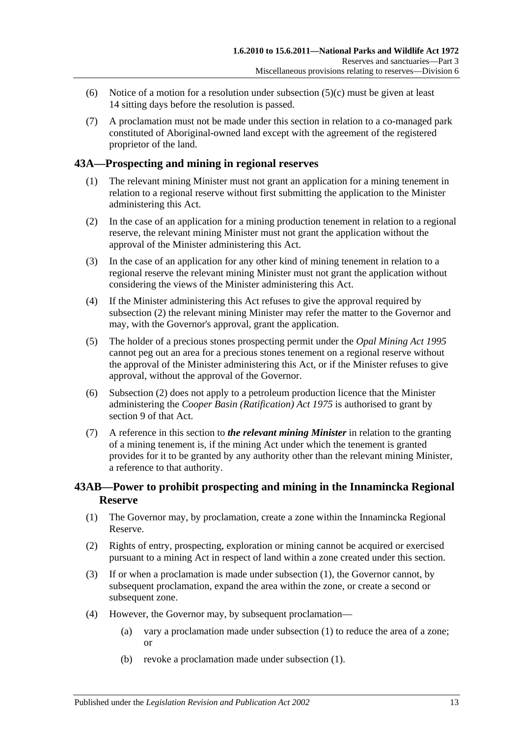(6) Notice of a motion for a resolution under subsection (5)(c) must be given at least 14 sitting days before the resolution is passed.

(7) A proclamation must not be made under this section in relation to a co-managed park constituted of Aboriginal-owned land except with the agreement of the registered proprietor of the land.

## 43A—Prospecting and mining in regional reserves

(1) The relevant mining Minister must not grant an application for a mining tenement in relation to a regional reserve without first submitting the application to the Minister administering this Act.

(2) In the case of an application for a mining production tenement in relation to a regional reserve, the relevant mining Minister must not grant the application without the approval of the Minister administering this Act.

(3) In the case of an application for any other kind of mining tenement in relation to a regional reserve the relevant mining Minister must not grant the application without considering the views of the Minister administering this Act.

(4) If the Minister administering this Act refuses to give the approval required by subsection (2) the relevant mining Minister may refer the matter to the Governor and may, with the Governor's approval, grant the application.

(5) The holder of a precious stones prospecting permit under the *Opal Mining Act 1995* cannot peg out an area for a precious stones tenement on a regional reserve without the approval of the Minister administering this Act, or if the Minister refuses to give approval, without the approval of the Governor.

(6) Subsection (2) does not apply to a petroleum production licence that the Minister administering the *Cooper Basin (Ratification) Act 1975* is authorised to grant by section 9 of that Act.

(7) A reference in this section to ***the relevant mining Minister*** in relation to the granting of a mining tenement is, if the mining Act under which the tenement is granted provides for it to be granted by any authority other than the relevant mining Minister, a reference to that authority.

## 43AB—Power to prohibit prospecting and mining in the Innamincka Regional Reserve

(1) The Governor may, by proclamation, create a zone within the Innamincka Regional Reserve.

(2) Rights of entry, prospecting, exploration or mining cannot be acquired or exercised pursuant to a mining Act in respect of land within a zone created under this section.

(3) If or when a proclamation is made under subsection (1), the Governor cannot, by subsequent proclamation, expand the area within the zone, or create a second or subsequent zone.

(4) However, the Governor may, by subsequent proclamation—

(a) vary a proclamation made under subsection (1) to reduce the area of a zone; or

(b) revoke a proclamation made under subsection (1).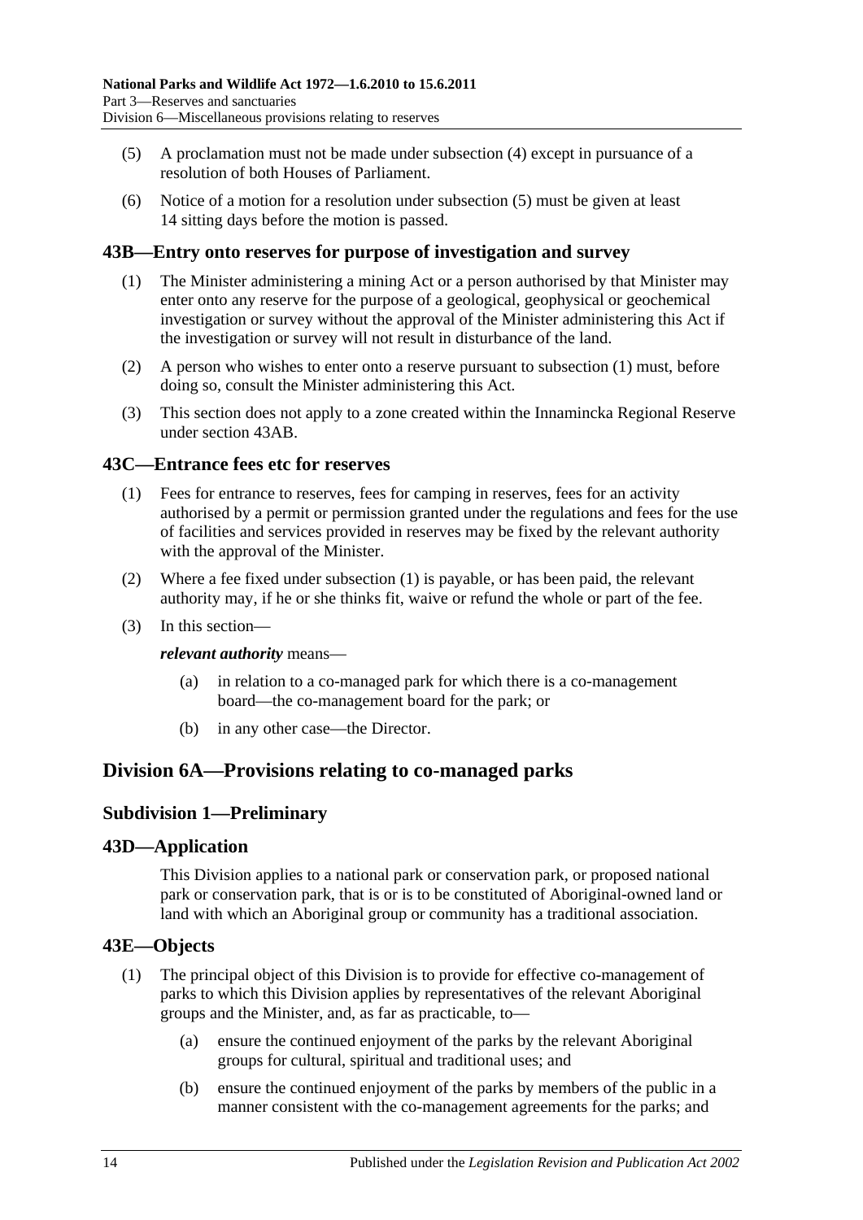(5) A proclamation must not be made under subsection (4) except in pursuance of a resolution of both Houses of Parliament.

(6) Notice of a motion for a resolution under subsection (5) must be given at least 14 sitting days before the motion is passed.

## 43B—Entry onto reserves for purpose of investigation and survey

(1) The Minister administering a mining Act or a person authorised by that Minister may enter onto any reserve for the purpose of a geological, geophysical or geochemical investigation or survey without the approval of the Minister administering this Act if the investigation or survey will not result in disturbance of the land.

(2) A person who wishes to enter onto a reserve pursuant to subsection (1) must, before doing so, consult the Minister administering this Act.

(3) This section does not apply to a zone created within the Innamincka Regional Reserve under section 43AB.

## 43C—Entrance fees etc for reserves

(1) Fees for entrance to reserves, fees for camping in reserves, fees for an activity authorised by a permit or permission granted under the regulations and fees for the use of facilities and services provided in reserves may be fixed by the relevant authority with the approval of the Minister.

(2) Where a fee fixed under subsection (1) is payable, or has been paid, the relevant authority may, if he or she thinks fit, waive or refund the whole or part of the fee.

(3) In this section—

***relevant authority*** means—

(a) in relation to a co-managed park for which there is a co-management board—the co-management board for the park; or

(b) in any other case—the Director.

# Division 6A—Provisions relating to co-managed parks

## Subdivision 1—Preliminary

## 43D—Application

This Division applies to a national park or conservation park, or proposed national park or conservation park, that is or is to be constituted of Aboriginal-owned land or land with which an Aboriginal group or community has a traditional association.

## 43E—Objects

(1) The principal object of this Division is to provide for effective co-management of parks to which this Division applies by representatives of the relevant Aboriginal groups and the Minister, and, as far as practicable, to—

(a) ensure the continued enjoyment of the parks by the relevant Aboriginal groups for cultural, spiritual and traditional uses; and

(b) ensure the continued enjoyment of the parks by members of the public in a manner consistent with the co-management agreements for the parks; and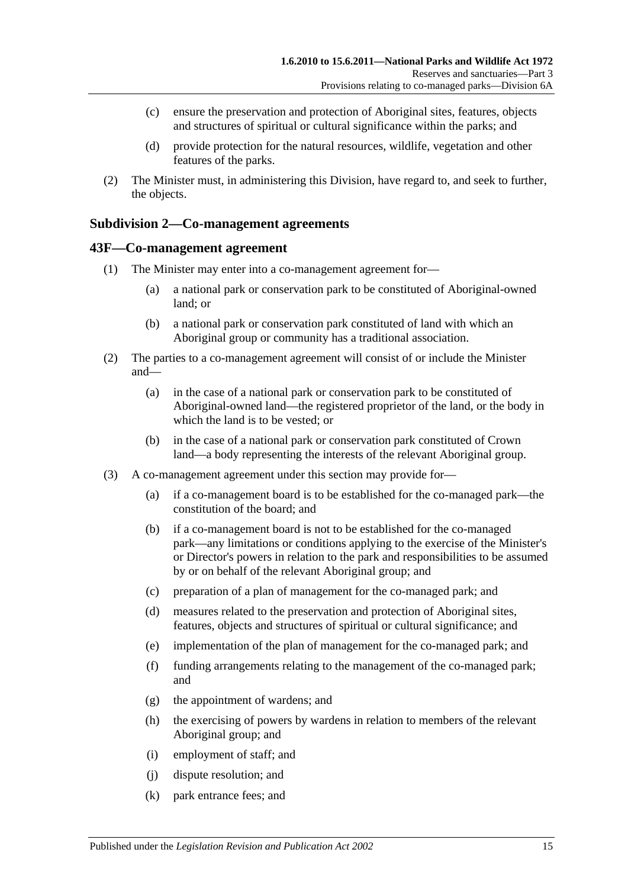(c) ensure the preservation and protection of Aboriginal sites, features, objects and structures of spiritual or cultural significance within the parks; and

(d) provide protection for the natural resources, wildlife, vegetation and other features of the parks.

(2) The Minister must, in administering this Division, have regard to, and seek to further, the objects.

### Subdivision 2—Co-management agreements

### 43F—Co-management agreement

(1) The Minister may enter into a co-management agreement for—

(a) a national park or conservation park to be constituted of Aboriginal-owned land; or

(b) a national park or conservation park constituted of land with which an Aboriginal group or community has a traditional association.

(2) The parties to a co-management agreement will consist of or include the Minister and—

(a) in the case of a national park or conservation park to be constituted of Aboriginal-owned land—the registered proprietor of the land, or the body in which the land is to be vested; or

(b) in the case of a national park or conservation park constituted of Crown land—a body representing the interests of the relevant Aboriginal group.

(3) A co-management agreement under this section may provide for—

(a) if a co-management board is to be established for the co-managed park—the constitution of the board; and

(b) if a co-management board is not to be established for the co-managed park—any limitations or conditions applying to the exercise of the Minister's or Director's powers in relation to the park and responsibilities to be assumed by or on behalf of the relevant Aboriginal group; and

(c) preparation of a plan of management for the co-managed park; and

(d) measures related to the preservation and protection of Aboriginal sites, features, objects and structures of spiritual or cultural significance; and

(e) implementation of the plan of management for the co-managed park; and

(f) funding arrangements relating to the management of the co-managed park; and

(g) the appointment of wardens; and

(h) the exercising of powers by wardens in relation to members of the relevant Aboriginal group; and

(i) employment of staff; and

(j) dispute resolution; and

(k) park entrance fees; and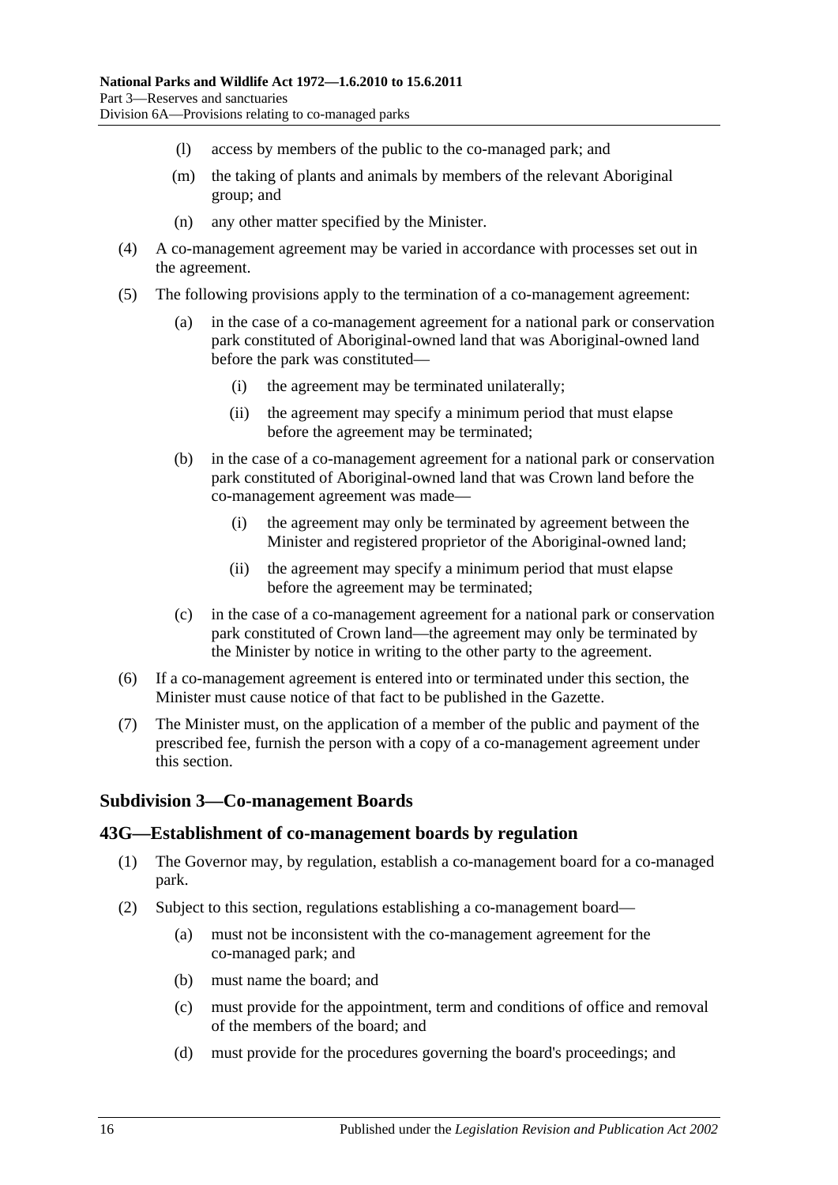(l) access by members of the public to the co-managed park; and

(m) the taking of plants and animals by members of the relevant Aboriginal group; and

(n) any other matter specified by the Minister.

(4) A co-management agreement may be varied in accordance with processes set out in the agreement.

(5) The following provisions apply to the termination of a co-management agreement:

(a) in the case of a co-management agreement for a national park or conservation park constituted of Aboriginal-owned land that was Aboriginal-owned land before the park was constituted—

(i) the agreement may be terminated unilaterally;

(ii) the agreement may specify a minimum period that must elapse before the agreement may be terminated;

(b) in the case of a co-management agreement for a national park or conservation park constituted of Aboriginal-owned land that was Crown land before the co-management agreement was made—

(i) the agreement may only be terminated by agreement between the Minister and registered proprietor of the Aboriginal-owned land;

(ii) the agreement may specify a minimum period that must elapse before the agreement may be terminated;

(c) in the case of a co-management agreement for a national park or conservation park constituted of Crown land—the agreement may only be terminated by the Minister by notice in writing to the other party to the agreement.

(6) If a co-management agreement is entered into or terminated under this section, the Minister must cause notice of that fact to be published in the Gazette.

(7) The Minister must, on the application of a member of the public and payment of the prescribed fee, furnish the person with a copy of a co-management agreement under this section.

### Subdivision 3—Co-management Boards

### 43G—Establishment of co-management boards by regulation

(1) The Governor may, by regulation, establish a co-management board for a co-managed park.

(2) Subject to this section, regulations establishing a co-management board—

(a) must not be inconsistent with the co-management agreement for the co-managed park; and

(b) must name the board; and

(c) must provide for the appointment, term and conditions of office and removal of the members of the board; and

(d) must provide for the procedures governing the board's proceedings; and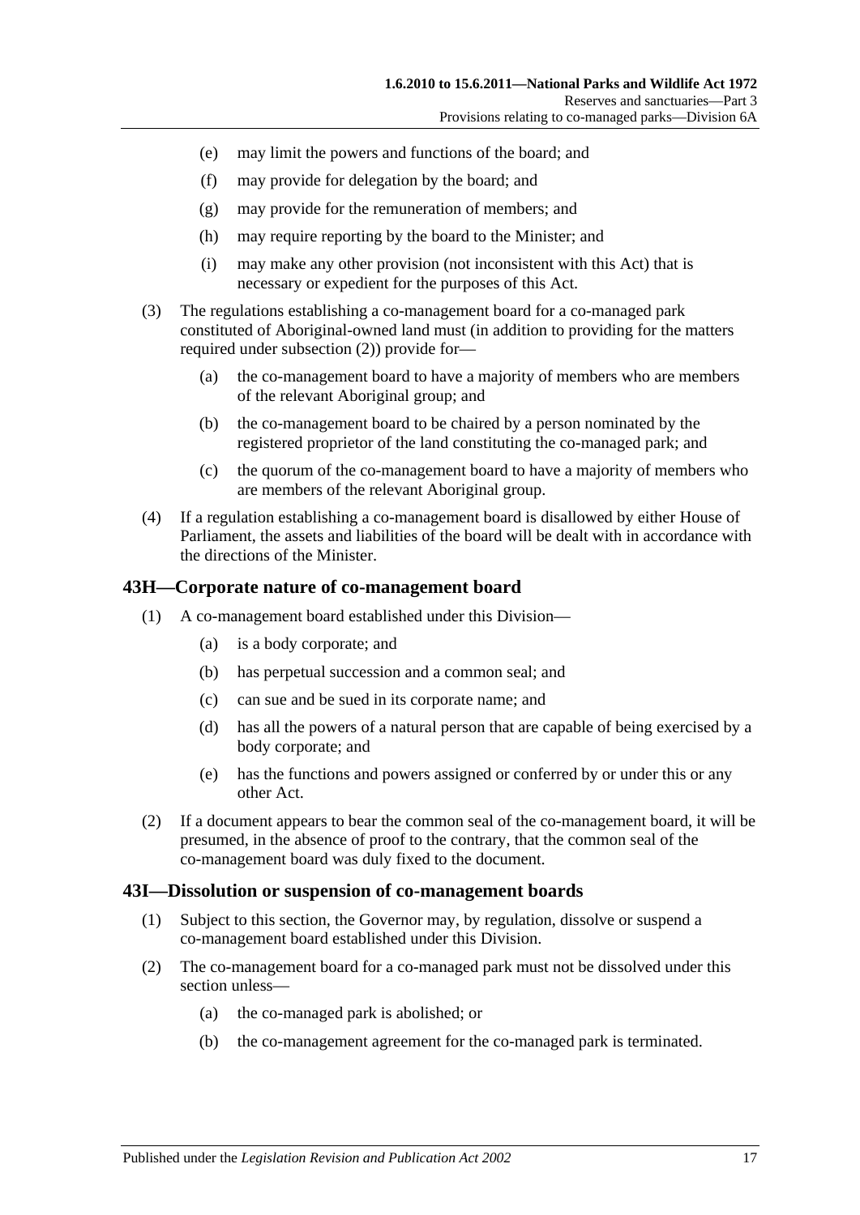(e) may limit the powers and functions of the board; and

(f) may provide for delegation by the board; and

(g) may provide for the remuneration of members; and

(h) may require reporting by the board to the Minister; and

(i) may make any other provision (not inconsistent with this Act) that is necessary or expedient for the purposes of this Act.

(3) The regulations establishing a co-management board for a co-managed park constituted of Aboriginal-owned land must (in addition to providing for the matters required under subsection (2)) provide for—

(a) the co-management board to have a majority of members who are members of the relevant Aboriginal group; and

(b) the co-management board to be chaired by a person nominated by the registered proprietor of the land constituting the co-managed park; and

(c) the quorum of the co-management board to have a majority of members who are members of the relevant Aboriginal group.

(4) If a regulation establishing a co-management board is disallowed by either House of Parliament, the assets and liabilities of the board will be dealt with in accordance with the directions of the Minister.

## 43H—Corporate nature of co-management board

(1) A co-management board established under this Division—

(a) is a body corporate; and

(b) has perpetual succession and a common seal; and

(c) can sue and be sued in its corporate name; and

(d) has all the powers of a natural person that are capable of being exercised by a body corporate; and

(e) has the functions and powers assigned or conferred by or under this or any other Act.

(2) If a document appears to bear the common seal of the co-management board, it will be presumed, in the absence of proof to the contrary, that the common seal of the co-management board was duly fixed to the document.

## 43I—Dissolution or suspension of co-management boards

(1) Subject to this section, the Governor may, by regulation, dissolve or suspend a co-management board established under this Division.

(2) The co-management board for a co-managed park must not be dissolved under this section unless—

(a) the co-managed park is abolished; or

(b) the co-management agreement for the co-managed park is terminated.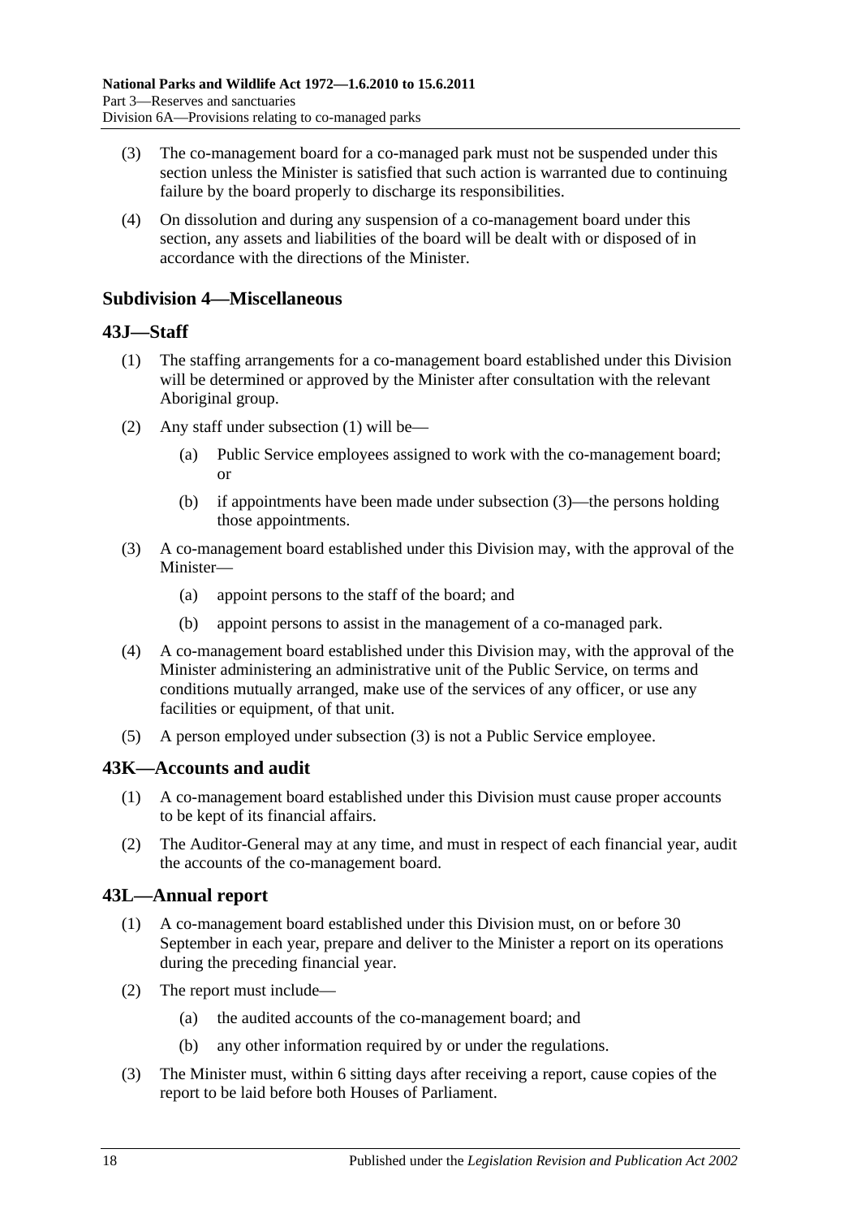(3) The co-management board for a co-managed park must not be suspended under this section unless the Minister is satisfied that such action is warranted due to continuing failure by the board properly to discharge its responsibilities.

(4) On dissolution and during any suspension of a co-management board under this section, any assets and liabilities of the board will be dealt with or disposed of in accordance with the directions of the Minister.

### Subdivision 4—Miscellaneous

## 43J—Staff

(1) The staffing arrangements for a co-management board established under this Division will be determined or approved by the Minister after consultation with the relevant Aboriginal group.

(2) Any staff under subsection (1) will be—

(a) Public Service employees assigned to work with the co-management board; or

(b) if appointments have been made under subsection (3)—the persons holding those appointments.

(3) A co-management board established under this Division may, with the approval of the Minister—

(a) appoint persons to the staff of the board; and

(b) appoint persons to assist in the management of a co-managed park.

(4) A co-management board established under this Division may, with the approval of the Minister administering an administrative unit of the Public Service, on terms and conditions mutually arranged, make use of the services of any officer, or use any facilities or equipment, of that unit.

(5) A person employed under subsection (3) is not a Public Service employee.

## 43K—Accounts and audit

(1) A co-management board established under this Division must cause proper accounts to be kept of its financial affairs.

(2) The Auditor-General may at any time, and must in respect of each financial year, audit the accounts of the co-management board.

## 43L—Annual report

(1) A co-management board established under this Division must, on or before 30 September in each year, prepare and deliver to the Minister a report on its operations during the preceding financial year.

(2) The report must include—

(a) the audited accounts of the co-management board; and

(b) any other information required by or under the regulations.

(3) The Minister must, within 6 sitting days after receiving a report, cause copies of the report to be laid before both Houses of Parliament.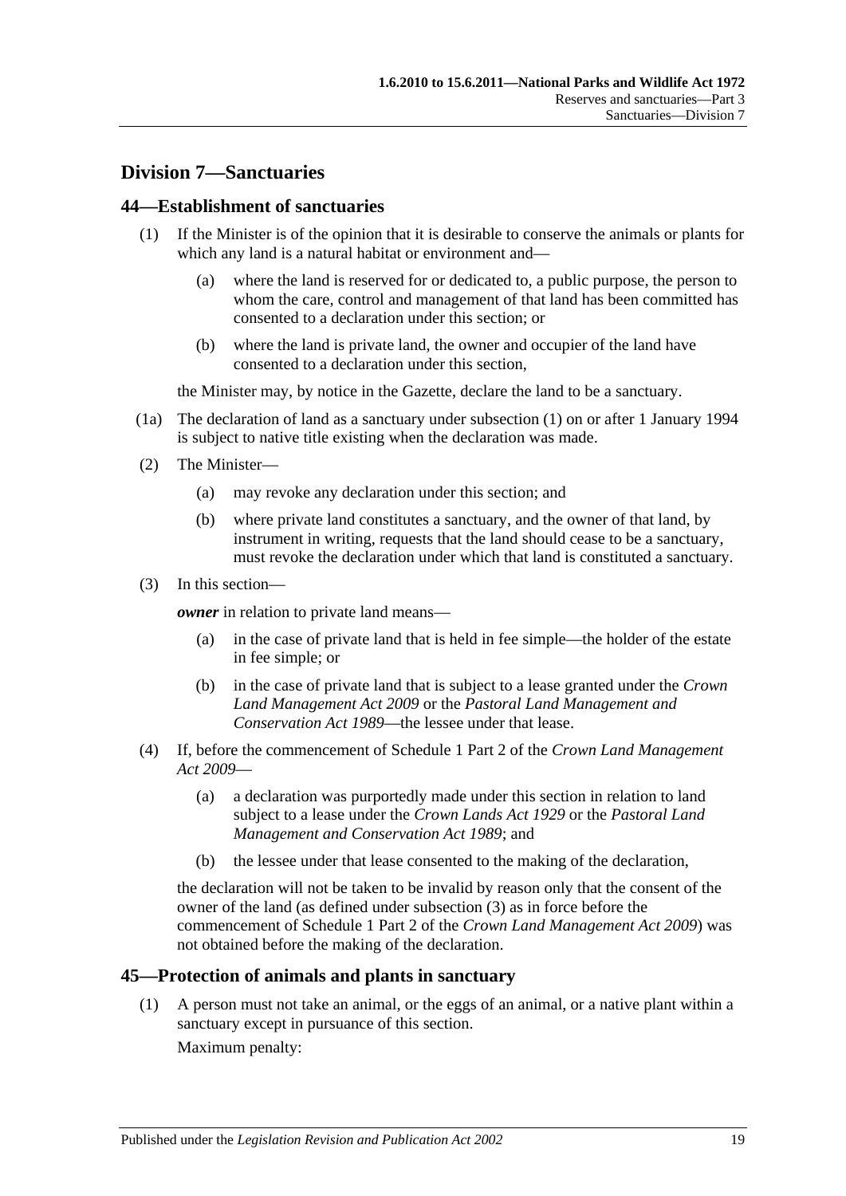## Division 7—Sanctuaries

### 44—Establishment of sanctuaries

(1) If the Minister is of the opinion that it is desirable to conserve the animals or plants for which any land is a natural habitat or environment and—

(a) where the land is reserved for or dedicated to, a public purpose, the person to whom the care, control and management of that land has been committed has consented to a declaration under this section; or

(b) where the land is private land, the owner and occupier of the land have consented to a declaration under this section,

the Minister may, by notice in the Gazette, declare the land to be a sanctuary.

(1a) The declaration of land as a sanctuary under subsection (1) on or after 1 January 1994 is subject to native title existing when the declaration was made.

(2) The Minister—

(a) may revoke any declaration under this section; and

(b) where private land constitutes a sanctuary, and the owner of that land, by instrument in writing, requests that the land should cease to be a sanctuary, must revoke the declaration under which that land is constituted a sanctuary.

(3) In this section—

***owner*** in relation to private land means—

(a) in the case of private land that is held in fee simple—the holder of the estate in fee simple; or

(b) in the case of private land that is subject to a lease granted under the *Crown Land Management Act 2009* or the *Pastoral Land Management and Conservation Act 1989*—the lessee under that lease.

(4) If, before the commencement of Schedule 1 Part 2 of the *Crown Land Management Act 2009*—

(a) a declaration was purportedly made under this section in relation to land subject to a lease under the *Crown Lands Act 1929* or the *Pastoral Land Management and Conservation Act 1989*; and

(b) the lessee under that lease consented to the making of the declaration,

the declaration will not be taken to be invalid by reason only that the consent of the owner of the land (as defined under subsection (3) as in force before the commencement of Schedule 1 Part 2 of the *Crown Land Management Act 2009*) was not obtained before the making of the declaration.

### 45—Protection of animals and plants in sanctuary

(1) A person must not take an animal, or the eggs of an animal, or a native plant within a sanctuary except in pursuance of this section.

Maximum penalty: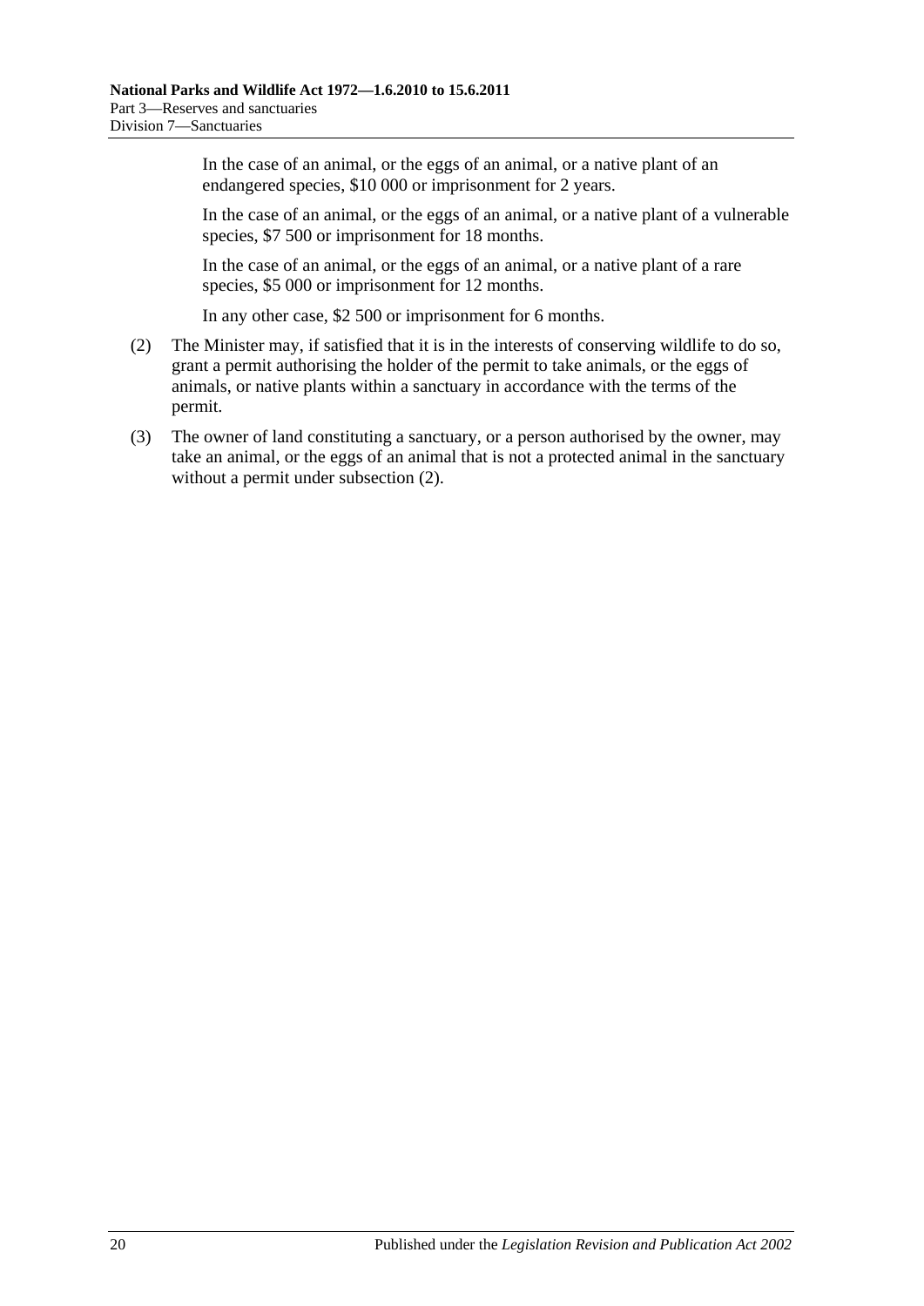In the case of an animal, or the eggs of an animal, or a native plant of an endangered species, $10 000 or imprisonment for 2 years.

In the case of an animal, or the eggs of an animal, or a native plant of a vulnerable species, $7 500 or imprisonment for 18 months.

In the case of an animal, or the eggs of an animal, or a native plant of a rare species, $5 000 or imprisonment for 12 months.

In any other case, $2 500 or imprisonment for 6 months.

(2) The Minister may, if satisfied that it is in the interests of conserving wildlife to do so, grant a permit authorising the holder of the permit to take animals, or the eggs of animals, or native plants within a sanctuary in accordance with the terms of the permit.

(3) The owner of land constituting a sanctuary, or a person authorised by the owner, may take an animal, or the eggs of an animal that is not a protected animal in the sanctuary without a permit under subsection (2).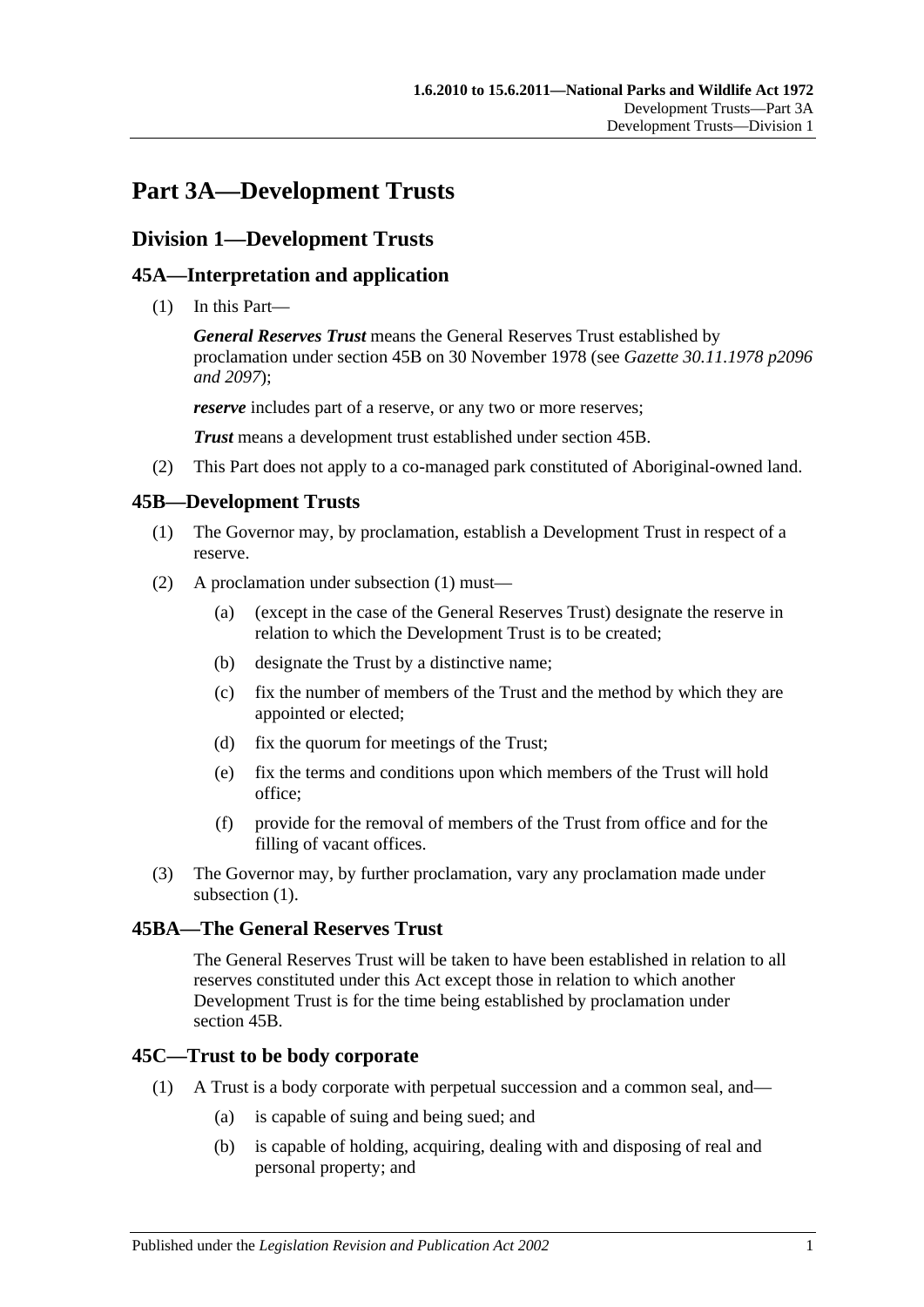# Part 3A—Development Trusts

## Division 1—Development Trusts

### 45A—Interpretation and application

(1) In this Part—

***General Reserves Trust*** means the General Reserves Trust established by proclamation under section 45B on 30 November 1978 (see *Gazette 30.11.1978 p2096 and 2097*);

***reserve*** includes part of a reserve, or any two or more reserves;

***Trust*** means a development trust established under section 45B.

(2) This Part does not apply to a co-managed park constituted of Aboriginal-owned land.

### 45B—Development Trusts

(1) The Governor may, by proclamation, establish a Development Trust in respect of a reserve.

(2) A proclamation under subsection (1) must—

(a) (except in the case of the General Reserves Trust) designate the reserve in relation to which the Development Trust is to be created;

(b) designate the Trust by a distinctive name;

(c) fix the number of members of the Trust and the method by which they are appointed or elected;

(d) fix the quorum for meetings of the Trust;

(e) fix the terms and conditions upon which members of the Trust will hold office;

(f) provide for the removal of members of the Trust from office and for the filling of vacant offices.

(3) The Governor may, by further proclamation, vary any proclamation made under subsection (1).

### 45BA—The General Reserves Trust

The General Reserves Trust will be taken to have been established in relation to all reserves constituted under this Act except those in relation to which another Development Trust is for the time being established by proclamation under section 45B.

### 45C—Trust to be body corporate

(1) A Trust is a body corporate with perpetual succession and a common seal, and—

(a) is capable of suing and being sued; and

(b) is capable of holding, acquiring, dealing with and disposing of real and personal property; and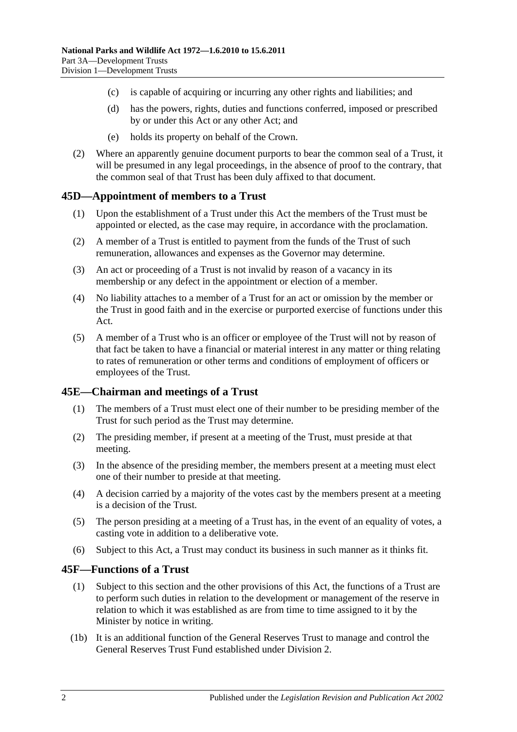(c) is capable of acquiring or incurring any other rights and liabilities; and

(d) has the powers, rights, duties and functions conferred, imposed or prescribed by or under this Act or any other Act; and

(e) holds its property on behalf of the Crown.

(2) Where an apparently genuine document purports to bear the common seal of a Trust, it will be presumed in any legal proceedings, in the absence of proof to the contrary, that the common seal of that Trust has been duly affixed to that document.

## 45D—Appointment of members to a Trust

(1) Upon the establishment of a Trust under this Act the members of the Trust must be appointed or elected, as the case may require, in accordance with the proclamation.

(2) A member of a Trust is entitled to payment from the funds of the Trust of such remuneration, allowances and expenses as the Governor may determine.

(3) An act or proceeding of a Trust is not invalid by reason of a vacancy in its membership or any defect in the appointment or election of a member.

(4) No liability attaches to a member of a Trust for an act or omission by the member or the Trust in good faith and in the exercise or purported exercise of functions under this Act.

(5) A member of a Trust who is an officer or employee of the Trust will not by reason of that fact be taken to have a financial or material interest in any matter or thing relating to rates of remuneration or other terms and conditions of employment of officers or employees of the Trust.

## 45E—Chairman and meetings of a Trust

(1) The members of a Trust must elect one of their number to be presiding member of the Trust for such period as the Trust may determine.

(2) The presiding member, if present at a meeting of the Trust, must preside at that meeting.

(3) In the absence of the presiding member, the members present at a meeting must elect one of their number to preside at that meeting.

(4) A decision carried by a majority of the votes cast by the members present at a meeting is a decision of the Trust.

(5) The person presiding at a meeting of a Trust has, in the event of an equality of votes, a casting vote in addition to a deliberative vote.

(6) Subject to this Act, a Trust may conduct its business in such manner as it thinks fit.

## 45F—Functions of a Trust

(1) Subject to this section and the other provisions of this Act, the functions of a Trust are to perform such duties in relation to the development or management of the reserve in relation to which it was established as are from time to time assigned to it by the Minister by notice in writing.

(1b) It is an additional function of the General Reserves Trust to manage and control the General Reserves Trust Fund established under Division 2.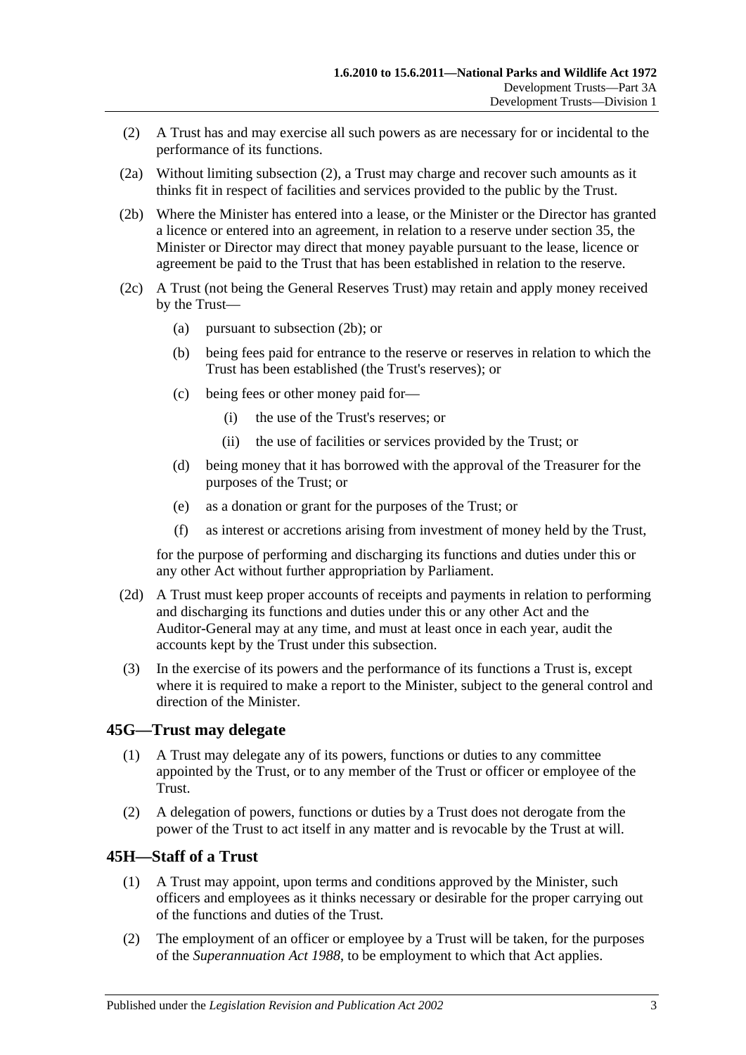(2) A Trust has and may exercise all such powers as are necessary for or incidental to the performance of its functions.

(2a) Without limiting subsection (2), a Trust may charge and recover such amounts as it thinks fit in respect of facilities and services provided to the public by the Trust.

(2b) Where the Minister has entered into a lease, or the Minister or the Director has granted a licence or entered into an agreement, in relation to a reserve under section 35, the Minister or Director may direct that money payable pursuant to the lease, licence or agreement be paid to the Trust that has been established in relation to the reserve.

(2c) A Trust (not being the General Reserves Trust) may retain and apply money received by the Trust—

- (a) pursuant to subsection (2b); or
- (b) being fees paid for entrance to the reserve or reserves in relation to which the Trust has been established (the Trust's reserves); or
- (c) being fees or other money paid for—
  - (i) the use of the Trust's reserves; or
  - (ii) the use of facilities or services provided by the Trust; or
- (d) being money that it has borrowed with the approval of the Treasurer for the purposes of the Trust; or
- (e) as a donation or grant for the purposes of the Trust; or
- (f) as interest or accretions arising from investment of money held by the Trust,

for the purpose of performing and discharging its functions and duties under this or any other Act without further appropriation by Parliament.

(2d) A Trust must keep proper accounts of receipts and payments in relation to performing and discharging its functions and duties under this or any other Act and the Auditor-General may at any time, and must at least once in each year, audit the accounts kept by the Trust under this subsection.

(3) In the exercise of its powers and the performance of its functions a Trust is, except where it is required to make a report to the Minister, subject to the general control and direction of the Minister.

## 45G—Trust may delegate

(1) A Trust may delegate any of its powers, functions or duties to any committee appointed by the Trust, or to any member of the Trust or officer or employee of the Trust.

(2) A delegation of powers, functions or duties by a Trust does not derogate from the power of the Trust to act itself in any matter and is revocable by the Trust at will.

## 45H—Staff of a Trust

(1) A Trust may appoint, upon terms and conditions approved by the Minister, such officers and employees as it thinks necessary or desirable for the proper carrying out of the functions and duties of the Trust.

(2) The employment of an officer or employee by a Trust will be taken, for the purposes of the *Superannuation Act 1988*, to be employment to which that Act applies.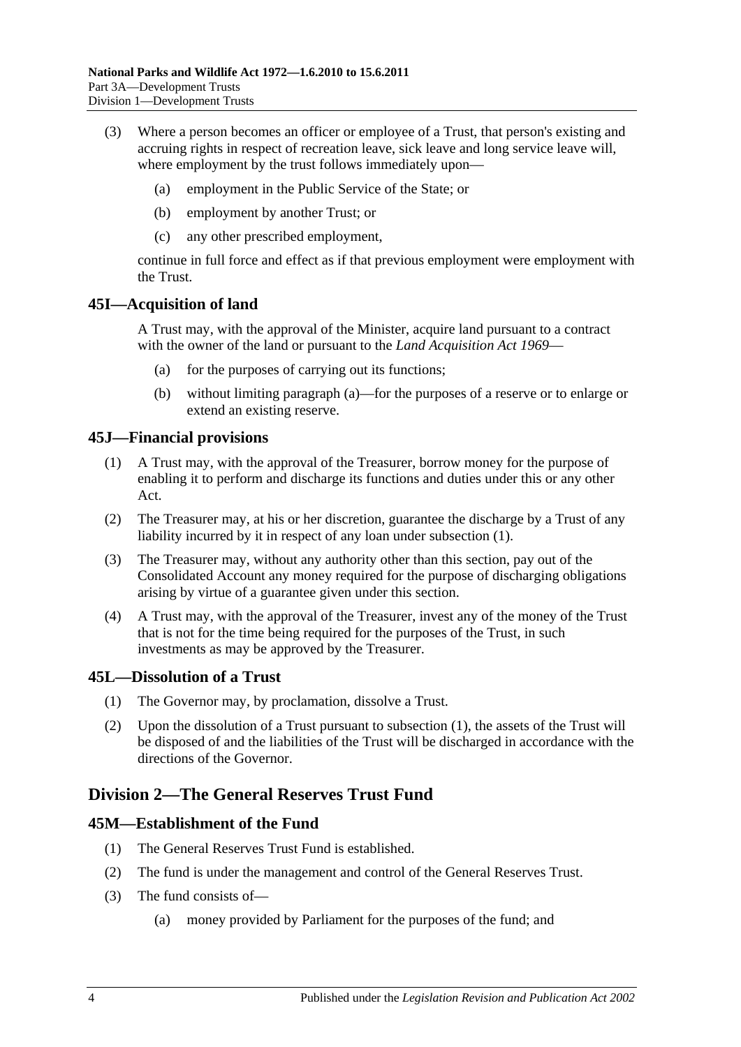(3) Where a person becomes an officer or employee of a Trust, that person's existing and accruing rights in respect of recreation leave, sick leave and long service leave will, where employment by the trust follows immediately upon—

(a) employment in the Public Service of the State; or

(b) employment by another Trust; or

(c) any other prescribed employment,

continue in full force and effect as if that previous employment were employment with the Trust.

## 45I—Acquisition of land

A Trust may, with the approval of the Minister, acquire land pursuant to a contract with the owner of the land or pursuant to the *Land Acquisition Act 1969*—

(a) for the purposes of carrying out its functions;

(b) without limiting paragraph (a)—for the purposes of a reserve or to enlarge or extend an existing reserve.

## 45J—Financial provisions

(1) A Trust may, with the approval of the Treasurer, borrow money for the purpose of enabling it to perform and discharge its functions and duties under this or any other Act.

(2) The Treasurer may, at his or her discretion, guarantee the discharge by a Trust of any liability incurred by it in respect of any loan under subsection (1).

(3) The Treasurer may, without any authority other than this section, pay out of the Consolidated Account any money required for the purpose of discharging obligations arising by virtue of a guarantee given under this section.

(4) A Trust may, with the approval of the Treasurer, invest any of the money of the Trust that is not for the time being required for the purposes of the Trust, in such investments as may be approved by the Treasurer.

## 45L—Dissolution of a Trust

(1) The Governor may, by proclamation, dissolve a Trust.

(2) Upon the dissolution of a Trust pursuant to subsection (1), the assets of the Trust will be disposed of and the liabilities of the Trust will be discharged in accordance with the directions of the Governor.

# Division 2—The General Reserves Trust Fund

## 45M—Establishment of the Fund

(1) The General Reserves Trust Fund is established.

(2) The fund is under the management and control of the General Reserves Trust.

(3) The fund consists of—

(a) money provided by Parliament for the purposes of the fund; and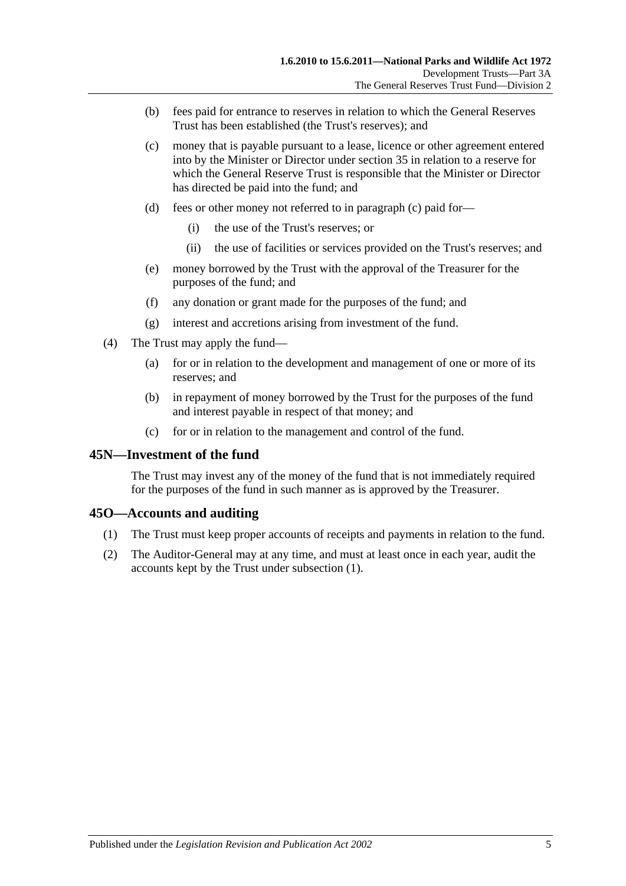(b) fees paid for entrance to reserves in relation to which the General Reserves Trust has been established (the Trust's reserves); and

(c) money that is payable pursuant to a lease, licence or other agreement entered into by the Minister or Director under section 35 in relation to a reserve for which the General Reserve Trust is responsible that the Minister or Director has directed be paid into the fund; and

(d) fees or other money not referred to in paragraph (c) paid for—

(i) the use of the Trust's reserves; or

(ii) the use of facilities or services provided on the Trust's reserves; and

(e) money borrowed by the Trust with the approval of the Treasurer for the purposes of the fund; and

(f) any donation or grant made for the purposes of the fund; and

(g) interest and accretions arising from investment of the fund.

(4) The Trust may apply the fund—

(a) for or in relation to the development and management of one or more of its reserves; and

(b) in repayment of money borrowed by the Trust for the purposes of the fund and interest payable in respect of that money; and

(c) for or in relation to the management and control of the fund.

## 45N—Investment of the fund

The Trust may invest any of the money of the fund that is not immediately required for the purposes of the fund in such manner as is approved by the Treasurer.

## 45O—Accounts and auditing

(1) The Trust must keep proper accounts of receipts and payments in relation to the fund.

(2) The Auditor-General may at any time, and must at least once in each year, audit the accounts kept by the Trust under subsection (1).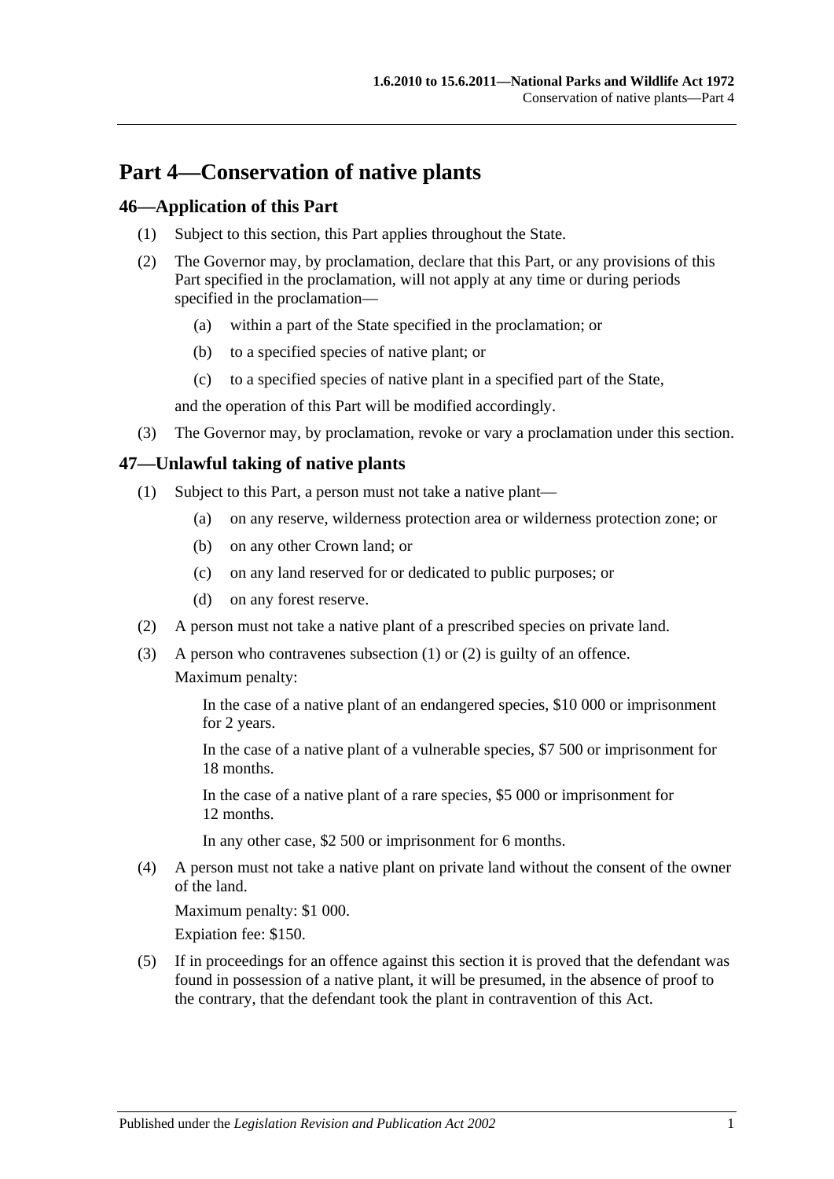# Part 4—Conservation of native plants

## 46—Application of this Part

(1) Subject to this section, this Part applies throughout the State.

(2) The Governor may, by proclamation, declare that this Part, or any provisions of this Part specified in the proclamation, will not apply at any time or during periods specified in the proclamation—

(a) within a part of the State specified in the proclamation; or

(b) to a specified species of native plant; or

(c) to a specified species of native plant in a specified part of the State,

and the operation of this Part will be modified accordingly.

(3) The Governor may, by proclamation, revoke or vary a proclamation under this section.

## 47—Unlawful taking of native plants

(1) Subject to this Part, a person must not take a native plant—

(a) on any reserve, wilderness protection area or wilderness protection zone; or

(b) on any other Crown land; or

(c) on any land reserved for or dedicated to public purposes; or

(d) on any forest reserve.

(2) A person must not take a native plant of a prescribed species on private land.

(3) A person who contravenes subsection (1) or (2) is guilty of an offence.

Maximum penalty:

In the case of a native plant of an endangered species, $10 000 or imprisonment for 2 years.

In the case of a native plant of a vulnerable species, $7 500 or imprisonment for 18 months.

In the case of a native plant of a rare species, $5 000 or imprisonment for 12 months.

In any other case, $2 500 or imprisonment for 6 months.

(4) A person must not take a native plant on private land without the consent of the owner of the land.

Maximum penalty: $1 000.

Expiation fee: $150.

(5) If in proceedings for an offence against this section it is proved that the defendant was found in possession of a native plant, it will be presumed, in the absence of proof to the contrary, that the defendant took the plant in contravention of this Act.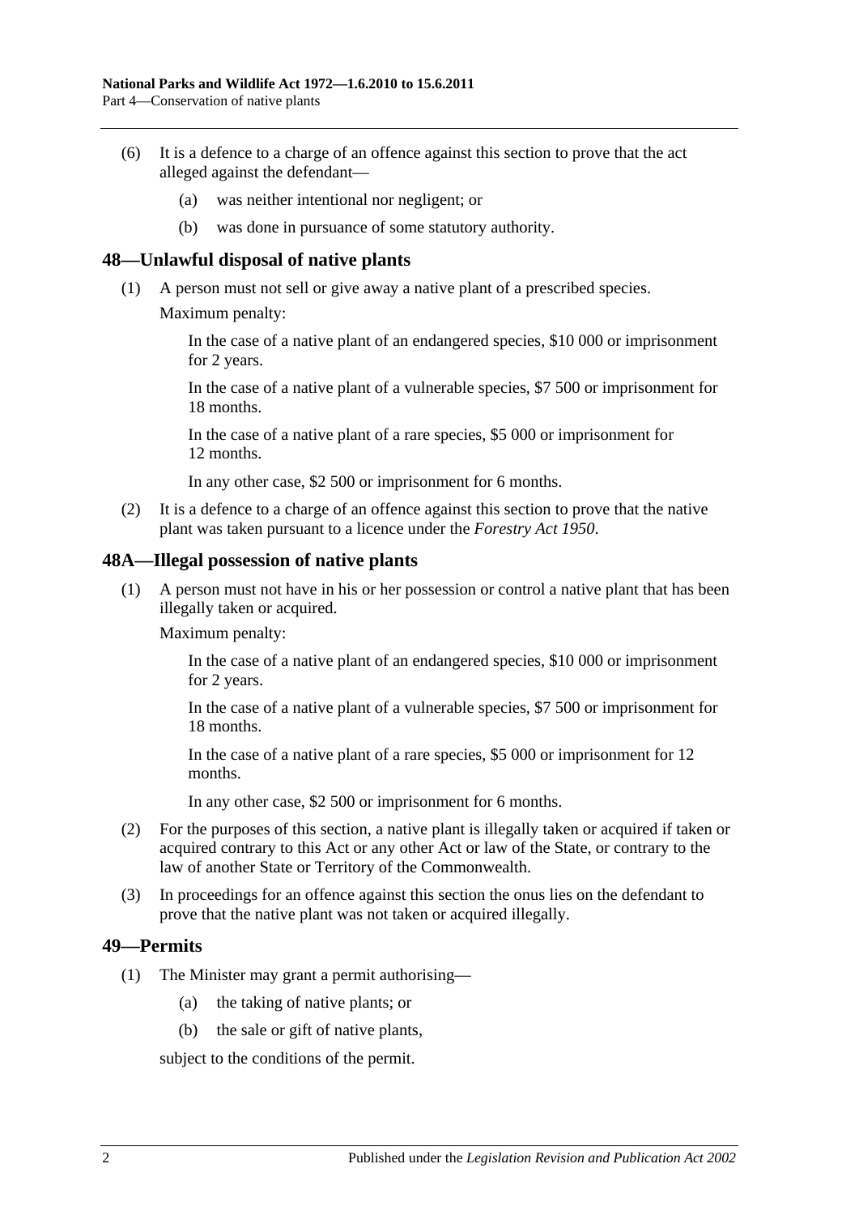(6) It is a defence to a charge of an offence against this section to prove that the act alleged against the defendant—

  (a) was neither intentional nor negligent; or

  (b) was done in pursuance of some statutory authority.

## 48—Unlawful disposal of native plants

(1) A person must not sell or give away a native plant of a prescribed species.

Maximum penalty:

In the case of a native plant of an endangered species, $10 000 or imprisonment for 2 years.

In the case of a native plant of a vulnerable species, $7 500 or imprisonment for 18 months.

In the case of a native plant of a rare species, $5 000 or imprisonment for 12 months.

In any other case, $2 500 or imprisonment for 6 months.

(2) It is a defence to a charge of an offence against this section to prove that the native plant was taken pursuant to a licence under the *Forestry Act 1950*.

## 48A—Illegal possession of native plants

(1) A person must not have in his or her possession or control a native plant that has been illegally taken or acquired.

Maximum penalty:

In the case of a native plant of an endangered species, $10 000 or imprisonment for 2 years.

In the case of a native plant of a vulnerable species, $7 500 or imprisonment for 18 months.

In the case of a native plant of a rare species, $5 000 or imprisonment for 12 months.

In any other case, $2 500 or imprisonment for 6 months.

(2) For the purposes of this section, a native plant is illegally taken or acquired if taken or acquired contrary to this Act or any other Act or law of the State, or contrary to the law of another State or Territory of the Commonwealth.

(3) In proceedings for an offence against this section the onus lies on the defendant to prove that the native plant was not taken or acquired illegally.

## 49—Permits

(1) The Minister may grant a permit authorising—

  (a) the taking of native plants; or

  (b) the sale or gift of native plants,

subject to the conditions of the permit.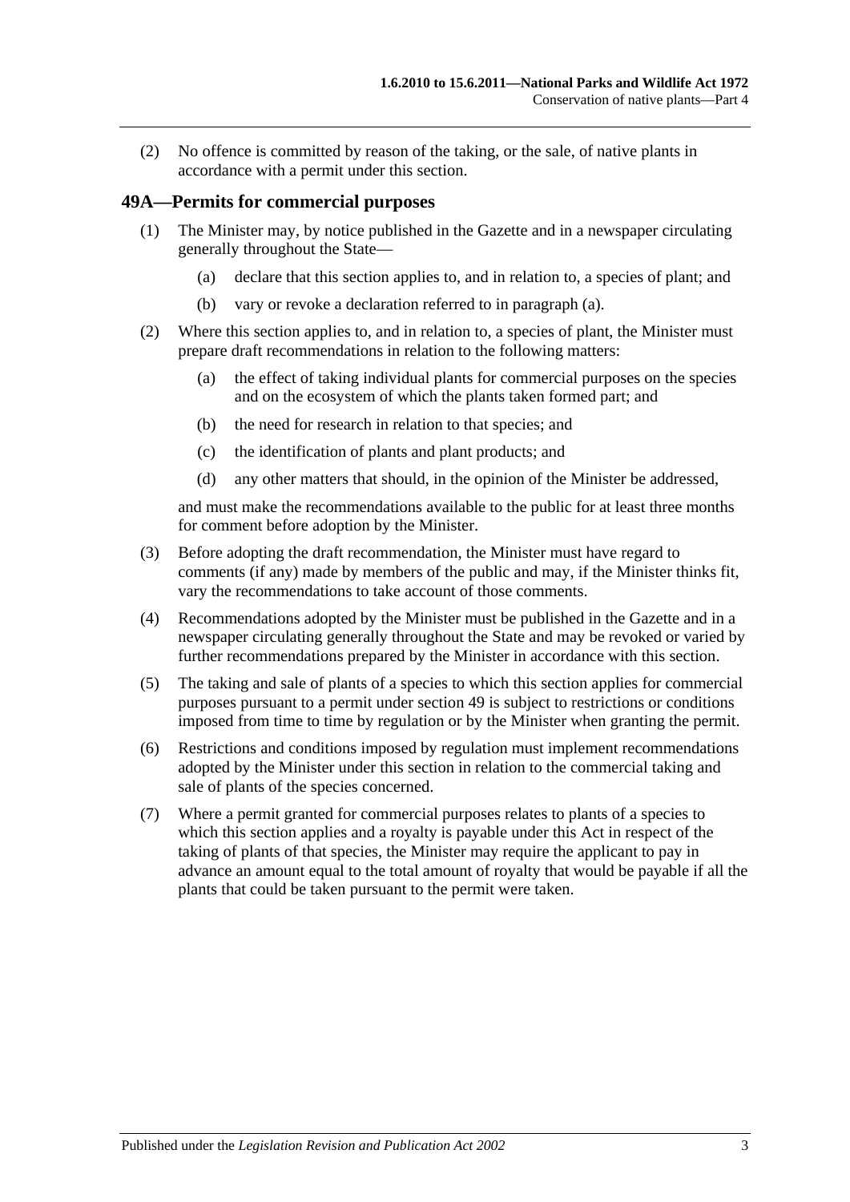(2) No offence is committed by reason of the taking, or the sale, of native plants in accordance with a permit under this section.

## 49A—Permits for commercial purposes

(1) The Minister may, by notice published in the Gazette and in a newspaper circulating generally throughout the State—

(a) declare that this section applies to, and in relation to, a species of plant; and

(b) vary or revoke a declaration referred to in paragraph (a).

(2) Where this section applies to, and in relation to, a species of plant, the Minister must prepare draft recommendations in relation to the following matters:

(a) the effect of taking individual plants for commercial purposes on the species and on the ecosystem of which the plants taken formed part; and

(b) the need for research in relation to that species; and

(c) the identification of plants and plant products; and

(d) any other matters that should, in the opinion of the Minister be addressed,

and must make the recommendations available to the public for at least three months for comment before adoption by the Minister.

(3) Before adopting the draft recommendation, the Minister must have regard to comments (if any) made by members of the public and may, if the Minister thinks fit, vary the recommendations to take account of those comments.

(4) Recommendations adopted by the Minister must be published in the Gazette and in a newspaper circulating generally throughout the State and may be revoked or varied by further recommendations prepared by the Minister in accordance with this section.

(5) The taking and sale of plants of a species to which this section applies for commercial purposes pursuant to a permit under section 49 is subject to restrictions or conditions imposed from time to time by regulation or by the Minister when granting the permit.

(6) Restrictions and conditions imposed by regulation must implement recommendations adopted by the Minister under this section in relation to the commercial taking and sale of plants of the species concerned.

(7) Where a permit granted for commercial purposes relates to plants of a species to which this section applies and a royalty is payable under this Act in respect of the taking of plants of that species, the Minister may require the applicant to pay in advance an amount equal to the total amount of royalty that would be payable if all the plants that could be taken pursuant to the permit were taken.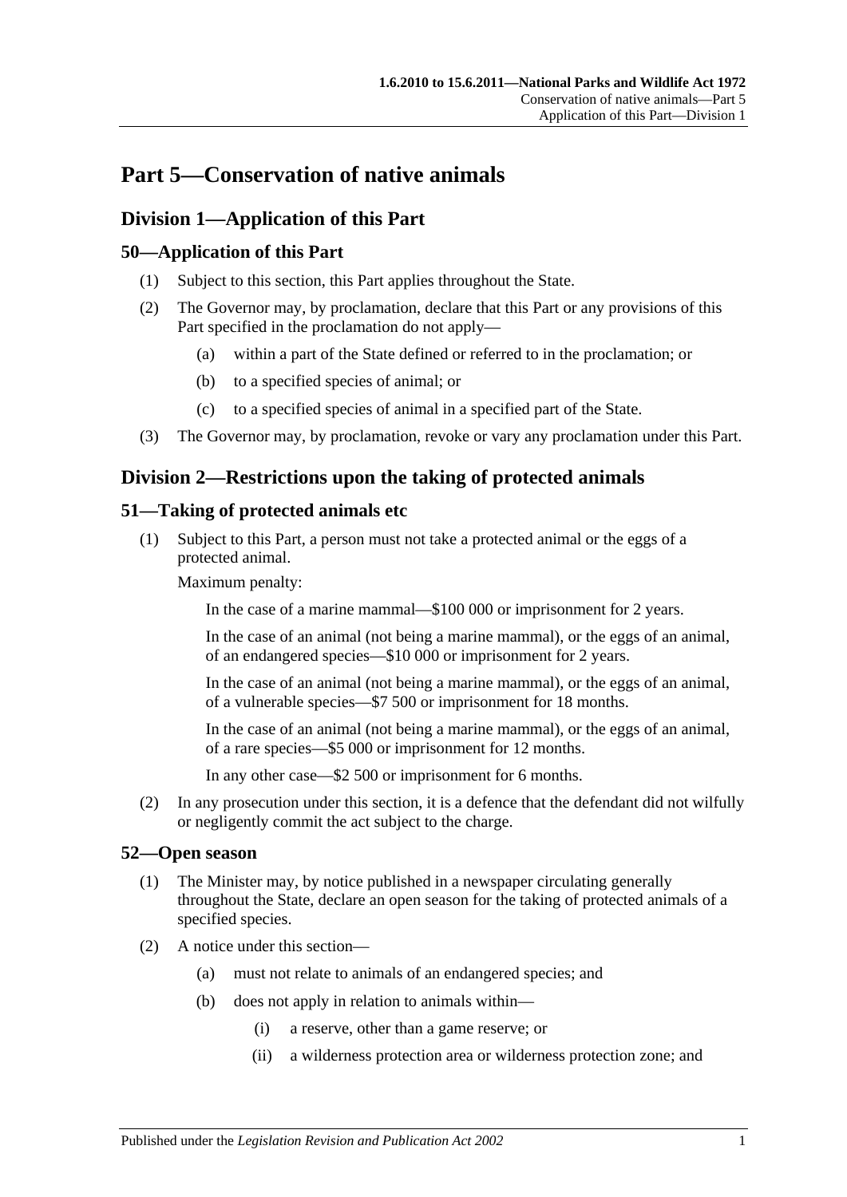# Part 5—Conservation of native animals

## Division 1—Application of this Part

### 50—Application of this Part

(1) Subject to this section, this Part applies throughout the State.

(2) The Governor may, by proclamation, declare that this Part or any provisions of this Part specified in the proclamation do not apply—

(a) within a part of the State defined or referred to in the proclamation; or

(b) to a specified species of animal; or

(c) to a specified species of animal in a specified part of the State.

(3) The Governor may, by proclamation, revoke or vary any proclamation under this Part.

## Division 2—Restrictions upon the taking of protected animals

### 51—Taking of protected animals etc

(1) Subject to this Part, a person must not take a protected animal or the eggs of a protected animal.

Maximum penalty:

In the case of a marine mammal—$100 000 or imprisonment for 2 years.

In the case of an animal (not being a marine mammal), or the eggs of an animal, of an endangered species—$10 000 or imprisonment for 2 years.

In the case of an animal (not being a marine mammal), or the eggs of an animal, of a vulnerable species—$7 500 or imprisonment for 18 months.

In the case of an animal (not being a marine mammal), or the eggs of an animal, of a rare species—$5 000 or imprisonment for 12 months.

In any other case—$2 500 or imprisonment for 6 months.

(2) In any prosecution under this section, it is a defence that the defendant did not wilfully or negligently commit the act subject to the charge.

### 52—Open season

(1) The Minister may, by notice published in a newspaper circulating generally throughout the State, declare an open season for the taking of protected animals of a specified species.

(2) A notice under this section—

(a) must not relate to animals of an endangered species; and

(b) does not apply in relation to animals within—

(i) a reserve, other than a game reserve; or

(ii) a wilderness protection area or wilderness protection zone; and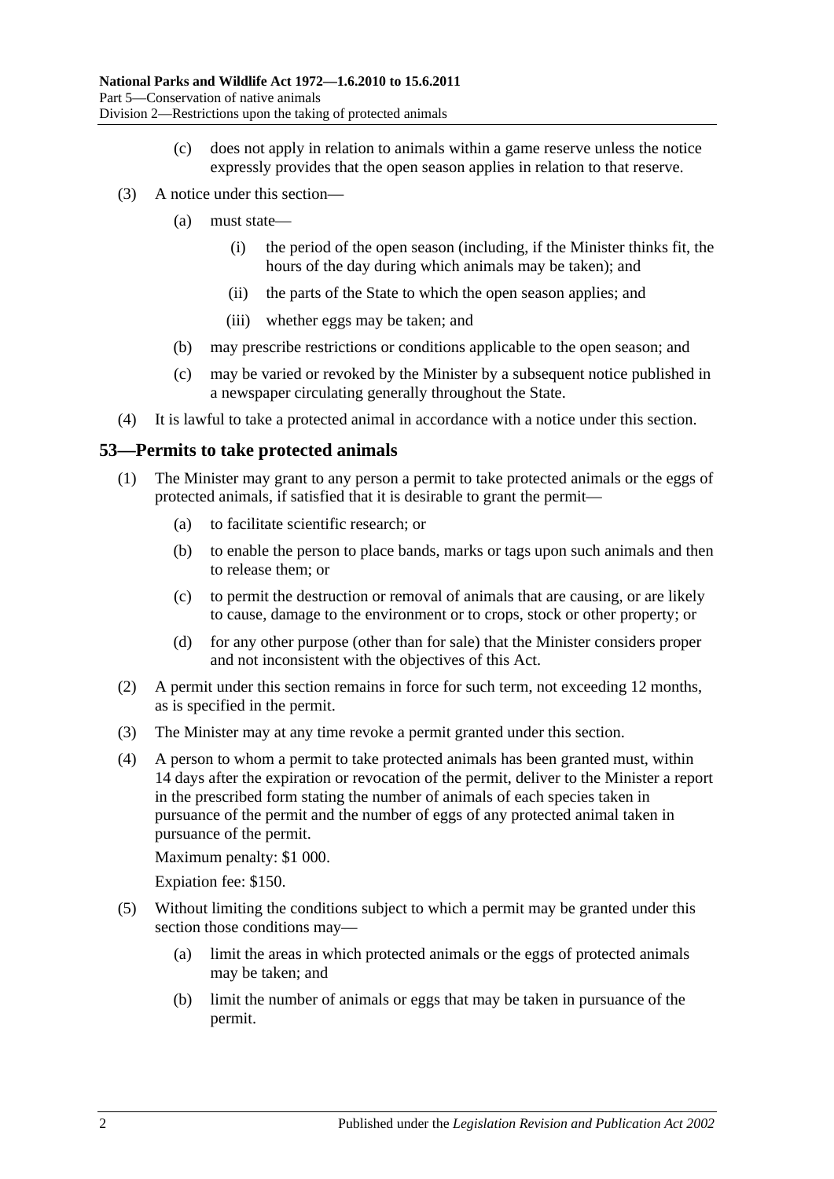(c) does not apply in relation to animals within a game reserve unless the notice expressly provides that the open season applies in relation to that reserve.

(3) A notice under this section—

(a) must state—

(i) the period of the open season (including, if the Minister thinks fit, the hours of the day during which animals may be taken); and

(ii) the parts of the State to which the open season applies; and

(iii) whether eggs may be taken; and

(b) may prescribe restrictions or conditions applicable to the open season; and

(c) may be varied or revoked by the Minister by a subsequent notice published in a newspaper circulating generally throughout the State.

(4) It is lawful to take a protected animal in accordance with a notice under this section.

## 53—Permits to take protected animals

(1) The Minister may grant to any person a permit to take protected animals or the eggs of protected animals, if satisfied that it is desirable to grant the permit—

(a) to facilitate scientific research; or

(b) to enable the person to place bands, marks or tags upon such animals and then to release them; or

(c) to permit the destruction or removal of animals that are causing, or are likely to cause, damage to the environment or to crops, stock or other property; or

(d) for any other purpose (other than for sale) that the Minister considers proper and not inconsistent with the objectives of this Act.

(2) A permit under this section remains in force for such term, not exceeding 12 months, as is specified in the permit.

(3) The Minister may at any time revoke a permit granted under this section.

(4) A person to whom a permit to take protected animals has been granted must, within 14 days after the expiration or revocation of the permit, deliver to the Minister a report in the prescribed form stating the number of animals of each species taken in pursuance of the permit and the number of eggs of any protected animal taken in pursuance of the permit.

Maximum penalty: $1 000.

Expiation fee: $150.

(5) Without limiting the conditions subject to which a permit may be granted under this section those conditions may—

(a) limit the areas in which protected animals or the eggs of protected animals may be taken; and

(b) limit the number of animals or eggs that may be taken in pursuance of the permit.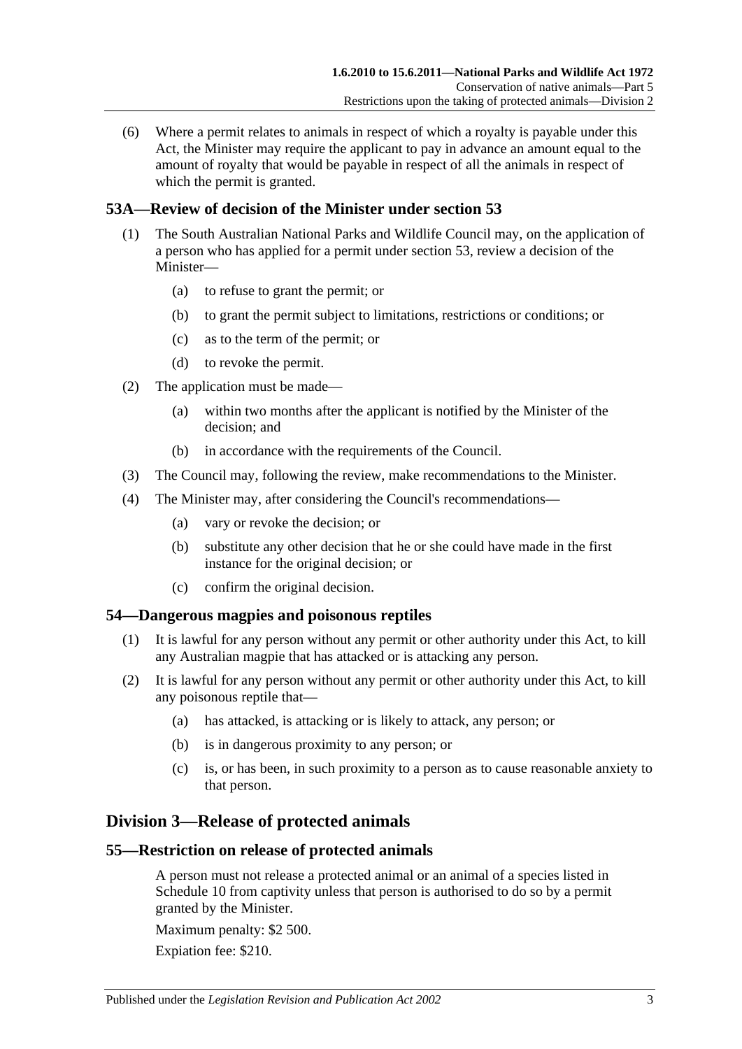(6) Where a permit relates to animals in respect of which a royalty is payable under this Act, the Minister may require the applicant to pay in advance an amount equal to the amount of royalty that would be payable in respect of all the animals in respect of which the permit is granted.

### 53A—Review of decision of the Minister under section 53

(1) The South Australian National Parks and Wildlife Council may, on the application of a person who has applied for a permit under section 53, review a decision of the Minister—

(a) to refuse to grant the permit; or

(b) to grant the permit subject to limitations, restrictions or conditions; or

(c) as to the term of the permit; or

(d) to revoke the permit.

(2) The application must be made—

(a) within two months after the applicant is notified by the Minister of the decision; and

(b) in accordance with the requirements of the Council.

(3) The Council may, following the review, make recommendations to the Minister.

(4) The Minister may, after considering the Council's recommendations—

(a) vary or revoke the decision; or

(b) substitute any other decision that he or she could have made in the first instance for the original decision; or

(c) confirm the original decision.

### 54—Dangerous magpies and poisonous reptiles

(1) It is lawful for any person without any permit or other authority under this Act, to kill any Australian magpie that has attacked or is attacking any person.

(2) It is lawful for any person without any permit or other authority under this Act, to kill any poisonous reptile that—

(a) has attacked, is attacking or is likely to attack, any person; or

(b) is in dangerous proximity to any person; or

(c) is, or has been, in such proximity to a person as to cause reasonable anxiety to that person.

## Division 3—Release of protected animals

### 55—Restriction on release of protected animals

A person must not release a protected animal or an animal of a species listed in Schedule 10 from captivity unless that person is authorised to do so by a permit granted by the Minister.

Maximum penalty: $2 500.

Expiation fee: $210.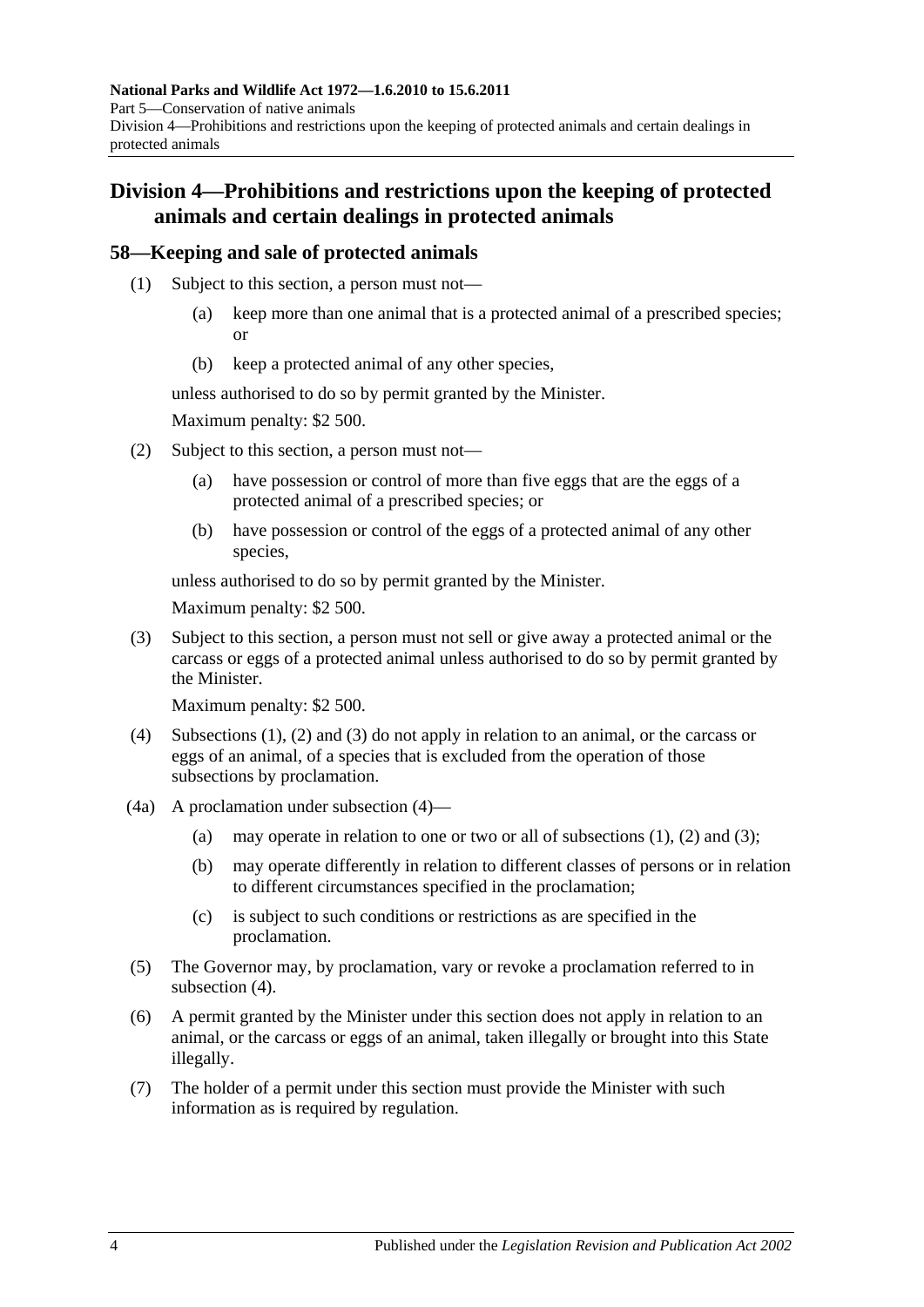## Division 4—Prohibitions and restrictions upon the keeping of protected animals and certain dealings in protected animals

### 58—Keeping and sale of protected animals

(1) Subject to this section, a person must not—

  (a) keep more than one animal that is a protected animal of a prescribed species; or

  (b) keep a protected animal of any other species,

unless authorised to do so by permit granted by the Minister.

Maximum penalty: $2 500.

(2) Subject to this section, a person must not—

  (a) have possession or control of more than five eggs that are the eggs of a protected animal of a prescribed species; or

  (b) have possession or control of the eggs of a protected animal of any other species,

unless authorised to do so by permit granted by the Minister.

Maximum penalty: $2 500.

(3) Subject to this section, a person must not sell or give away a protected animal or the carcass or eggs of a protected animal unless authorised to do so by permit granted by the Minister.

Maximum penalty: $2 500.

(4) Subsections (1), (2) and (3) do not apply in relation to an animal, or the carcass or eggs of an animal, of a species that is excluded from the operation of those subsections by proclamation.

(4a) A proclamation under subsection (4)—

  (a) may operate in relation to one or two or all of subsections (1), (2) and (3);

  (b) may operate differently in relation to different classes of persons or in relation to different circumstances specified in the proclamation;

  (c) is subject to such conditions or restrictions as are specified in the proclamation.

(5) The Governor may, by proclamation, vary or revoke a proclamation referred to in subsection (4).

(6) A permit granted by the Minister under this section does not apply in relation to an animal, or the carcass or eggs of an animal, taken illegally or brought into this State illegally.

(7) The holder of a permit under this section must provide the Minister with such information as is required by regulation.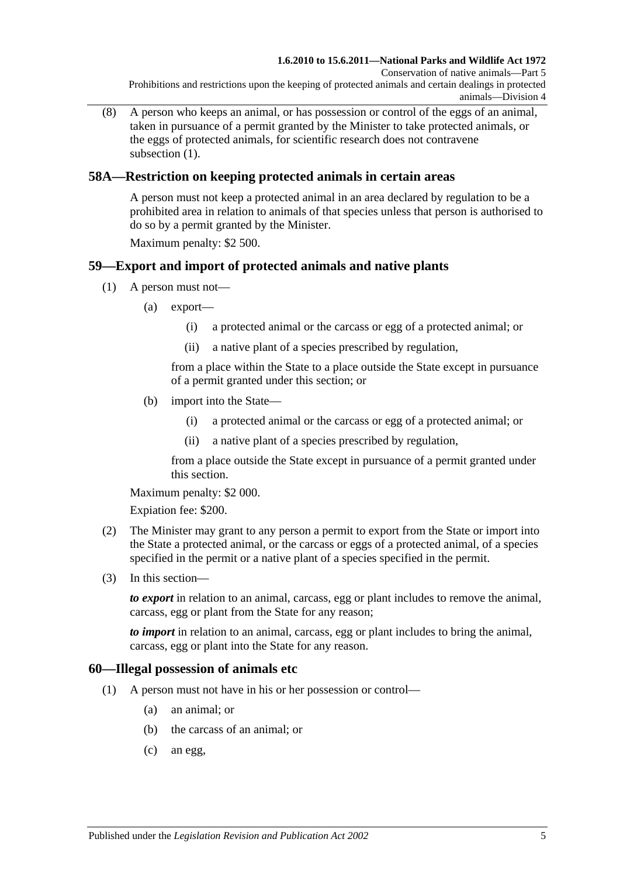(8) A person who keeps an animal, or has possession or control of the eggs of an animal, taken in pursuance of a permit granted by the Minister to take protected animals, or the eggs of protected animals, for scientific research does not contravene subsection (1).

## 58A—Restriction on keeping protected animals in certain areas

A person must not keep a protected animal in an area declared by regulation to be a prohibited area in relation to animals of that species unless that person is authorised to do so by a permit granted by the Minister.

Maximum penalty: $2 500.

## 59—Export and import of protected animals and native plants

(1) A person must not—

(a) export—

(i) a protected animal or the carcass or egg of a protected animal; or

(ii) a native plant of a species prescribed by regulation,

from a place within the State to a place outside the State except in pursuance of a permit granted under this section; or

(b) import into the State—

(i) a protected animal or the carcass or egg of a protected animal; or

(ii) a native plant of a species prescribed by regulation,

from a place outside the State except in pursuance of a permit granted under this section.

Maximum penalty: $2 000.

Expiation fee: $200.

(2) The Minister may grant to any person a permit to export from the State or import into the State a protected animal, or the carcass or eggs of a protected animal, of a species specified in the permit or a native plant of a species specified in the permit.

(3) In this section—

***to export*** in relation to an animal, carcass, egg or plant includes to remove the animal, carcass, egg or plant from the State for any reason;

***to import*** in relation to an animal, carcass, egg or plant includes to bring the animal, carcass, egg or plant into the State for any reason.

## 60—Illegal possession of animals etc

(1) A person must not have in his or her possession or control—

(a) an animal; or

(b) the carcass of an animal; or

(c) an egg,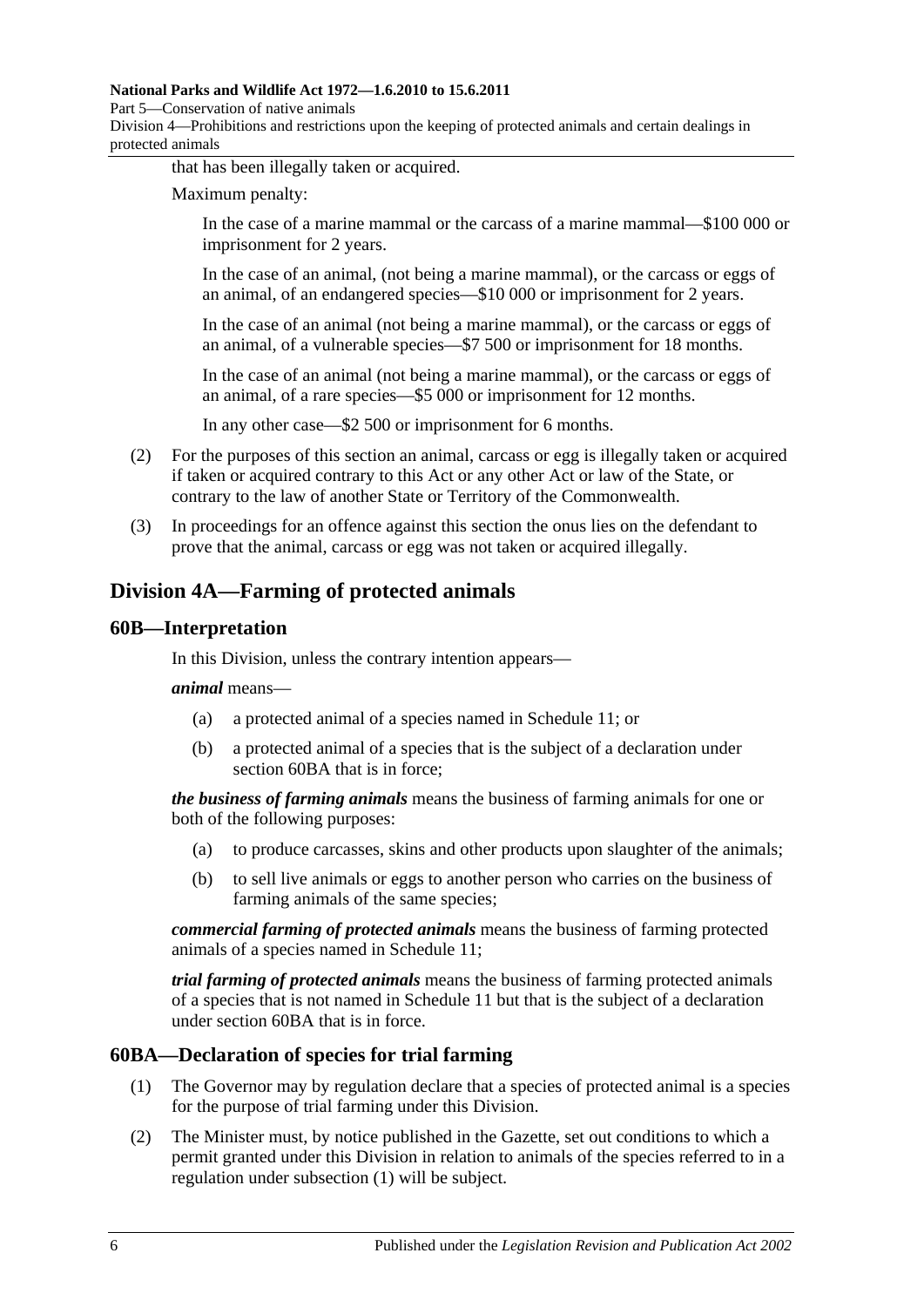that has been illegally taken or acquired.

Maximum penalty:

In the case of a marine mammal or the carcass of a marine mammal—$100 000 or imprisonment for 2 years.

In the case of an animal, (not being a marine mammal), or the carcass or eggs of an animal, of an endangered species—$10 000 or imprisonment for 2 years.

In the case of an animal (not being a marine mammal), or the carcass or eggs of an animal, of a vulnerable species—$7 500 or imprisonment for 18 months.

In the case of an animal (not being a marine mammal), or the carcass or eggs of an animal, of a rare species—$5 000 or imprisonment for 12 months.

In any other case—$2 500 or imprisonment for 6 months.

(2) For the purposes of this section an animal, carcass or egg is illegally taken or acquired if taken or acquired contrary to this Act or any other Act or law of the State, or contrary to the law of another State or Territory of the Commonwealth.

(3) In proceedings for an offence against this section the onus lies on the defendant to prove that the animal, carcass or egg was not taken or acquired illegally.

## Division 4A—Farming of protected animals

### 60B—Interpretation

In this Division, unless the contrary intention appears—

***animal*** means—

(a) a protected animal of a species named in Schedule 11; or

(b) a protected animal of a species that is the subject of a declaration under section 60BA that is in force;

***the business of farming animals*** means the business of farming animals for one or both of the following purposes:

(a) to produce carcasses, skins and other products upon slaughter of the animals;

(b) to sell live animals or eggs to another person who carries on the business of farming animals of the same species;

***commercial farming of protected animals*** means the business of farming protected animals of a species named in Schedule 11;

***trial farming of protected animals*** means the business of farming protected animals of a species that is not named in Schedule 11 but that is the subject of a declaration under section 60BA that is in force.

### 60BA—Declaration of species for trial farming

(1) The Governor may by regulation declare that a species of protected animal is a species for the purpose of trial farming under this Division.

(2) The Minister must, by notice published in the Gazette, set out conditions to which a permit granted under this Division in relation to animals of the species referred to in a regulation under subsection (1) will be subject.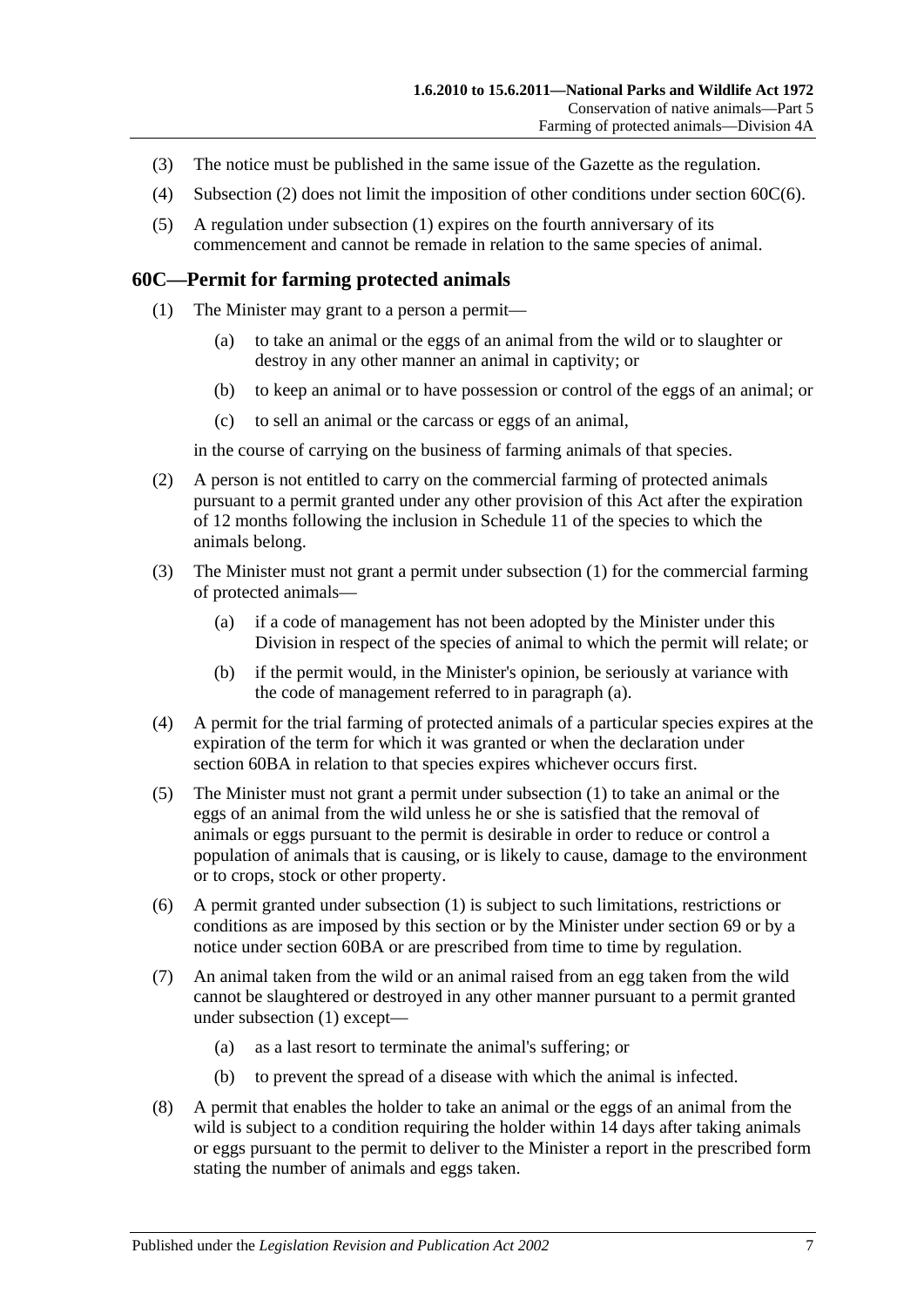(3) The notice must be published in the same issue of the Gazette as the regulation.

(4) Subsection (2) does not limit the imposition of other conditions under section 60C(6).

(5) A regulation under subsection (1) expires on the fourth anniversary of its commencement and cannot be remade in relation to the same species of animal.

## 60C—Permit for farming protected animals

(1) The Minister may grant to a person a permit—

(a) to take an animal or the eggs of an animal from the wild or to slaughter or destroy in any other manner an animal in captivity; or

(b) to keep an animal or to have possession or control of the eggs of an animal; or

(c) to sell an animal or the carcass or eggs of an animal,

in the course of carrying on the business of farming animals of that species.

(2) A person is not entitled to carry on the commercial farming of protected animals pursuant to a permit granted under any other provision of this Act after the expiration of 12 months following the inclusion in Schedule 11 of the species to which the animals belong.

(3) The Minister must not grant a permit under subsection (1) for the commercial farming of protected animals—

(a) if a code of management has not been adopted by the Minister under this Division in respect of the species of animal to which the permit will relate; or

(b) if the permit would, in the Minister's opinion, be seriously at variance with the code of management referred to in paragraph (a).

(4) A permit for the trial farming of protected animals of a particular species expires at the expiration of the term for which it was granted or when the declaration under section 60BA in relation to that species expires whichever occurs first.

(5) The Minister must not grant a permit under subsection (1) to take an animal or the eggs of an animal from the wild unless he or she is satisfied that the removal of animals or eggs pursuant to the permit is desirable in order to reduce or control a population of animals that is causing, or is likely to cause, damage to the environment or to crops, stock or other property.

(6) A permit granted under subsection (1) is subject to such limitations, restrictions or conditions as are imposed by this section or by the Minister under section 69 or by a notice under section 60BA or are prescribed from time to time by regulation.

(7) An animal taken from the wild or an animal raised from an egg taken from the wild cannot be slaughtered or destroyed in any other manner pursuant to a permit granted under subsection (1) except—

(a) as a last resort to terminate the animal's suffering; or

(b) to prevent the spread of a disease with which the animal is infected.

(8) A permit that enables the holder to take an animal or the eggs of an animal from the wild is subject to a condition requiring the holder within 14 days after taking animals or eggs pursuant to the permit to deliver to the Minister a report in the prescribed form stating the number of animals and eggs taken.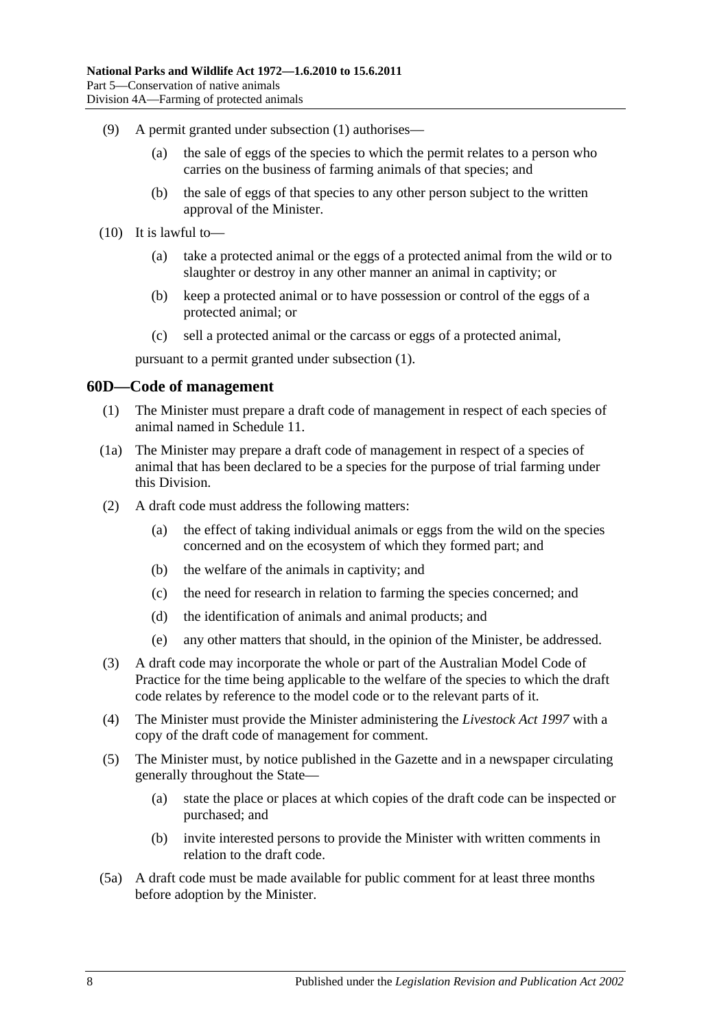(9) A permit granted under subsection (1) authorises—

(a) the sale of eggs of the species to which the permit relates to a person who carries on the business of farming animals of that species; and

(b) the sale of eggs of that species to any other person subject to the written approval of the Minister.

(10) It is lawful to—

(a) take a protected animal or the eggs of a protected animal from the wild or to slaughter or destroy in any other manner an animal in captivity; or

(b) keep a protected animal or to have possession or control of the eggs of a protected animal; or

(c) sell a protected animal or the carcass or eggs of a protected animal,

pursuant to a permit granted under subsection (1).

## 60D—Code of management

(1) The Minister must prepare a draft code of management in respect of each species of animal named in Schedule 11.

(1a) The Minister may prepare a draft code of management in respect of a species of animal that has been declared to be a species for the purpose of trial farming under this Division.

(2) A draft code must address the following matters:

(a) the effect of taking individual animals or eggs from the wild on the species concerned and on the ecosystem of which they formed part; and

(b) the welfare of the animals in captivity; and

(c) the need for research in relation to farming the species concerned; and

(d) the identification of animals and animal products; and

(e) any other matters that should, in the opinion of the Minister, be addressed.

(3) A draft code may incorporate the whole or part of the Australian Model Code of Practice for the time being applicable to the welfare of the species to which the draft code relates by reference to the model code or to the relevant parts of it.

(4) The Minister must provide the Minister administering the *Livestock Act 1997* with a copy of the draft code of management for comment.

(5) The Minister must, by notice published in the Gazette and in a newspaper circulating generally throughout the State—

(a) state the place or places at which copies of the draft code can be inspected or purchased; and

(b) invite interested persons to provide the Minister with written comments in relation to the draft code.

(5a) A draft code must be made available for public comment for at least three months before adoption by the Minister.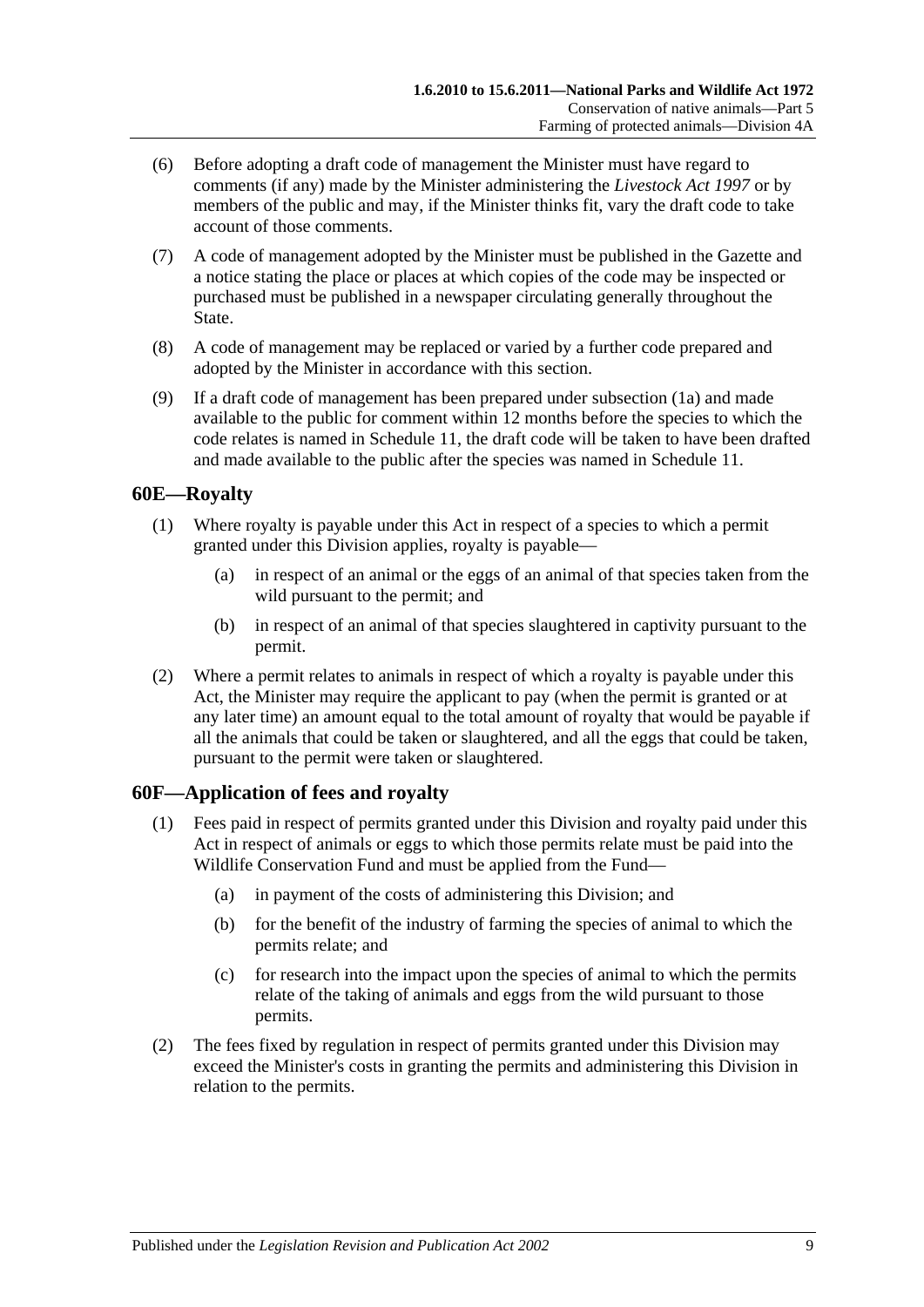(6) Before adopting a draft code of management the Minister must have regard to comments (if any) made by the Minister administering the *Livestock Act 1997* or by members of the public and may, if the Minister thinks fit, vary the draft code to take account of those comments.

(7) A code of management adopted by the Minister must be published in the Gazette and a notice stating the place or places at which copies of the code may be inspected or purchased must be published in a newspaper circulating generally throughout the State.

(8) A code of management may be replaced or varied by a further code prepared and adopted by the Minister in accordance with this section.

(9) If a draft code of management has been prepared under subsection (1a) and made available to the public for comment within 12 months before the species to which the code relates is named in Schedule 11, the draft code will be taken to have been drafted and made available to the public after the species was named in Schedule 11.

## 60E—Royalty

(1) Where royalty is payable under this Act in respect of a species to which a permit granted under this Division applies, royalty is payable—

- (a) in respect of an animal or the eggs of an animal of that species taken from the wild pursuant to the permit; and
- (b) in respect of an animal of that species slaughtered in captivity pursuant to the permit.

(2) Where a permit relates to animals in respect of which a royalty is payable under this Act, the Minister may require the applicant to pay (when the permit is granted or at any later time) an amount equal to the total amount of royalty that would be payable if all the animals that could be taken or slaughtered, and all the eggs that could be taken, pursuant to the permit were taken or slaughtered.

## 60F—Application of fees and royalty

(1) Fees paid in respect of permits granted under this Division and royalty paid under this Act in respect of animals or eggs to which those permits relate must be paid into the Wildlife Conservation Fund and must be applied from the Fund—

- (a) in payment of the costs of administering this Division; and
- (b) for the benefit of the industry of farming the species of animal to which the permits relate; and
- (c) for research into the impact upon the species of animal to which the permits relate of the taking of animals and eggs from the wild pursuant to those permits.

(2) The fees fixed by regulation in respect of permits granted under this Division may exceed the Minister's costs in granting the permits and administering this Division in relation to the permits.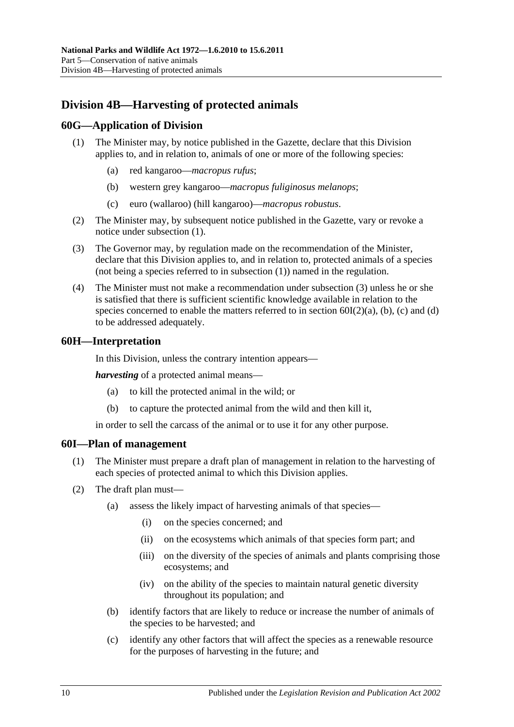## Division 4B—Harvesting of protected animals

### 60G—Application of Division

(1) The Minister may, by notice published in the Gazette, declare that this Division applies to, and in relation to, animals of one or more of the following species:

- (a) red kangaroo—*macropus rufus*;
- (b) western grey kangaroo—*macropus fuliginosus melanops*;
- (c) euro (wallaroo) (hill kangaroo)—*macropus robustus*.

(2) The Minister may, by subsequent notice published in the Gazette, vary or revoke a notice under subsection (1).

(3) The Governor may, by regulation made on the recommendation of the Minister, declare that this Division applies to, and in relation to, protected animals of a species (not being a species referred to in subsection (1)) named in the regulation.

(4) The Minister must not make a recommendation under subsection (3) unless he or she is satisfied that there is sufficient scientific knowledge available in relation to the species concerned to enable the matters referred to in section 60I(2)(a), (b), (c) and (d) to be addressed adequately.

### 60H—Interpretation

In this Division, unless the contrary intention appears—

***harvesting*** of a protected animal means—

- (a) to kill the protected animal in the wild; or
- (b) to capture the protected animal from the wild and then kill it,

in order to sell the carcass of the animal or to use it for any other purpose.

### 60I—Plan of management

(1) The Minister must prepare a draft plan of management in relation to the harvesting of each species of protected animal to which this Division applies.

(2) The draft plan must—

- (a) assess the likely impact of harvesting animals of that species—
  - (i) on the species concerned; and
  - (ii) on the ecosystems which animals of that species form part; and
  - (iii) on the diversity of the species of animals and plants comprising those ecosystems; and
  - (iv) on the ability of the species to maintain natural genetic diversity throughout its population; and
- (b) identify factors that are likely to reduce or increase the number of animals of the species to be harvested; and
- (c) identify any other factors that will affect the species as a renewable resource for the purposes of harvesting in the future; and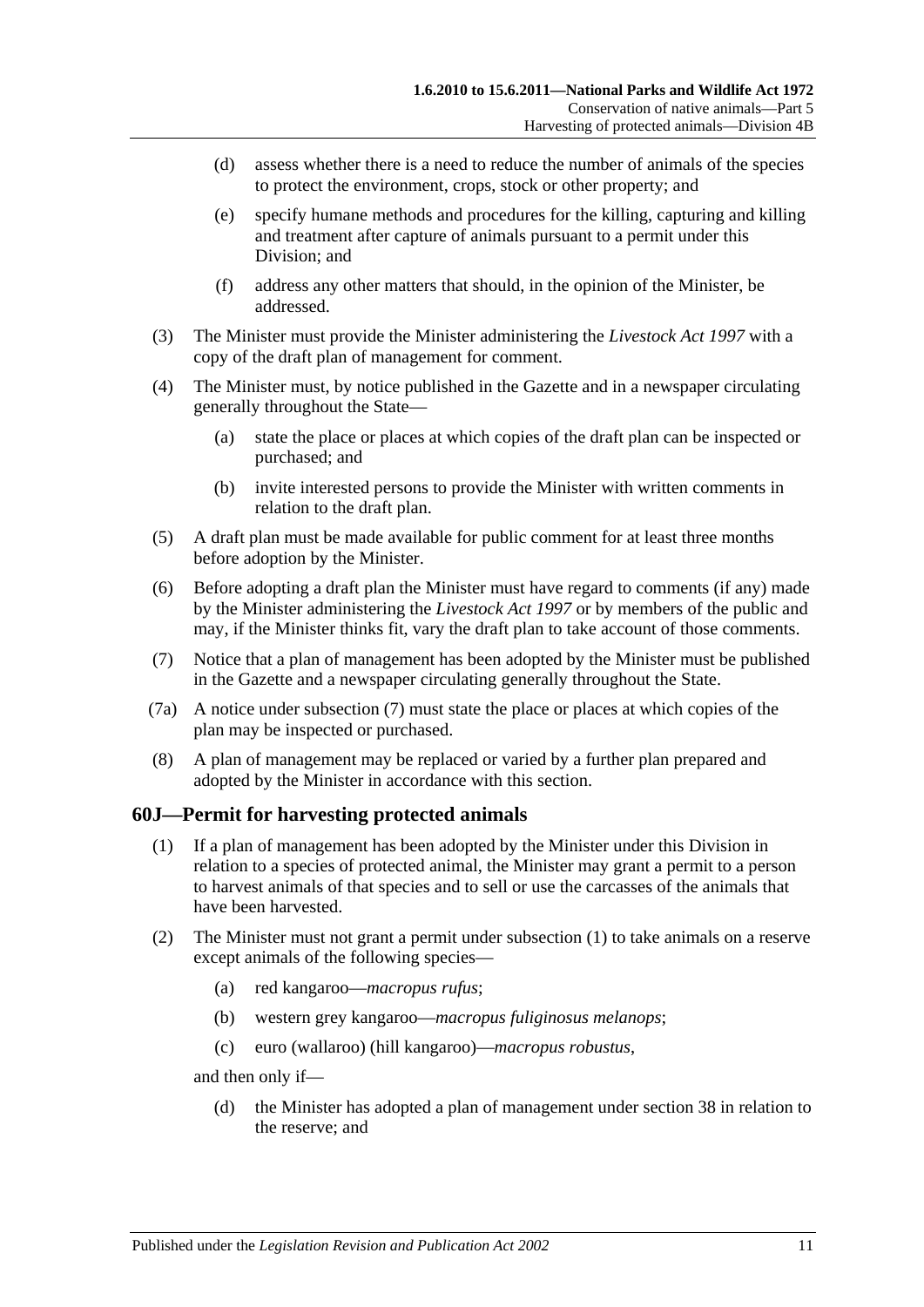(d) assess whether there is a need to reduce the number of animals of the species to protect the environment, crops, stock or other property; and

(e) specify humane methods and procedures for the killing, capturing and killing and treatment after capture of animals pursuant to a permit under this Division; and

(f) address any other matters that should, in the opinion of the Minister, be addressed.

(3) The Minister must provide the Minister administering the *Livestock Act 1997* with a copy of the draft plan of management for comment.

(4) The Minister must, by notice published in the Gazette and in a newspaper circulating generally throughout the State—

(a) state the place or places at which copies of the draft plan can be inspected or purchased; and

(b) invite interested persons to provide the Minister with written comments in relation to the draft plan.

(5) A draft plan must be made available for public comment for at least three months before adoption by the Minister.

(6) Before adopting a draft plan the Minister must have regard to comments (if any) made by the Minister administering the *Livestock Act 1997* or by members of the public and may, if the Minister thinks fit, vary the draft plan to take account of those comments.

(7) Notice that a plan of management has been adopted by the Minister must be published in the Gazette and a newspaper circulating generally throughout the State.

(7a) A notice under subsection (7) must state the place or places at which copies of the plan may be inspected or purchased.

(8) A plan of management may be replaced or varied by a further plan prepared and adopted by the Minister in accordance with this section.

## 60J—Permit for harvesting protected animals

(1) If a plan of management has been adopted by the Minister under this Division in relation to a species of protected animal, the Minister may grant a permit to a person to harvest animals of that species and to sell or use the carcasses of the animals that have been harvested.

(2) The Minister must not grant a permit under subsection (1) to take animals on a reserve except animals of the following species—

(a) red kangaroo—*macropus rufus*;

(b) western grey kangaroo—*macropus fuliginosus melanops*;

(c) euro (wallaroo) (hill kangaroo)—*macropus robustus*,

and then only if—

(d) the Minister has adopted a plan of management under section 38 in relation to the reserve; and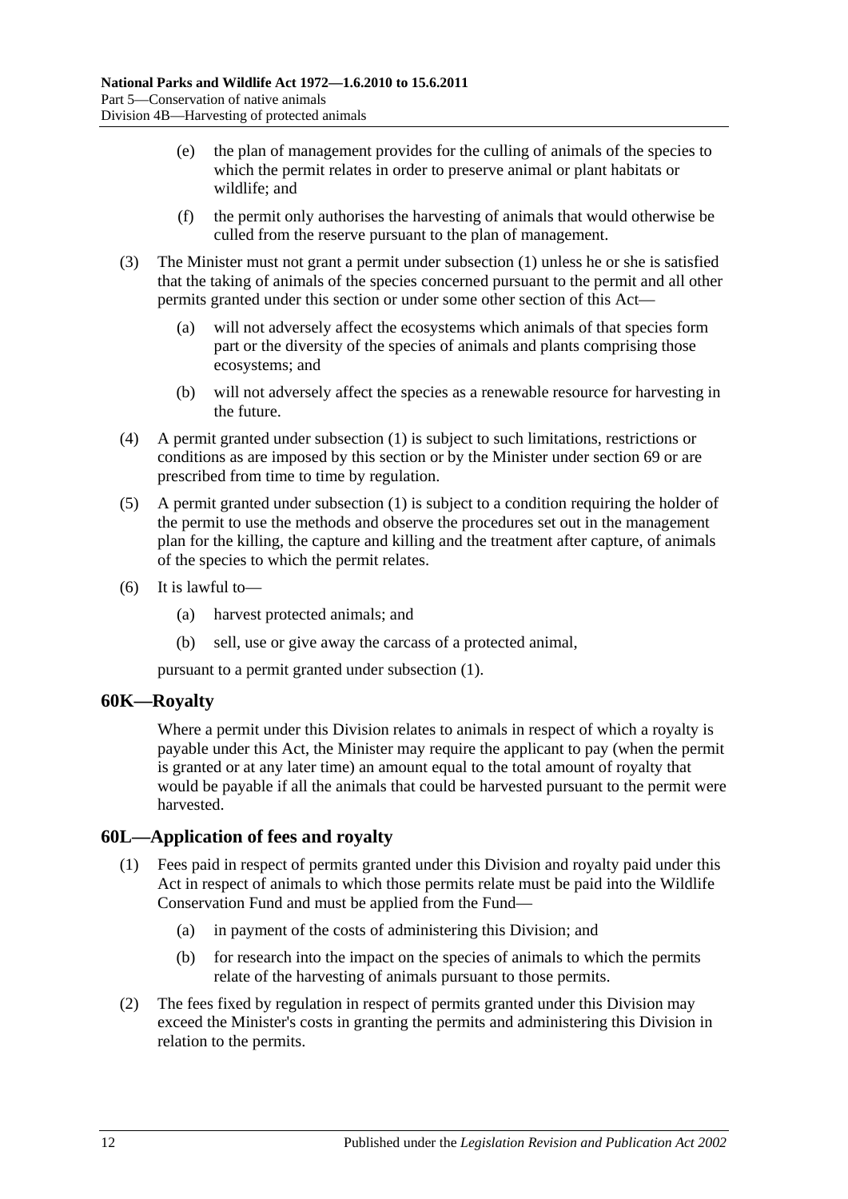(e) the plan of management provides for the culling of animals of the species to which the permit relates in order to preserve animal or plant habitats or wildlife; and

(f) the permit only authorises the harvesting of animals that would otherwise be culled from the reserve pursuant to the plan of management.

(3) The Minister must not grant a permit under subsection (1) unless he or she is satisfied that the taking of animals of the species concerned pursuant to the permit and all other permits granted under this section or under some other section of this Act—

(a) will not adversely affect the ecosystems which animals of that species form part or the diversity of the species of animals and plants comprising those ecosystems; and

(b) will not adversely affect the species as a renewable resource for harvesting in the future.

(4) A permit granted under subsection (1) is subject to such limitations, restrictions or conditions as are imposed by this section or by the Minister under section 69 or are prescribed from time to time by regulation.

(5) A permit granted under subsection (1) is subject to a condition requiring the holder of the permit to use the methods and observe the procedures set out in the management plan for the killing, the capture and killing and the treatment after capture, of animals of the species to which the permit relates.

(6) It is lawful to—

(a) harvest protected animals; and

(b) sell, use or give away the carcass of a protected animal,

pursuant to a permit granted under subsection (1).

## 60K—Royalty

Where a permit under this Division relates to animals in respect of which a royalty is payable under this Act, the Minister may require the applicant to pay (when the permit is granted or at any later time) an amount equal to the total amount of royalty that would be payable if all the animals that could be harvested pursuant to the permit were harvested.

## 60L—Application of fees and royalty

(1) Fees paid in respect of permits granted under this Division and royalty paid under this Act in respect of animals to which those permits relate must be paid into the Wildlife Conservation Fund and must be applied from the Fund—

(a) in payment of the costs of administering this Division; and

(b) for research into the impact on the species of animals to which the permits relate of the harvesting of animals pursuant to those permits.

(2) The fees fixed by regulation in respect of permits granted under this Division may exceed the Minister's costs in granting the permits and administering this Division in relation to the permits.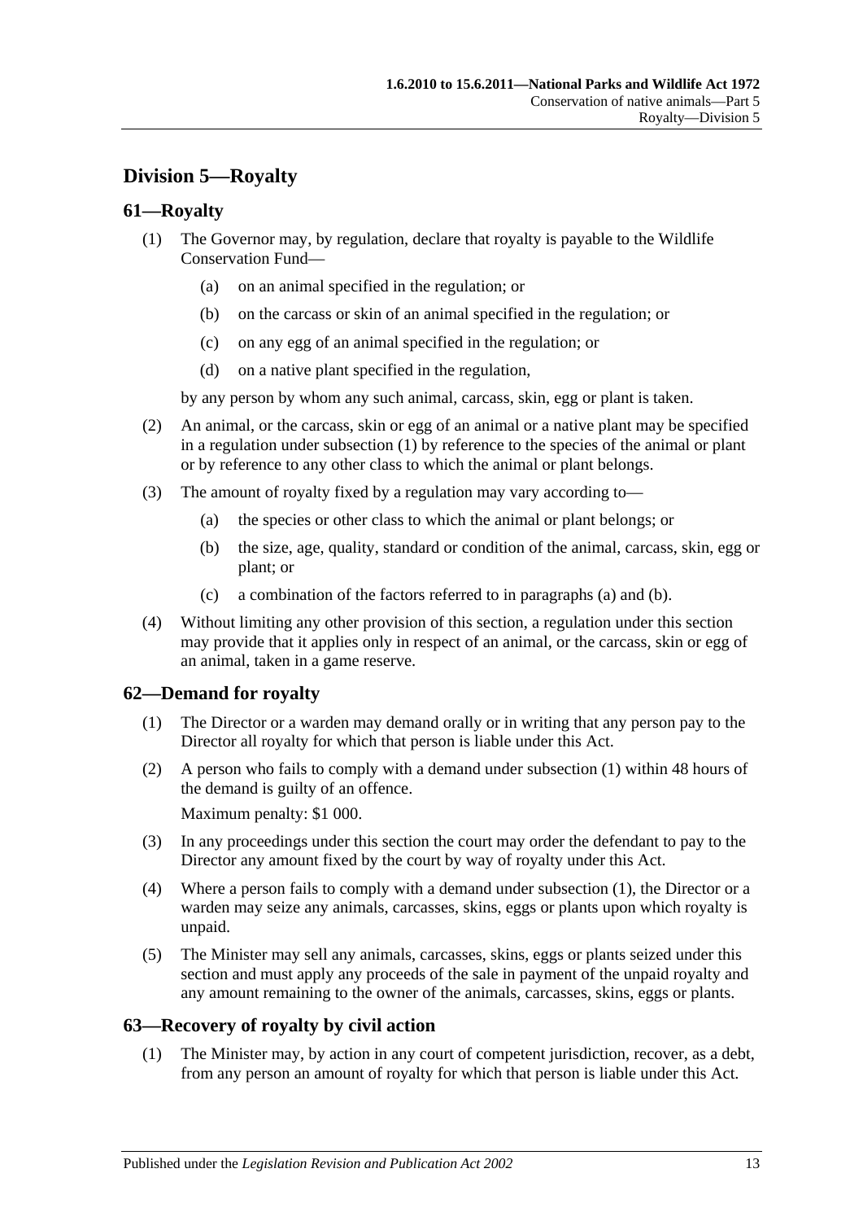## Division 5—Royalty

### 61—Royalty

(1) The Governor may, by regulation, declare that royalty is payable to the Wildlife Conservation Fund—

(a) on an animal specified in the regulation; or

(b) on the carcass or skin of an animal specified in the regulation; or

(c) on any egg of an animal specified in the regulation; or

(d) on a native plant specified in the regulation,

by any person by whom any such animal, carcass, skin, egg or plant is taken.

(2) An animal, or the carcass, skin or egg of an animal or a native plant may be specified in a regulation under subsection (1) by reference to the species of the animal or plant or by reference to any other class to which the animal or plant belongs.

(3) The amount of royalty fixed by a regulation may vary according to—

(a) the species or other class to which the animal or plant belongs; or

(b) the size, age, quality, standard or condition of the animal, carcass, skin, egg or plant; or

(c) a combination of the factors referred to in paragraphs (a) and (b).

(4) Without limiting any other provision of this section, a regulation under this section may provide that it applies only in respect of an animal, or the carcass, skin or egg of an animal, taken in a game reserve.

### 62—Demand for royalty

(1) The Director or a warden may demand orally or in writing that any person pay to the Director all royalty for which that person is liable under this Act.

(2) A person who fails to comply with a demand under subsection (1) within 48 hours of the demand is guilty of an offence.

Maximum penalty: $1 000.

(3) In any proceedings under this section the court may order the defendant to pay to the Director any amount fixed by the court by way of royalty under this Act.

(4) Where a person fails to comply with a demand under subsection (1), the Director or a warden may seize any animals, carcasses, skins, eggs or plants upon which royalty is unpaid.

(5) The Minister may sell any animals, carcasses, skins, eggs or plants seized under this section and must apply any proceeds of the sale in payment of the unpaid royalty and any amount remaining to the owner of the animals, carcasses, skins, eggs or plants.

### 63—Recovery of royalty by civil action

(1) The Minister may, by action in any court of competent jurisdiction, recover, as a debt, from any person an amount of royalty for which that person is liable under this Act.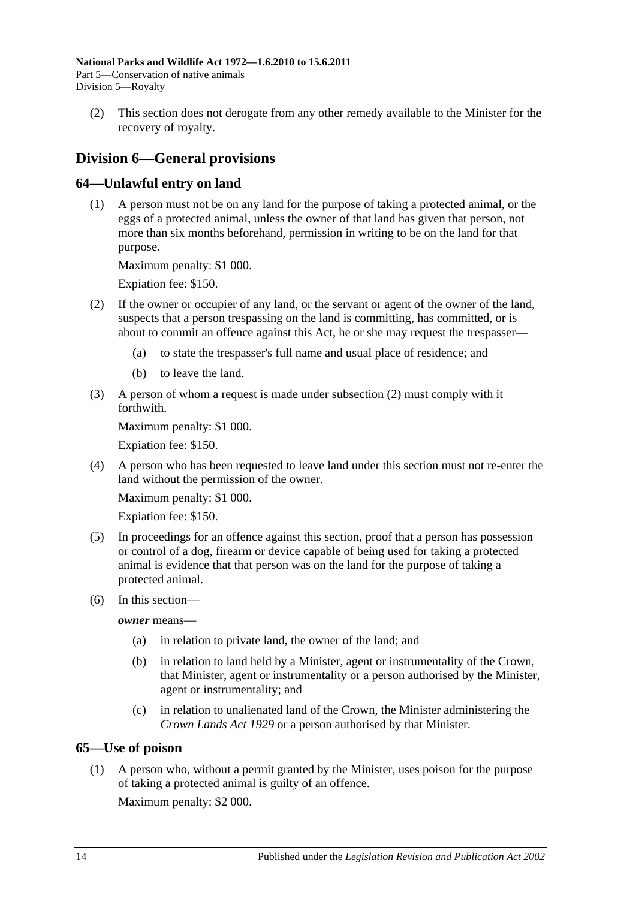(2) This section does not derogate from any other remedy available to the Minister for the recovery of royalty.

## Division 6—General provisions

### 64—Unlawful entry on land

(1) A person must not be on any land for the purpose of taking a protected animal, or the eggs of a protected animal, unless the owner of that land has given that person, not more than six months beforehand, permission in writing to be on the land for that purpose.

Maximum penalty: $1 000.

Expiation fee: $150.

(2) If the owner or occupier of any land, or the servant or agent of the owner of the land, suspects that a person trespassing on the land is committing, has committed, or is about to commit an offence against this Act, he or she may request the trespasser—

- (a) to state the trespasser's full name and usual place of residence; and
- (b) to leave the land.

(3) A person of whom a request is made under subsection (2) must comply with it forthwith.

Maximum penalty: $1 000.

Expiation fee: $150.

(4) A person who has been requested to leave land under this section must not re-enter the land without the permission of the owner.

Maximum penalty: $1 000.

Expiation fee: $150.

(5) In proceedings for an offence against this section, proof that a person has possession or control of a dog, firearm or device capable of being used for taking a protected animal is evidence that that person was on the land for the purpose of taking a protected animal.

(6) In this section—

***owner*** means—

- (a) in relation to private land, the owner of the land; and
- (b) in relation to land held by a Minister, agent or instrumentality of the Crown, that Minister, agent or instrumentality or a person authorised by the Minister, agent or instrumentality; and
- (c) in relation to unalienated land of the Crown, the Minister administering the *Crown Lands Act 1929* or a person authorised by that Minister.

### 65—Use of poison

(1) A person who, without a permit granted by the Minister, uses poison for the purpose of taking a protected animal is guilty of an offence.

Maximum penalty: $2 000.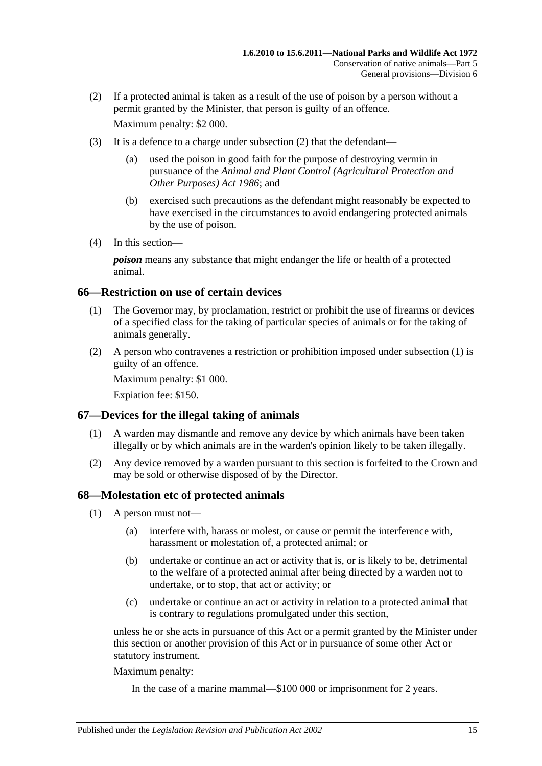(2) If a protected animal is taken as a result of the use of poison by a person without a permit granted by the Minister, that person is guilty of an offence.

Maximum penalty: $2 000.

(3) It is a defence to a charge under subsection (2) that the defendant—

(a) used the poison in good faith for the purpose of destroying vermin in pursuance of the *Animal and Plant Control (Agricultural Protection and Other Purposes) Act 1986*; and

(b) exercised such precautions as the defendant might reasonably be expected to have exercised in the circumstances to avoid endangering protected animals by the use of poison.

(4) In this section—

***poison*** means any substance that might endanger the life or health of a protected animal.

## 66—Restriction on use of certain devices

(1) The Governor may, by proclamation, restrict or prohibit the use of firearms or devices of a specified class for the taking of particular species of animals or for the taking of animals generally.

(2) A person who contravenes a restriction or prohibition imposed under subsection (1) is guilty of an offence.

Maximum penalty: $1 000.

Expiation fee: $150.

## 67—Devices for the illegal taking of animals

(1) A warden may dismantle and remove any device by which animals have been taken illegally or by which animals are in the warden's opinion likely to be taken illegally.

(2) Any device removed by a warden pursuant to this section is forfeited to the Crown and may be sold or otherwise disposed of by the Director.

## 68—Molestation etc of protected animals

(1) A person must not—

(a) interfere with, harass or molest, or cause or permit the interference with, harassment or molestation of, a protected animal; or

(b) undertake or continue an act or activity that is, or is likely to be, detrimental to the welfare of a protected animal after being directed by a warden not to undertake, or to stop, that act or activity; or

(c) undertake or continue an act or activity in relation to a protected animal that is contrary to regulations promulgated under this section,

unless he or she acts in pursuance of this Act or a permit granted by the Minister under this section or another provision of this Act or in pursuance of some other Act or statutory instrument.

Maximum penalty:

In the case of a marine mammal—$100 000 or imprisonment for 2 years.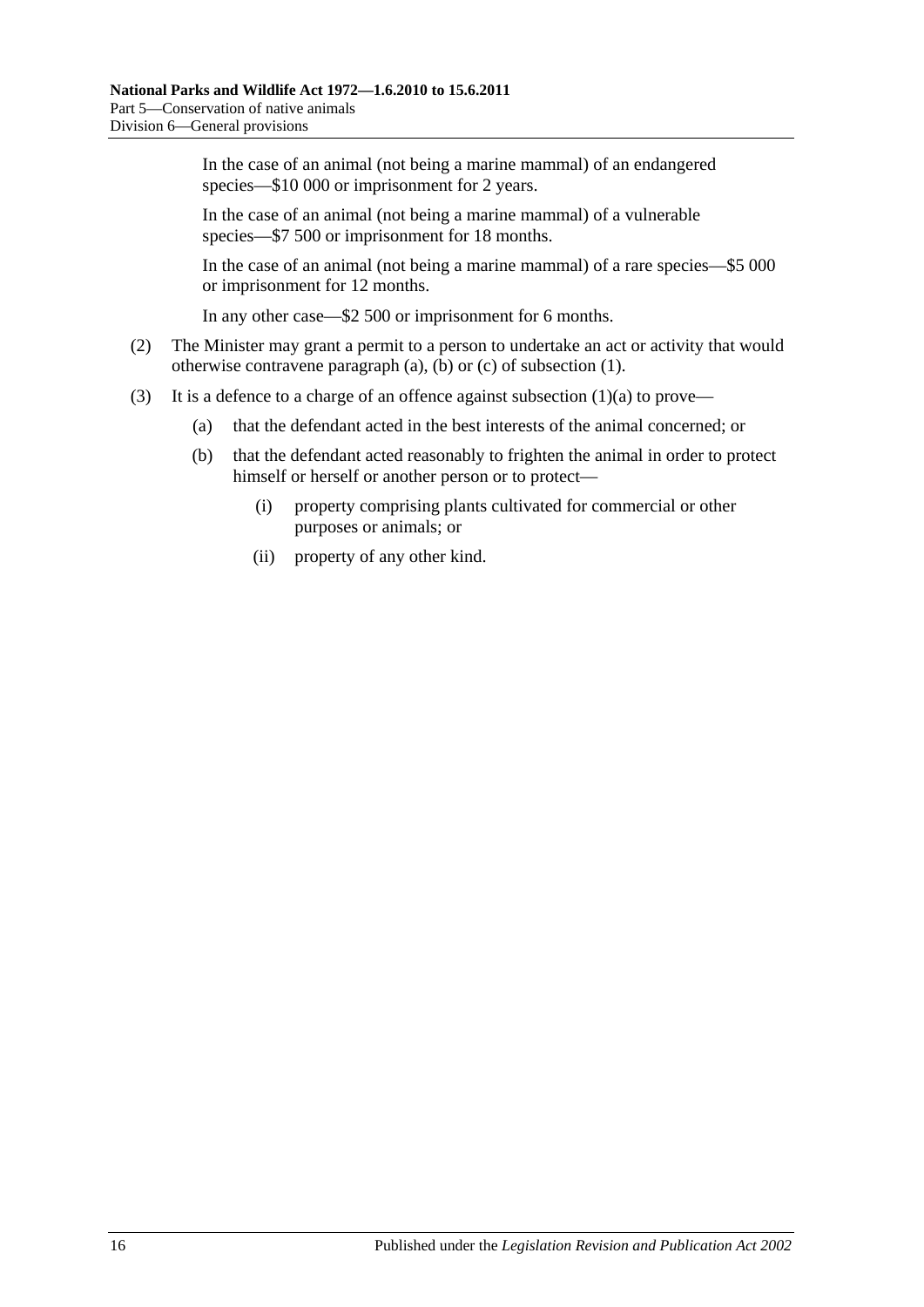In the case of an animal (not being a marine mammal) of an endangered species—$10 000 or imprisonment for 2 years.

In the case of an animal (not being a marine mammal) of a vulnerable species—$7 500 or imprisonment for 18 months.

In the case of an animal (not being a marine mammal) of a rare species—$5 000 or imprisonment for 12 months.

In any other case—$2 500 or imprisonment for 6 months.

(2) The Minister may grant a permit to a person to undertake an act or activity that would otherwise contravene paragraph (a), (b) or (c) of subsection (1).

(3) It is a defence to a charge of an offence against subsection (1)(a) to prove—

(a) that the defendant acted in the best interests of the animal concerned; or

(b) that the defendant acted reasonably to frighten the animal in order to protect himself or herself or another person or to protect—

(i) property comprising plants cultivated for commercial or other purposes or animals; or

(ii) property of any other kind.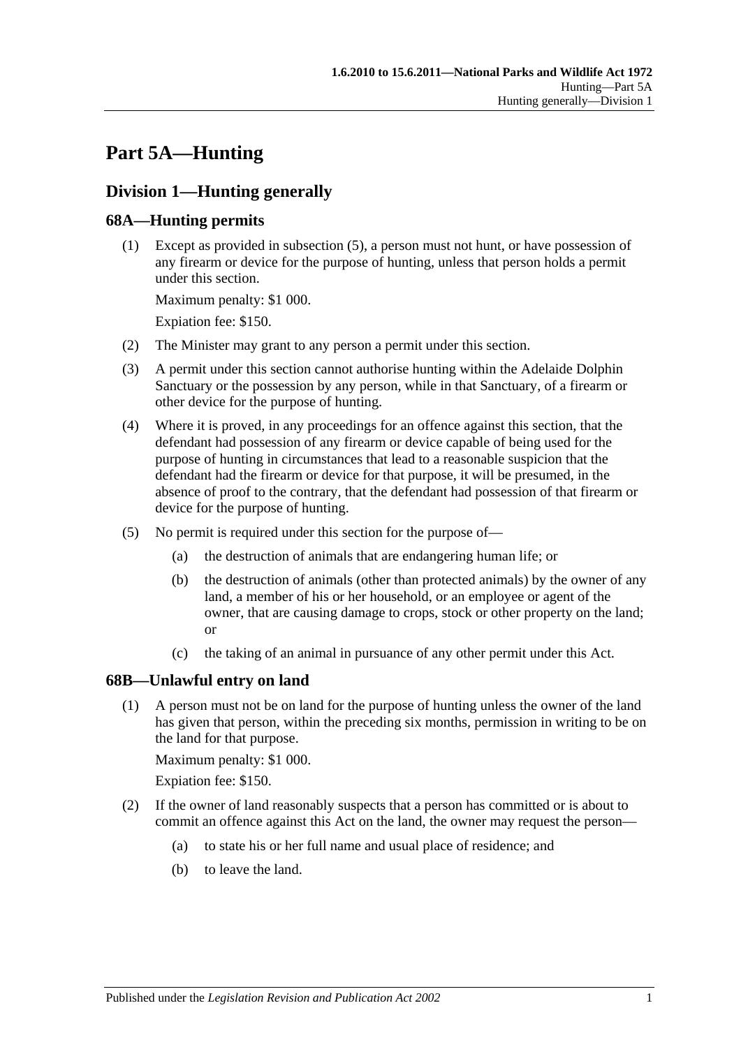# Part 5A—Hunting

## Division 1—Hunting generally

### 68A—Hunting permits

(1) Except as provided in subsection (5), a person must not hunt, or have possession of any firearm or device for the purpose of hunting, unless that person holds a permit under this section.

Maximum penalty: $1 000.

Expiation fee: $150.

(2) The Minister may grant to any person a permit under this section.

(3) A permit under this section cannot authorise hunting within the Adelaide Dolphin Sanctuary or the possession by any person, while in that Sanctuary, of a firearm or other device for the purpose of hunting.

(4) Where it is proved, in any proceedings for an offence against this section, that the defendant had possession of any firearm or device capable of being used for the purpose of hunting in circumstances that lead to a reasonable suspicion that the defendant had the firearm or device for that purpose, it will be presumed, in the absence of proof to the contrary, that the defendant had possession of that firearm or device for the purpose of hunting.

(5) No permit is required under this section for the purpose of—

- (a) the destruction of animals that are endangering human life; or
- (b) the destruction of animals (other than protected animals) by the owner of any land, a member of his or her household, or an employee or agent of the owner, that are causing damage to crops, stock or other property on the land; or
- (c) the taking of an animal in pursuance of any other permit under this Act.

### 68B—Unlawful entry on land

(1) A person must not be on land for the purpose of hunting unless the owner of the land has given that person, within the preceding six months, permission in writing to be on the land for that purpose.

Maximum penalty: $1 000.

Expiation fee: $150.

(2) If the owner of land reasonably suspects that a person has committed or is about to commit an offence against this Act on the land, the owner may request the person—

- (a) to state his or her full name and usual place of residence; and
- (b) to leave the land.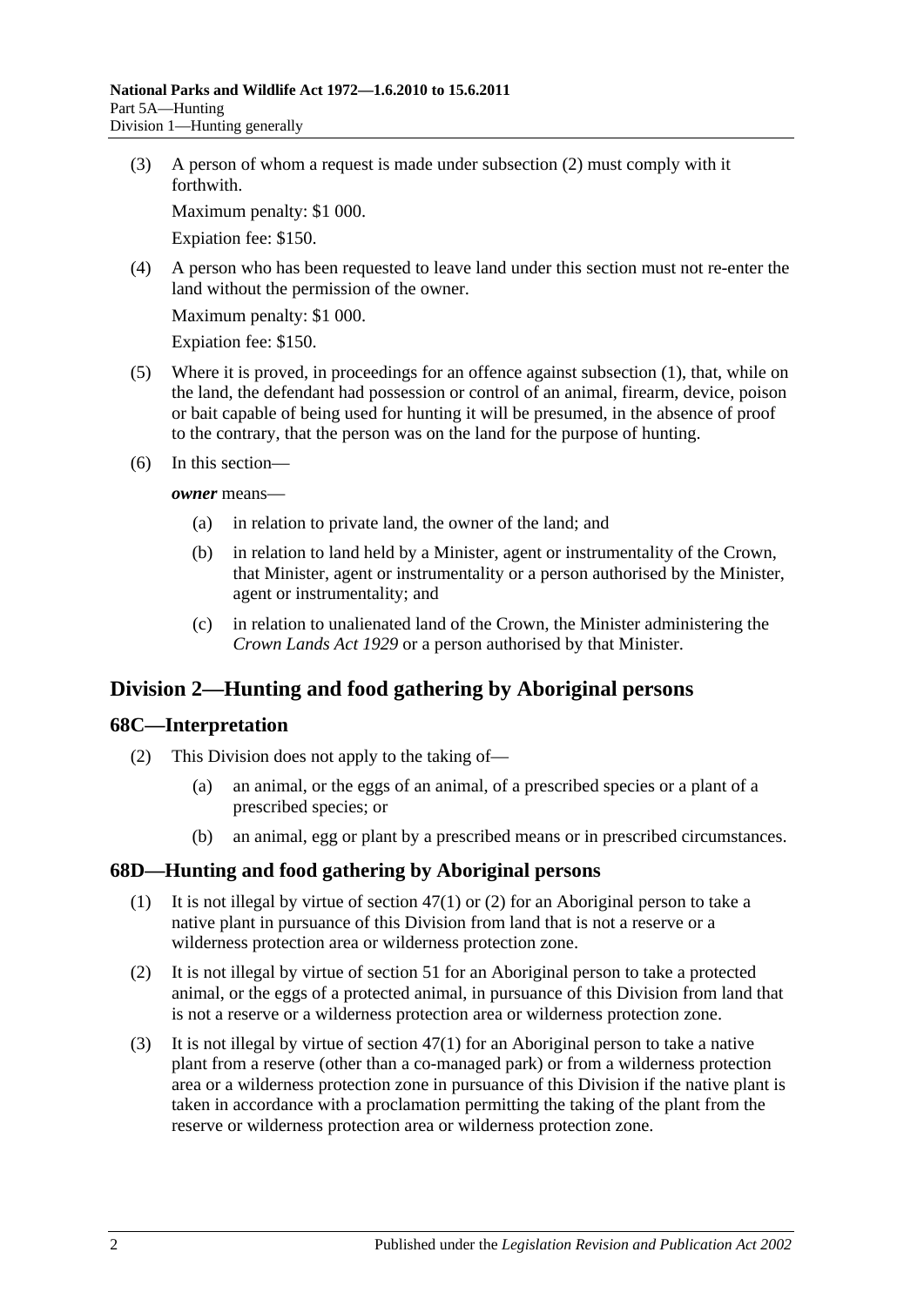(3) A person of whom a request is made under subsection (2) must comply with it forthwith.

Maximum penalty: $1 000.

Expiation fee: $150.

(4) A person who has been requested to leave land under this section must not re-enter the land without the permission of the owner.

Maximum penalty: $1 000.

Expiation fee: $150.

(5) Where it is proved, in proceedings for an offence against subsection (1), that, while on the land, the defendant had possession or control of an animal, firearm, device, poison or bait capable of being used for hunting it will be presumed, in the absence of proof to the contrary, that the person was on the land for the purpose of hunting.

(6) In this section—

***owner*** means—

(a) in relation to private land, the owner of the land; and

(b) in relation to land held by a Minister, agent or instrumentality of the Crown, that Minister, agent or instrumentality or a person authorised by the Minister, agent or instrumentality; and

(c) in relation to unalienated land of the Crown, the Minister administering the *Crown Lands Act 1929* or a person authorised by that Minister.

## Division 2—Hunting and food gathering by Aboriginal persons

### 68C—Interpretation

(2) This Division does not apply to the taking of—

(a) an animal, or the eggs of an animal, of a prescribed species or a plant of a prescribed species; or

(b) an animal, egg or plant by a prescribed means or in prescribed circumstances.

### 68D—Hunting and food gathering by Aboriginal persons

(1) It is not illegal by virtue of section 47(1) or (2) for an Aboriginal person to take a native plant in pursuance of this Division from land that is not a reserve or a wilderness protection area or wilderness protection zone.

(2) It is not illegal by virtue of section 51 for an Aboriginal person to take a protected animal, or the eggs of a protected animal, in pursuance of this Division from land that is not a reserve or a wilderness protection area or wilderness protection zone.

(3) It is not illegal by virtue of section 47(1) for an Aboriginal person to take a native plant from a reserve (other than a co-managed park) or from a wilderness protection area or a wilderness protection zone in pursuance of this Division if the native plant is taken in accordance with a proclamation permitting the taking of the plant from the reserve or wilderness protection area or wilderness protection zone.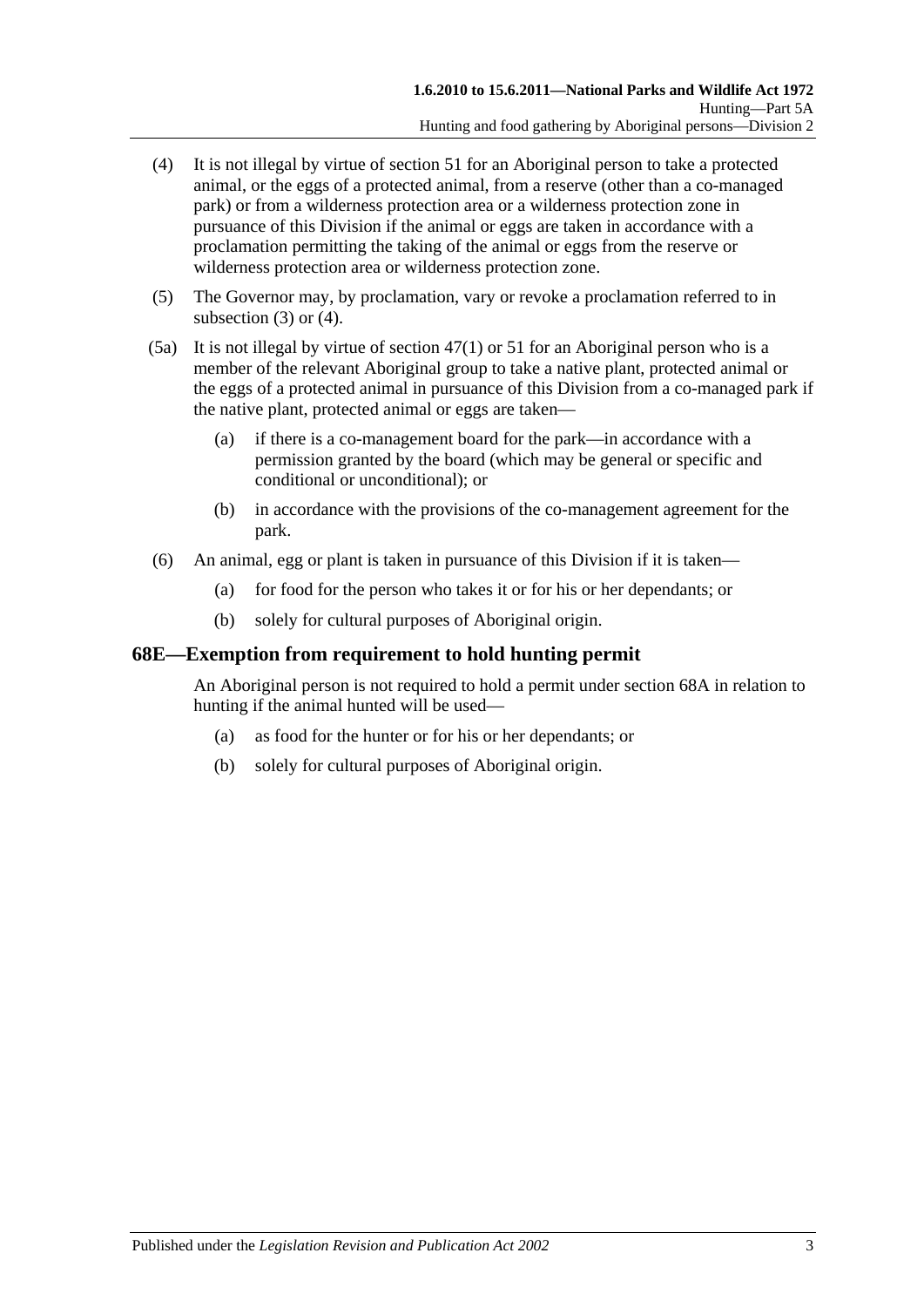(4) It is not illegal by virtue of section 51 for an Aboriginal person to take a protected animal, or the eggs of a protected animal, from a reserve (other than a co-managed park) or from a wilderness protection area or a wilderness protection zone in pursuance of this Division if the animal or eggs are taken in accordance with a proclamation permitting the taking of the animal or eggs from the reserve or wilderness protection area or wilderness protection zone.

(5) The Governor may, by proclamation, vary or revoke a proclamation referred to in subsection (3) or (4).

(5a) It is not illegal by virtue of section 47(1) or 51 for an Aboriginal person who is a member of the relevant Aboriginal group to take a native plant, protected animal or the eggs of a protected animal in pursuance of this Division from a co-managed park if the native plant, protected animal or eggs are taken—

(a) if there is a co-management board for the park—in accordance with a permission granted by the board (which may be general or specific and conditional or unconditional); or

(b) in accordance with the provisions of the co-management agreement for the park.

(6) An animal, egg or plant is taken in pursuance of this Division if it is taken—

(a) for food for the person who takes it or for his or her dependants; or

(b) solely for cultural purposes of Aboriginal origin.

## 68E—Exemption from requirement to hold hunting permit

An Aboriginal person is not required to hold a permit under section 68A in relation to hunting if the animal hunted will be used—

(a) as food for the hunter or for his or her dependants; or

(b) solely for cultural purposes of Aboriginal origin.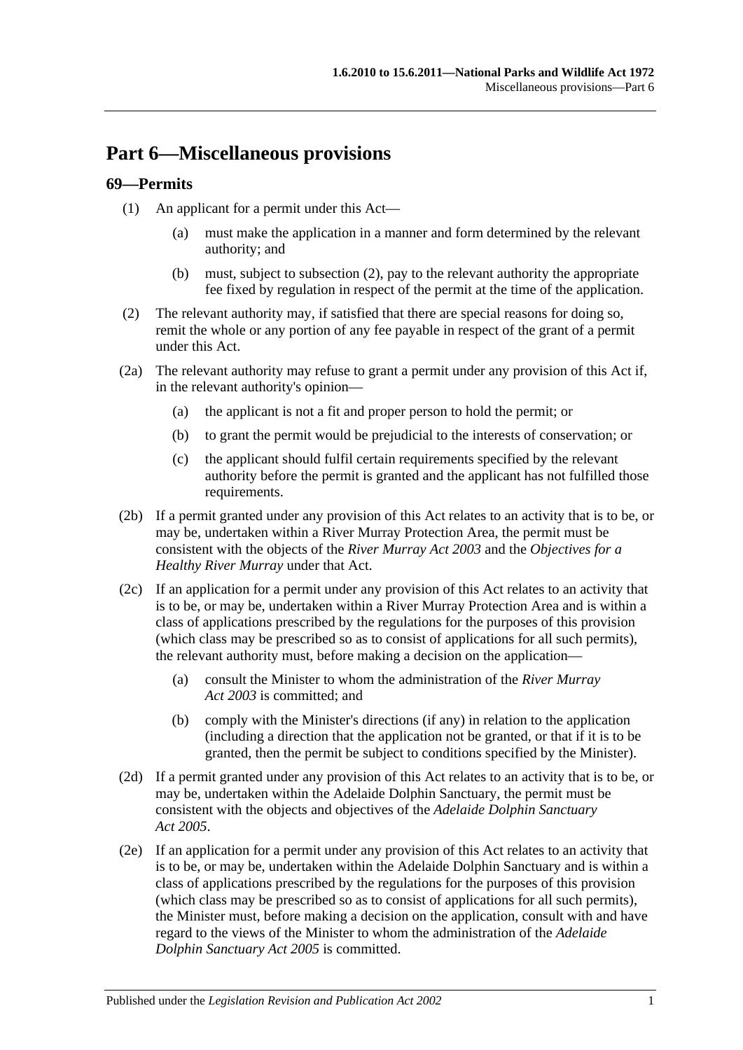# Part 6—Miscellaneous provisions

## 69—Permits

(1) An applicant for a permit under this Act—

(a) must make the application in a manner and form determined by the relevant authority; and

(b) must, subject to subsection (2), pay to the relevant authority the appropriate fee fixed by regulation in respect of the permit at the time of the application.

(2) The relevant authority may, if satisfied that there are special reasons for doing so, remit the whole or any portion of any fee payable in respect of the grant of a permit under this Act.

(2a) The relevant authority may refuse to grant a permit under any provision of this Act if, in the relevant authority's opinion—

(a) the applicant is not a fit and proper person to hold the permit; or

(b) to grant the permit would be prejudicial to the interests of conservation; or

(c) the applicant should fulfil certain requirements specified by the relevant authority before the permit is granted and the applicant has not fulfilled those requirements.

(2b) If a permit granted under any provision of this Act relates to an activity that is to be, or may be, undertaken within a River Murray Protection Area, the permit must be consistent with the objects of the *River Murray Act 2003* and the *Objectives for a Healthy River Murray* under that Act.

(2c) If an application for a permit under any provision of this Act relates to an activity that is to be, or may be, undertaken within a River Murray Protection Area and is within a class of applications prescribed by the regulations for the purposes of this provision (which class may be prescribed so as to consist of applications for all such permits), the relevant authority must, before making a decision on the application—

(a) consult the Minister to whom the administration of the *River Murray Act 2003* is committed; and

(b) comply with the Minister's directions (if any) in relation to the application (including a direction that the application not be granted, or that if it is to be granted, then the permit be subject to conditions specified by the Minister).

(2d) If a permit granted under any provision of this Act relates to an activity that is to be, or may be, undertaken within the Adelaide Dolphin Sanctuary, the permit must be consistent with the objects and objectives of the *Adelaide Dolphin Sanctuary Act 2005*.

(2e) If an application for a permit under any provision of this Act relates to an activity that is to be, or may be, undertaken within the Adelaide Dolphin Sanctuary and is within a class of applications prescribed by the regulations for the purposes of this provision (which class may be prescribed so as to consist of applications for all such permits), the Minister must, before making a decision on the application, consult with and have regard to the views of the Minister to whom the administration of the *Adelaide Dolphin Sanctuary Act 2005* is committed.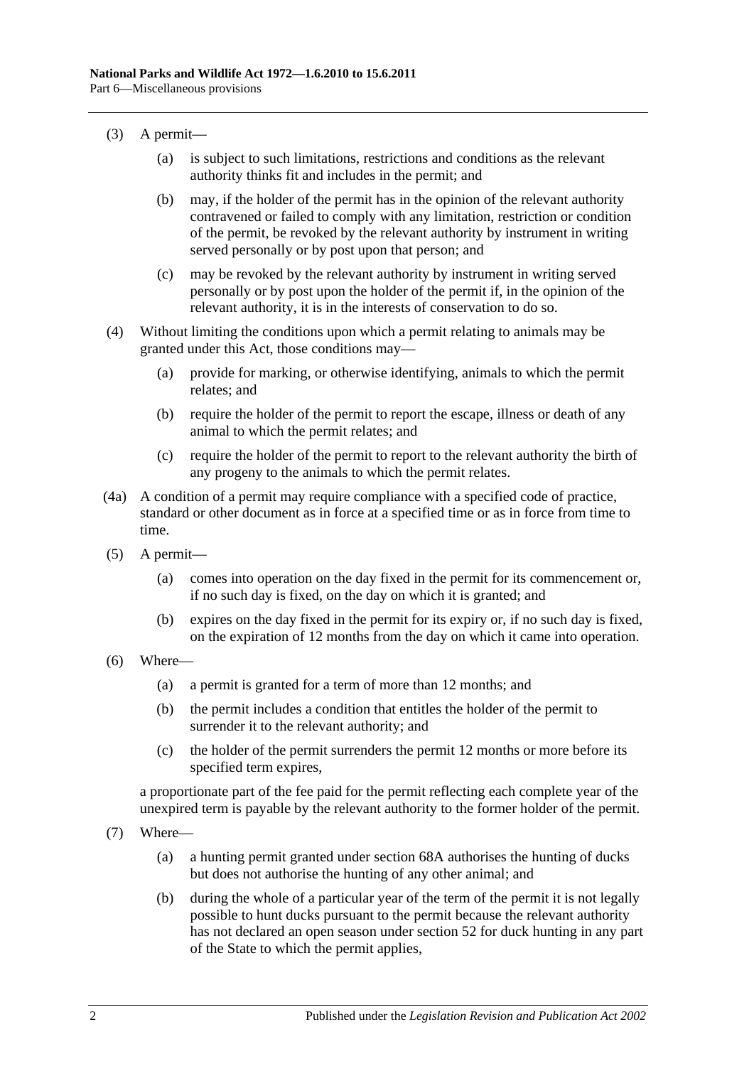(3) A permit—

(a) is subject to such limitations, restrictions and conditions as the relevant authority thinks fit and includes in the permit; and

(b) may, if the holder of the permit has in the opinion of the relevant authority contravened or failed to comply with any limitation, restriction or condition of the permit, be revoked by the relevant authority by instrument in writing served personally or by post upon that person; and

(c) may be revoked by the relevant authority by instrument in writing served personally or by post upon the holder of the permit if, in the opinion of the relevant authority, it is in the interests of conservation to do so.

(4) Without limiting the conditions upon which a permit relating to animals may be granted under this Act, those conditions may—

(a) provide for marking, or otherwise identifying, animals to which the permit relates; and

(b) require the holder of the permit to report the escape, illness or death of any animal to which the permit relates; and

(c) require the holder of the permit to report to the relevant authority the birth of any progeny to the animals to which the permit relates.

(4a) A condition of a permit may require compliance with a specified code of practice, standard or other document as in force at a specified time or as in force from time to time.

(5) A permit—

(a) comes into operation on the day fixed in the permit for its commencement or, if no such day is fixed, on the day on which it is granted; and

(b) expires on the day fixed in the permit for its expiry or, if no such day is fixed, on the expiration of 12 months from the day on which it came into operation.

(6) Where—

(a) a permit is granted for a term of more than 12 months; and

(b) the permit includes a condition that entitles the holder of the permit to surrender it to the relevant authority; and

(c) the holder of the permit surrenders the permit 12 months or more before its specified term expires,

a proportionate part of the fee paid for the permit reflecting each complete year of the unexpired term is payable by the relevant authority to the former holder of the permit.

(7) Where—

(a) a hunting permit granted under section 68A authorises the hunting of ducks but does not authorise the hunting of any other animal; and

(b) during the whole of a particular year of the term of the permit it is not legally possible to hunt ducks pursuant to the permit because the relevant authority has not declared an open season under section 52 for duck hunting in any part of the State to which the permit applies,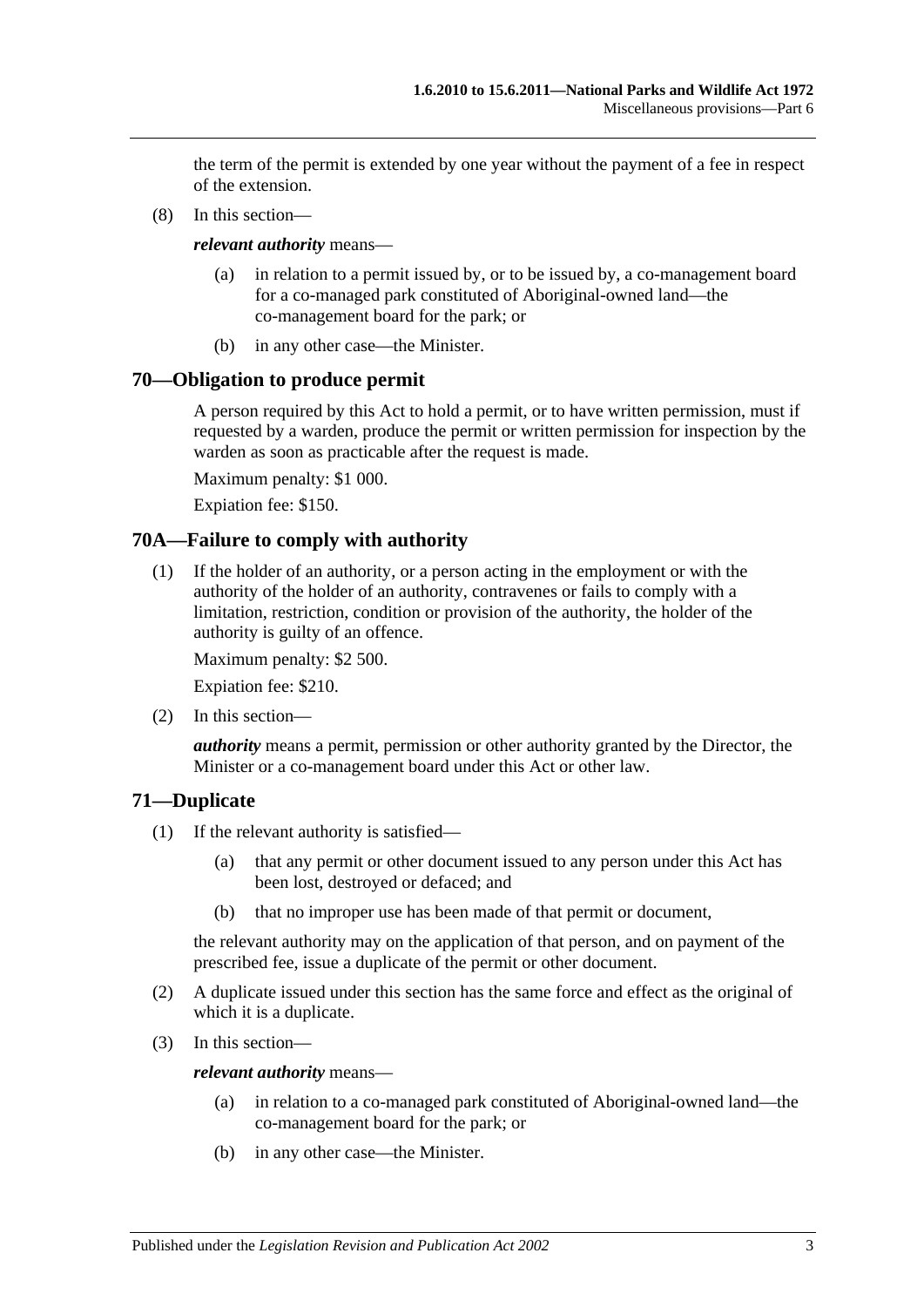the term of the permit is extended by one year without the payment of a fee in respect of the extension.

(8) In this section—

***relevant authority*** means—

(a) in relation to a permit issued by, or to be issued by, a co-management board for a co-managed park constituted of Aboriginal-owned land—the co-management board for the park; or

(b) in any other case—the Minister.

## 70—Obligation to produce permit

A person required by this Act to hold a permit, or to have written permission, must if requested by a warden, produce the permit or written permission for inspection by the warden as soon as practicable after the request is made.

Maximum penalty: $1 000.

Expiation fee: $150.

## 70A—Failure to comply with authority

(1) If the holder of an authority, or a person acting in the employment or with the authority of the holder of an authority, contravenes or fails to comply with a limitation, restriction, condition or provision of the authority, the holder of the authority is guilty of an offence.

Maximum penalty: $2 500.

Expiation fee: $210.

(2) In this section—

***authority*** means a permit, permission or other authority granted by the Director, the Minister or a co-management board under this Act or other law.

## 71—Duplicate

(1) If the relevant authority is satisfied—

(a) that any permit or other document issued to any person under this Act has been lost, destroyed or defaced; and

(b) that no improper use has been made of that permit or document,

the relevant authority may on the application of that person, and on payment of the prescribed fee, issue a duplicate of the permit or other document.

(2) A duplicate issued under this section has the same force and effect as the original of which it is a duplicate.

(3) In this section—

***relevant authority*** means—

(a) in relation to a co-managed park constituted of Aboriginal-owned land—the co-management board for the park; or

(b) in any other case—the Minister.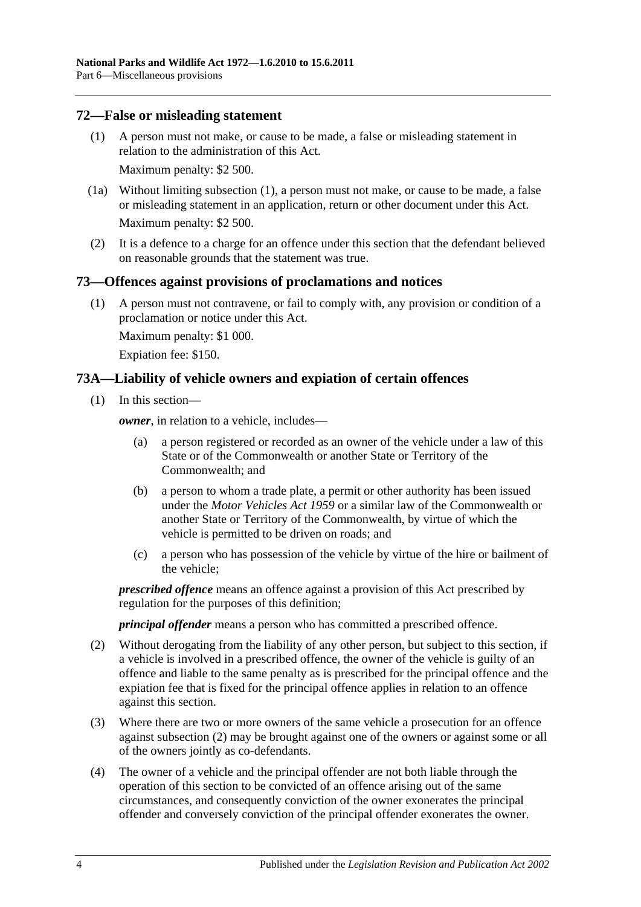## 72—False or misleading statement

(1) A person must not make, or cause to be made, a false or misleading statement in relation to the administration of this Act.

Maximum penalty: $2 500.

(1a) Without limiting subsection (1), a person must not make, or cause to be made, a false or misleading statement in an application, return or other document under this Act.

Maximum penalty: $2 500.

(2) It is a defence to a charge for an offence under this section that the defendant believed on reasonable grounds that the statement was true.

## 73—Offences against provisions of proclamations and notices

(1) A person must not contravene, or fail to comply with, any provision or condition of a proclamation or notice under this Act.

Maximum penalty: $1 000.

Expiation fee: $150.

## 73A—Liability of vehicle owners and expiation of certain offences

(1) In this section—

***owner***, in relation to a vehicle, includes—

(a) a person registered or recorded as an owner of the vehicle under a law of this State or of the Commonwealth or another State or Territory of the Commonwealth; and

(b) a person to whom a trade plate, a permit or other authority has been issued under the *Motor Vehicles Act 1959* or a similar law of the Commonwealth or another State or Territory of the Commonwealth, by virtue of which the vehicle is permitted to be driven on roads; and

(c) a person who has possession of the vehicle by virtue of the hire or bailment of the vehicle;

***prescribed offence*** means an offence against a provision of this Act prescribed by regulation for the purposes of this definition;

***principal offender*** means a person who has committed a prescribed offence.

(2) Without derogating from the liability of any other person, but subject to this section, if a vehicle is involved in a prescribed offence, the owner of the vehicle is guilty of an offence and liable to the same penalty as is prescribed for the principal offence and the expiation fee that is fixed for the principal offence applies in relation to an offence against this section.

(3) Where there are two or more owners of the same vehicle a prosecution for an offence against subsection (2) may be brought against one of the owners or against some or all of the owners jointly as co-defendants.

(4) The owner of a vehicle and the principal offender are not both liable through the operation of this section to be convicted of an offence arising out of the same circumstances, and consequently conviction of the owner exonerates the principal offender and conversely conviction of the principal offender exonerates the owner.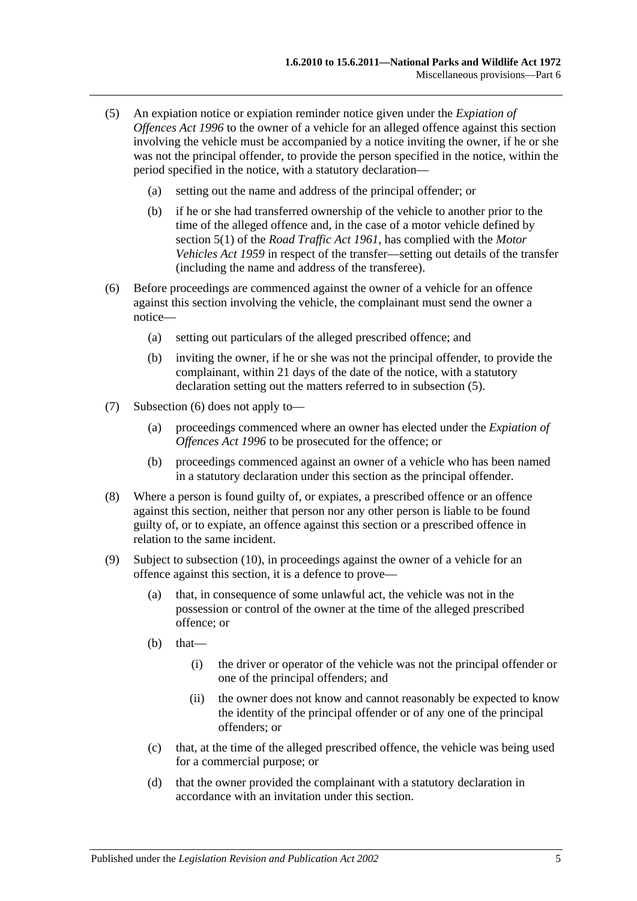(5) An expiation notice or expiation reminder notice given under the *Expiation of Offences Act 1996* to the owner of a vehicle for an alleged offence against this section involving the vehicle must be accompanied by a notice inviting the owner, if he or she was not the principal offender, to provide the person specified in the notice, within the period specified in the notice, with a statutory declaration—

(a) setting out the name and address of the principal offender; or

(b) if he or she had transferred ownership of the vehicle to another prior to the time of the alleged offence and, in the case of a motor vehicle defined by section 5(1) of the *Road Traffic Act 1961*, has complied with the *Motor Vehicles Act 1959* in respect of the transfer—setting out details of the transfer (including the name and address of the transferee).

(6) Before proceedings are commenced against the owner of a vehicle for an offence against this section involving the vehicle, the complainant must send the owner a notice—

(a) setting out particulars of the alleged prescribed offence; and

(b) inviting the owner, if he or she was not the principal offender, to provide the complainant, within 21 days of the date of the notice, with a statutory declaration setting out the matters referred to in subsection (5).

(7) Subsection (6) does not apply to—

(a) proceedings commenced where an owner has elected under the *Expiation of Offences Act 1996* to be prosecuted for the offence; or

(b) proceedings commenced against an owner of a vehicle who has been named in a statutory declaration under this section as the principal offender.

(8) Where a person is found guilty of, or expiates, a prescribed offence or an offence against this section, neither that person nor any other person is liable to be found guilty of, or to expiate, an offence against this section or a prescribed offence in relation to the same incident.

(9) Subject to subsection (10), in proceedings against the owner of a vehicle for an offence against this section, it is a defence to prove—

(a) that, in consequence of some unlawful act, the vehicle was not in the possession or control of the owner at the time of the alleged prescribed offence; or

(b) that—

(i) the driver or operator of the vehicle was not the principal offender or one of the principal offenders; and

(ii) the owner does not know and cannot reasonably be expected to know the identity of the principal offender or of any one of the principal offenders; or

(c) that, at the time of the alleged prescribed offence, the vehicle was being used for a commercial purpose; or

(d) that the owner provided the complainant with a statutory declaration in accordance with an invitation under this section.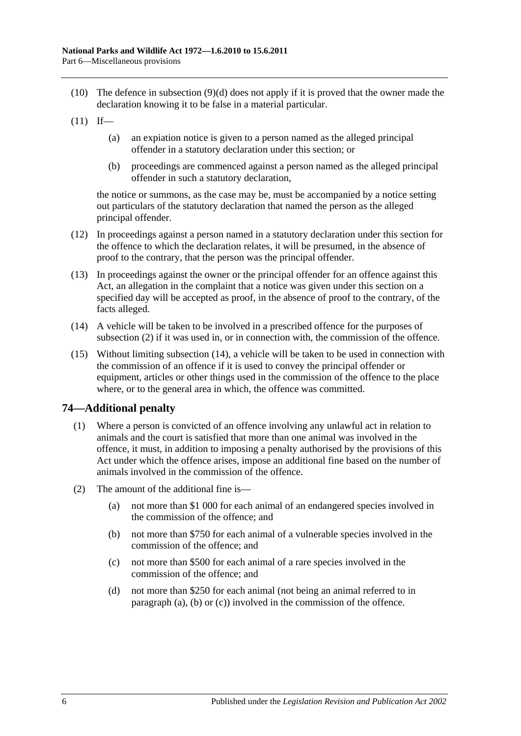(10) The defence in subsection (9)(d) does not apply if it is proved that the owner made the declaration knowing it to be false in a material particular.

(11) If—

(a) an expiation notice is given to a person named as the alleged principal offender in a statutory declaration under this section; or

(b) proceedings are commenced against a person named as the alleged principal offender in such a statutory declaration,

the notice or summons, as the case may be, must be accompanied by a notice setting out particulars of the statutory declaration that named the person as the alleged principal offender.

(12) In proceedings against a person named in a statutory declaration under this section for the offence to which the declaration relates, it will be presumed, in the absence of proof to the contrary, that the person was the principal offender.

(13) In proceedings against the owner or the principal offender for an offence against this Act, an allegation in the complaint that a notice was given under this section on a specified day will be accepted as proof, in the absence of proof to the contrary, of the facts alleged.

(14) A vehicle will be taken to be involved in a prescribed offence for the purposes of subsection (2) if it was used in, or in connection with, the commission of the offence.

(15) Without limiting subsection (14), a vehicle will be taken to be used in connection with the commission of an offence if it is used to convey the principal offender or equipment, articles or other things used in the commission of the offence to the place where, or to the general area in which, the offence was committed.

## 74—Additional penalty

(1) Where a person is convicted of an offence involving any unlawful act in relation to animals and the court is satisfied that more than one animal was involved in the offence, it must, in addition to imposing a penalty authorised by the provisions of this Act under which the offence arises, impose an additional fine based on the number of animals involved in the commission of the offence.

(2) The amount of the additional fine is—

(a) not more than $1 000 for each animal of an endangered species involved in the commission of the offence; and

(b) not more than $750 for each animal of a vulnerable species involved in the commission of the offence; and

(c) not more than $500 for each animal of a rare species involved in the commission of the offence; and

(d) not more than $250 for each animal (not being an animal referred to in paragraph (a), (b) or (c)) involved in the commission of the offence.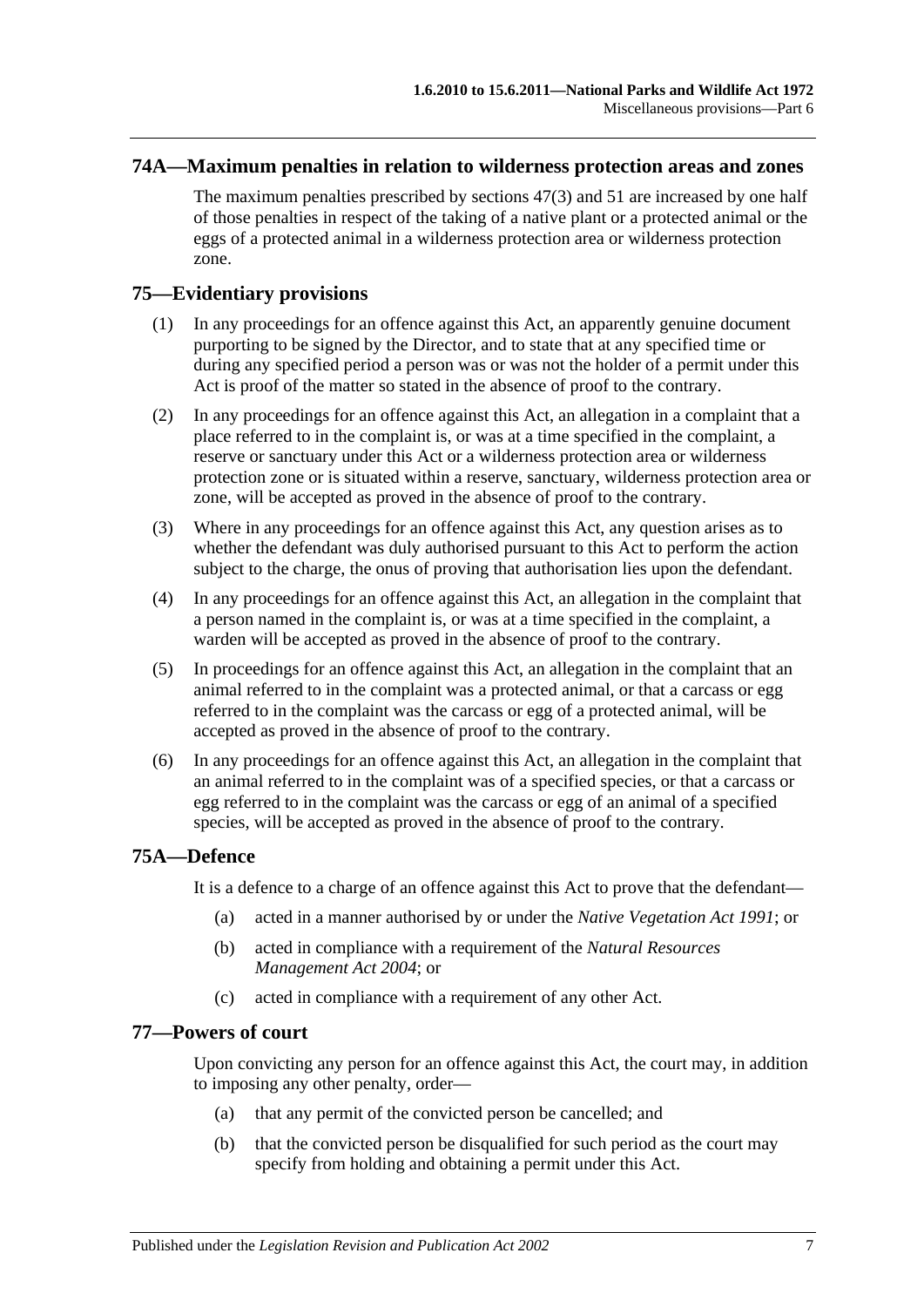## 74A—Maximum penalties in relation to wilderness protection areas and zones

The maximum penalties prescribed by sections 47(3) and 51 are increased by one half of those penalties in respect of the taking of a native plant or a protected animal or the eggs of a protected animal in a wilderness protection area or wilderness protection zone.

## 75—Evidentiary provisions

(1) In any proceedings for an offence against this Act, an apparently genuine document purporting to be signed by the Director, and to state that at any specified time or during any specified period a person was or was not the holder of a permit under this Act is proof of the matter so stated in the absence of proof to the contrary.

(2) In any proceedings for an offence against this Act, an allegation in a complaint that a place referred to in the complaint is, or was at a time specified in the complaint, a reserve or sanctuary under this Act or a wilderness protection area or wilderness protection zone or is situated within a reserve, sanctuary, wilderness protection area or zone, will be accepted as proved in the absence of proof to the contrary.

(3) Where in any proceedings for an offence against this Act, any question arises as to whether the defendant was duly authorised pursuant to this Act to perform the action subject to the charge, the onus of proving that authorisation lies upon the defendant.

(4) In any proceedings for an offence against this Act, an allegation in the complaint that a person named in the complaint is, or was at a time specified in the complaint, a warden will be accepted as proved in the absence of proof to the contrary.

(5) In proceedings for an offence against this Act, an allegation in the complaint that an animal referred to in the complaint was a protected animal, or that a carcass or egg referred to in the complaint was the carcass or egg of a protected animal, will be accepted as proved in the absence of proof to the contrary.

(6) In any proceedings for an offence against this Act, an allegation in the complaint that an animal referred to in the complaint was of a specified species, or that a carcass or egg referred to in the complaint was the carcass or egg of an animal of a specified species, will be accepted as proved in the absence of proof to the contrary.

## 75A—Defence

It is a defence to a charge of an offence against this Act to prove that the defendant—

(a) acted in a manner authorised by or under the *Native Vegetation Act 1991*; or

(b) acted in compliance with a requirement of the *Natural Resources Management Act 2004*; or

(c) acted in compliance with a requirement of any other Act.

## 77—Powers of court

Upon convicting any person for an offence against this Act, the court may, in addition to imposing any other penalty, order—

(a) that any permit of the convicted person be cancelled; and

(b) that the convicted person be disqualified for such period as the court may specify from holding and obtaining a permit under this Act.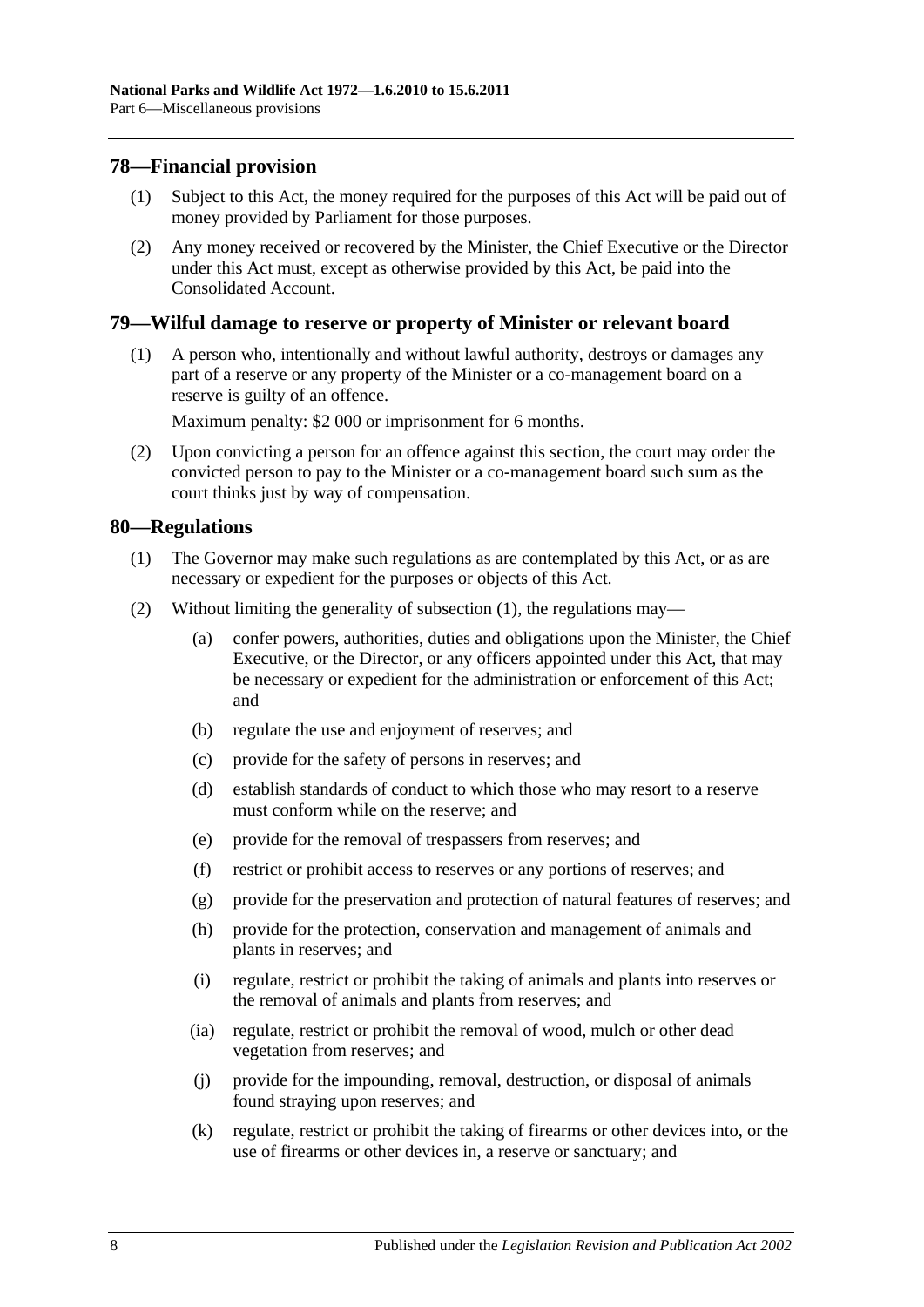## 78—Financial provision

(1) Subject to this Act, the money required for the purposes of this Act will be paid out of money provided by Parliament for those purposes.

(2) Any money received or recovered by the Minister, the Chief Executive or the Director under this Act must, except as otherwise provided by this Act, be paid into the Consolidated Account.

## 79—Wilful damage to reserve or property of Minister or relevant board

(1) A person who, intentionally and without lawful authority, destroys or damages any part of a reserve or any property of the Minister or a co-management board on a reserve is guilty of an offence.

Maximum penalty: $2 000 or imprisonment for 6 months.

(2) Upon convicting a person for an offence against this section, the court may order the convicted person to pay to the Minister or a co-management board such sum as the court thinks just by way of compensation.

## 80—Regulations

(1) The Governor may make such regulations as are contemplated by this Act, or as are necessary or expedient for the purposes or objects of this Act.

(2) Without limiting the generality of subsection (1), the regulations may—

(a) confer powers, authorities, duties and obligations upon the Minister, the Chief Executive, or the Director, or any officers appointed under this Act, that may be necessary or expedient for the administration or enforcement of this Act; and

(b) regulate the use and enjoyment of reserves; and

(c) provide for the safety of persons in reserves; and

(d) establish standards of conduct to which those who may resort to a reserve must conform while on the reserve; and

(e) provide for the removal of trespassers from reserves; and

(f) restrict or prohibit access to reserves or any portions of reserves; and

(g) provide for the preservation and protection of natural features of reserves; and

(h) provide for the protection, conservation and management of animals and plants in reserves; and

(i) regulate, restrict or prohibit the taking of animals and plants into reserves or the removal of animals and plants from reserves; and

(ia) regulate, restrict or prohibit the removal of wood, mulch or other dead vegetation from reserves; and

(j) provide for the impounding, removal, destruction, or disposal of animals found straying upon reserves; and

(k) regulate, restrict or prohibit the taking of firearms or other devices into, or the use of firearms or other devices in, a reserve or sanctuary; and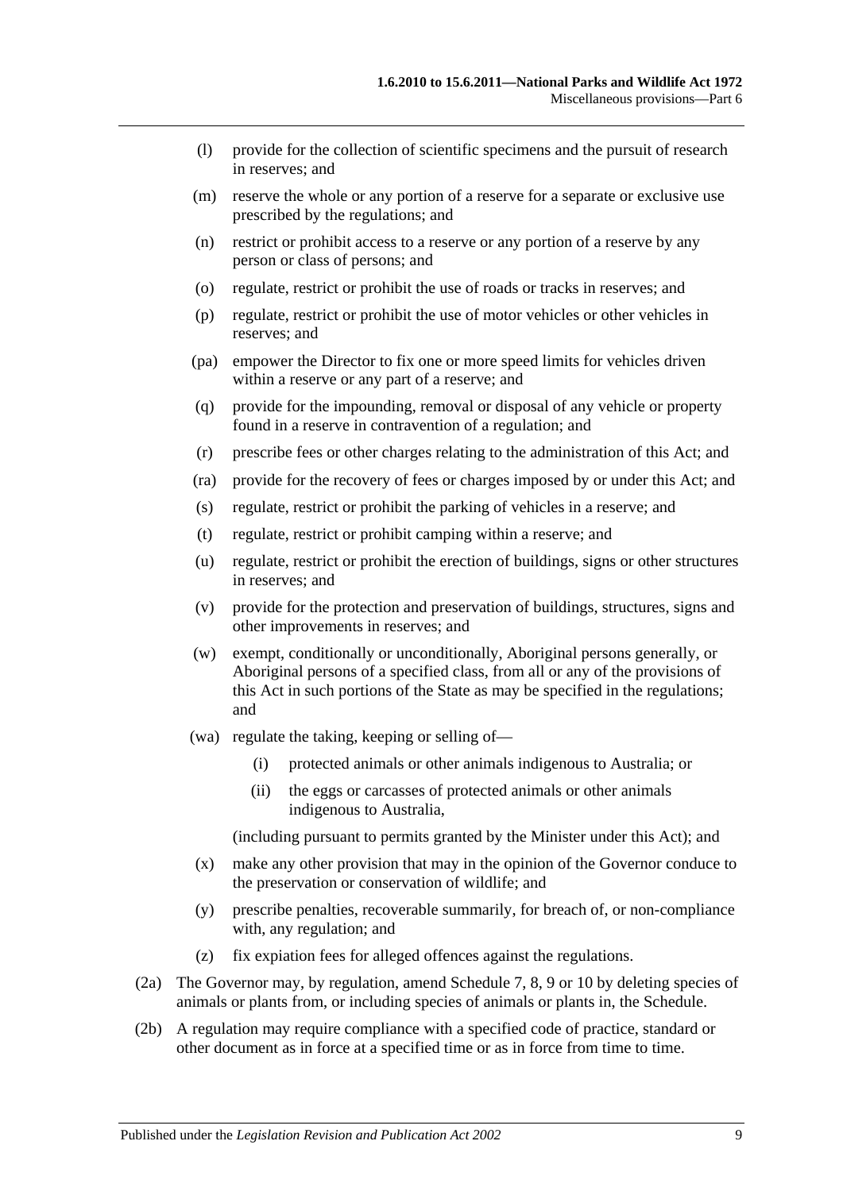(l) provide for the collection of scientific specimens and the pursuit of research in reserves; and

(m) reserve the whole or any portion of a reserve for a separate or exclusive use prescribed by the regulations; and

(n) restrict or prohibit access to a reserve or any portion of a reserve by any person or class of persons; and

(o) regulate, restrict or prohibit the use of roads or tracks in reserves; and

(p) regulate, restrict or prohibit the use of motor vehicles or other vehicles in reserves; and

(pa) empower the Director to fix one or more speed limits for vehicles driven within a reserve or any part of a reserve; and

(q) provide for the impounding, removal or disposal of any vehicle or property found in a reserve in contravention of a regulation; and

(r) prescribe fees or other charges relating to the administration of this Act; and

(ra) provide for the recovery of fees or charges imposed by or under this Act; and

(s) regulate, restrict or prohibit the parking of vehicles in a reserve; and

(t) regulate, restrict or prohibit camping within a reserve; and

(u) regulate, restrict or prohibit the erection of buildings, signs or other structures in reserves; and

(v) provide for the protection and preservation of buildings, structures, signs and other improvements in reserves; and

(w) exempt, conditionally or unconditionally, Aboriginal persons generally, or Aboriginal persons of a specified class, from all or any of the provisions of this Act in such portions of the State as may be specified in the regulations; and

(wa) regulate the taking, keeping or selling of—

   (i) protected animals or other animals indigenous to Australia; or

   (ii) the eggs or carcasses of protected animals or other animals indigenous to Australia,

(including pursuant to permits granted by the Minister under this Act); and

(x) make any other provision that may in the opinion of the Governor conduce to the preservation or conservation of wildlife; and

(y) prescribe penalties, recoverable summarily, for breach of, or non-compliance with, any regulation; and

(z) fix expiation fees for alleged offences against the regulations.

(2a) The Governor may, by regulation, amend Schedule 7, 8, 9 or 10 by deleting species of animals or plants from, or including species of animals or plants in, the Schedule.

(2b) A regulation may require compliance with a specified code of practice, standard or other document as in force at a specified time or as in force from time to time.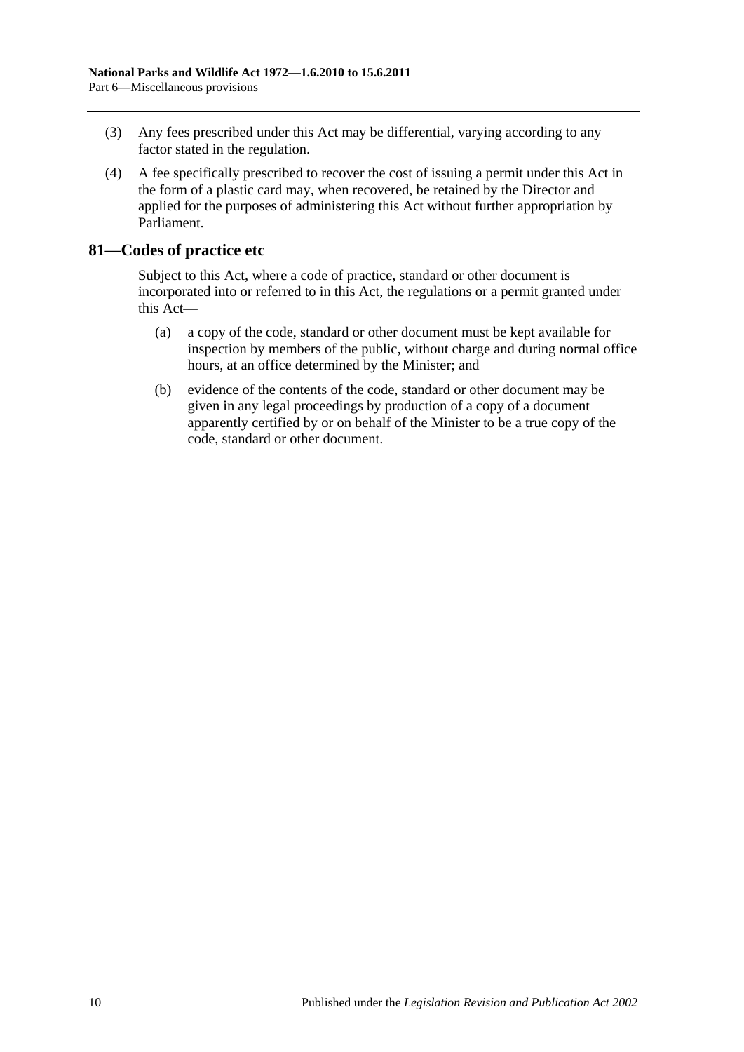(3) Any fees prescribed under this Act may be differential, varying according to any factor stated in the regulation.

(4) A fee specifically prescribed to recover the cost of issuing a permit under this Act in the form of a plastic card may, when recovered, be retained by the Director and applied for the purposes of administering this Act without further appropriation by Parliament.

## 81—Codes of practice etc

Subject to this Act, where a code of practice, standard or other document is incorporated into or referred to in this Act, the regulations or a permit granted under this Act—

(a) a copy of the code, standard or other document must be kept available for inspection by members of the public, without charge and during normal office hours, at an office determined by the Minister; and

(b) evidence of the contents of the code, standard or other document may be given in any legal proceedings by production of a copy of a document apparently certified by or on behalf of the Minister to be a true copy of the code, standard or other document.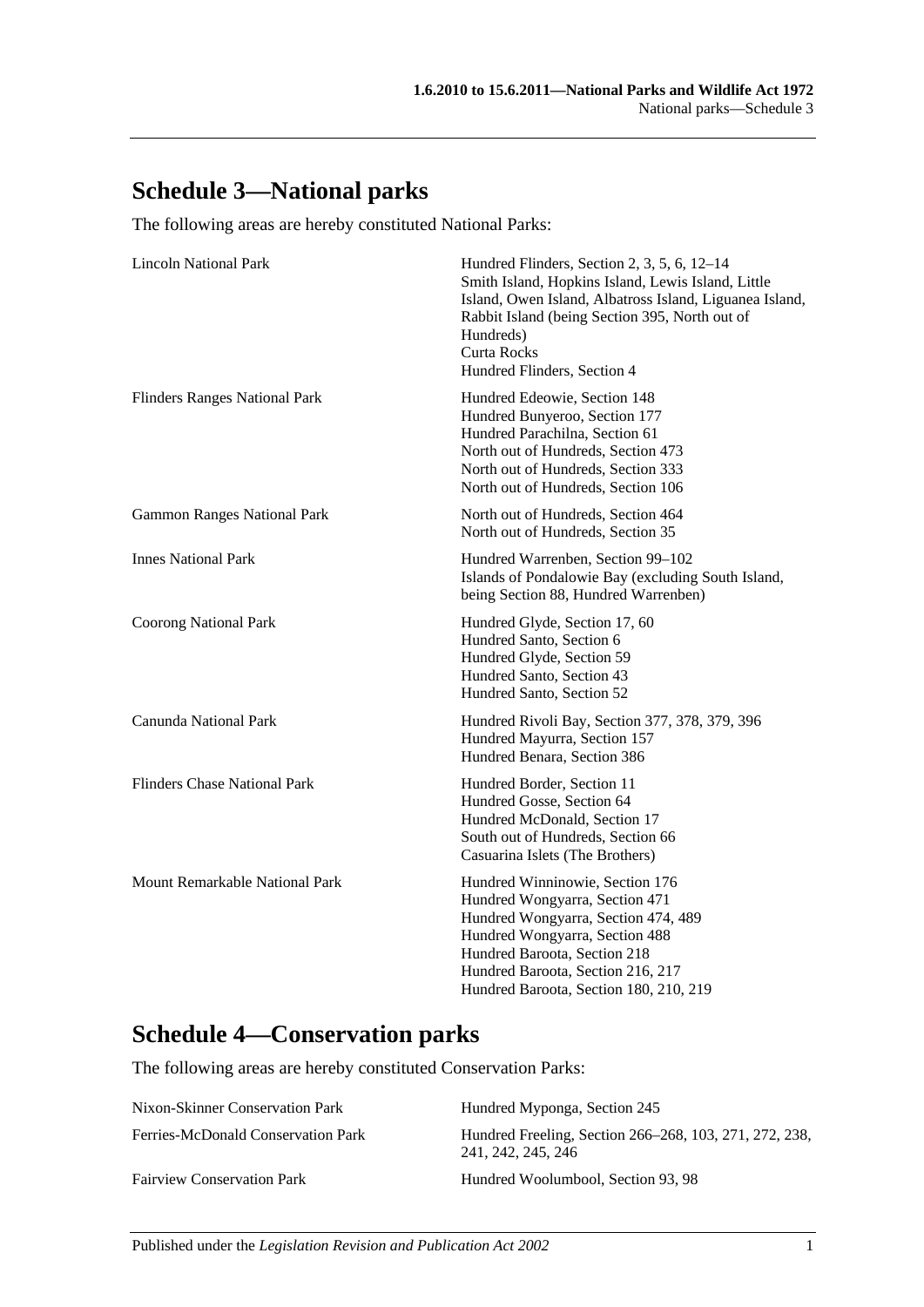## Schedule 3—National parks

The following areas are hereby constituted National Parks:

| | |
|---|---|
| Lincoln National Park | Hundred Flinders, Section 2, 3, 5, 6, 12–14<br>Smith Island, Hopkins Island, Lewis Island, Little Island, Owen Island, Albatross Island, Liguanea Island, Rabbit Island (being Section 395, North out of Hundreds)<br>Curta Rocks<br>Hundred Flinders, Section 4 |
| Flinders Ranges National Park | Hundred Edeowie, Section 148<br>Hundred Bunyeroo, Section 177<br>Hundred Parachilna, Section 61<br>North out of Hundreds, Section 473<br>North out of Hundreds, Section 333<br>North out of Hundreds, Section 106 |
| Gammon Ranges National Park | North out of Hundreds, Section 464<br>North out of Hundreds, Section 35 |
| Innes National Park | Hundred Warrenben, Section 99–102<br>Islands of Pondalowie Bay (excluding South Island, being Section 88, Hundred Warrenben) |
| Coorong National Park | Hundred Glyde, Section 17, 60<br>Hundred Santo, Section 6<br>Hundred Glyde, Section 59<br>Hundred Santo, Section 43<br>Hundred Santo, Section 52 |
| Canunda National Park | Hundred Rivoli Bay, Section 377, 378, 379, 396<br>Hundred Mayurra, Section 157<br>Hundred Benara, Section 386 |
| Flinders Chase National Park | Hundred Border, Section 11<br>Hundred Gosse, Section 64<br>Hundred McDonald, Section 17<br>South out of Hundreds, Section 66<br>Casuarina Islets (The Brothers) |
| Mount Remarkable National Park | Hundred Winninowie, Section 176<br>Hundred Wongyarra, Section 471<br>Hundred Wongyarra, Section 474, 489<br>Hundred Wongyarra, Section 488<br>Hundred Baroota, Section 218<br>Hundred Baroota, Section 216, 217<br>Hundred Baroota, Section 180, 210, 219 |

## Schedule 4—Conservation parks

The following areas are hereby constituted Conservation Parks:

| | |
|---|---|
| Nixon-Skinner Conservation Park | Hundred Myponga, Section 245 |
| Ferries-McDonald Conservation Park | Hundred Freeling, Section 266–268, 103, 271, 272, 238, 241, 242, 245, 246 |
| Fairview Conservation Park | Hundred Woolumbool, Section 93, 98 |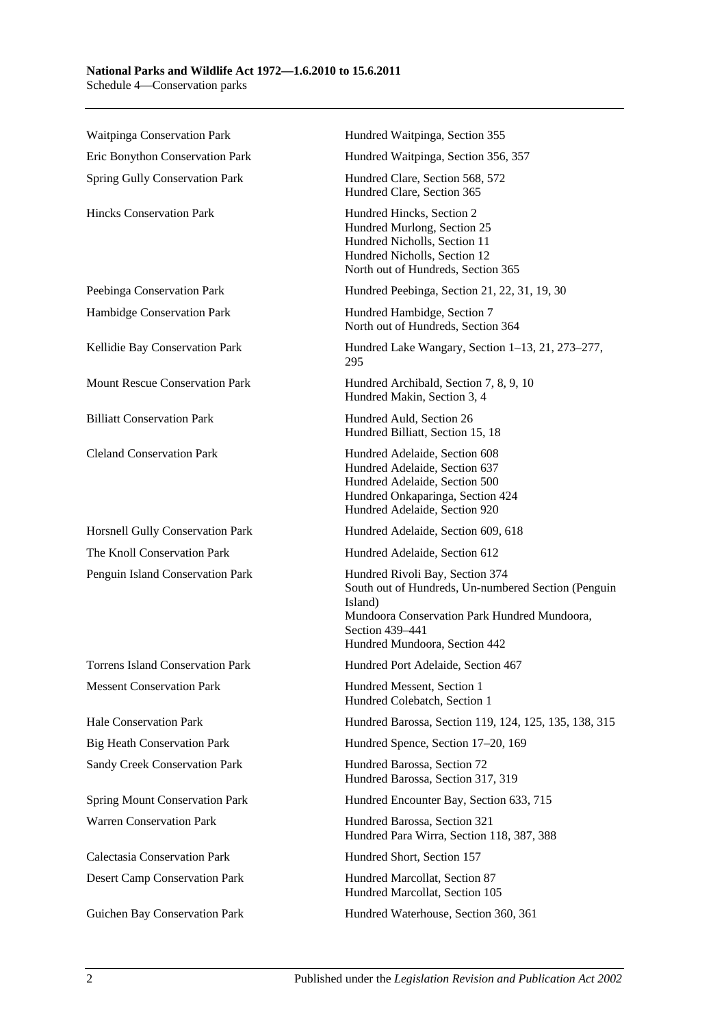| | |
|---|---|
| Waitpinga Conservation Park | Hundred Waitpinga, Section 355 |
| Eric Bonython Conservation Park | Hundred Waitpinga, Section 356, 357 |
| Spring Gully Conservation Park | Hundred Clare, Section 568, 572<br>Hundred Clare, Section 365 |
| Hincks Conservation Park | Hundred Hincks, Section 2<br>Hundred Murlong, Section 25<br>Hundred Nicholls, Section 11<br>Hundred Nicholls, Section 12<br>North out of Hundreds, Section 365 |
| Peebinga Conservation Park | Hundred Peebinga, Section 21, 22, 31, 19, 30 |
| Hambidge Conservation Park | Hundred Hambidge, Section 7<br>North out of Hundreds, Section 364 |
| Kellidie Bay Conservation Park | Hundred Lake Wangary, Section 1–13, 21, 273–277, 295 |
| Mount Rescue Conservation Park | Hundred Archibald, Section 7, 8, 9, 10<br>Hundred Makin, Section 3, 4 |
| Billiatt Conservation Park | Hundred Auld, Section 26<br>Hundred Billiatt, Section 15, 18 |
| Cleland Conservation Park | Hundred Adelaide, Section 608<br>Hundred Adelaide, Section 637<br>Hundred Adelaide, Section 500<br>Hundred Onkaparinga, Section 424<br>Hundred Adelaide, Section 920 |
| Horsnell Gully Conservation Park | Hundred Adelaide, Section 609, 618 |
| The Knoll Conservation Park | Hundred Adelaide, Section 612 |
| Penguin Island Conservation Park | Hundred Rivoli Bay, Section 374<br>South out of Hundreds, Un-numbered Section (Penguin Island)<br>Mundoora Conservation Park Hundred Mundoora, Section 439–441<br>Hundred Mundoora, Section 442 |
| Torrens Island Conservation Park | Hundred Port Adelaide, Section 467 |
| Messent Conservation Park | Hundred Messent, Section 1<br>Hundred Colebatch, Section 1 |
| Hale Conservation Park | Hundred Barossa, Section 119, 124, 125, 135, 138, 315 |
| Big Heath Conservation Park | Hundred Spence, Section 17–20, 169 |
| Sandy Creek Conservation Park | Hundred Barossa, Section 72<br>Hundred Barossa, Section 317, 319 |
| Spring Mount Conservation Park | Hundred Encounter Bay, Section 633, 715 |
| Warren Conservation Park | Hundred Barossa, Section 321<br>Hundred Para Wirra, Section 118, 387, 388 |
| Calectasia Conservation Park | Hundred Short, Section 157 |
| Desert Camp Conservation Park | Hundred Marcollat, Section 87<br>Hundred Marcollat, Section 105 |
| Guichen Bay Conservation Park | Hundred Waterhouse, Section 360, 361 |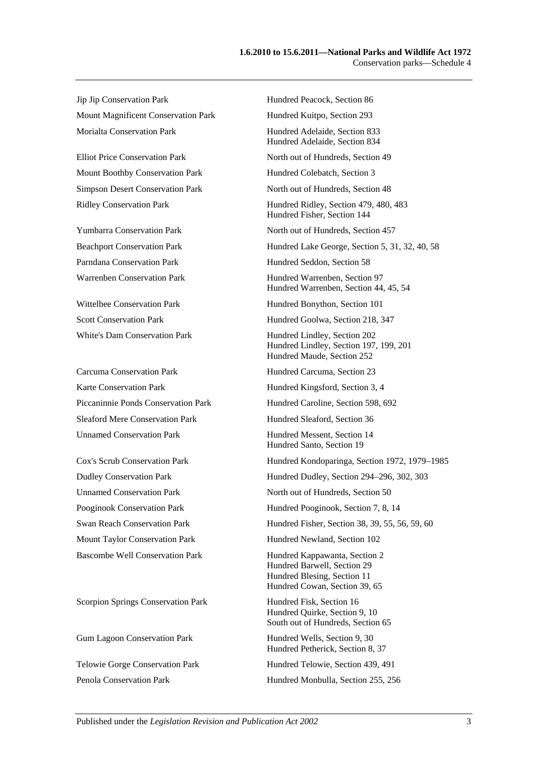| | |
|---|---|
| Jip Jip Conservation Park | Hundred Peacock, Section 86 |
| Mount Magnificent Conservation Park | Hundred Kuitpo, Section 293 |
| Morialta Conservation Park | Hundred Adelaide, Section 833<br>Hundred Adelaide, Section 834 |
| Elliot Price Conservation Park | North out of Hundreds, Section 49 |
| Mount Boothby Conservation Park | Hundred Colebatch, Section 3 |
| Simpson Desert Conservation Park | North out of Hundreds, Section 48 |
| Ridley Conservation Park | Hundred Ridley, Section 479, 480, 483<br>Hundred Fisher, Section 144 |
| Yumbarra Conservation Park | North out of Hundreds, Section 457 |
| Beachport Conservation Park | Hundred Lake George, Section 5, 31, 32, 40, 58 |
| Parndana Conservation Park | Hundred Seddon, Section 58 |
| Warrenben Conservation Park | Hundred Warrenben, Section 97<br>Hundred Warrenben, Section 44, 45, 54 |
| Wittelbee Conservation Park | Hundred Bonython, Section 101 |
| Scott Conservation Park | Hundred Goolwa, Section 218, 347 |
| White's Dam Conservation Park | Hundred Lindley, Section 202<br>Hundred Lindley, Section 197, 199, 201<br>Hundred Maude, Section 252 |
| Carcuma Conservation Park | Hundred Carcuma, Section 23 |
| Karte Conservation Park | Hundred Kingsford, Section 3, 4 |
| Piccaninnie Ponds Conservation Park | Hundred Caroline, Section 598, 692 |
| Sleaford Mere Conservation Park | Hundred Sleaford, Section 36 |
| Unnamed Conservation Park | Hundred Messent, Section 14<br>Hundred Santo, Section 19 |
| Cox's Scrub Conservation Park | Hundred Kondoparinga, Section 1972, 1979–1985 |
| Dudley Conservation Park | Hundred Dudley, Section 294–296, 302, 303 |
| Unnamed Conservation Park | North out of Hundreds, Section 50 |
| Pooginook Conservation Park | Hundred Pooginook, Section 7, 8, 14 |
| Swan Reach Conservation Park | Hundred Fisher, Section 38, 39, 55, 56, 59, 60 |
| Mount Taylor Conservation Park | Hundred Newland, Section 102 |
| Bascombe Well Conservation Park | Hundred Kappawanta, Section 2<br>Hundred Barwell, Section 29<br>Hundred Blesing, Section 11<br>Hundred Cowan, Section 39, 65 |
| Scorpion Springs Conservation Park | Hundred Fisk, Section 16<br>Hundred Quirke, Section 9, 10<br>South out of Hundreds, Section 65 |
| Gum Lagoon Conservation Park | Hundred Wells, Section 9, 30<br>Hundred Petherick, Section 8, 37 |
| Telowie Gorge Conservation Park | Hundred Telowie, Section 439, 491 |
| Penola Conservation Park | Hundred Monbulla, Section 255, 256 |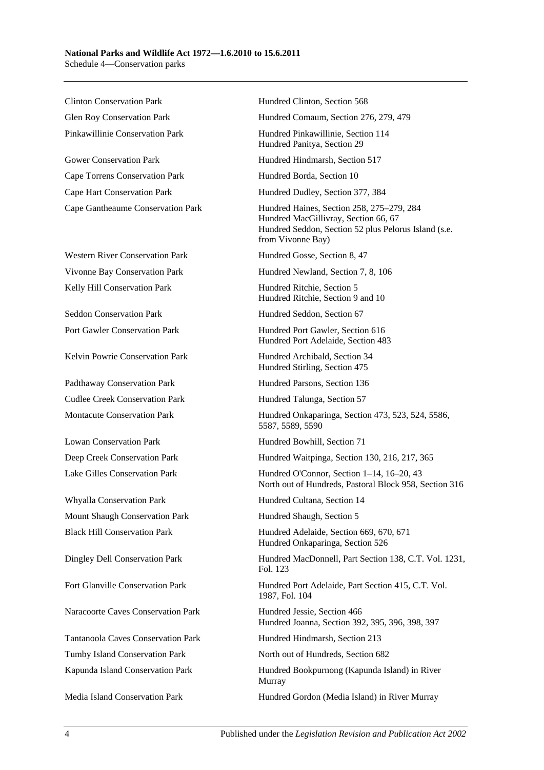| | |
|---|---|
| Clinton Conservation Park | Hundred Clinton, Section 568 |
| Glen Roy Conservation Park | Hundred Comaum, Section 276, 279, 479 |
| Pinkawillinie Conservation Park | Hundred Pinkawillinie, Section 114<br>Hundred Panitya, Section 29 |
| Gower Conservation Park | Hundred Hindmarsh, Section 517 |
| Cape Torrens Conservation Park | Hundred Borda, Section 10 |
| Cape Hart Conservation Park | Hundred Dudley, Section 377, 384 |
| Cape Gantheaume Conservation Park | Hundred Haines, Section 258, 275–279, 284<br>Hundred MacGillivray, Section 66, 67<br>Hundred Seddon, Section 52 plus Pelorus Island (s.e. from Vivonne Bay) |
| Western River Conservation Park | Hundred Gosse, Section 8, 47 |
| Vivonne Bay Conservation Park | Hundred Newland, Section 7, 8, 106 |
| Kelly Hill Conservation Park | Hundred Ritchie, Section 5<br>Hundred Ritchie, Section 9 and 10 |
| Seddon Conservation Park | Hundred Seddon, Section 67 |
| Port Gawler Conservation Park | Hundred Port Gawler, Section 616<br>Hundred Port Adelaide, Section 483 |
| Kelvin Powrie Conservation Park | Hundred Archibald, Section 34<br>Hundred Stirling, Section 475 |
| Padthaway Conservation Park | Hundred Parsons, Section 136 |
| Cudlee Creek Conservation Park | Hundred Talunga, Section 57 |
| Montacute Conservation Park | Hundred Onkaparinga, Section 473, 523, 524, 5586, 5587, 5589, 5590 |
| Lowan Conservation Park | Hundred Bowhill, Section 71 |
| Deep Creek Conservation Park | Hundred Waitpinga, Section 130, 216, 217, 365 |
| Lake Gilles Conservation Park | Hundred O'Connor, Section 1–14, 16–20, 43<br>North out of Hundreds, Pastoral Block 958, Section 316 |
| Whyalla Conservation Park | Hundred Cultana, Section 14 |
| Mount Shaugh Conservation Park | Hundred Shaugh, Section 5 |
| Black Hill Conservation Park | Hundred Adelaide, Section 669, 670, 671<br>Hundred Onkaparinga, Section 526 |
| Dingley Dell Conservation Park | Hundred MacDonnell, Part Section 138, C.T. Vol. 1231, Fol. 123 |
| Fort Glanville Conservation Park | Hundred Port Adelaide, Part Section 415, C.T. Vol. 1987, Fol. 104 |
| Naracoorte Caves Conservation Park | Hundred Jessie, Section 466<br>Hundred Joanna, Section 392, 395, 396, 398, 397 |
| Tantanoola Caves Conservation Park | Hundred Hindmarsh, Section 213 |
| Tumby Island Conservation Park | North out of Hundreds, Section 682 |
| Kapunda Island Conservation Park | Hundred Bookpurnong (Kapunda Island) in River Murray |
| Media Island Conservation Park | Hundred Gordon (Media Island) in River Murray |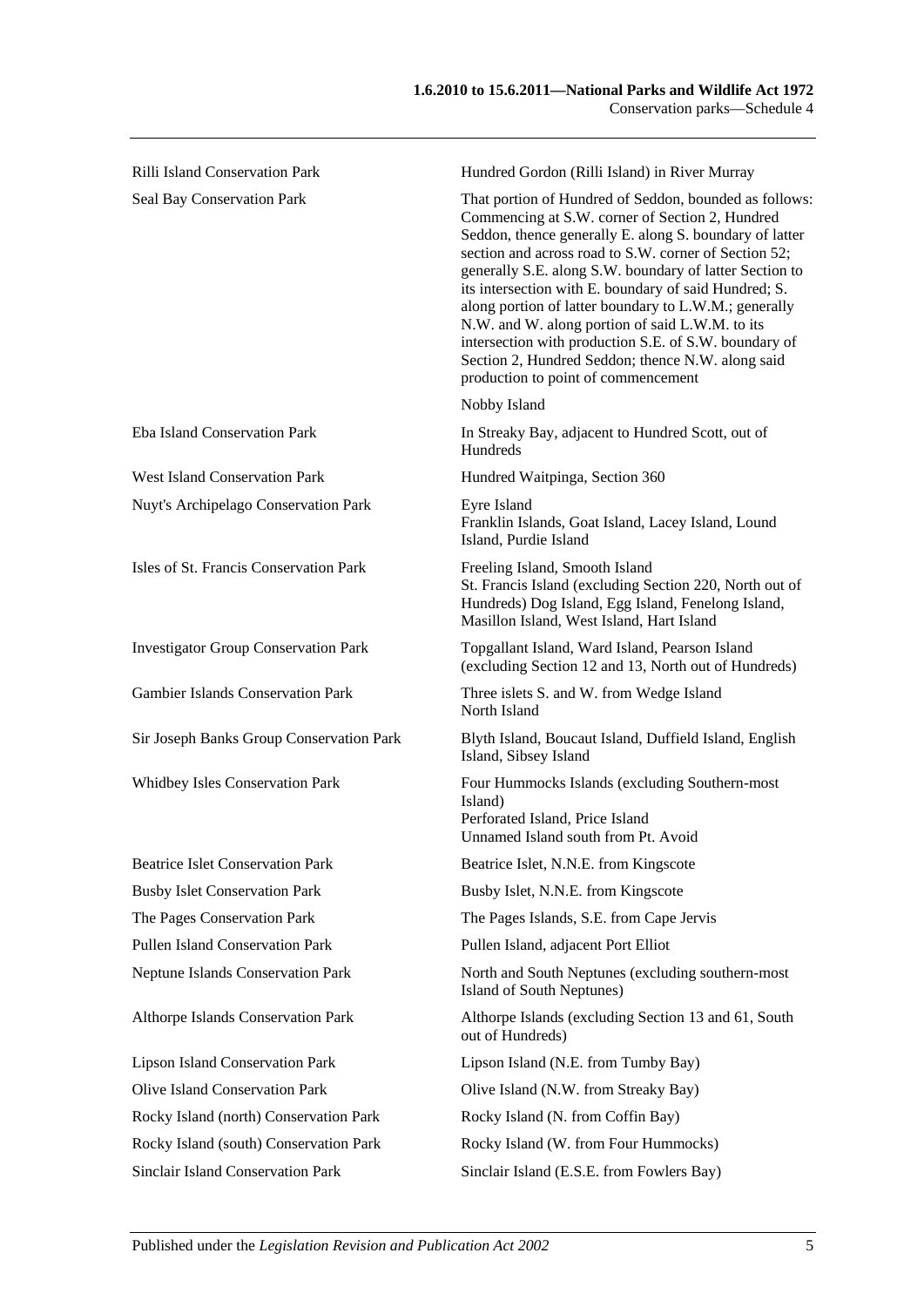| | |
|---|---|
| Rilli Island Conservation Park | Hundred Gordon (Rilli Island) in River Murray |
| Seal Bay Conservation Park | That portion of Hundred of Seddon, bounded as follows: Commencing at S.W. corner of Section 2, Hundred Seddon, thence generally E. along S. boundary of latter section and across road to S.W. corner of Section 52; generally S.E. along S.W. boundary of latter Section to its intersection with E. boundary of said Hundred; S. along portion of latter boundary to L.W.M.; generally N.W. and W. along portion of said L.W.M. to its intersection with production S.E. of S.W. boundary of Section 2, Hundred Seddon; thence N.W. along said production to point of commencement |
| | Nobby Island |
| Eba Island Conservation Park | In Streaky Bay, adjacent to Hundred Scott, out of Hundreds |
| West Island Conservation Park | Hundred Waitpinga, Section 360 |
| Nuyt's Archipelago Conservation Park | Eyre Island<br>Franklin Islands, Goat Island, Lacey Island, Lound Island, Purdie Island |
| Isles of St. Francis Conservation Park | Freeling Island, Smooth Island<br>St. Francis Island (excluding Section 220, North out of Hundreds) Dog Island, Egg Island, Fenelong Island, Masillon Island, West Island, Hart Island |
| Investigator Group Conservation Park | Topgallant Island, Ward Island, Pearson Island (excluding Section 12 and 13, North out of Hundreds) |
| Gambier Islands Conservation Park | Three islets S. and W. from Wedge Island<br>North Island |
| Sir Joseph Banks Group Conservation Park | Blyth Island, Boucaut Island, Duffield Island, English Island, Sibsey Island |
| Whidbey Isles Conservation Park | Four Hummocks Islands (excluding Southern-most Island)<br>Perforated Island, Price Island<br>Unnamed Island south from Pt. Avoid |
| Beatrice Islet Conservation Park | Beatrice Islet, N.N.E. from Kingscote |
| Busby Islet Conservation Park | Busby Islet, N.N.E. from Kingscote |
| The Pages Conservation Park | The Pages Islands, S.E. from Cape Jervis |
| Pullen Island Conservation Park | Pullen Island, adjacent Port Elliot |
| Neptune Islands Conservation Park | North and South Neptunes (excluding southern-most Island of South Neptunes) |
| Althorpe Islands Conservation Park | Althorpe Islands (excluding Section 13 and 61, South out of Hundreds) |
| Lipson Island Conservation Park | Lipson Island (N.E. from Tumby Bay) |
| Olive Island Conservation Park | Olive Island (N.W. from Streaky Bay) |
| Rocky Island (north) Conservation Park | Rocky Island (N. from Coffin Bay) |
| Rocky Island (south) Conservation Park | Rocky Island (W. from Four Hummocks) |
| Sinclair Island Conservation Park | Sinclair Island (E.S.E. from Fowlers Bay) |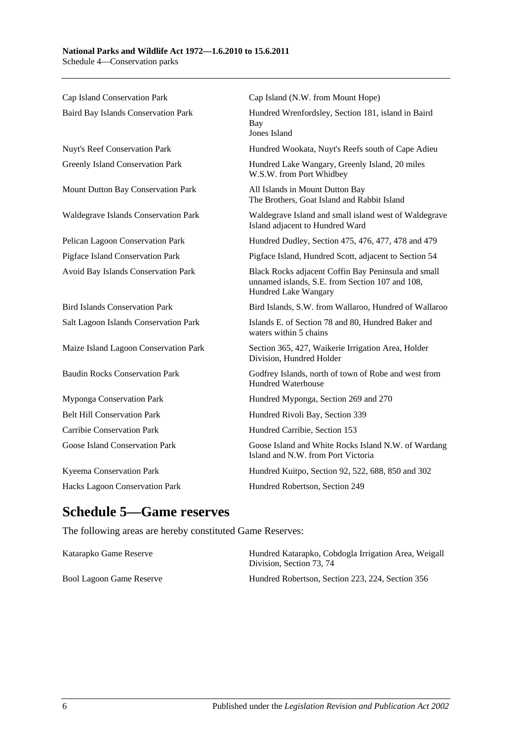| | |
|---|---|
| Cap Island Conservation Park | Cap Island (N.W. from Mount Hope) |
| Baird Bay Islands Conservation Park | Hundred Wrenfordsley, Section 181, island in Baird Bay<br>Jones Island |
| Nuyt's Reef Conservation Park | Hundred Wookata, Nuyt's Reefs south of Cape Adieu |
| Greenly Island Conservation Park | Hundred Lake Wangary, Greenly Island, 20 miles W.S.W. from Port Whidbey |
| Mount Dutton Bay Conservation Park | All Islands in Mount Dutton Bay<br>The Brothers, Goat Island and Rabbit Island |
| Waldegrave Islands Conservation Park | Waldegrave Island and small island west of Waldegrave Island adjacent to Hundred Ward |
| Pelican Lagoon Conservation Park | Hundred Dudley, Section 475, 476, 477, 478 and 479 |
| Pigface Island Conservation Park | Pigface Island, Hundred Scott, adjacent to Section 54 |
| Avoid Bay Islands Conservation Park | Black Rocks adjacent Coffin Bay Peninsula and small unnamed islands, S.E. from Section 107 and 108, Hundred Lake Wangary |
| Bird Islands Conservation Park | Bird Islands, S.W. from Wallaroo, Hundred of Wallaroo |
| Salt Lagoon Islands Conservation Park | Islands E. of Section 78 and 80, Hundred Baker and waters within 5 chains |
| Maize Island Lagoon Conservation Park | Section 365, 427, Waikerie Irrigation Area, Holder Division, Hundred Holder |
| Baudin Rocks Conservation Park | Godfrey Islands, north of town of Robe and west from Hundred Waterhouse |
| Myponga Conservation Park | Hundred Myponga, Section 269 and 270 |
| Belt Hill Conservation Park | Hundred Rivoli Bay, Section 339 |
| Carribie Conservation Park | Hundred Carribie, Section 153 |
| Goose Island Conservation Park | Goose Island and White Rocks Island N.W. of Wardang Island and N.W. from Port Victoria |
| Kyeema Conservation Park | Hundred Kuitpo, Section 92, 522, 688, 850 and 302 |
| Hacks Lagoon Conservation Park | Hundred Robertson, Section 249 |

## Schedule 5—Game reserves

The following areas are hereby constituted Game Reserves:

| | |
|---|---|
| Katarapko Game Reserve | Hundred Katarapko, Cobdogla Irrigation Area, Weigall Division, Section 73, 74 |
| Bool Lagoon Game Reserve | Hundred Robertson, Section 223, 224, Section 356 |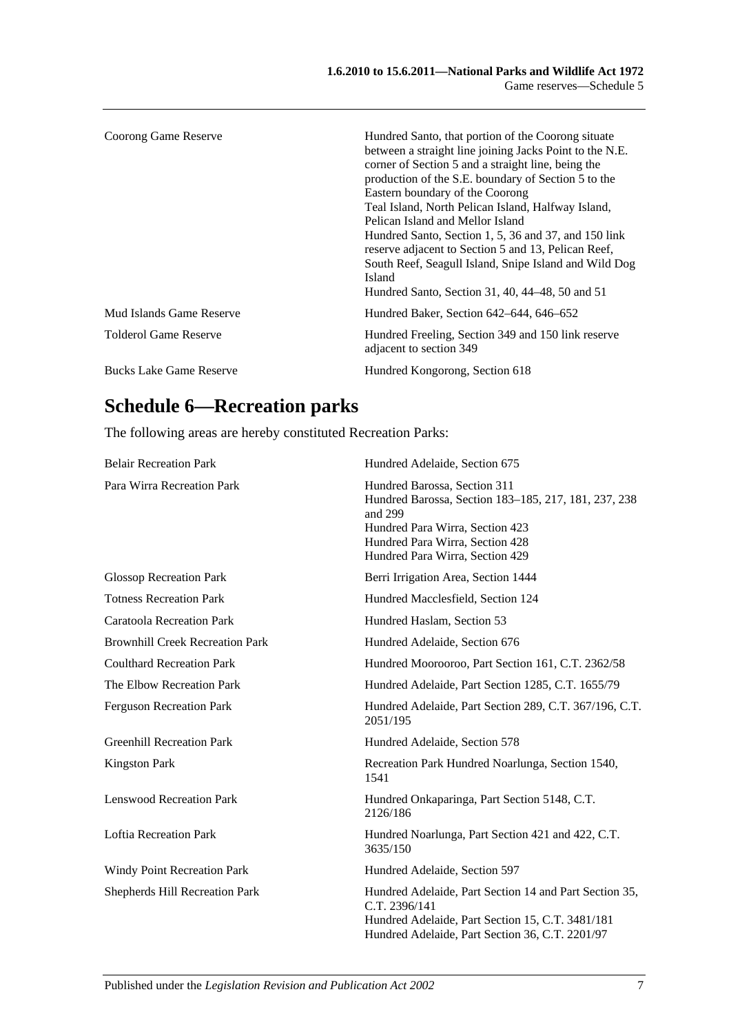| | |
|---|---|
| Coorong Game Reserve | Hundred Santo, that portion of the Coorong situate between a straight line joining Jacks Point to the N.E. corner of Section 5 and a straight line, being the production of the S.E. boundary of Section 5 to the Eastern boundary of the Coorong<br>Teal Island, North Pelican Island, Halfway Island, Pelican Island and Mellor Island<br>Hundred Santo, Section 1, 5, 36 and 37, and 150 link reserve adjacent to Section 5 and 13, Pelican Reef, South Reef, Seagull Island, Snipe Island and Wild Dog Island<br>Hundred Santo, Section 31, 40, 44–48, 50 and 51 |
| Mud Islands Game Reserve | Hundred Baker, Section 642–644, 646–652 |
| Tolderol Game Reserve | Hundred Freeling, Section 349 and 150 link reserve adjacent to section 349 |
| Bucks Lake Game Reserve | Hundred Kongorong, Section 618 |

## Schedule 6—Recreation parks

The following areas are hereby constituted Recreation Parks:

| | |
|---|---|
| Belair Recreation Park | Hundred Adelaide, Section 675 |
| Para Wirra Recreation Park | Hundred Barossa, Section 311<br>Hundred Barossa, Section 183–185, 217, 181, 237, 238 and 299<br>Hundred Para Wirra, Section 423<br>Hundred Para Wirra, Section 428<br>Hundred Para Wirra, Section 429 |
| Glossop Recreation Park | Berri Irrigation Area, Section 1444 |
| Totness Recreation Park | Hundred Macclesfield, Section 124 |
| Caratoola Recreation Park | Hundred Haslam, Section 53 |
| Brownhill Creek Recreation Park | Hundred Adelaide, Section 676 |
| Coulthard Recreation Park | Hundred Moorooroo, Part Section 161, C.T. 2362/58 |
| The Elbow Recreation Park | Hundred Adelaide, Part Section 1285, C.T. 1655/79 |
| Ferguson Recreation Park | Hundred Adelaide, Part Section 289, C.T. 367/196, C.T. 2051/195 |
| Greenhill Recreation Park | Hundred Adelaide, Section 578 |
| Kingston Park | Recreation Park Hundred Noarlunga, Section 1540, 1541 |
| Lenswood Recreation Park | Hundred Onkaparinga, Part Section 5148, C.T. 2126/186 |
| Loftia Recreation Park | Hundred Noarlunga, Part Section 421 and 422, C.T. 3635/150 |
| Windy Point Recreation Park | Hundred Adelaide, Section 597 |
| Shepherds Hill Recreation Park | Hundred Adelaide, Part Section 14 and Part Section 35, C.T. 2396/141<br>Hundred Adelaide, Part Section 15, C.T. 3481/181<br>Hundred Adelaide, Part Section 36, C.T. 2201/97 |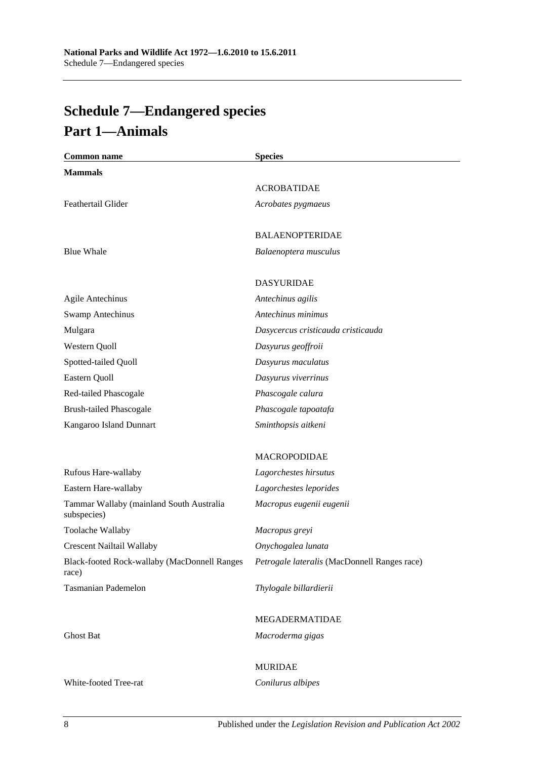# Schedule 7—Endangered species

## Part 1—Animals

| Common name | Species |
|---|---|
| **Mammals** | |
| | ACROBATIDAE |
| Feathertail Glider | *Acrobates pygmaeus* |
| | BALAENOPTERIDAE |
| Blue Whale | *Balaenoptera musculus* |
| | DASYURIDAE |
| Agile Antechinus | *Antechinus agilis* |
| Swamp Antechinus | *Antechinus minimus* |
| Mulgara | *Dasycercus cristicauda cristicauda* |
| Western Quoll | *Dasyurus geoffroii* |
| Spotted-tailed Quoll | *Dasyurus maculatus* |
| Eastern Quoll | *Dasyurus viverrinus* |
| Red-tailed Phascogale | *Phascogale calura* |
| Brush-tailed Phascogale | *Phascogale tapoatafa* |
| Kangaroo Island Dunnart | *Sminthopsis aitkeni* |
| | MACROPODIDAE |
| Rufous Hare-wallaby | *Lagorchestes hirsutus* |
| Eastern Hare-wallaby | *Lagorchestes leporides* |
| Tammar Wallaby (mainland South Australia subspecies) | *Macropus eugenii eugenii* |
| Toolache Wallaby | *Macropus greyi* |
| Crescent Nailtail Wallaby | *Onychogalea lunata* |
| Black-footed Rock-wallaby (MacDonnell Ranges race) | *Petrogale lateralis* (MacDonnell Ranges race) |
| Tasmanian Pademelon | *Thylogale billardierii* |
| | MEGADERMATIDAE |
| Ghost Bat | *Macroderma gigas* |
| | MURIDAE |
| White-footed Tree-rat | *Conilurus albipes* |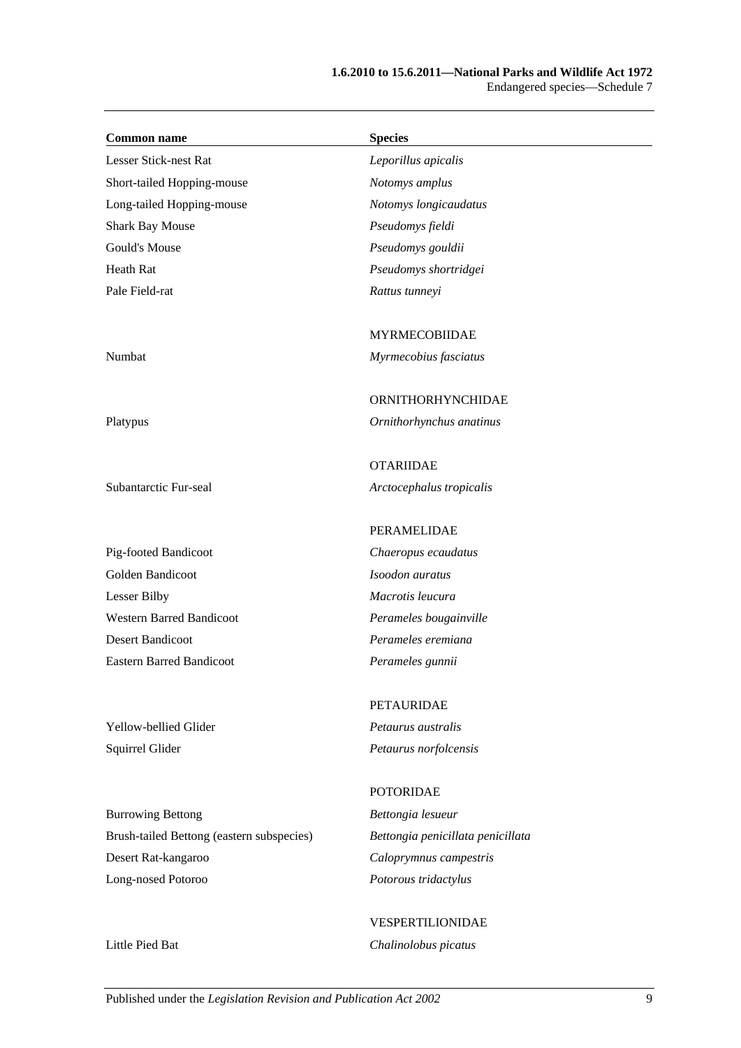| Common name | Species |
|---|---|
| Lesser Stick-nest Rat | *Leporillus apicalis* |
| Short-tailed Hopping-mouse | *Notomys amplus* |
| Long-tailed Hopping-mouse | *Notomys longicaudatus* |
| Shark Bay Mouse | *Pseudomys fieldi* |
| Gould's Mouse | *Pseudomys gouldii* |
| Heath Rat | *Pseudomys shortridgei* |
| Pale Field-rat | *Rattus tunneyi* |
| | MYRMECOBIIDAE |
| Numbat | *Myrmecobius fasciatus* |
| | ORNITHORHYNCHIDAE |
| Platypus | *Ornithorhynchus anatinus* |
| | OTARIIDAE |
| Subantarctic Fur-seal | *Arctocephalus tropicalis* |
| | PERAMELIDAE |
| Pig-footed Bandicoot | *Chaeropus ecaudatus* |
| Golden Bandicoot | *Isoodon auratus* |
| Lesser Bilby | *Macrotis leucura* |
| Western Barred Bandicoot | *Perameles bougainville* |
| Desert Bandicoot | *Perameles eremiana* |
| Eastern Barred Bandicoot | *Perameles gunnii* |
| | PETAURIDAE |
| Yellow-bellied Glider | *Petaurus australis* |
| Squirrel Glider | *Petaurus norfolcensis* |
| | POTORIDAE |
| Burrowing Bettong | *Bettongia lesueur* |
| Brush-tailed Bettong (eastern subspecies) | *Bettongia penicillata penicillata* |
| Desert Rat-kangaroo | *Caloprymnus campestris* |
| Long-nosed Potoroo | *Potorous tridactylus* |
| | VESPERTILIONIDAE |
| Little Pied Bat | *Chalinolobus picatus* |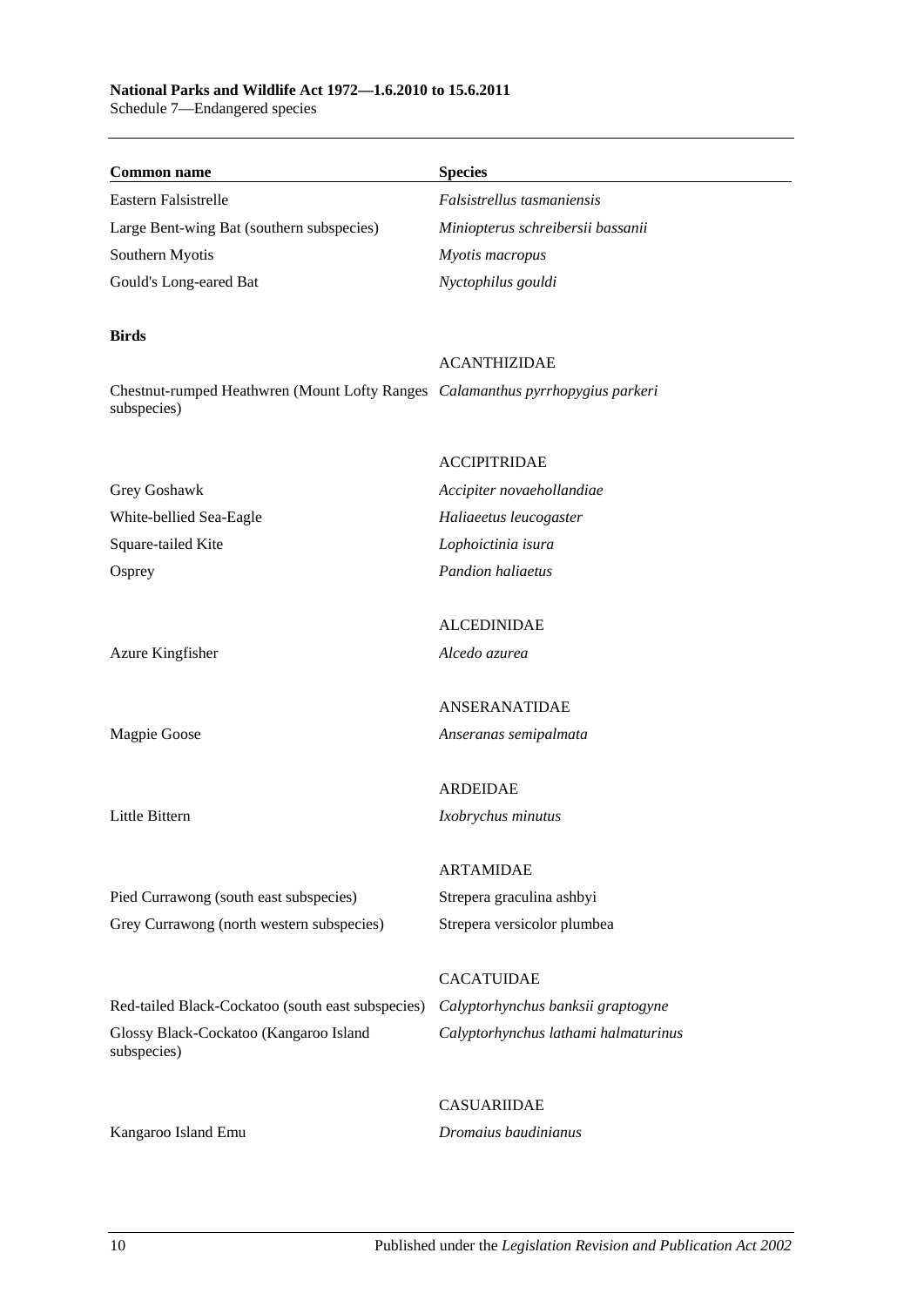| Common name | Species |
|---|---|
| Eastern Falsistrelle | *Falsistrellus tasmaniensis* |
| Large Bent-wing Bat (southern subspecies) | *Miniopterus schreibersii bassanii* |
| Southern Myotis | *Myotis macropus* |
| Gould's Long-eared Bat | *Nyctophilus gouldi* |
| **Birds** | |
| | ACANTHIZIDAE |
| Chestnut-rumped Heathwren (Mount Lofty Ranges subspecies) | *Calamanthus pyrrhopygius parkeri* |
| | ACCIPITRIDAE |
| Grey Goshawk | *Accipiter novaehollandiae* |
| White-bellied Sea-Eagle | *Haliaeetus leucogaster* |
| Square-tailed Kite | *Lophoictinia isura* |
| Osprey | *Pandion haliaetus* |
| | ALCEDINIDAE |
| Azure Kingfisher | *Alcedo azurea* |
| | ANSERANATIDAE |
| Magpie Goose | *Anseranas semipalmata* |
| | ARDEIDAE |
| Little Bittern | *Ixobrychus minutus* |
| | ARTAMIDAE |
| Pied Currawong (south east subspecies) | Strepera graculina ashbyi |
| Grey Currawong (north western subspecies) | Strepera versicolor plumbea |
| | CACATUIDAE |
| Red-tailed Black-Cockatoo (south east subspecies) | *Calyptorhynchus banksii graptogyne* |
| Glossy Black-Cockatoo (Kangaroo Island subspecies) | *Calyptorhynchus lathami halmaturinus* |
| | CASUARIIDAE |
| Kangaroo Island Emu | *Dromaius baudinianus* |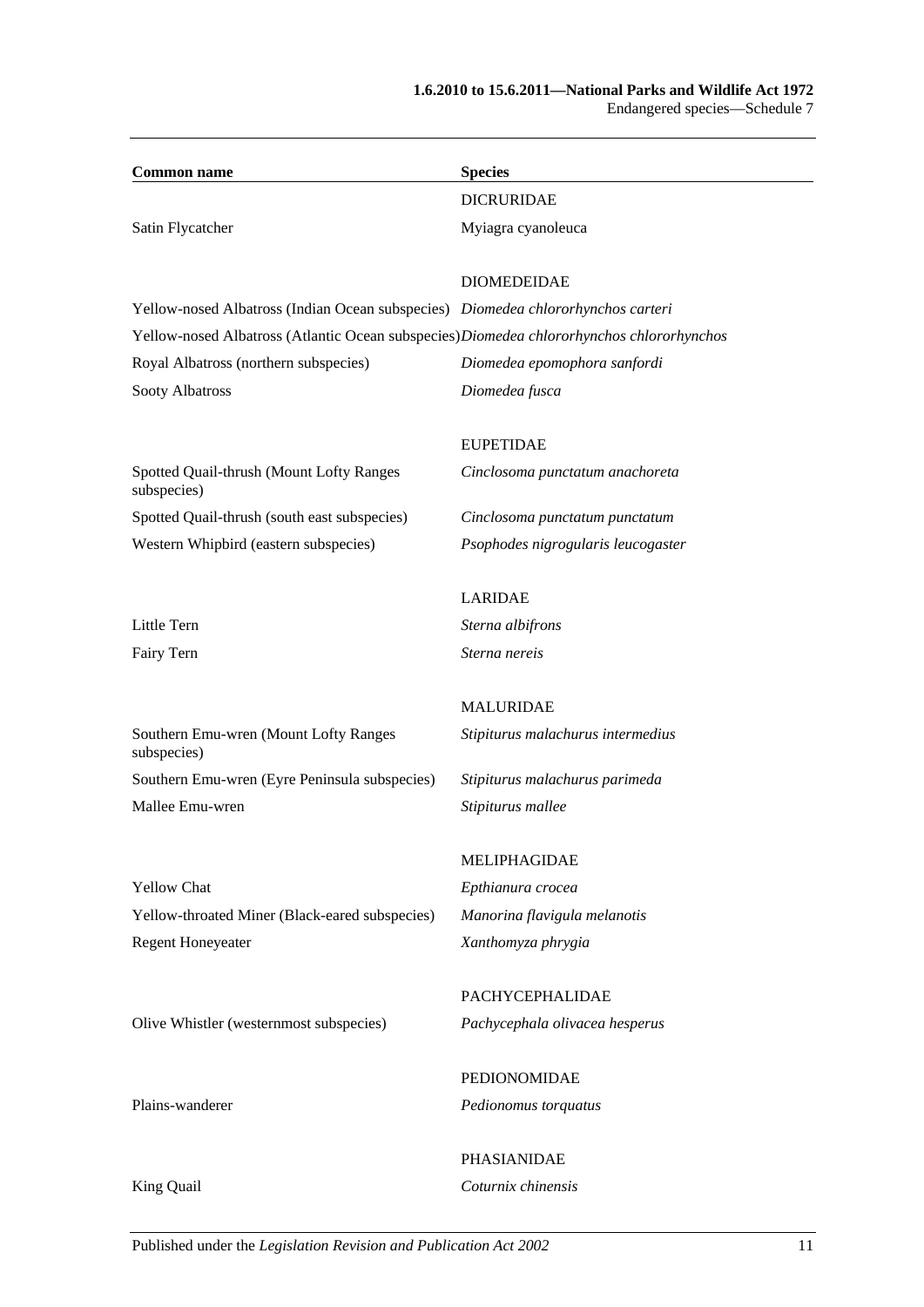| Common name | Species |
|---|---|
| | DICRURIDAE |
| Satin Flycatcher | Myiagra cyanoleuca |
| | |
| | DIOMEDEIDAE |
| Yellow-nosed Albatross (Indian Ocean subspecies) | *Diomedea chlororhynchos carteri* |
| Yellow-nosed Albatross (Atlantic Ocean subspecies) | *Diomedea chlororhynchos chlororhynchos* |
| Royal Albatross (northern subspecies) | *Diomedea epomophora sanfordi* |
| Sooty Albatross | *Diomedea fusca* |
| | |
| | EUPETIDAE |
| Spotted Quail-thrush (Mount Lofty Ranges subspecies) | *Cinclosoma punctatum anachoreta* |
| Spotted Quail-thrush (south east subspecies) | *Cinclosoma punctatum punctatum* |
| Western Whipbird (eastern subspecies) | *Psophodes nigrogularis leucogaster* |
| | |
| | LARIDAE |
| Little Tern | *Sterna albifrons* |
| Fairy Tern | *Sterna nereis* |
| | |
| | MALURIDAE |
| Southern Emu-wren (Mount Lofty Ranges subspecies) | *Stipiturus malachurus intermedius* |
| Southern Emu-wren (Eyre Peninsula subspecies) | *Stipiturus malachurus parimeda* |
| Mallee Emu-wren | *Stipiturus mallee* |
| | |
| | MELIPHAGIDAE |
| Yellow Chat | *Epthianura crocea* |
| Yellow-throated Miner (Black-eared subspecies) | *Manorina flavigula melanotis* |
| Regent Honeyeater | *Xanthomyza phrygia* |
| | |
| | PACHYCEPHALIDAE |
| Olive Whistler (westernmost subspecies) | *Pachycephala olivacea hesperus* |
| | |
| | PEDIONOMIDAE |
| Plains-wanderer | *Pedionomus torquatus* |
| | |
| | PHASIANIDAE |
| King Quail | *Coturnix chinensis* |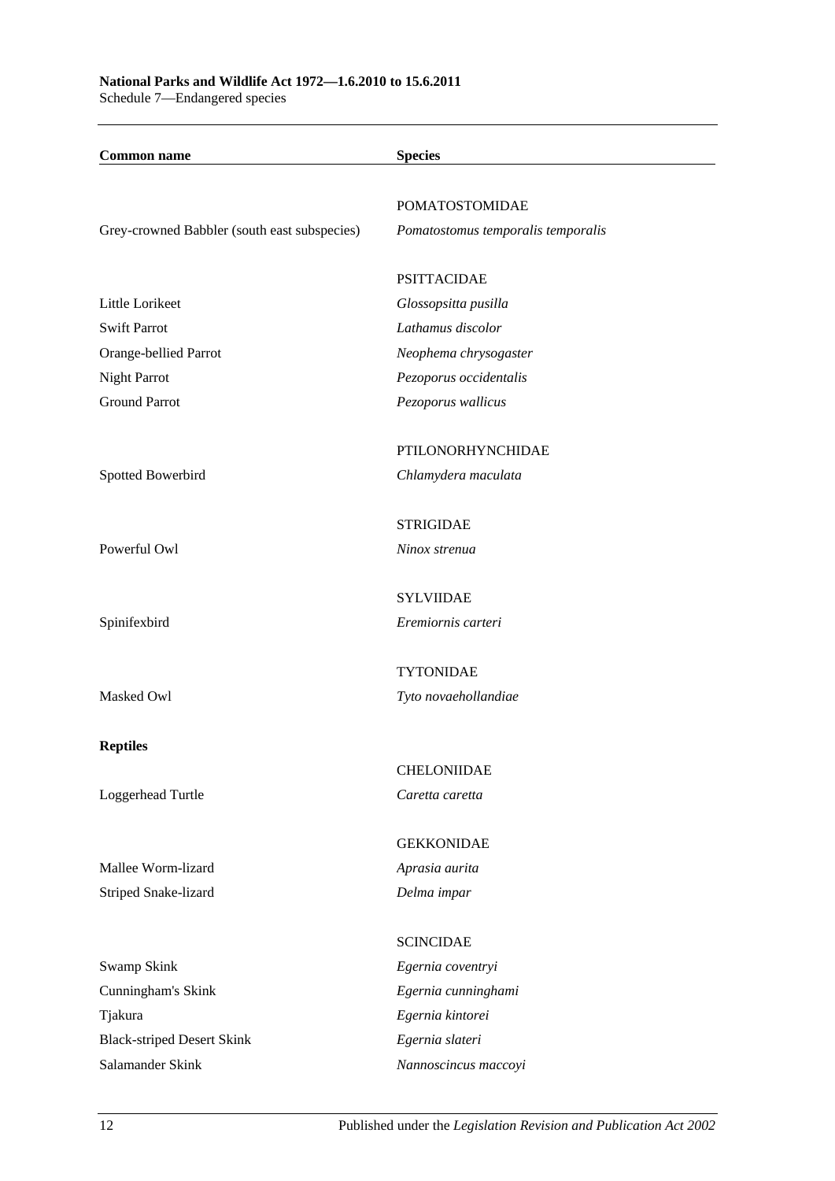| Common name | Species |
|---|---|
| | POMATOSTOMIDAE |
| Grey-crowned Babbler (south east subspecies) | *Pomatostomus temporalis temporalis* |
| | PSITTACIDAE |
| Little Lorikeet | *Glossopsitta pusilla* |
| Swift Parrot | *Lathamus discolor* |
| Orange-bellied Parrot | *Neophema chrysogaster* |
| Night Parrot | *Pezoporus occidentalis* |
| Ground Parrot | *Pezoporus wallicus* |
| | PTILONORHYNCHIDAE |
| Spotted Bowerbird | *Chlamydera maculata* |
| | STRIGIDAE |
| Powerful Owl | *Ninox strenua* |
| | SYLVIIDAE |
| Spinifexbird | *Eremiornis carteri* |
| | TYTONIDAE |
| Masked Owl | *Tyto novaehollandiae* |
| **Reptiles** | |
| | CHELONIIDAE |
| Loggerhead Turtle | *Caretta caretta* |
| | GEKKONIDAE |
| Mallee Worm-lizard | *Aprasia aurita* |
| Striped Snake-lizard | *Delma impar* |
| | SCINCIDAE |
| Swamp Skink | *Egernia coventryi* |
| Cunningham's Skink | *Egernia cunninghami* |
| Tjakura | *Egernia kintorei* |
| Black-striped Desert Skink | *Egernia slateri* |
| Salamander Skink | *Nannoscincus maccoyi* |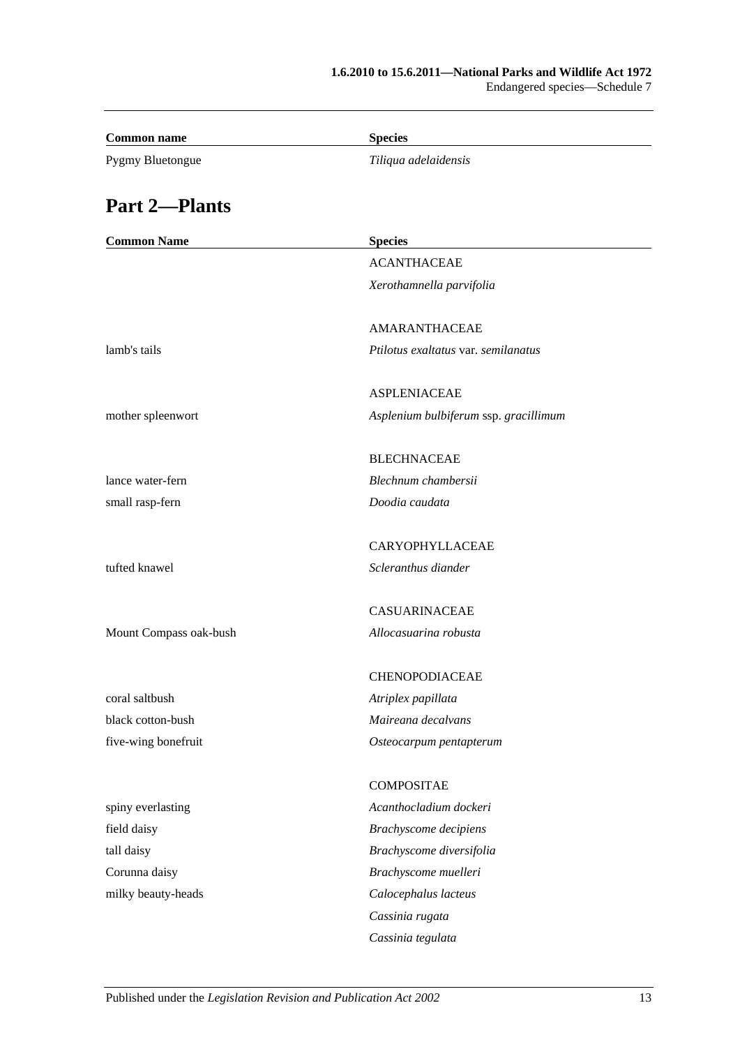| Common name | Species |
|---|---|
| Pygmy Bluetongue | *Tiliqua adelaidensis* |

## Part 2—Plants

| Common Name | Species |
|---|---|
| | ACANTHACEAE |
| | *Xerothamnella parvifolia* |
| | |
| | AMARANTHACEAE |
| lamb's tails | *Ptilotus exaltatus* var. *semilanatus* |
| | |
| | ASPLENIACEAE |
| mother spleenwort | *Asplenium bulbiferum* ssp. *gracillimum* |
| | |
| | BLECHNACEAE |
| lance water-fern | *Blechnum chambersii* |
| small rasp-fern | *Doodia caudata* |
| | |
| | CARYOPHYLLACEAE |
| tufted knawel | *Scleranthus diander* |
| | |
| | CASUARINACEAE |
| Mount Compass oak-bush | *Allocasuarina robusta* |
| | |
| | CHENOPODIACEAE |
| coral saltbush | *Atriplex papillata* |
| black cotton-bush | *Maireana decalvans* |
| five-wing bonefruit | *Osteocarpum pentapterum* |
| | |
| | COMPOSITAE |
| spiny everlasting | *Acanthocladium dockeri* |
| field daisy | *Brachyscome decipiens* |
| tall daisy | *Brachyscome diversifolia* |
| Corunna daisy | *Brachyscome muelleri* |
| milky beauty-heads | *Calocephalus lacteus* |
| | *Cassinia rugata* |
| | *Cassinia tegulata* |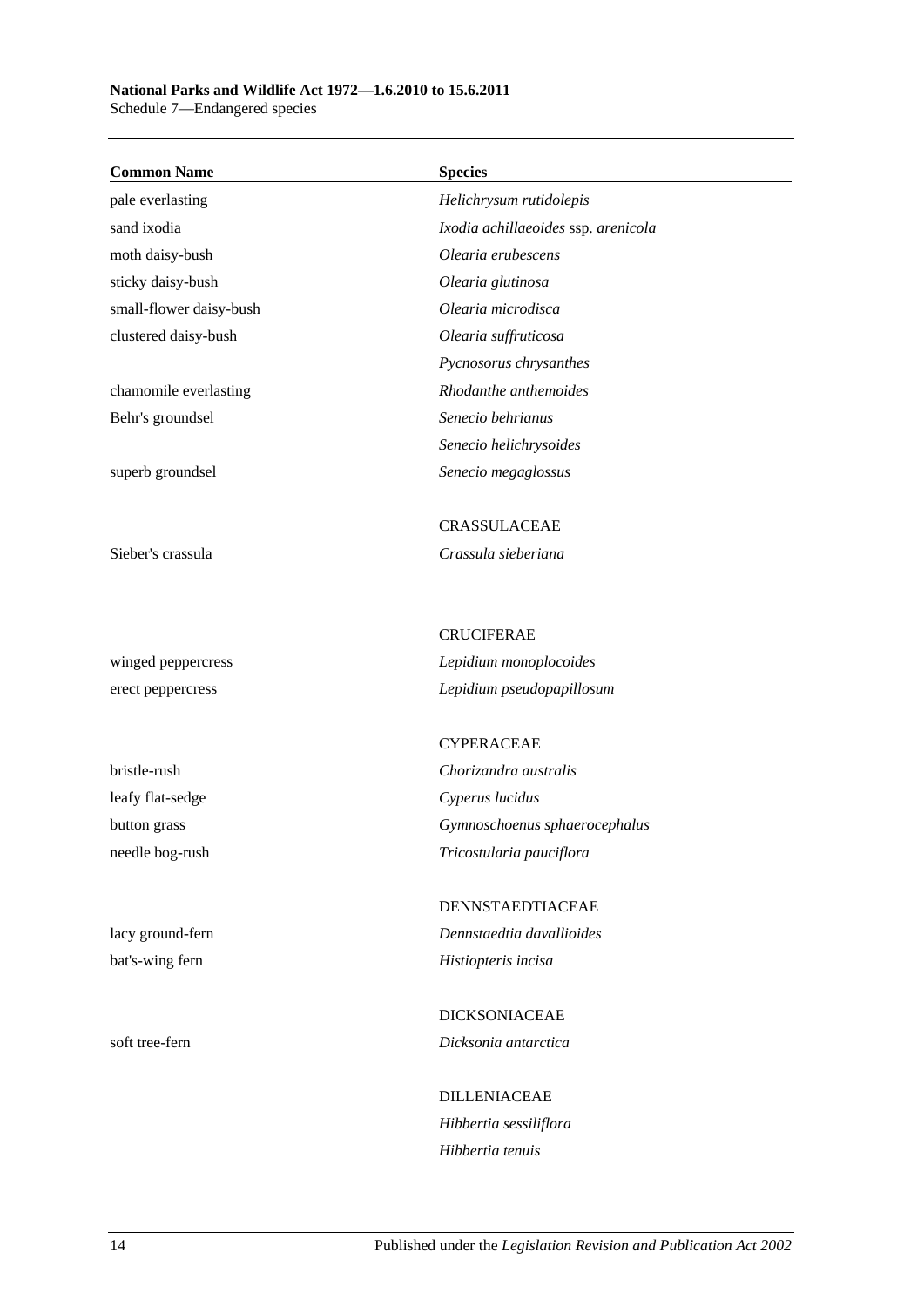| Common Name | Species |
| --- | --- |
| pale everlasting | *Helichrysum rutidolepis* |
| sand ixodia | *Ixodia achillaeoides* ssp. *arenicola* |
| moth daisy-bush | *Olearia erubescens* |
| sticky daisy-bush | *Olearia glutinosa* |
| small-flower daisy-bush | *Olearia microdisca* |
| clustered daisy-bush | *Olearia suffruticosa* |
| | *Pycnosorus chrysanthes* |
| chamomile everlasting | *Rhodanthe anthemoides* |
| Behr's groundsel | *Senecio behrianus* |
| | *Senecio helichrysoides* |
| superb groundsel | *Senecio megaglossus* |
| | CRASSULACEAE |
| Sieber's crassula | *Crassula sieberiana* |
| | CRUCIFERAE |
| winged peppercress | *Lepidium monoplocoides* |
| erect peppercress | *Lepidium pseudopapillosum* |
| | CYPERACEAE |
| bristle-rush | *Chorizandra australis* |
| leafy flat-sedge | *Cyperus lucidus* |
| button grass | *Gymnoschoenus sphaerocephalus* |
| needle bog-rush | *Tricostularia pauciflora* |
| | DENNSTAEDTIACEAE |
| lacy ground-fern | *Dennstaedtia davallioides* |
| bat's-wing fern | *Histiopteris incisa* |
| | DICKSONIACEAE |
| soft tree-fern | *Dicksonia antarctica* |
| | DILLENIACEAE |
| | *Hibbertia sessiliflora* |
| | *Hibbertia tenuis* |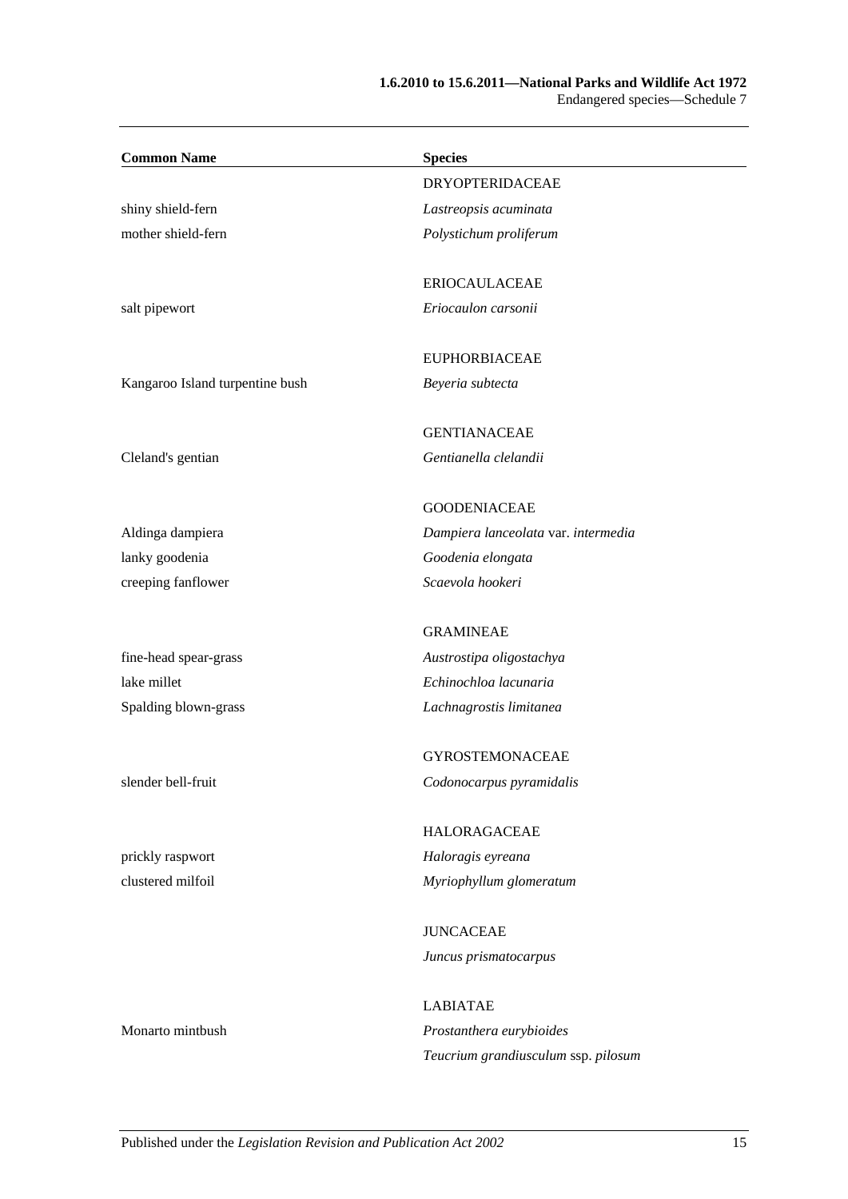| Common Name | Species |
|---|---|
| | DRYOPTERIDACEAE |
| shiny shield-fern | *Lastreopsis acuminata* |
| mother shield-fern | *Polystichum proliferum* |
| | ERIOCAULACEAE |
| salt pipewort | *Eriocaulon carsonii* |
| | EUPHORBIACEAE |
| Kangaroo Island turpentine bush | *Beyeria subtecta* |
| | GENTIANACEAE |
| Cleland's gentian | *Gentianella clelandii* |
| | GOODENIACEAE |
| Aldinga dampiera | *Dampiera lanceolata* var. *intermedia* |
| lanky goodenia | *Goodenia elongata* |
| creeping fanflower | *Scaevola hookeri* |
| | GRAMINEAE |
| fine-head spear-grass | *Austrostipa oligostachya* |
| lake millet | *Echinochloa lacunaria* |
| Spalding blown-grass | *Lachnagrostis limitanea* |
| | GYROSTEMONACEAE |
| slender bell-fruit | *Codonocarpus pyramidalis* |
| | HALORAGACEAE |
| prickly raspwort | *Haloragis eyreana* |
| clustered milfoil | *Myriophyllum glomeratum* |
| | JUNCACEAE |
| | *Juncus prismatocarpus* |
| | LABIATAE |
| Monarto mintbush | *Prostanthera eurybioides* |
| | *Teucrium grandiusculum* ssp. *pilosum* |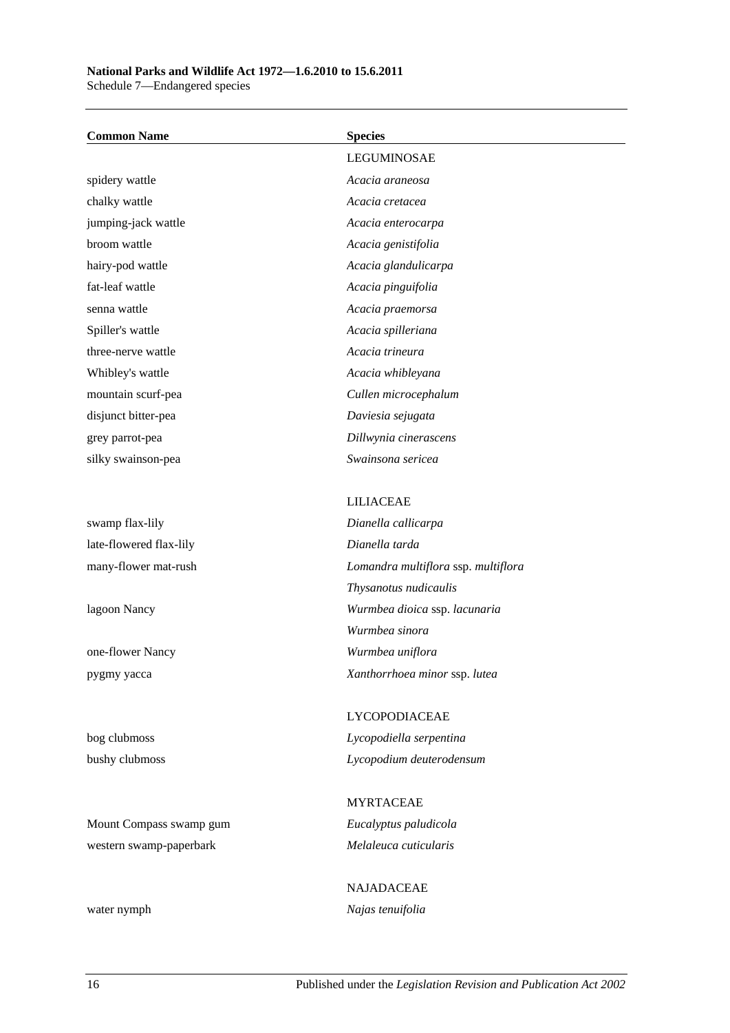| Common Name | Species |
|---|---|
| | LEGUMINOSAE |
| spidery wattle | *Acacia araneosa* |
| chalky wattle | *Acacia cretacea* |
| jumping-jack wattle | *Acacia enterocarpa* |
| broom wattle | *Acacia genistifolia* |
| hairy-pod wattle | *Acacia glandulicarpa* |
| fat-leaf wattle | *Acacia pinguifolia* |
| senna wattle | *Acacia praemorsa* |
| Spiller's wattle | *Acacia spilleriana* |
| three-nerve wattle | *Acacia trineura* |
| Whibley's wattle | *Acacia whibleyana* |
| mountain scurf-pea | *Cullen microcephalum* |
| disjunct bitter-pea | *Daviesia sejugata* |
| grey parrot-pea | *Dillwynia cinerascens* |
| silky swainson-pea | *Swainsona sericea* |
| | |
| | LILIACEAE |
| swamp flax-lily | *Dianella callicarpa* |
| late-flowered flax-lily | *Dianella tarda* |
| many-flower mat-rush | *Lomandra multiflora* ssp. *multiflora* |
| | *Thysanotus nudicaulis* |
| lagoon Nancy | *Wurmbea dioica* ssp. *lacunaria* |
| | *Wurmbea sinora* |
| one-flower Nancy | *Wurmbea uniflora* |
| pygmy yacca | *Xanthorrhoea minor* ssp. *lutea* |
| | |
| | LYCOPODIACEAE |
| bog clubmoss | *Lycopodiella serpentina* |
| bushy clubmoss | *Lycopodium deuterodensum* |
| | |
| | MYRTACEAE |
| Mount Compass swamp gum | *Eucalyptus paludicola* |
| western swamp-paperbark | *Melaleuca cuticularis* |
| | |
| | NAJADACEAE |
| water nymph | *Najas tenuifolia* |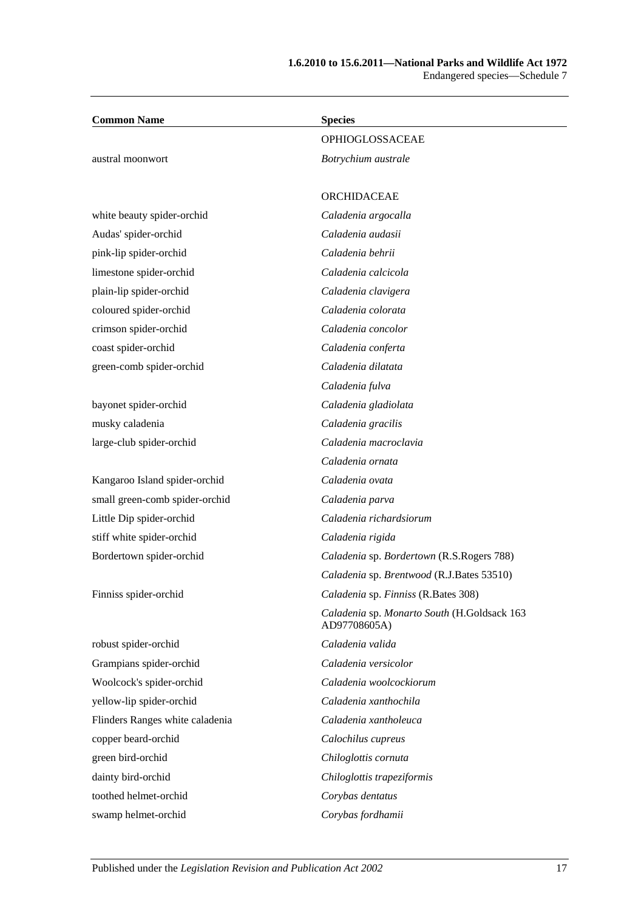| Common Name | Species |
|---|---|
| | OPHIOGLOSSACEAE |
| austral moonwort | *Botrychium australe* |
| | |
| | ORCHIDACEAE |
| white beauty spider-orchid | *Caladenia argocalla* |
| Audas' spider-orchid | *Caladenia audasii* |
| pink-lip spider-orchid | *Caladenia behrii* |
| limestone spider-orchid | *Caladenia calcicola* |
| plain-lip spider-orchid | *Caladenia clavigera* |
| coloured spider-orchid | *Caladenia colorata* |
| crimson spider-orchid | *Caladenia concolor* |
| coast spider-orchid | *Caladenia conferta* |
| green-comb spider-orchid | *Caladenia dilatata* |
| | *Caladenia fulva* |
| bayonet spider-orchid | *Caladenia gladiolata* |
| musky caladenia | *Caladenia gracilis* |
| large-club spider-orchid | *Caladenia macroclavia* |
| | *Caladenia ornata* |
| Kangaroo Island spider-orchid | *Caladenia ovata* |
| small green-comb spider-orchid | *Caladenia parva* |
| Little Dip spider-orchid | *Caladenia richardsiorum* |
| stiff white spider-orchid | *Caladenia rigida* |
| Bordertown spider-orchid | *Caladenia* sp. *Bordertown* (R.S.Rogers 788) |
| | *Caladenia* sp. *Brentwood* (R.J.Bates 53510) |
| Finniss spider-orchid | *Caladenia* sp. *Finniss* (R.Bates 308) |
| | *Caladenia* sp. *Monarto South* (H.Goldsack 163 AD97708605A) |
| robust spider-orchid | *Caladenia valida* |
| Grampians spider-orchid | *Caladenia versicolor* |
| Woolcock's spider-orchid | *Caladenia woolcockiorum* |
| yellow-lip spider-orchid | *Caladenia xanthochila* |
| Flinders Ranges white caladenia | *Caladenia xantholeuca* |
| copper beard-orchid | *Calochilus cupreus* |
| green bird-orchid | *Chiloglottis cornuta* |
| dainty bird-orchid | *Chiloglottis trapeziformis* |
| toothed helmet-orchid | *Corybas dentatus* |
| swamp helmet-orchid | *Corybas fordhamii* |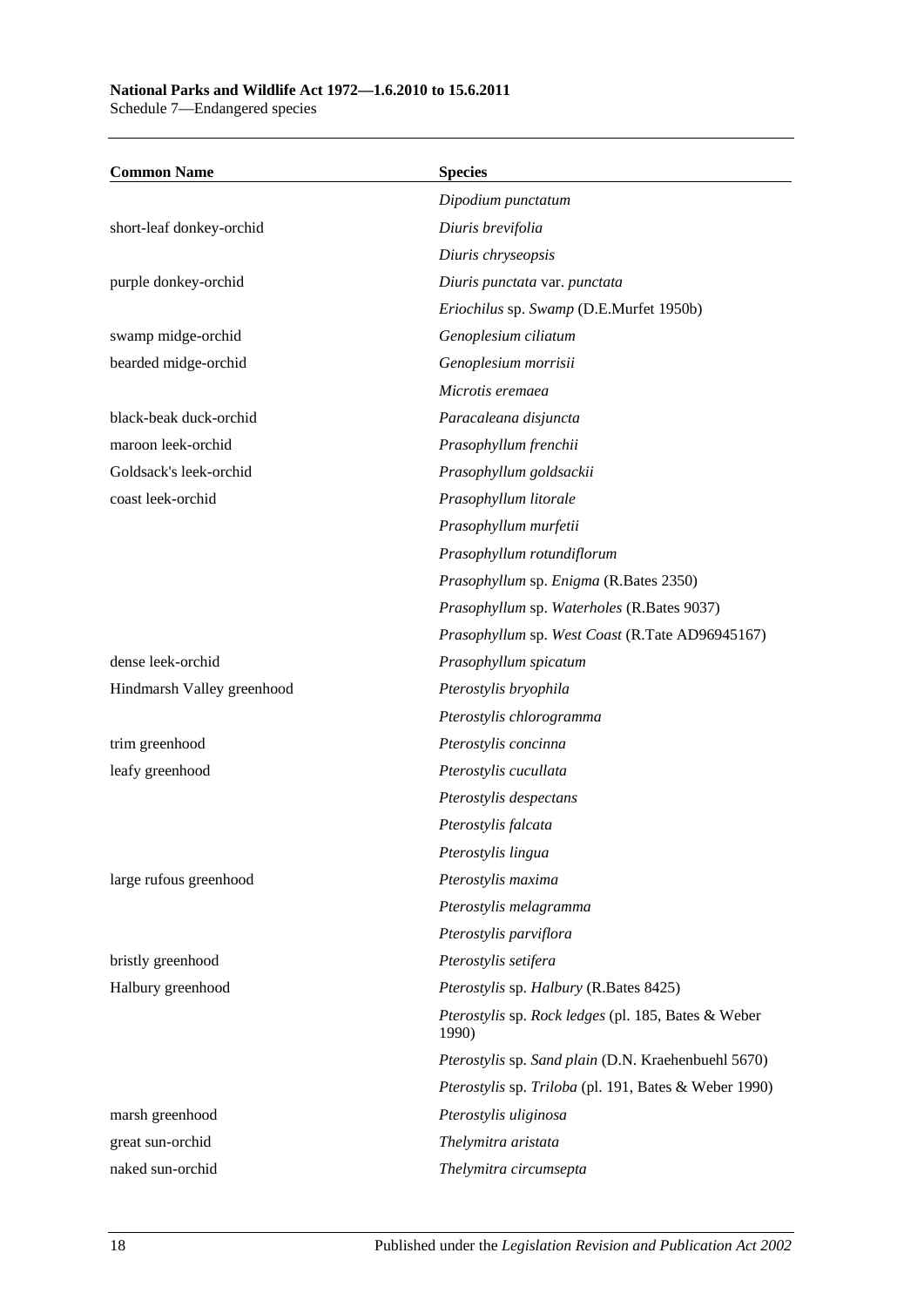| Common Name | Species |
|---|---|
| | *Dipodium punctatum* |
| short-leaf donkey-orchid | *Diuris brevifolia* |
| | *Diuris chryseopsis* |
| purple donkey-orchid | *Diuris punctata* var. *punctata* |
| | *Eriochilus* sp. *Swamp* (D.E.Murfet 1950b) |
| swamp midge-orchid | *Genoplesium ciliatum* |
| bearded midge-orchid | *Genoplesium morrisii* |
| | *Microtis eremaea* |
| black-beak duck-orchid | *Paracaleana disjuncta* |
| maroon leek-orchid | *Prasophyllum frenchii* |
| Goldsack's leek-orchid | *Prasophyllum goldsackii* |
| coast leek-orchid | *Prasophyllum litorale* |
| | *Prasophyllum murfetii* |
| | *Prasophyllum rotundiflorum* |
| | *Prasophyllum* sp. *Enigma* (R.Bates 2350) |
| | *Prasophyllum* sp. *Waterholes* (R.Bates 9037) |
| | *Prasophyllum* sp. *West Coast* (R.Tate AD96945167) |
| dense leek-orchid | *Prasophyllum spicatum* |
| Hindmarsh Valley greenhood | *Pterostylis bryophila* |
| | *Pterostylis chlorogramma* |
| trim greenhood | *Pterostylis concinna* |
| leafy greenhood | *Pterostylis cucullata* |
| | *Pterostylis despectans* |
| | *Pterostylis falcata* |
| | *Pterostylis lingua* |
| large rufous greenhood | *Pterostylis maxima* |
| | *Pterostylis melagramma* |
| | *Pterostylis parviflora* |
| bristly greenhood | *Pterostylis setifera* |
| Halbury greenhood | *Pterostylis* sp. *Halbury* (R.Bates 8425) |
| | *Pterostylis* sp. *Rock ledges* (pl. 185, Bates & Weber 1990) |
| | *Pterostylis* sp. *Sand plain* (D.N. Kraehenbuehl 5670) |
| | *Pterostylis* sp. *Triloba* (pl. 191, Bates & Weber 1990) |
| marsh greenhood | *Pterostylis uliginosa* |
| great sun-orchid | *Thelymitra aristata* |
| naked sun-orchid | *Thelymitra circumsepta* |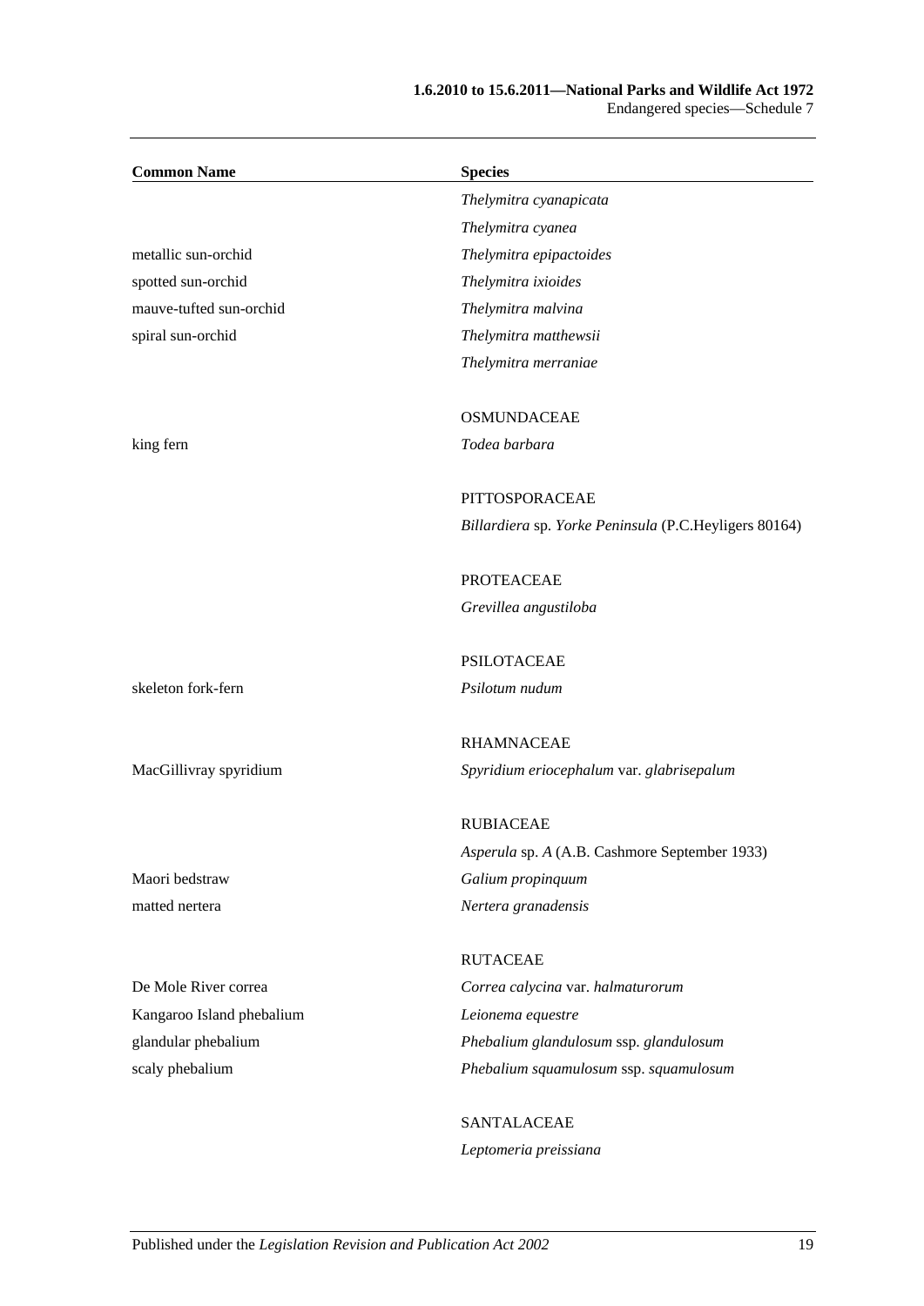| Common Name | Species |
|---|---|
| | *Thelymitra cyanapicata* |
| | *Thelymitra cyanea* |
| metallic sun-orchid | *Thelymitra epipactoides* |
| spotted sun-orchid | *Thelymitra ixioides* |
| mauve-tufted sun-orchid | *Thelymitra malvina* |
| spiral sun-orchid | *Thelymitra matthewsii* |
| | *Thelymitra merraniae* |
| | |
| | OSMUNDACEAE |
| king fern | *Todea barbara* |
| | |
| | PITTOSPORACEAE |
| | *Billardiera* sp. *Yorke Peninsula* (P.C.Heyligers 80164) |
| | |
| | PROTEACEAE |
| | *Grevillea angustiloba* |
| | |
| | PSILOTACEAE |
| skeleton fork-fern | *Psilotum nudum* |
| | |
| | RHAMNACEAE |
| MacGillivray spyridium | *Spyridium eriocephalum* var. *glabrisepalum* |
| | |
| | RUBIACEAE |
| | *Asperula* sp. *A* (A.B. Cashmore September 1933) |
| Maori bedstraw | *Galium propinquum* |
| matted nertera | *Nertera granadensis* |
| | |
| | RUTACEAE |
| De Mole River correa | *Correa calycina* var. *halmaturorum* |
| Kangaroo Island phebalium | *Leionema equestre* |
| glandular phebalium | *Phebalium glandulosum* ssp. *glandulosum* |
| scaly phebalium | *Phebalium squamulosum* ssp. *squamulosum* |
| | |
| | SANTALACEAE |
| | *Leptomeria preissiana* |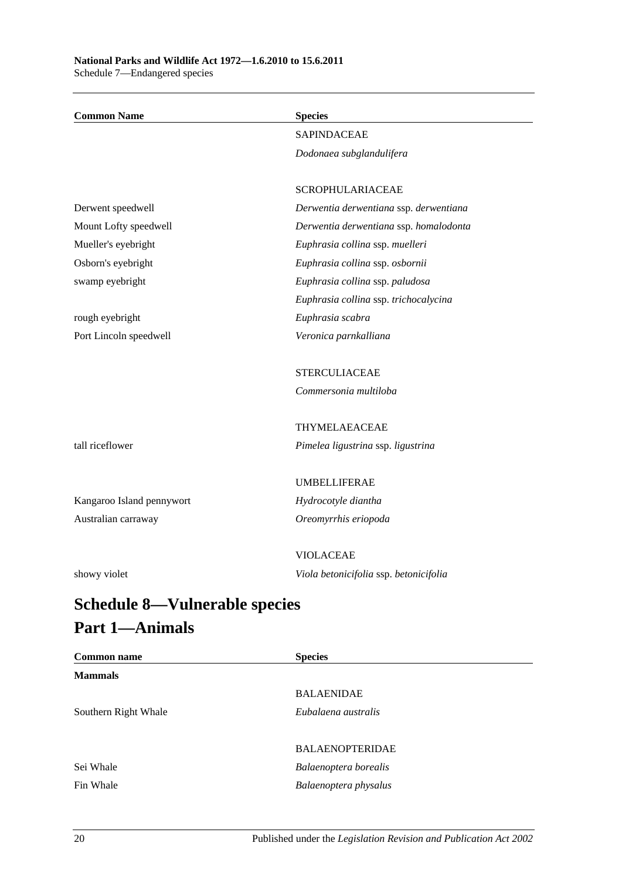| Common Name | Species |
|---|---|
| | SAPINDACEAE |
| | *Dodonaea subglandulifera* |
| | |
| | SCROPHULARIACEAE |
| Derwent speedwell | *Derwentia derwentiana* ssp. *derwentiana* |
| Mount Lofty speedwell | *Derwentia derwentiana* ssp. *homalodonta* |
| Mueller's eyebright | *Euphrasia collina* ssp. *muelleri* |
| Osborn's eyebright | *Euphrasia collina* ssp. *osbornii* |
| swamp eyebright | *Euphrasia collina* ssp. *paludosa* |
| | *Euphrasia collina* ssp. *trichocalycina* |
| rough eyebright | *Euphrasia scabra* |
| Port Lincoln speedwell | *Veronica parnkalliana* |
| | |
| | STERCULIACEAE |
| | *Commersonia multiloba* |
| | |
| | THYMELAEACEAE |
| tall riceflower | *Pimelea ligustrina* ssp. *ligustrina* |
| | |
| | UMBELLIFERAE |
| Kangaroo Island pennywort | *Hydrocotyle diantha* |
| Australian carraway | *Oreomyrrhis eriopoda* |
| | |
| | VIOLACEAE |
| showy violet | *Viola betonicifolia* ssp. *betonicifolia* |

# Schedule 8—Vulnerable species

## Part 1—Animals

| Common name | Species |
|---|---|
| **Mammals** | |
| | BALAENIDAE |
| Southern Right Whale | *Eubalaena australis* |
| | |
| | BALAENOPTERIDAE |
| Sei Whale | *Balaenoptera borealis* |
| Fin Whale | *Balaenoptera physalus* |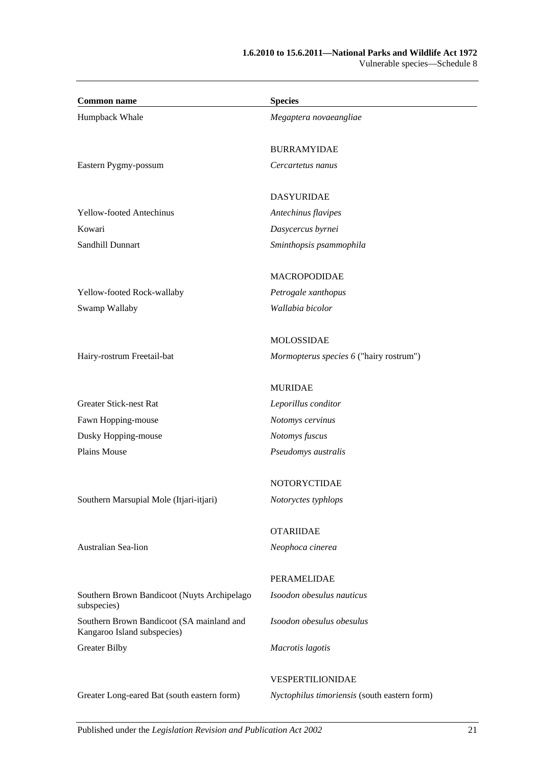| Common name | Species |
| --- | --- |
| Humpback Whale | *Megaptera novaeangliae* |
| | BURRAMYIDAE |
| Eastern Pygmy-possum | *Cercartetus nanus* |
| | DASYURIDAE |
| Yellow-footed Antechinus | *Antechinus flavipes* |
| Kowari | *Dasycercus byrnei* |
| Sandhill Dunnart | *Sminthopsis psammophila* |
| | MACROPODIDAE |
| Yellow-footed Rock-wallaby | *Petrogale xanthopus* |
| Swamp Wallaby | *Wallabia bicolor* |
| | MOLOSSIDAE |
| Hairy-rostrum Freetail-bat | *Mormopterus species 6* ("hairy rostrum") |
| | MURIDAE |
| Greater Stick-nest Rat | *Leporillus conditor* |
| Fawn Hopping-mouse | *Notomys cervinus* |
| Dusky Hopping-mouse | *Notomys fuscus* |
| Plains Mouse | *Pseudomys australis* |
| | NOTORYCTIDAE |
| Southern Marsupial Mole (Itjari-itjari) | *Notoryctes typhlops* |
| | OTARIIDAE |
| Australian Sea-lion | *Neophoca cinerea* |
| | PERAMELIDAE |
| Southern Brown Bandicoot (Nuyts Archipelago subspecies) | *Isoodon obesulus nauticus* |
| Southern Brown Bandicoot (SA mainland and Kangaroo Island subspecies) | *Isoodon obesulus obesulus* |
| Greater Bilby | *Macrotis lagotis* |
| | VESPERTILIONIDAE |
| Greater Long-eared Bat (south eastern form) | *Nyctophilus timoriensis* (south eastern form) |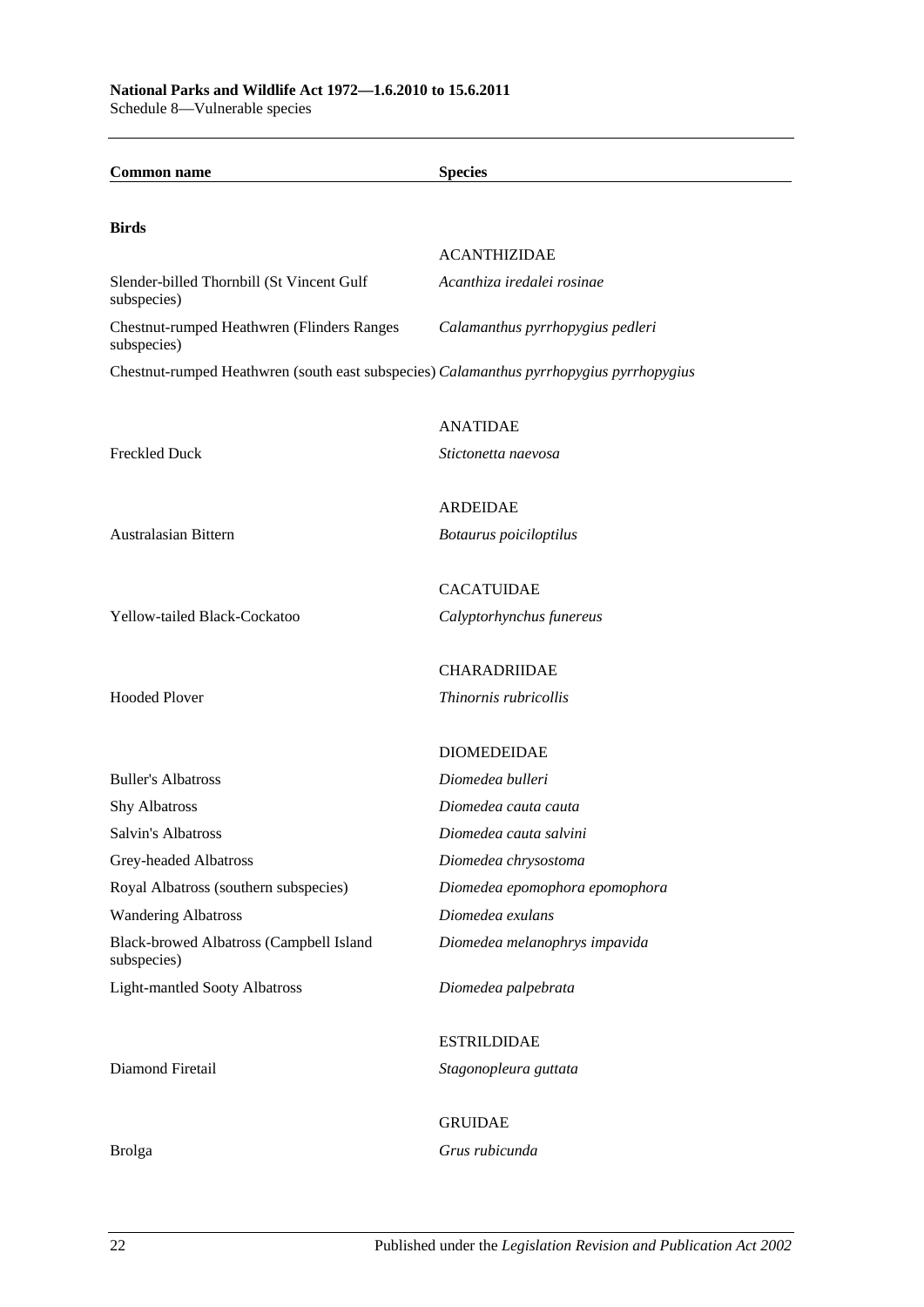| Common name | Species |
|---|---|
| **Birds** | |
| | ACANTHIZIDAE |
| Slender-billed Thornbill (St Vincent Gulf subspecies) | *Acanthiza iredalei rosinae* |
| Chestnut-rumped Heathwren (Flinders Ranges subspecies) | *Calamanthus pyrrhopygius pedleri* |
| Chestnut-rumped Heathwren (south east subspecies) | *Calamanthus pyrrhopygius pyrrhopygius* |
| | ANATIDAE |
| Freckled Duck | *Stictonetta naevosa* |
| | ARDEIDAE |
| Australasian Bittern | *Botaurus poiciloptilus* |
| | CACATUIDAE |
| Yellow-tailed Black-Cockatoo | *Calyptorhynchus funereus* |
| | CHARADRIIDAE |
| Hooded Plover | *Thinornis rubricollis* |
| | DIOMEDEIDAE |
| Buller's Albatross | *Diomedea bulleri* |
| Shy Albatross | *Diomedea cauta cauta* |
| Salvin's Albatross | *Diomedea cauta salvini* |
| Grey-headed Albatross | *Diomedea chrysostoma* |
| Royal Albatross (southern subspecies) | *Diomedea epomophora epomophora* |
| Wandering Albatross | *Diomedea exulans* |
| Black-browed Albatross (Campbell Island subspecies) | *Diomedea melanophrys impavida* |
| Light-mantled Sooty Albatross | *Diomedea palpebrata* |
| | ESTRILDIDAE |
| Diamond Firetail | *Stagonopleura guttata* |
| | GRUIDAE |
| Brolga | *Grus rubicunda* |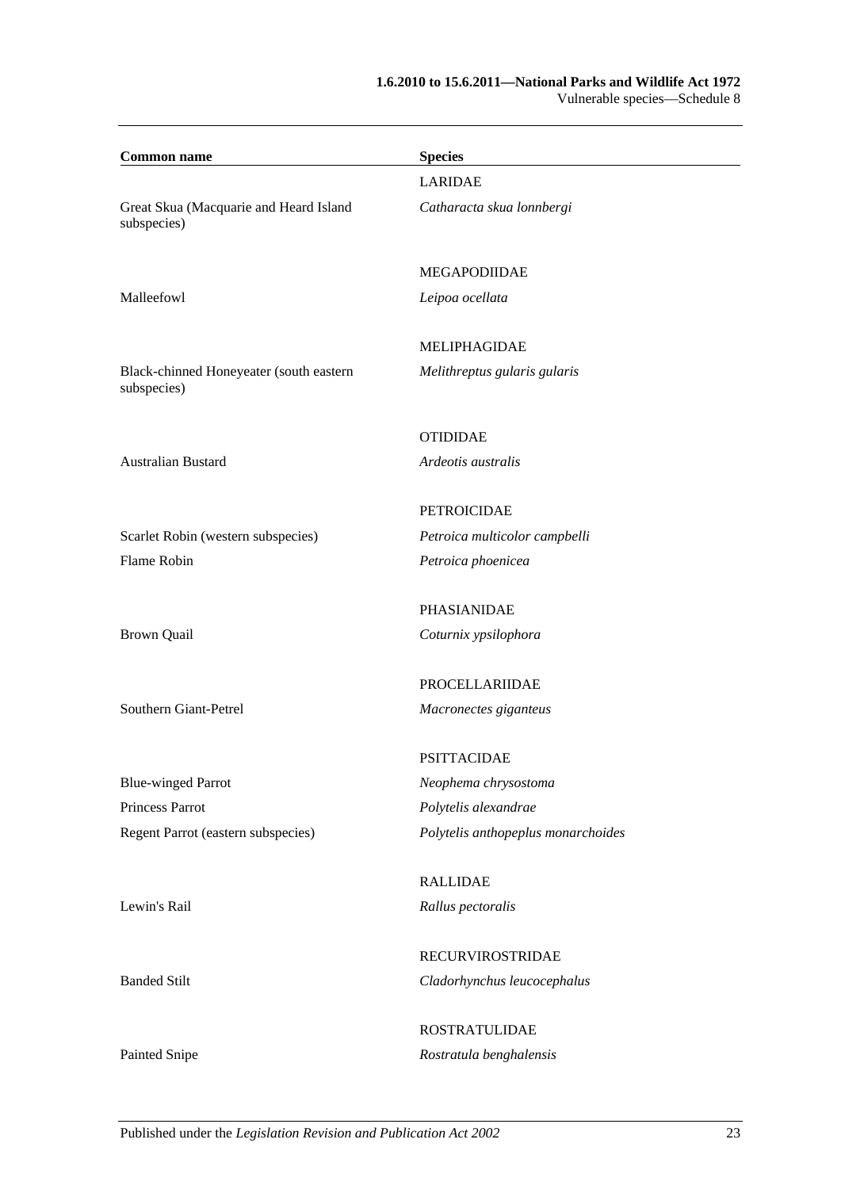| Common name | Species |
|---|---|
| | LARIDAE |
| Great Skua (Macquarie and Heard Island subspecies) | *Catharacta skua lonnbergi* |
| | MEGAPODIIDAE |
| Malleefowl | *Leipoa ocellata* |
| | MELIPHAGIDAE |
| Black-chinned Honeyeater (south eastern subspecies) | *Melithreptus gularis gularis* |
| | OTIDIDAE |
| Australian Bustard | *Ardeotis australis* |
| | PETROICIDAE |
| Scarlet Robin (western subspecies) | *Petroica multicolor campbelli* |
| Flame Robin | *Petroica phoenicea* |
| | PHASIANIDAE |
| Brown Quail | *Coturnix ypsilophora* |
| | PROCELLARIIDAE |
| Southern Giant-Petrel | *Macronectes giganteus* |
| | PSITTACIDAE |
| Blue-winged Parrot | *Neophema chrysostoma* |
| Princess Parrot | *Polytelis alexandrae* |
| Regent Parrot (eastern subspecies) | *Polytelis anthopeplus monarchoides* |
| | RALLIDAE |
| Lewin's Rail | *Rallus pectoralis* |
| | RECURVIROSTRIDAE |
| Banded Stilt | *Cladorhynchus leucocephalus* |
| | ROSTRATULIDAE |
| Painted Snipe | *Rostratula benghalensis* |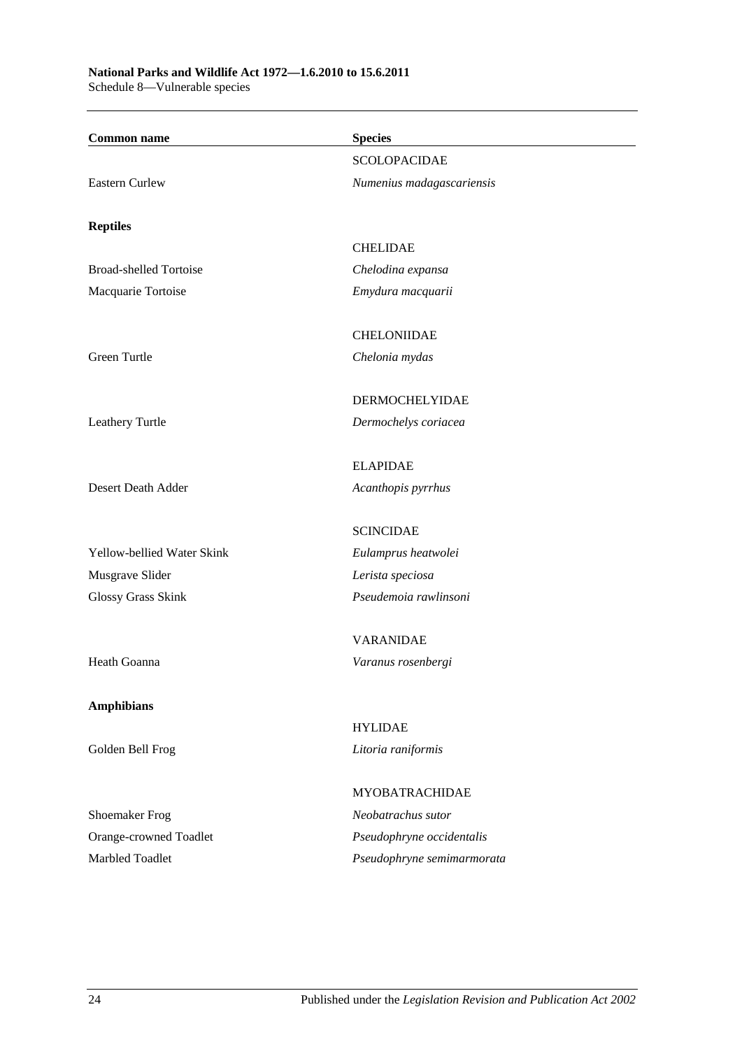| Common name | Species |
|---|---|
| | SCOLOPACIDAE |
| Eastern Curlew | *Numenius madagascariensis* |
| **Reptiles** | |
| | CHELIDAE |
| Broad-shelled Tortoise | *Chelodina expansa* |
| Macquarie Tortoise | *Emydura macquarii* |
| | CHELONIIDAE |
| Green Turtle | *Chelonia mydas* |
| | DERMOCHELYIDAE |
| Leathery Turtle | *Dermochelys coriacea* |
| | ELAPIDAE |
| Desert Death Adder | *Acanthopis pyrrhus* |
| | SCINCIDAE |
| Yellow-bellied Water Skink | *Eulamprus heatwolei* |
| Musgrave Slider | *Lerista speciosa* |
| Glossy Grass Skink | *Pseudemoia rawlinsoni* |
| | VARANIDAE |
| Heath Goanna | *Varanus rosenbergi* |
| **Amphibians** | |
| | HYLIDAE |
| Golden Bell Frog | *Litoria raniformis* |
| | MYOBATRACHIDAE |
| Shoemaker Frog | *Neobatrachus sutor* |
| Orange-crowned Toadlet | *Pseudophryne occidentalis* |
| Marbled Toadlet | *Pseudophryne semimarmorata* |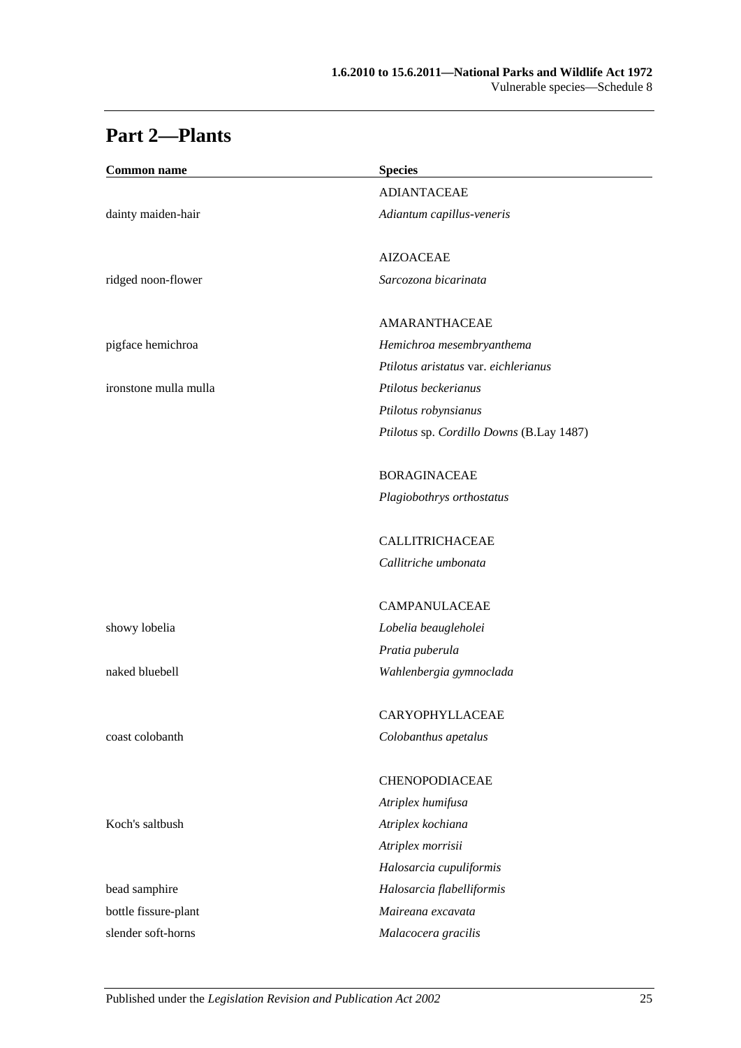## Part 2—Plants

| Common name | Species |
|---|---|
| | ADIANTACEAE |
| dainty maiden-hair | *Adiantum capillus-veneris* |
| | |
| | AIZOACEAE |
| ridged noon-flower | *Sarcozona bicarinata* |
| | |
| | AMARANTHACEAE |
| pigface hemichroa | *Hemichroa mesembryanthema* |
| | *Ptilotus aristatus* var. *eichlerianus* |
| ironstone mulla mulla | *Ptilotus beckerianus* |
| | *Ptilotus robynsianus* |
| | *Ptilotus* sp. *Cordillo Downs* (B.Lay 1487) |
| | |
| | BORAGINACEAE |
| | *Plagiobothrys orthostatus* |
| | |
| | CALLITRICHACEAE |
| | *Callitriche umbonata* |
| | |
| | CAMPANULACEAE |
| showy lobelia | *Lobelia beaugleholei* |
| | *Pratia puberula* |
| naked bluebell | *Wahlenbergia gymnoclada* |
| | |
| | CARYOPHYLLACEAE |
| coast colobanth | *Colobanthus apetalus* |
| | |
| | CHENOPODIACEAE |
| | *Atriplex humifusa* |
| Koch's saltbush | *Atriplex kochiana* |
| | *Atriplex morrisii* |
| | *Halosarcia cupuliformis* |
| bead samphire | *Halosarcia flabelliformis* |
| bottle fissure-plant | *Maireana excavata* |
| slender soft-horns | *Malacocera gracilis* |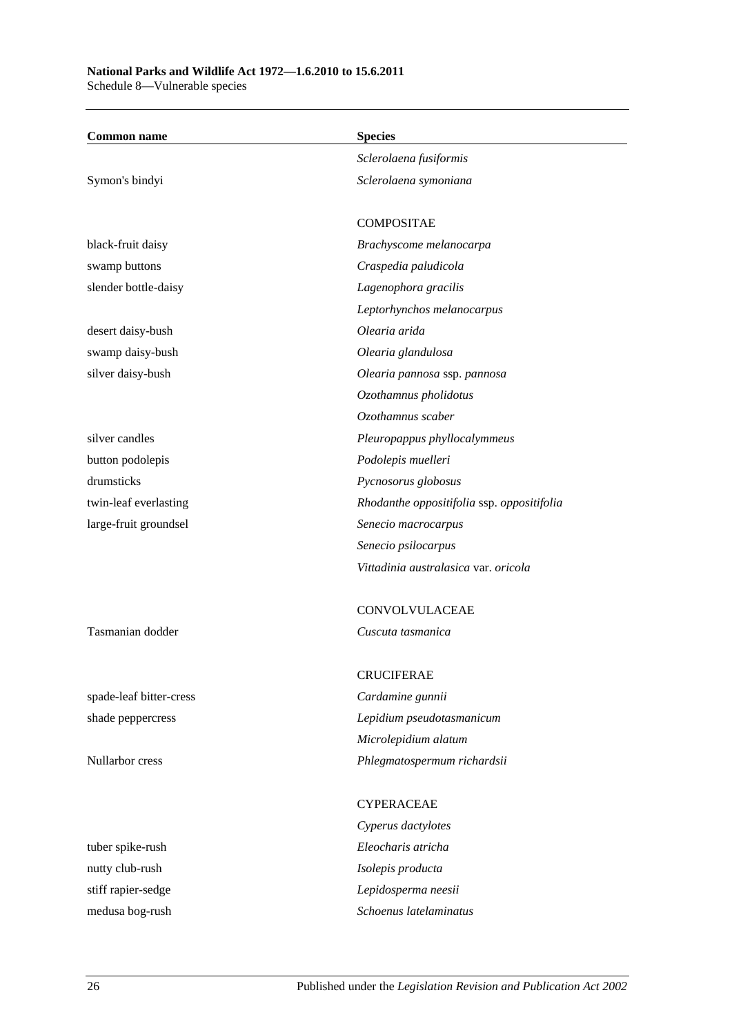| Common name | Species |
|---|---|
| | *Sclerolaena fusiformis* |
| Symon's bindyi | *Sclerolaena symoniana* |
| | |
| | COMPOSITAE |
| black-fruit daisy | *Brachyscome melanocarpa* |
| swamp buttons | *Craspedia paludicola* |
| slender bottle-daisy | *Lagenophora gracilis* |
| | *Leptorhynchos melanocarpus* |
| desert daisy-bush | *Olearia arida* |
| swamp daisy-bush | *Olearia glandulosa* |
| silver daisy-bush | *Olearia pannosa* ssp. *pannosa* |
| | *Ozothamnus pholidotus* |
| | *Ozothamnus scaber* |
| silver candles | *Pleuropappus phyllocalymmeus* |
| button podolepis | *Podolepis muelleri* |
| drumsticks | *Pycnosorus globosus* |
| twin-leaf everlasting | *Rhodanthe oppositifolia* ssp. *oppositifolia* |
| large-fruit groundsel | *Senecio macrocarpus* |
| | *Senecio psilocarpus* |
| | *Vittadinia australasica* var. *oricola* |
| | |
| | CONVOLVULACEAE |
| Tasmanian dodder | *Cuscuta tasmanica* |
| | |
| | CRUCIFERAE |
| spade-leaf bitter-cress | *Cardamine gunnii* |
| shade peppercress | *Lepidium pseudotasmanicum* |
| | *Microlepidium alatum* |
| Nullarbor cress | *Phlegmatospermum richardsii* |
| | |
| | CYPERACEAE |
| | *Cyperus dactylotes* |
| tuber spike-rush | *Eleocharis atricha* |
| nutty club-rush | *Isolepis producta* |
| stiff rapier-sedge | *Lepidosperma neesii* |
| medusa bog-rush | *Schoenus latelaminatus* |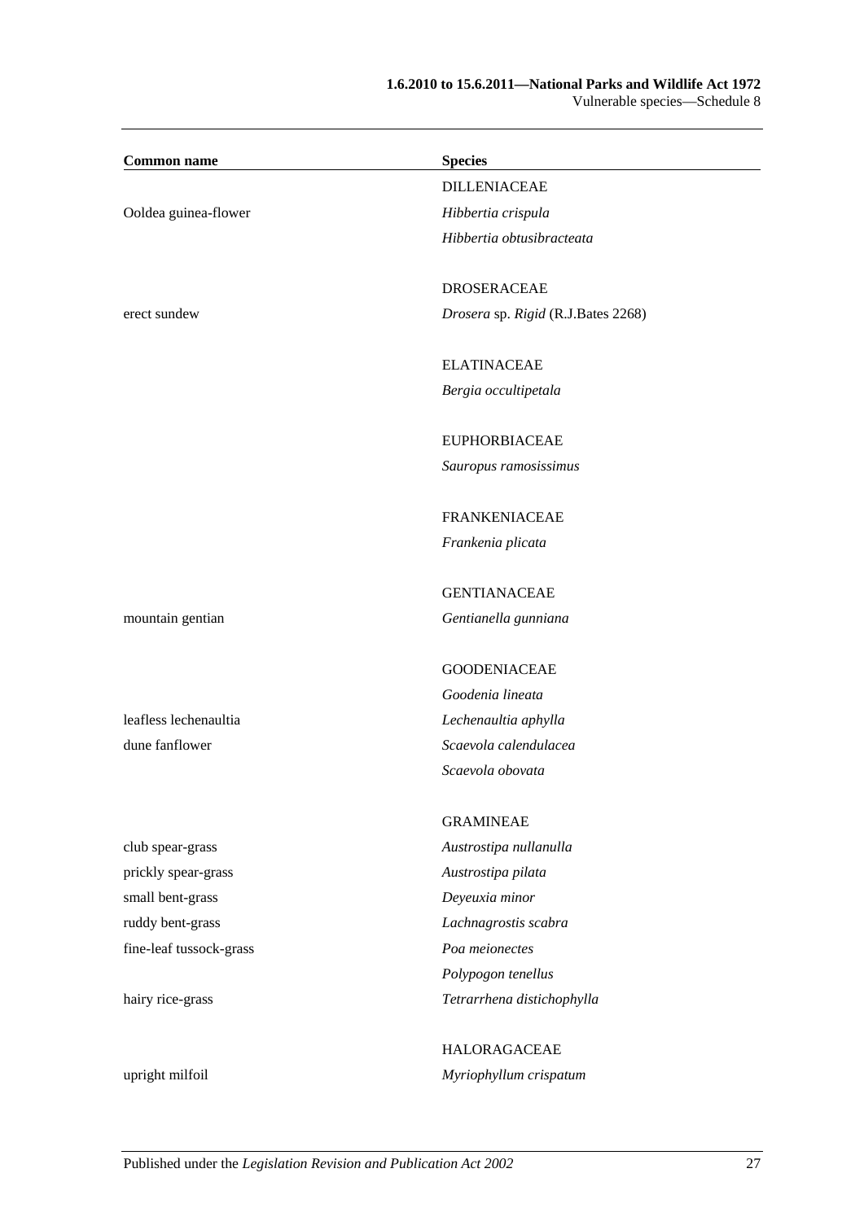| Common name | Species |
|---|---|
| | DILLENIACEAE |
| Ooldea guinea-flower | *Hibbertia crispula* |
| | *Hibbertia obtusibracteata* |
| | |
| | DROSERACEAE |
| erect sundew | *Drosera* sp. *Rigid* (R.J.Bates 2268) |
| | |
| | ELATINACEAE |
| | *Bergia occultipetala* |
| | |
| | EUPHORBIACEAE |
| | *Sauropus ramosissimus* |
| | |
| | FRANKENIACEAE |
| | *Frankenia plicata* |
| | |
| | GENTIANACEAE |
| mountain gentian | *Gentianella gunniana* |
| | |
| | GOODENIACEAE |
| | *Goodenia lineata* |
| leafless lechenaultia | *Lechenaultia aphylla* |
| dune fanflower | *Scaevola calendulacea* |
| | *Scaevola obovata* |
| | |
| | GRAMINEAE |
| club spear-grass | *Austrostipa nullanulla* |
| prickly spear-grass | *Austrostipa pilata* |
| small bent-grass | *Deyeuxia minor* |
| ruddy bent-grass | *Lachnagrostis scabra* |
| fine-leaf tussock-grass | *Poa meionectes* |
| | *Polypogon tenellus* |
| hairy rice-grass | *Tetrarrhena distichophylla* |
| | |
| | HALORAGACEAE |
| upright milfoil | *Myriophyllum crispatum* |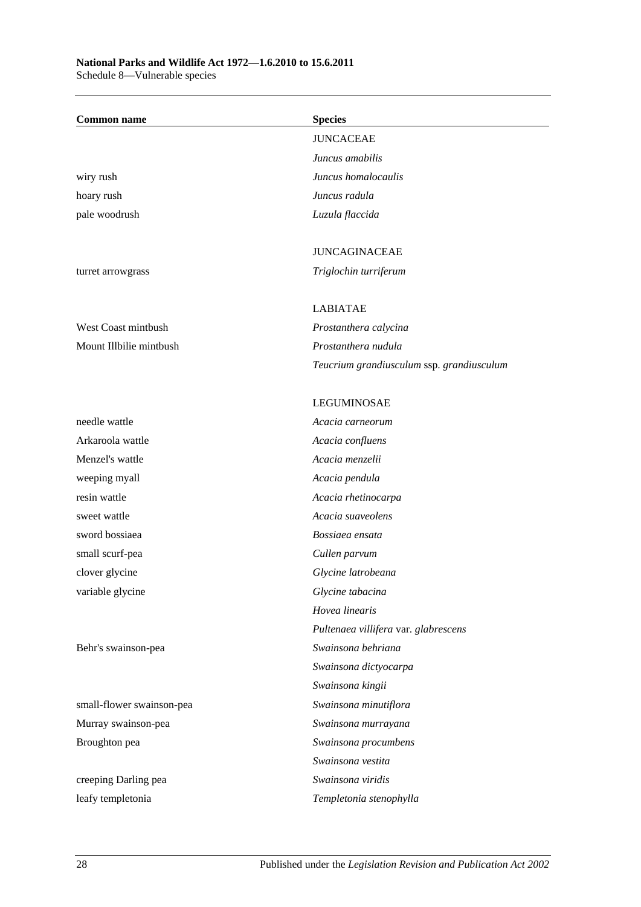| Common name | Species |
| --- | --- |
| | JUNCACEAE |
| | *Juncus amabilis* |
| wiry rush | *Juncus homalocaulis* |
| hoary rush | *Juncus radula* |
| pale woodrush | *Luzula flaccida* |
| | |
| | JUNCAGINACEAE |
| turret arrowgrass | *Triglochin turriferum* |
| | |
| | LABIATAE |
| West Coast mintbush | *Prostanthera calycina* |
| Mount Illbilie mintbush | *Prostanthera nudula* |
| | *Teucrium grandiusculum* ssp. *grandiusculum* |
| | |
| | LEGUMINOSAE |
| needle wattle | *Acacia carneorum* |
| Arkaroola wattle | *Acacia confluens* |
| Menzel's wattle | *Acacia menzelii* |
| weeping myall | *Acacia pendula* |
| resin wattle | *Acacia rhetinocarpa* |
| sweet wattle | *Acacia suaveolens* |
| sword bossiaea | *Bossiaea ensata* |
| small scurf-pea | *Cullen parvum* |
| clover glycine | *Glycine latrobeana* |
| variable glycine | *Glycine tabacina* |
| | *Hovea linearis* |
| | *Pultenaea villifera* var. *glabrescens* |
| Behr's swainson-pea | *Swainsona behriana* |
| | *Swainsona dictyocarpa* |
| | *Swainsona kingii* |
| small-flower swainson-pea | *Swainsona minutiflora* |
| Murray swainson-pea | *Swainsona murrayana* |
| Broughton pea | *Swainsona procumbens* |
| | *Swainsona vestita* |
| creeping Darling pea | *Swainsona viridis* |
| leafy templetonia | *Templetonia stenophylla* |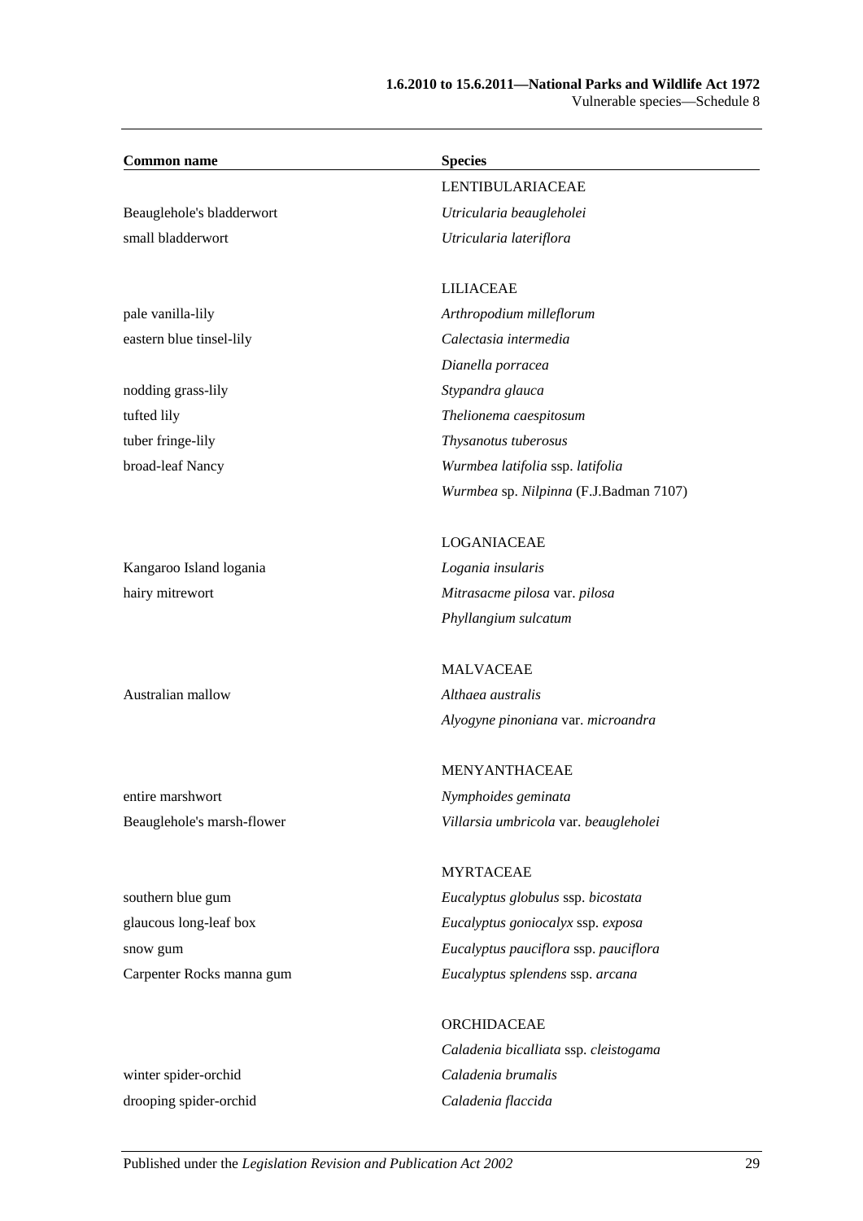| Common name | Species |
|---|---|
| | LENTIBULARIACEAE |
| Beauglehole's bladderwort | *Utricularia beaugleholei* |
| small bladderwort | *Utricularia lateriflora* |
| | |
| | LILIACEAE |
| pale vanilla-lily | *Arthropodium milleflorum* |
| eastern blue tinsel-lily | *Calectasia intermedia* |
| | *Dianella porracea* |
| nodding grass-lily | *Stypandra glauca* |
| tufted lily | *Thelionema caespitosum* |
| tuber fringe-lily | *Thysanotus tuberosus* |
| broad-leaf Nancy | *Wurmbea latifolia* ssp. *latifolia* |
| | *Wurmbea* sp. *Nilpinna* (F.J.Badman 7107) |
| | |
| | LOGANIACEAE |
| Kangaroo Island logania | *Logania insularis* |
| hairy mitrewort | *Mitrasacme pilosa* var. *pilosa* |
| | *Phyllangium sulcatum* |
| | |
| | MALVACEAE |
| Australian mallow | *Althaea australis* |
| | *Alyogyne pinoniana* var. *microandra* |
| | |
| | MENYANTHACEAE |
| entire marshwort | *Nymphoides geminata* |
| Beauglehole's marsh-flower | *Villarsia umbricola* var. *beaugleholei* |
| | |
| | MYRTACEAE |
| southern blue gum | *Eucalyptus globulus* ssp. *bicostata* |
| glaucous long-leaf box | *Eucalyptus goniocalyx* ssp. *exposa* |
| snow gum | *Eucalyptus pauciflora* ssp. *pauciflora* |
| Carpenter Rocks manna gum | *Eucalyptus splendens* ssp. *arcana* |
| | |
| | ORCHIDACEAE |
| | *Caladenia bicalliata* ssp. *cleistogama* |
| winter spider-orchid | *Caladenia brumalis* |
| drooping spider-orchid | *Caladenia flaccida* |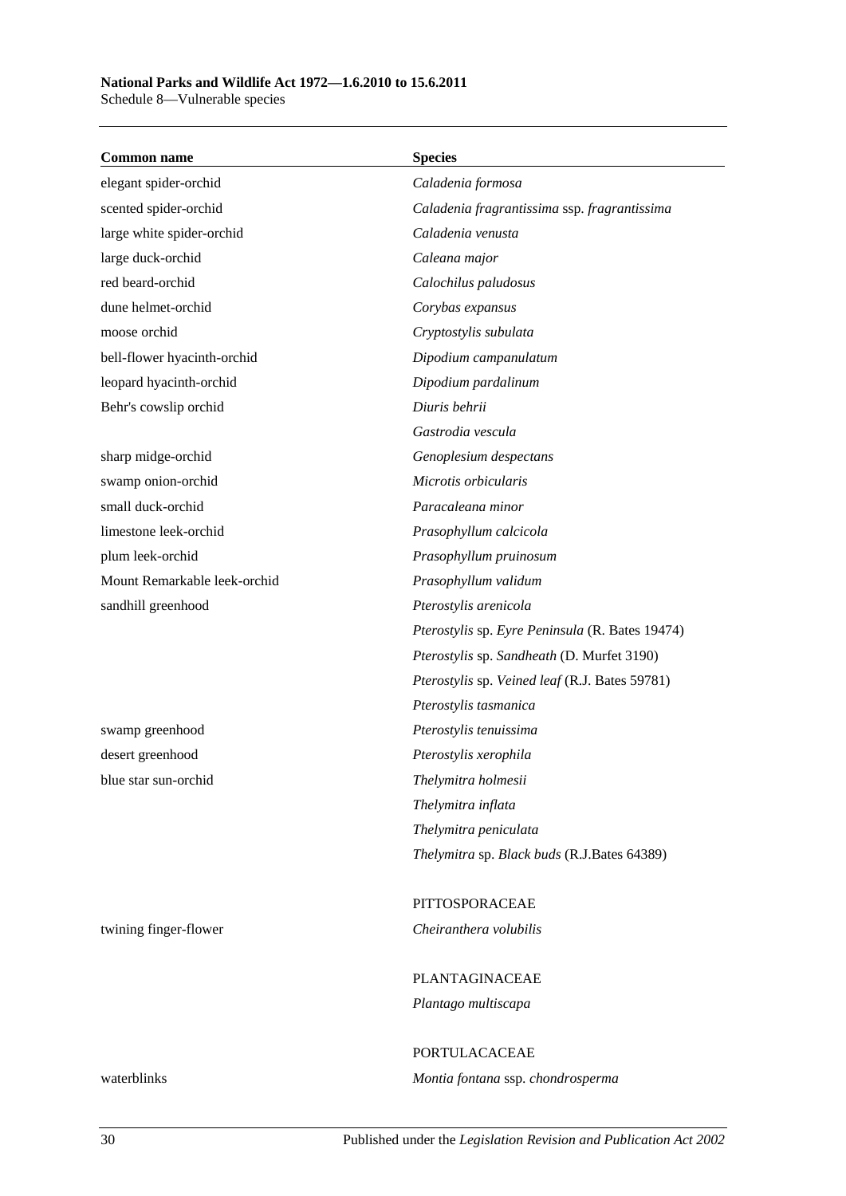| Common name | Species |
|---|---|
| elegant spider-orchid | *Caladenia formosa* |
| scented spider-orchid | *Caladenia fragrantissima* ssp. *fragrantissima* |
| large white spider-orchid | *Caladenia venusta* |
| large duck-orchid | *Caleana major* |
| red beard-orchid | *Calochilus paludosus* |
| dune helmet-orchid | *Corybas expansus* |
| moose orchid | *Cryptostylis subulata* |
| bell-flower hyacinth-orchid | *Dipodium campanulatum* |
| leopard hyacinth-orchid | *Dipodium pardalinum* |
| Behr's cowslip orchid | *Diuris behrii* |
| | *Gastrodia vescula* |
| sharp midge-orchid | *Genoplesium despectans* |
| swamp onion-orchid | *Microtis orbicularis* |
| small duck-orchid | *Paracaleana minor* |
| limestone leek-orchid | *Prasophyllum calcicola* |
| plum leek-orchid | *Prasophyllum pruinosum* |
| Mount Remarkable leek-orchid | *Prasophyllum validum* |
| sandhill greenhood | *Pterostylis arenicola* |
| | *Pterostylis* sp. *Eyre Peninsula* (R. Bates 19474) |
| | *Pterostylis* sp. *Sandheath* (D. Murfet 3190) |
| | *Pterostylis* sp. *Veined leaf* (R.J. Bates 59781) |
| | *Pterostylis tasmanica* |
| swamp greenhood | *Pterostylis tenuissima* |
| desert greenhood | *Pterostylis xerophila* |
| blue star sun-orchid | *Thelymitra holmesii* |
| | *Thelymitra inflata* |
| | *Thelymitra peniculata* |
| | *Thelymitra* sp. *Black buds* (R.J.Bates 64389) |
| | |
| | PITTOSPORACEAE |
| twining finger-flower | *Cheiranthera volubilis* |
| | |
| | PLANTAGINACEAE |
| | *Plantago multiscapa* |
| | |
| | PORTULACACEAE |
| waterblinks | *Montia fontana* ssp. *chondrosperma* |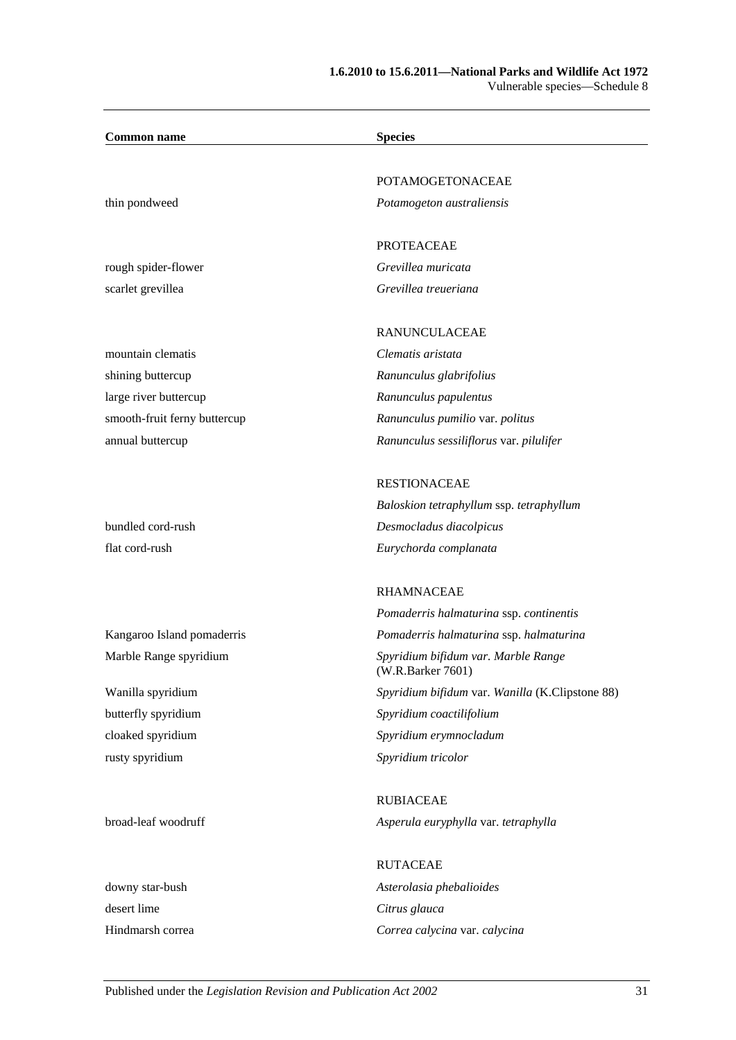| Common name | Species |
|---|---|
| | POTAMOGETONACEAE |
| thin pondweed | *Potamogeton australiensis* |
| | PROTEACEAE |
| rough spider-flower | *Grevillea muricata* |
| scarlet grevillea | *Grevillea treueriana* |
| | RANUNCULACEAE |
| mountain clematis | *Clematis aristata* |
| shining buttercup | *Ranunculus glabrifolius* |
| large river buttercup | *Ranunculus papulentus* |
| smooth-fruit ferny buttercup | *Ranunculus pumilio* var. *politus* |
| annual buttercup | *Ranunculus sessiliflorus* var. *pilulifer* |
| | RESTIONACEAE |
| | *Baloskion tetraphyllum* ssp. *tetraphyllum* |
| bundled cord-rush | *Desmocladus diacolpicus* |
| flat cord-rush | *Eurychorda complanata* |
| | RHAMNACEAE |
| | *Pomaderris halmaturina* ssp. *continentis* |
| Kangaroo Island pomaderris | *Pomaderris halmaturina* ssp. *halmaturina* |
| Marble Range spyridium | *Spyridium bifidum var. Marble Range* (W.R.Barker 7601) |
| Wanilla spyridium | *Spyridium bifidum* var. *Wanilla* (K.Clipstone 88) |
| butterfly spyridium | *Spyridium coactilifolium* |
| cloaked spyridium | *Spyridium erymnocladum* |
| rusty spyridium | *Spyridium tricolor* |
| | RUBIACEAE |
| broad-leaf woodruff | *Asperula euryphylla* var. *tetraphylla* |
| | RUTACEAE |
| downy star-bush | *Asterolasia phebalioides* |
| desert lime | *Citrus glauca* |
| Hindmarsh correa | *Correa calycina* var. *calycina* |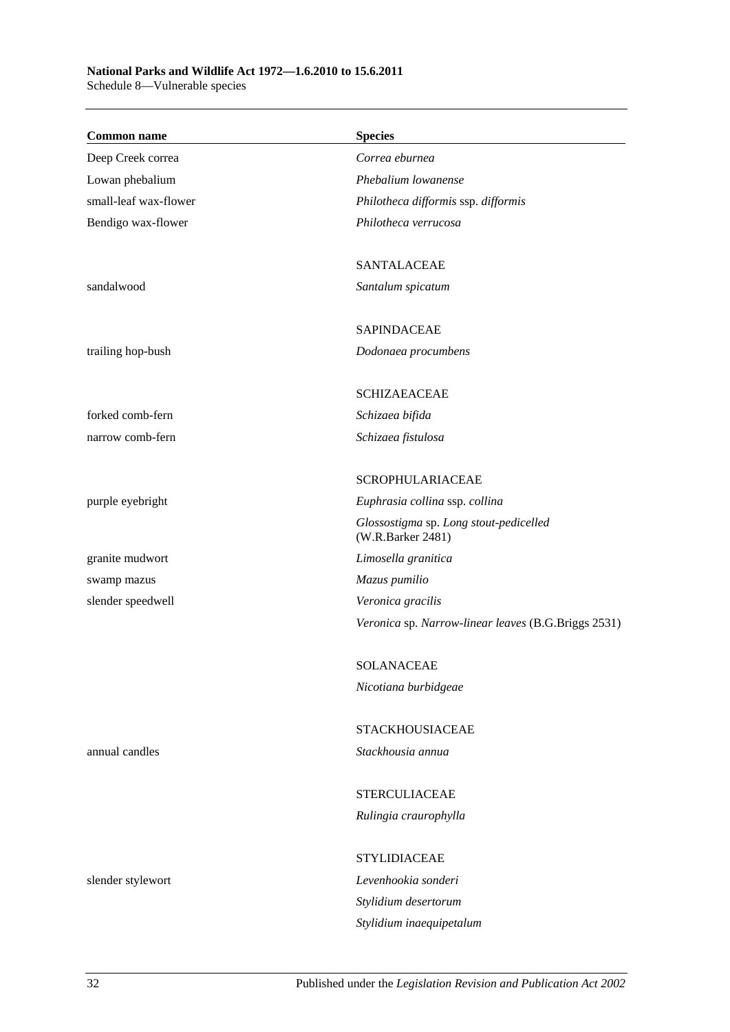| Common name | Species |
|---|---|
| Deep Creek correa | *Correa eburnea* |
| Lowan phebalium | *Phebalium lowanense* |
| small-leaf wax-flower | *Philotheca difformis* ssp. *difformis* |
| Bendigo wax-flower | *Philotheca verrucosa* |
| | SANTALACEAE |
| sandalwood | *Santalum spicatum* |
| | SAPINDACEAE |
| trailing hop-bush | *Dodonaea procumbens* |
| | SCHIZAEACEAE |
| forked comb-fern | *Schizaea bifida* |
| narrow comb-fern | *Schizaea fistulosa* |
| | SCROPHULARIACEAE |
| purple eyebright | *Euphrasia collina* ssp. *collina* |
| | *Glossostigma* sp. *Long stout-pedicelled* (W.R.Barker 2481) |
| granite mudwort | *Limosella granitica* |
| swamp mazus | *Mazus pumilio* |
| slender speedwell | *Veronica gracilis* |
| | *Veronica* sp. *Narrow-linear leaves* (B.G.Briggs 2531) |
| | SOLANACEAE |
| | *Nicotiana burbidgeae* |
| | STACKHOUSIACEAE |
| annual candles | *Stackhousia annua* |
| | STERCULIACEAE |
| | *Rulingia craurophylla* |
| | STYLIDIACEAE |
| slender stylewort | *Levenhookia sonderi* |
| | *Stylidium desertorum* |
| | *Stylidium inaequipetalum* |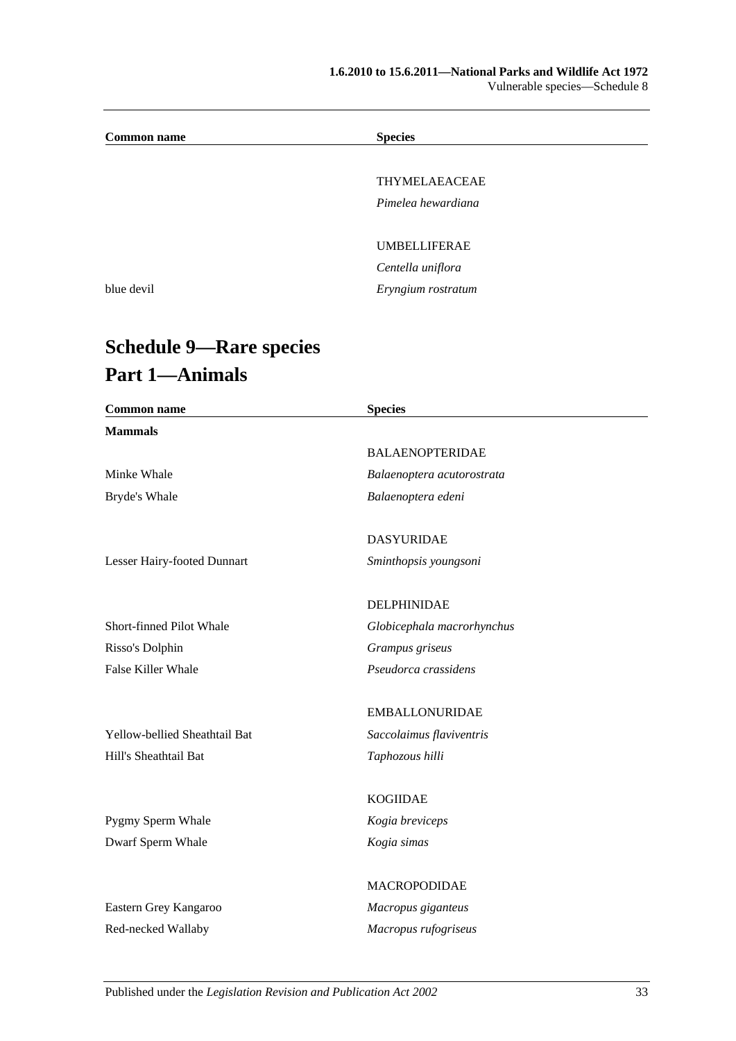| Common name | Species |
|---|---|
| | THYMELAEACEAE |
| | *Pimelea hewardiana* |
| | UMBELLIFERAE |
| | *Centella uniflora* |
| blue devil | *Eryngium rostratum* |

# Schedule 9—Rare species

## Part 1—Animals

| Common name | Species |
|---|---|
| **Mammals** | |
| | BALAENOPTERIDAE |
| Minke Whale | *Balaenoptera acutorostrata* |
| Bryde's Whale | *Balaenoptera edeni* |
| | DASYURIDAE |
| Lesser Hairy-footed Dunnart | *Sminthopsis youngsoni* |
| | DELPHINIDAE |
| Short-finned Pilot Whale | *Globicephala macrorhynchus* |
| Risso's Dolphin | *Grampus griseus* |
| False Killer Whale | *Pseudorca crassidens* |
| | EMBALLONURIDAE |
| Yellow-bellied Sheathtail Bat | *Saccolaimus flaviventris* |
| Hill's Sheathtail Bat | *Taphozous hilli* |
| | KOGIIDAE |
| Pygmy Sperm Whale | *Kogia breviceps* |
| Dwarf Sperm Whale | *Kogia simas* |
| | MACROPODIDAE |
| Eastern Grey Kangaroo | *Macropus giganteus* |
| Red-necked Wallaby | *Macropus rufogriseus* |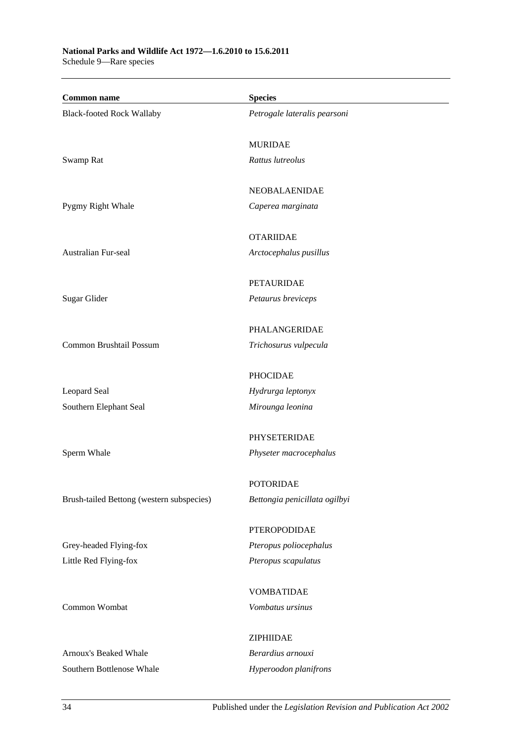| Common name | Species |
|---|---|
| Black-footed Rock Wallaby | *Petrogale lateralis pearsoni* |
| | MURIDAE |
| Swamp Rat | *Rattus lutreolus* |
| | NEOBALAENIDAE |
| Pygmy Right Whale | *Caperea marginata* |
| | OTARIIDAE |
| Australian Fur-seal | *Arctocephalus pusillus* |
| | PETAURIDAE |
| Sugar Glider | *Petaurus breviceps* |
| | PHALANGERIDAE |
| Common Brushtail Possum | *Trichosurus vulpecula* |
| | PHOCIDAE |
| Leopard Seal | *Hydrurga leptonyx* |
| Southern Elephant Seal | *Mirounga leonina* |
| | PHYSETERIDAE |
| Sperm Whale | *Physeter macrocephalus* |
| | POTORIDAE |
| Brush-tailed Bettong (western subspecies) | *Bettongia penicillata ogilbyi* |
| | PTEROPODIDAE |
| Grey-headed Flying-fox | *Pteropus poliocephalus* |
| Little Red Flying-fox | *Pteropus scapulatus* |
| | VOMBATIDAE |
| Common Wombat | *Vombatus ursinus* |
| | ZIPHIIDAE |
| Arnoux's Beaked Whale | *Berardius arnouxi* |
| Southern Bottlenose Whale | *Hyperoodon planifrons* |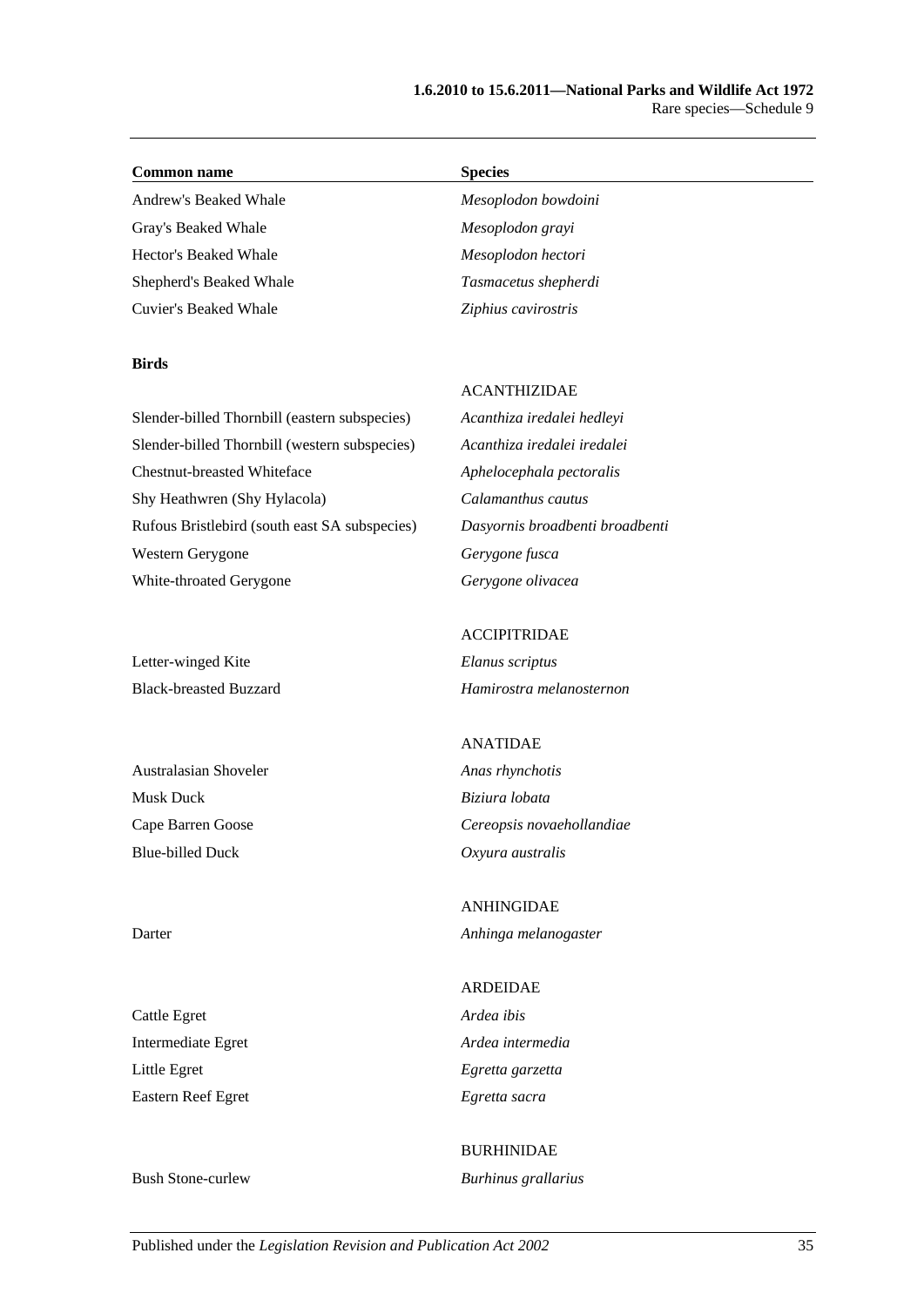| Common name | Species |
|---|---|
| Andrew's Beaked Whale | *Mesoplodon bowdoini* |
| Gray's Beaked Whale | *Mesoplodon grayi* |
| Hector's Beaked Whale | *Mesoplodon hectori* |
| Shepherd's Beaked Whale | *Tasmacetus shepherdi* |
| Cuvier's Beaked Whale | *Ziphius cavirostris* |
| **Birds** | |
| | ACANTHIZIDAE |
| Slender-billed Thornbill (eastern subspecies) | *Acanthiza iredalei hedleyi* |
| Slender-billed Thornbill (western subspecies) | *Acanthiza iredalei iredalei* |
| Chestnut-breasted Whiteface | *Aphelocephala pectoralis* |
| Shy Heathwren (Shy Hylacola) | *Calamanthus cautus* |
| Rufous Bristlebird (south east SA subspecies) | *Dasyornis broadbenti broadbenti* |
| Western Gerygone | *Gerygone fusca* |
| White-throated Gerygone | *Gerygone olivacea* |
| | ACCIPITRIDAE |
| Letter-winged Kite | *Elanus scriptus* |
| Black-breasted Buzzard | *Hamirostra melanosternon* |
| | ANATIDAE |
| Australasian Shoveler | *Anas rhynchotis* |
| Musk Duck | *Biziura lobata* |
| Cape Barren Goose | *Cereopsis novaehollandiae* |
| Blue-billed Duck | *Oxyura australis* |
| | ANHINGIDAE |
| Darter | *Anhinga melanogaster* |
| | ARDEIDAE |
| Cattle Egret | *Ardea ibis* |
| Intermediate Egret | *Ardea intermedia* |
| Little Egret | *Egretta garzetta* |
| Eastern Reef Egret | *Egretta sacra* |
| | BURHINIDAE |
| Bush Stone-curlew | *Burhinus grallarius* |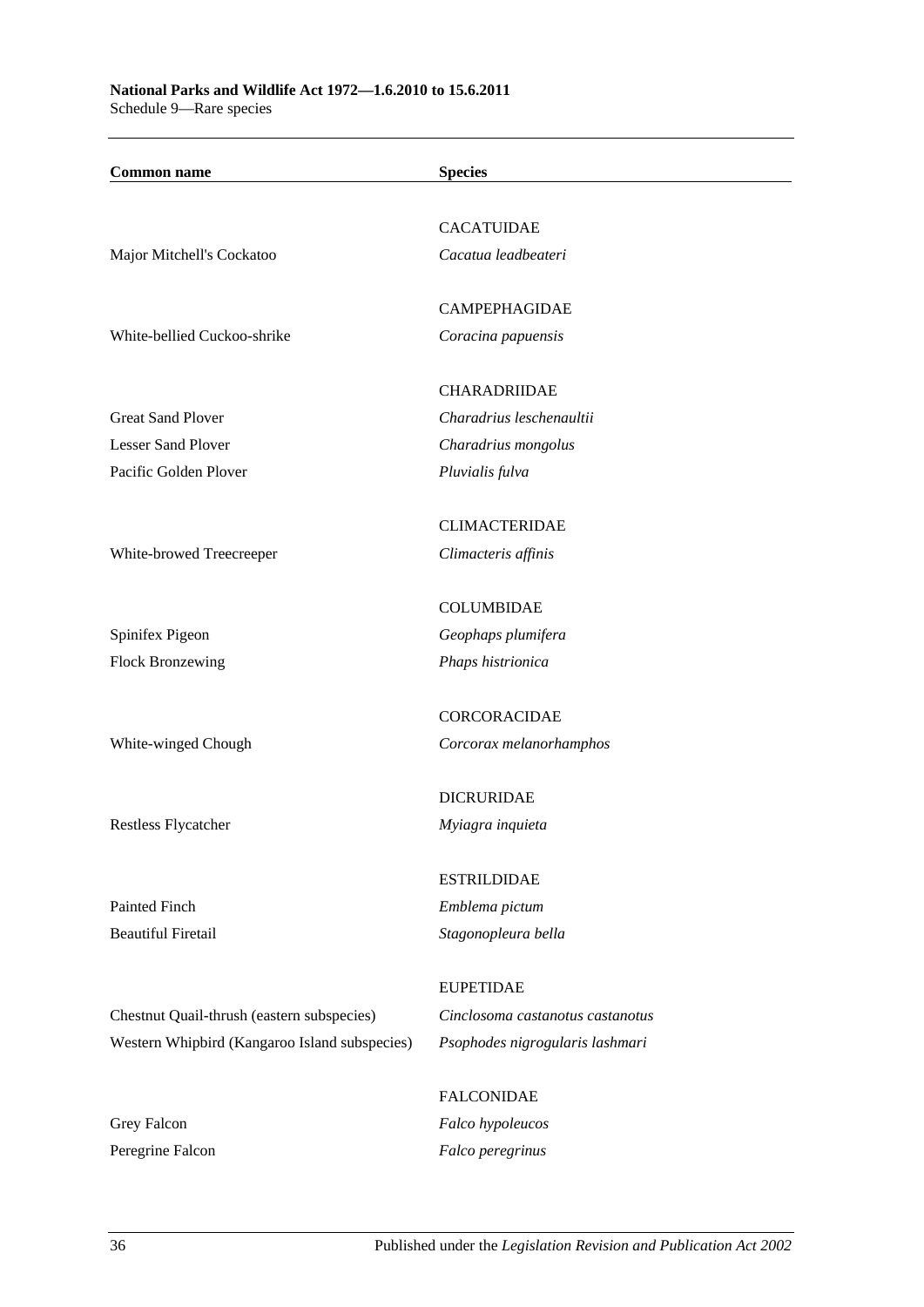| Common name | Species |
|---|---|
| | CACATUIDAE |
| Major Mitchell's Cockatoo | *Cacatua leadbeateri* |
| | CAMPEPHAGIDAE |
| White-bellied Cuckoo-shrike | *Coracina papuensis* |
| | CHARADRIIDAE |
| Great Sand Plover | *Charadrius leschenaultii* |
| Lesser Sand Plover | *Charadrius mongolus* |
| Pacific Golden Plover | *Pluvialis fulva* |
| | CLIMACTERIDAE |
| White-browed Treecreeper | *Climacteris affinis* |
| | COLUMBIDAE |
| Spinifex Pigeon | *Geophaps plumifera* |
| Flock Bronzewing | *Phaps histrionica* |
| | CORCORACIDAE |
| White-winged Chough | *Corcorax melanorhamphos* |
| | DICRURIDAE |
| Restless Flycatcher | *Myiagra inquieta* |
| | ESTRILDIDAE |
| Painted Finch | *Emblema pictum* |
| Beautiful Firetail | *Stagonopleura bella* |
| | EUPETIDAE |
| Chestnut Quail-thrush (eastern subspecies) | *Cinclosoma castanotus castanotus* |
| Western Whipbird (Kangaroo Island subspecies) | *Psophodes nigrogularis lashmari* |
| | FALCONIDAE |
| Grey Falcon | *Falco hypoleucos* |
| Peregrine Falcon | *Falco peregrinus* |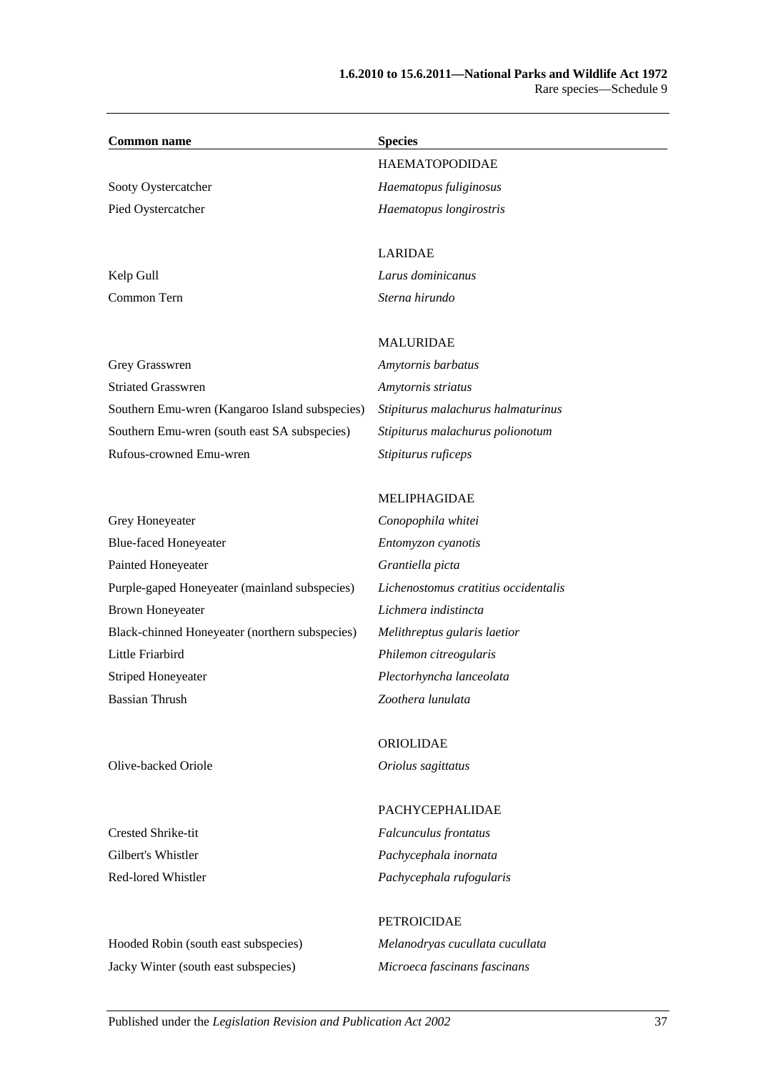| Common name | Species |
|---|---|
| | HAEMATOPODIDAE |
| Sooty Oystercatcher | *Haematopus fuliginosus* |
| Pied Oystercatcher | *Haematopus longirostris* |
| | |
| | LARIDAE |
| Kelp Gull | *Larus dominicanus* |
| Common Tern | *Sterna hirundo* |
| | |
| | MALURIDAE |
| Grey Grasswren | *Amytornis barbatus* |
| Striated Grasswren | *Amytornis striatus* |
| Southern Emu-wren (Kangaroo Island subspecies) | *Stipiturus malachurus halmaturinus* |
| Southern Emu-wren (south east SA subspecies) | *Stipiturus malachurus polionotum* |
| Rufous-crowned Emu-wren | *Stipiturus ruficeps* |
| | |
| | MELIPHAGIDAE |
| Grey Honeyeater | *Conopophila whitei* |
| Blue-faced Honeyeater | *Entomyzon cyanotis* |
| Painted Honeyeater | *Grantiella picta* |
| Purple-gaped Honeyeater (mainland subspecies) | *Lichenostomus cratitius occidentalis* |
| Brown Honeyeater | *Lichmera indistincta* |
| Black-chinned Honeyeater (northern subspecies) | *Melithreptus gularis laetior* |
| Little Friarbird | *Philemon citreogularis* |
| Striped Honeyeater | *Plectorhyncha lanceolata* |
| Bassian Thrush | *Zoothera lunulata* |
| | |
| | ORIOLIDAE |
| Olive-backed Oriole | *Oriolus sagittatus* |
| | |
| | PACHYCEPHALIDAE |
| Crested Shrike-tit | *Falcunculus frontatus* |
| Gilbert's Whistler | *Pachycephala inornata* |
| Red-lored Whistler | *Pachycephala rufogularis* |
| | |
| | PETROICIDAE |
| Hooded Robin (south east subspecies) | *Melanodryas cucullata cucullata* |
| Jacky Winter (south east subspecies) | *Microeca fascinans fascinans* |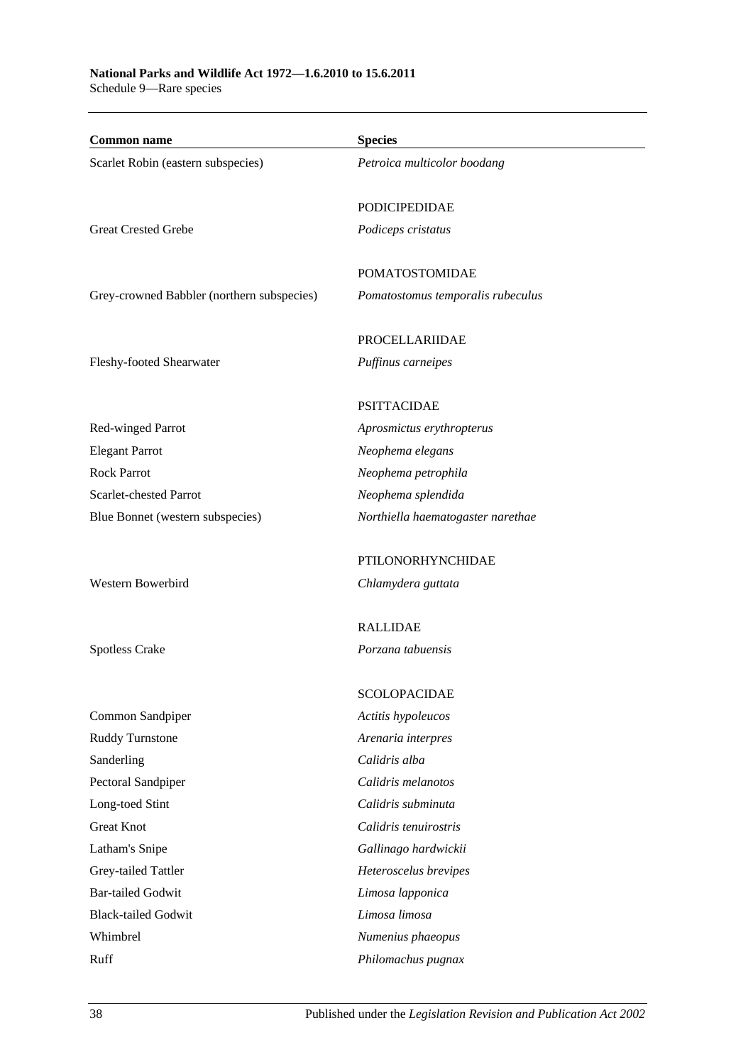| Common name | Species |
|---|---|
| Scarlet Robin (eastern subspecies) | *Petroica multicolor boodang* |
| | PODICIPEDIDAE |
| Great Crested Grebe | *Podiceps cristatus* |
| | POMATOSTOMIDAE |
| Grey-crowned Babbler (northern subspecies) | *Pomatostomus temporalis rubeculus* |
| | PROCELLARIIDAE |
| Fleshy-footed Shearwater | *Puffinus carneipes* |
| | PSITTACIDAE |
| Red-winged Parrot | *Aprosmictus erythropterus* |
| Elegant Parrot | *Neophema elegans* |
| Rock Parrot | *Neophema petrophila* |
| Scarlet-chested Parrot | *Neophema splendida* |
| Blue Bonnet (western subspecies) | *Northiella haematogaster narethae* |
| | PTILONORHYNCHIDAE |
| Western Bowerbird | *Chlamydera guttata* |
| | RALLIDAE |
| Spotless Crake | *Porzana tabuensis* |
| | SCOLOPACIDAE |
| Common Sandpiper | *Actitis hypoleucos* |
| Ruddy Turnstone | *Arenaria interpres* |
| Sanderling | *Calidris alba* |
| Pectoral Sandpiper | *Calidris melanotos* |
| Long-toed Stint | *Calidris subminuta* |
| Great Knot | *Calidris tenuirostris* |
| Latham's Snipe | *Gallinago hardwickii* |
| Grey-tailed Tattler | *Heteroscelus brevipes* |
| Bar-tailed Godwit | *Limosa lapponica* |
| Black-tailed Godwit | *Limosa limosa* |
| Whimbrel | *Numenius phaeopus* |
| Ruff | *Philomachus pugnax* |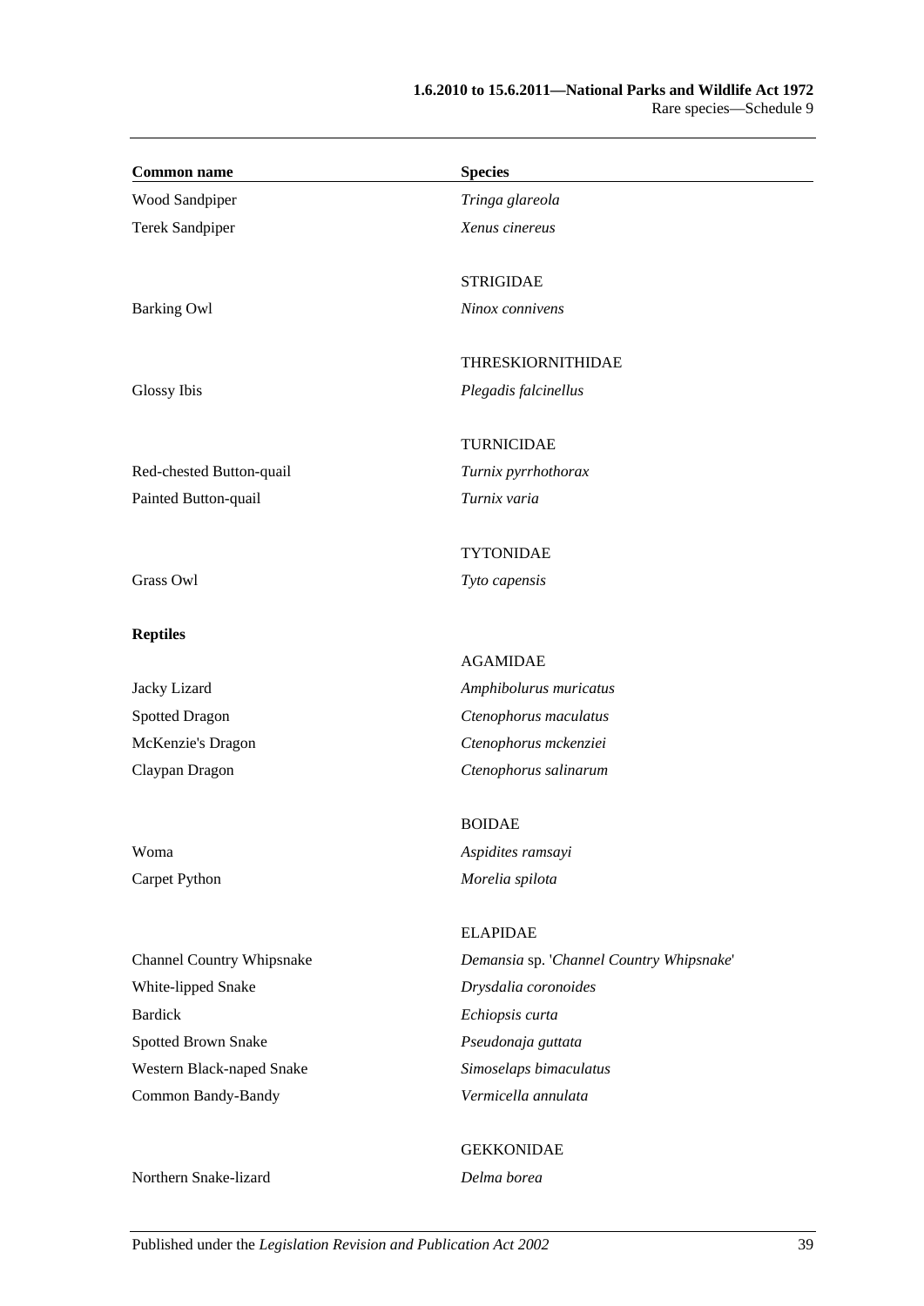| Common name | Species |
| --- | --- |
| Wood Sandpiper | *Tringa glareola* |
| Terek Sandpiper | *Xenus cinereus* |
| | STRIGIDAE |
| Barking Owl | *Ninox connivens* |
| | THRESKIORNITHIDAE |
| Glossy Ibis | *Plegadis falcinellus* |
| | TURNICIDAE |
| Red-chested Button-quail | *Turnix pyrrhothorax* |
| Painted Button-quail | *Turnix varia* |
| | TYTONIDAE |
| Grass Owl | *Tyto capensis* |
| **Reptiles** | |
| | AGAMIDAE |
| Jacky Lizard | *Amphibolurus muricatus* |
| Spotted Dragon | *Ctenophorus maculatus* |
| McKenzie's Dragon | *Ctenophorus mckenziei* |
| Claypan Dragon | *Ctenophorus salinarum* |
| | BOIDAE |
| Woma | *Aspidites ramsayi* |
| Carpet Python | *Morelia spilota* |
| | ELAPIDAE |
| Channel Country Whipsnake | *Demansia* sp. '*Channel Country Whipsnake*' |
| White-lipped Snake | *Drysdalia coronoides* |
| Bardick | *Echiopsis curta* |
| Spotted Brown Snake | *Pseudonaja guttata* |
| Western Black-naped Snake | *Simoselaps bimaculatus* |
| Common Bandy-Bandy | *Vermicella annulata* |
| | GEKKONIDAE |
| Northern Snake-lizard | *Delma borea* |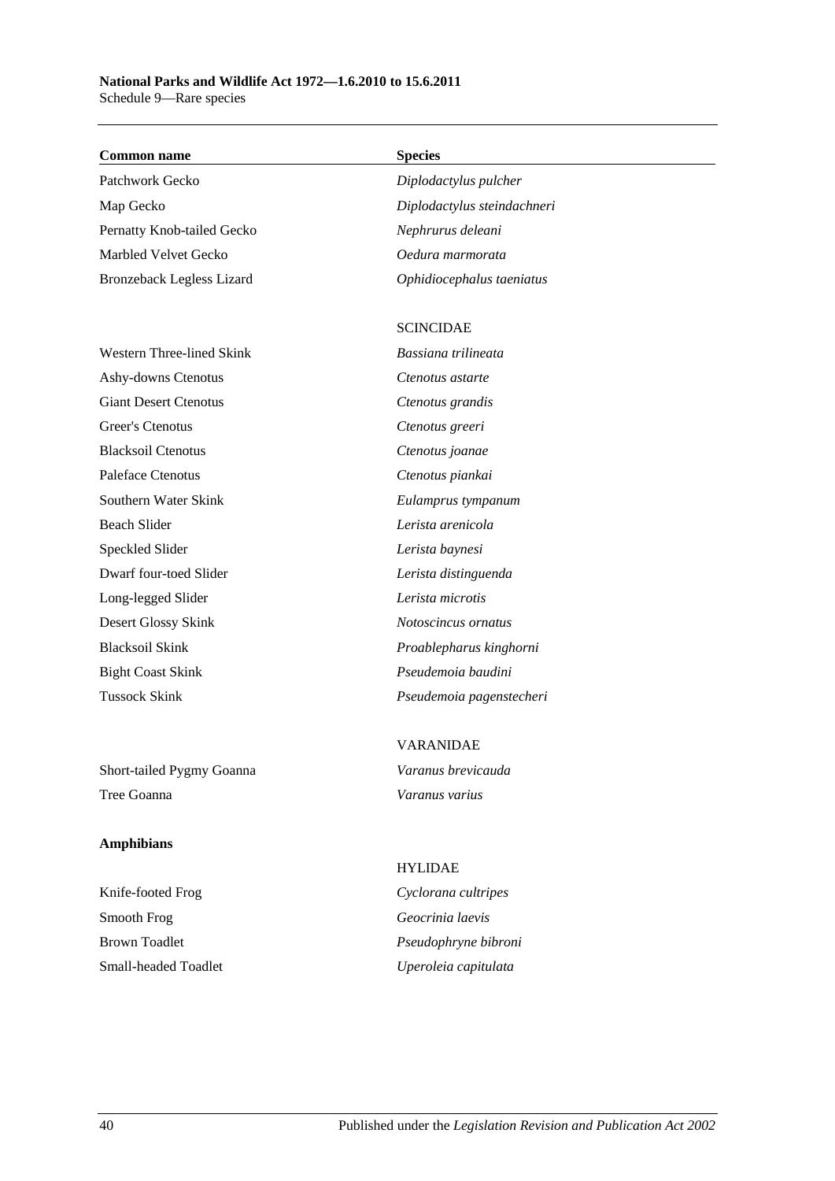| Common name | Species |
|---|---|
| Patchwork Gecko | *Diplodactylus pulcher* |
| Map Gecko | *Diplodactylus steindachneri* |
| Pernatty Knob-tailed Gecko | *Nephrurus deleani* |
| Marbled Velvet Gecko | *Oedura marmorata* |
| Bronzeback Legless Lizard | *Ophidiocephalus taeniatus* |
| | SCINCIDAE |
| Western Three-lined Skink | *Bassiana trilineata* |
| Ashy-downs Ctenotus | *Ctenotus astarte* |
| Giant Desert Ctenotus | *Ctenotus grandis* |
| Greer's Ctenotus | *Ctenotus greeri* |
| Blacksoil Ctenotus | *Ctenotus joanae* |
| Paleface Ctenotus | *Ctenotus piankai* |
| Southern Water Skink | *Eulamprus tympanum* |
| Beach Slider | *Lerista arenicola* |
| Speckled Slider | *Lerista baynesi* |
| Dwarf four-toed Slider | *Lerista distinguenda* |
| Long-legged Slider | *Lerista microtis* |
| Desert Glossy Skink | *Notoscincus ornatus* |
| Blacksoil Skink | *Proablepharus kinghorni* |
| Bight Coast Skink | *Pseudemoia baudini* |
| Tussock Skink | *Pseudemoia pagenstecheri* |
| | VARANIDAE |
| Short-tailed Pygmy Goanna | *Varanus brevicauda* |
| Tree Goanna | *Varanus varius* |
| **Amphibians** | |
| | HYLIDAE |
| Knife-footed Frog | *Cyclorana cultripes* |
| Smooth Frog | *Geocrinia laevis* |
| Brown Toadlet | *Pseudophryne bibroni* |
| Small-headed Toadlet | *Uperoleia capitulata* |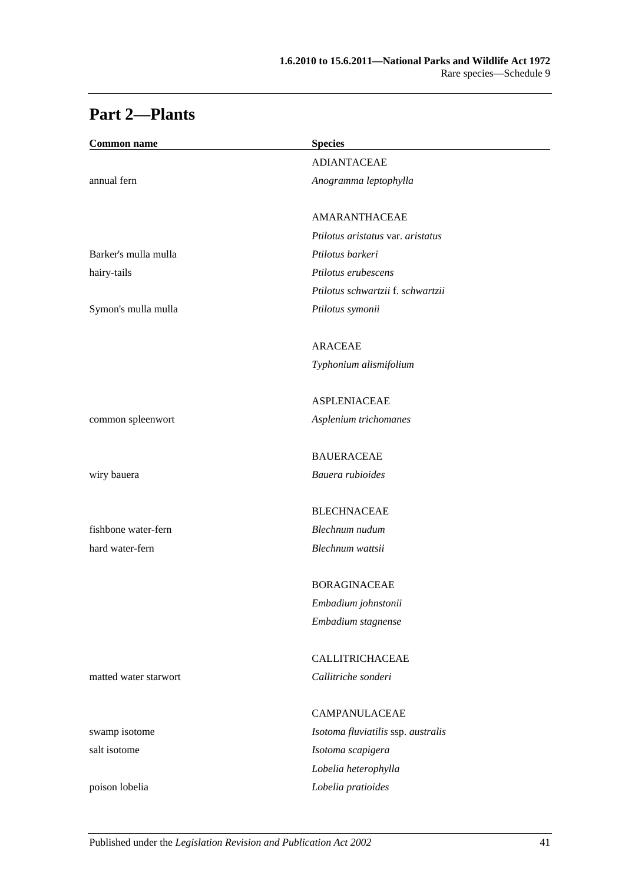## Part 2—Plants

| Common name | Species |
| --- | --- |
| | ADIANTACEAE |
| annual fern | *Anogramma leptophylla* |
| | |
| | AMARANTHACEAE |
| | *Ptilotus aristatus* var. *aristatus* |
| Barker's mulla mulla | *Ptilotus barkeri* |
| hairy-tails | *Ptilotus erubescens* |
| | *Ptilotus schwartzii* f. *schwartzii* |
| Symon's mulla mulla | *Ptilotus symonii* |
| | |
| | ARACEAE |
| | *Typhonium alismifolium* |
| | |
| | ASPLENIACEAE |
| common spleenwort | *Asplenium trichomanes* |
| | |
| | BAUERACEAE |
| wiry bauera | *Bauera rubioides* |
| | |
| | BLECHNACEAE |
| fishbone water-fern | *Blechnum nudum* |
| hard water-fern | *Blechnum wattsii* |
| | |
| | BORAGINACEAE |
| | *Embadium johnstonii* |
| | *Embadium stagnense* |
| | |
| | CALLITRICHACEAE |
| matted water starwort | *Callitriche sonderi* |
| | |
| | CAMPANULACEAE |
| swamp isotome | *Isotoma fluviatilis* ssp. *australis* |
| salt isotome | *Isotoma scapigera* |
| | *Lobelia heterophylla* |
| poison lobelia | *Lobelia pratioides* |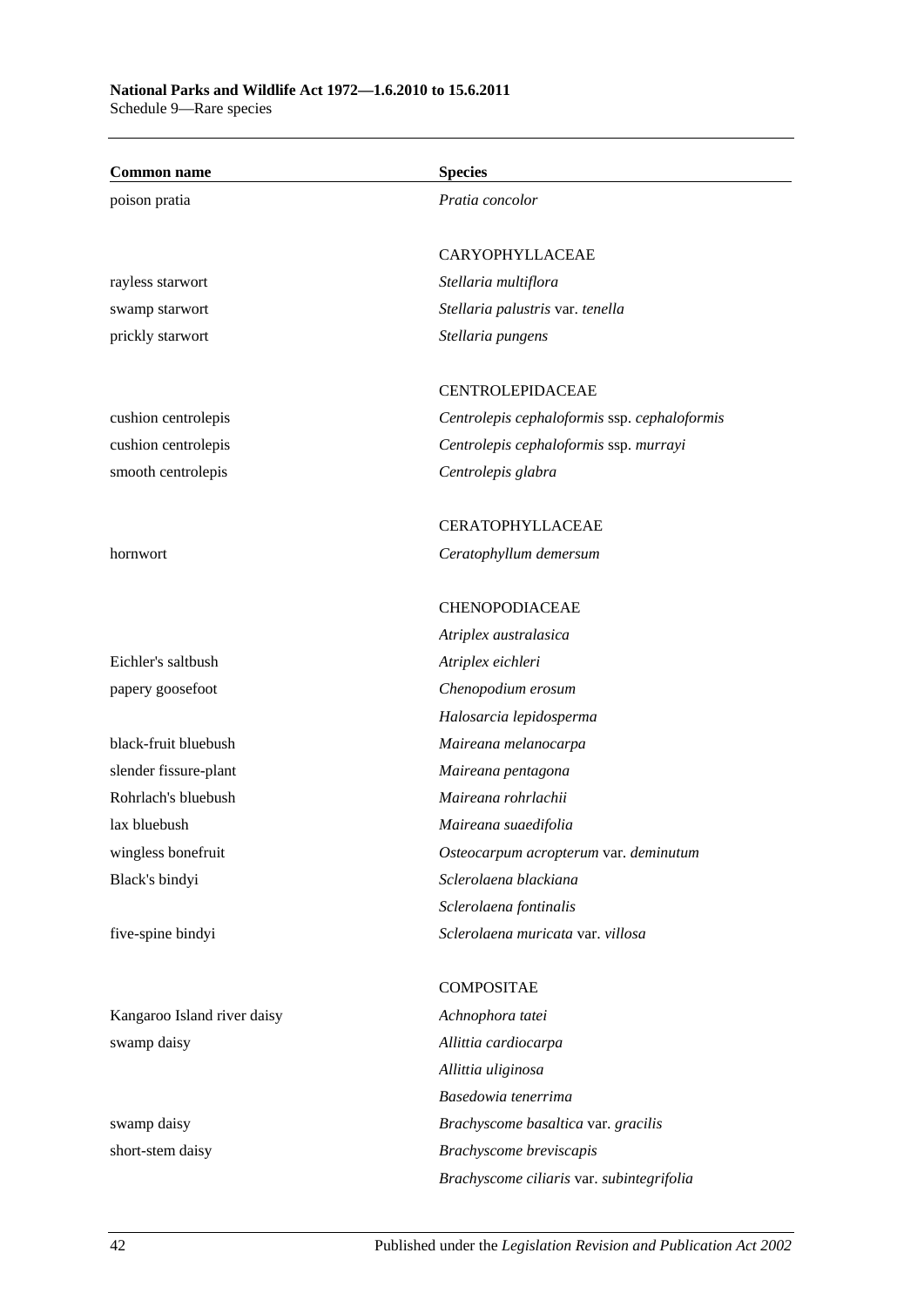| Common name | Species |
|---|---|
| poison pratia | *Pratia concolor* |
| | |
| | CARYOPHYLLACEAE |
| rayless starwort | *Stellaria multiflora* |
| swamp starwort | *Stellaria palustris* var. *tenella* |
| prickly starwort | *Stellaria pungens* |
| | |
| | CENTROLEPIDACEAE |
| cushion centrolepis | *Centrolepis cephaloformis* ssp. *cephaloformis* |
| cushion centrolepis | *Centrolepis cephaloformis* ssp. *murrayi* |
| smooth centrolepis | *Centrolepis glabra* |
| | |
| | CERATOPHYLLACEAE |
| hornwort | *Ceratophyllum demersum* |
| | |
| | CHENOPODIACEAE |
| | *Atriplex australasica* |
| Eichler's saltbush | *Atriplex eichleri* |
| papery goosefoot | *Chenopodium erosum* |
| | *Halosarcia lepidosperma* |
| black-fruit bluebush | *Maireana melanocarpa* |
| slender fissure-plant | *Maireana pentagona* |
| Rohrlach's bluebush | *Maireana rohrlachii* |
| lax bluebush | *Maireana suaedifolia* |
| wingless bonefruit | *Osteocarpum acropterum* var. *deminutum* |
| Black's bindyi | *Sclerolaena blackiana* |
| | *Sclerolaena fontinalis* |
| five-spine bindyi | *Sclerolaena muricata* var. *villosa* |
| | |
| | COMPOSITAE |
| Kangaroo Island river daisy | *Achnophora tatei* |
| swamp daisy | *Allittia cardiocarpa* |
| | *Allittia uliginosa* |
| | *Basedowia tenerrima* |
| swamp daisy | *Brachyscome basaltica* var. *gracilis* |
| short-stem daisy | *Brachyscome breviscapis* |
| | *Brachyscome ciliaris* var. *subintegrifolia* |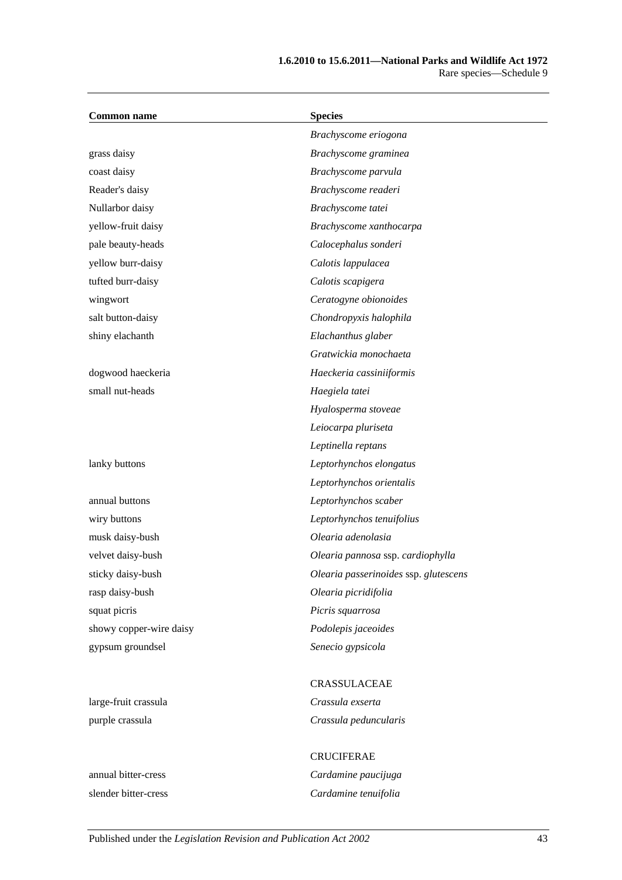| Common name | Species |
|---|---|
| | *Brachyscome eriogona* |
| grass daisy | *Brachyscome graminea* |
| coast daisy | *Brachyscome parvula* |
| Reader's daisy | *Brachyscome readeri* |
| Nullarbor daisy | *Brachyscome tatei* |
| yellow-fruit daisy | *Brachyscome xanthocarpa* |
| pale beauty-heads | *Calocephalus sonderi* |
| yellow burr-daisy | *Calotis lappulacea* |
| tufted burr-daisy | *Calotis scapigera* |
| wingwort | *Ceratogyne obionoides* |
| salt button-daisy | *Chondropyxis halophila* |
| shiny elachanth | *Elachanthus glaber* |
| | *Gratwickia monochaeta* |
| dogwood haeckeria | *Haeckeria cassiniiformis* |
| small nut-heads | *Haegiela tatei* |
| | *Hyalosperma stoveae* |
| | *Leiocarpa pluriseta* |
| | *Leptinella reptans* |
| lanky buttons | *Leptorhynchos elongatus* |
| | *Leptorhynchos orientalis* |
| annual buttons | *Leptorhynchos scaber* |
| wiry buttons | *Leptorhynchos tenuifolius* |
| musk daisy-bush | *Olearia adenolasia* |
| velvet daisy-bush | *Olearia pannosa* ssp. *cardiophylla* |
| sticky daisy-bush | *Olearia passerinoides* ssp. *glutescens* |
| rasp daisy-bush | *Olearia picridifolia* |
| squat picris | *Picris squarrosa* |
| showy copper-wire daisy | *Podolepis jaceoides* |
| gypsum groundsel | *Senecio gypsicola* |
| | |
| | CRASSULACEAE |
| large-fruit crassula | *Crassula exserta* |
| purple crassula | *Crassula peduncularis* |
| | |
| | CRUCIFERAE |
| annual bitter-cress | *Cardamine paucijuga* |
| slender bitter-cress | *Cardamine tenuifolia* |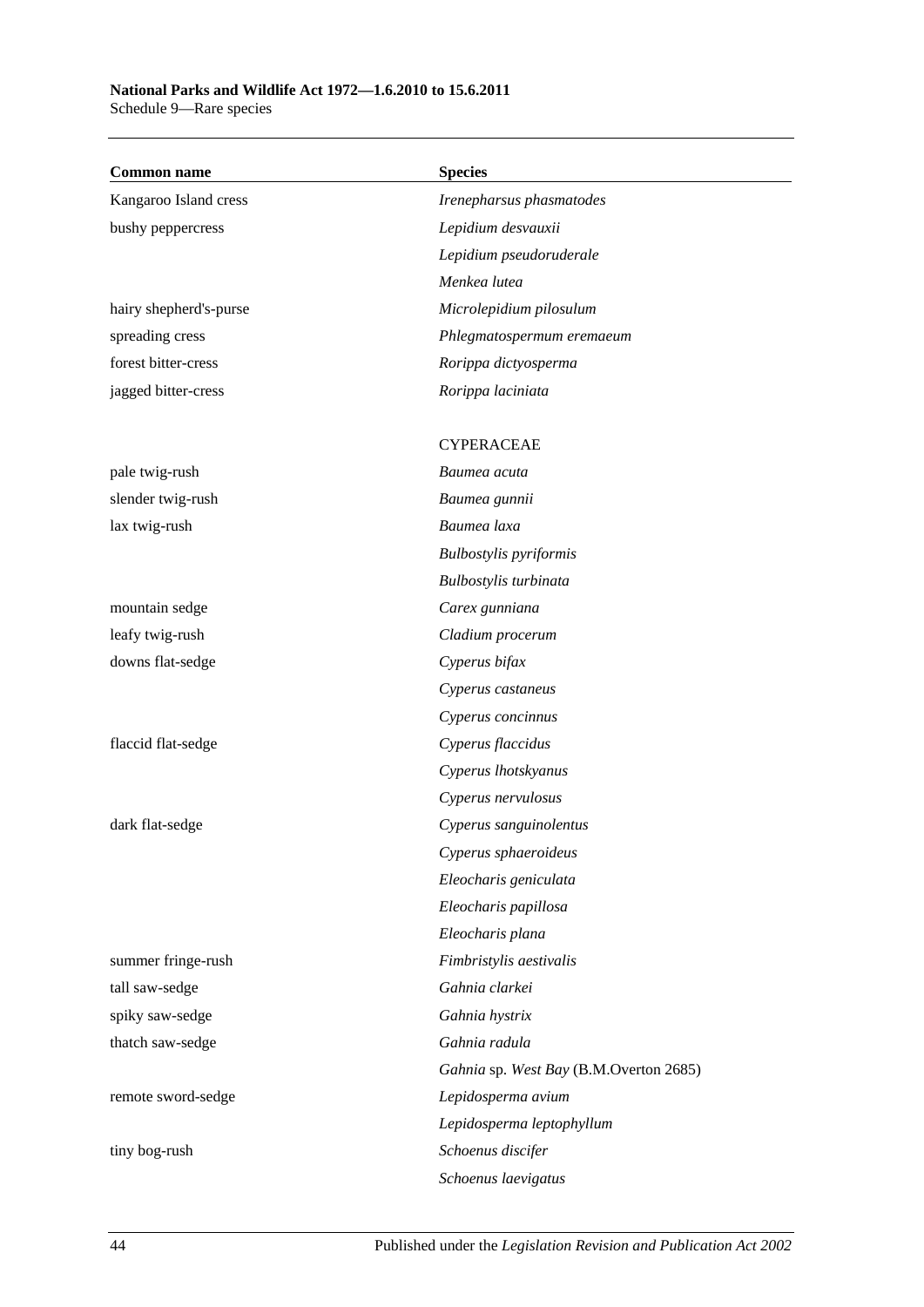| Common name | Species |
|---|---|
| Kangaroo Island cress | *Irenepharsus phasmatodes* |
| bushy peppercress | *Lepidium desvauxii* |
| | *Lepidium pseudoruderale* |
| | *Menkea lutea* |
| hairy shepherd's-purse | *Microlepidium pilosulum* |
| spreading cress | *Phlegmatospermum eremaeum* |
| forest bitter-cress | *Rorippa dictyosperma* |
| jagged bitter-cress | *Rorippa laciniata* |
| | |
| | CYPERACEAE |
| pale twig-rush | *Baumea acuta* |
| slender twig-rush | *Baumea gunnii* |
| lax twig-rush | *Baumea laxa* |
| | *Bulbostylis pyriformis* |
| | *Bulbostylis turbinata* |
| mountain sedge | *Carex gunniana* |
| leafy twig-rush | *Cladium procerum* |
| downs flat-sedge | *Cyperus bifax* |
| | *Cyperus castaneus* |
| | *Cyperus concinnus* |
| flaccid flat-sedge | *Cyperus flaccidus* |
| | *Cyperus lhotskyanus* |
| | *Cyperus nervulosus* |
| dark flat-sedge | *Cyperus sanguinolentus* |
| | *Cyperus sphaeroideus* |
| | *Eleocharis geniculata* |
| | *Eleocharis papillosa* |
| | *Eleocharis plana* |
| summer fringe-rush | *Fimbristylis aestivalis* |
| tall saw-sedge | *Gahnia clarkei* |
| spiky saw-sedge | *Gahnia hystrix* |
| thatch saw-sedge | *Gahnia radula* |
| | *Gahnia* sp. *West Bay* (B.M.Overton 2685) |
| remote sword-sedge | *Lepidosperma avium* |
| | *Lepidosperma leptophyllum* |
| tiny bog-rush | *Schoenus discifer* |
| | *Schoenus laevigatus* |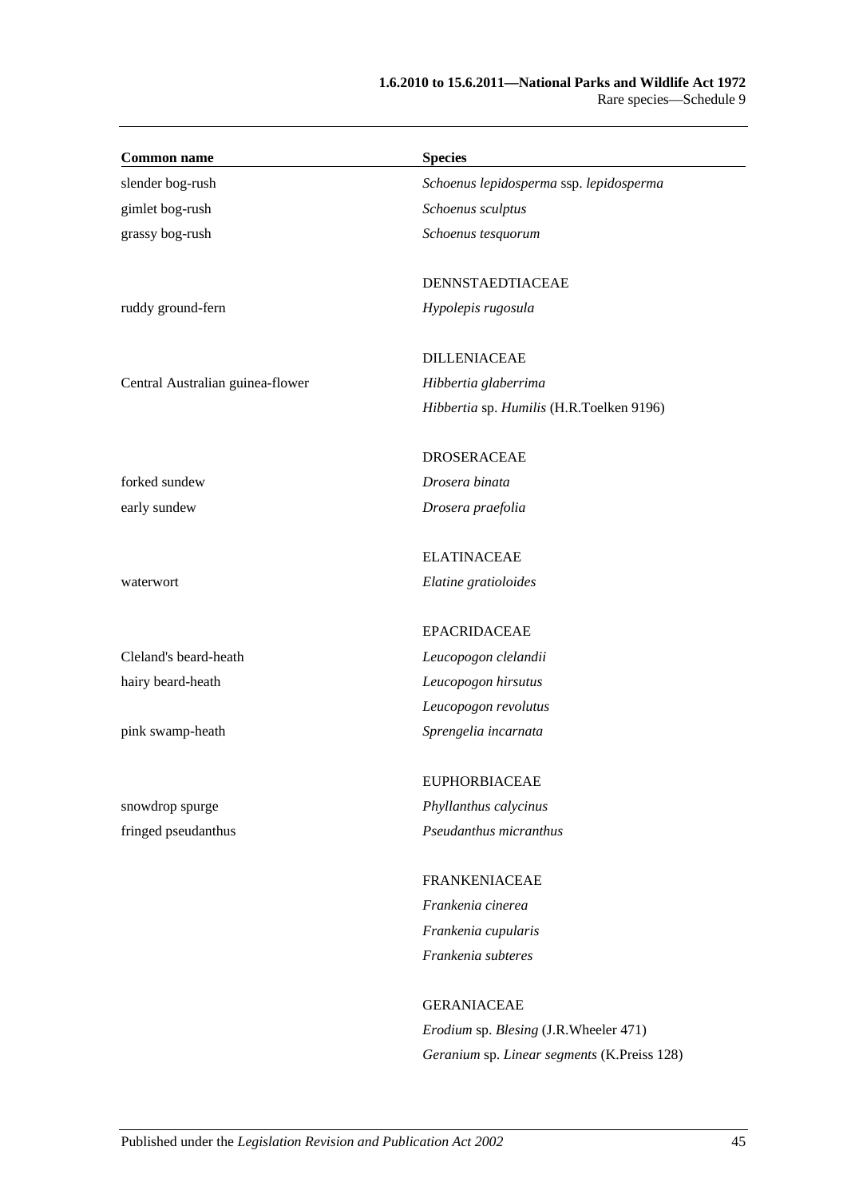| Common name | Species |
|---|---|
| slender bog-rush | *Schoenus lepidosperma* ssp. *lepidosperma* |
| gimlet bog-rush | *Schoenus sculptus* |
| grassy bog-rush | *Schoenus tesquorum* |
| | |
| | DENNSTAEDTIACEAE |
| ruddy ground-fern | *Hypolepis rugosula* |
| | |
| | DILLENIACEAE |
| Central Australian guinea-flower | *Hibbertia glaberrima* |
| | *Hibbertia* sp. *Humilis* (H.R.Toelken 9196) |
| | |
| | DROSERACEAE |
| forked sundew | *Drosera binata* |
| early sundew | *Drosera praefolia* |
| | |
| | ELATINACEAE |
| waterwort | *Elatine gratioloides* |
| | |
| | EPACRIDACEAE |
| Cleland's beard-heath | *Leucopogon clelandii* |
| hairy beard-heath | *Leucopogon hirsutus* |
| | *Leucopogon revolutus* |
| pink swamp-heath | *Sprengelia incarnata* |
| | |
| | EUPHORBIACEAE |
| snowdrop spurge | *Phyllanthus calycinus* |
| fringed pseudanthus | *Pseudanthus micranthus* |
| | |
| | FRANKENIACEAE |
| | *Frankenia cinerea* |
| | *Frankenia cupularis* |
| | *Frankenia subteres* |
| | |
| | GERANIACEAE |
| | *Erodium* sp. *Blesing* (J.R.Wheeler 471) |
| | *Geranium* sp. *Linear segments* (K.Preiss 128) |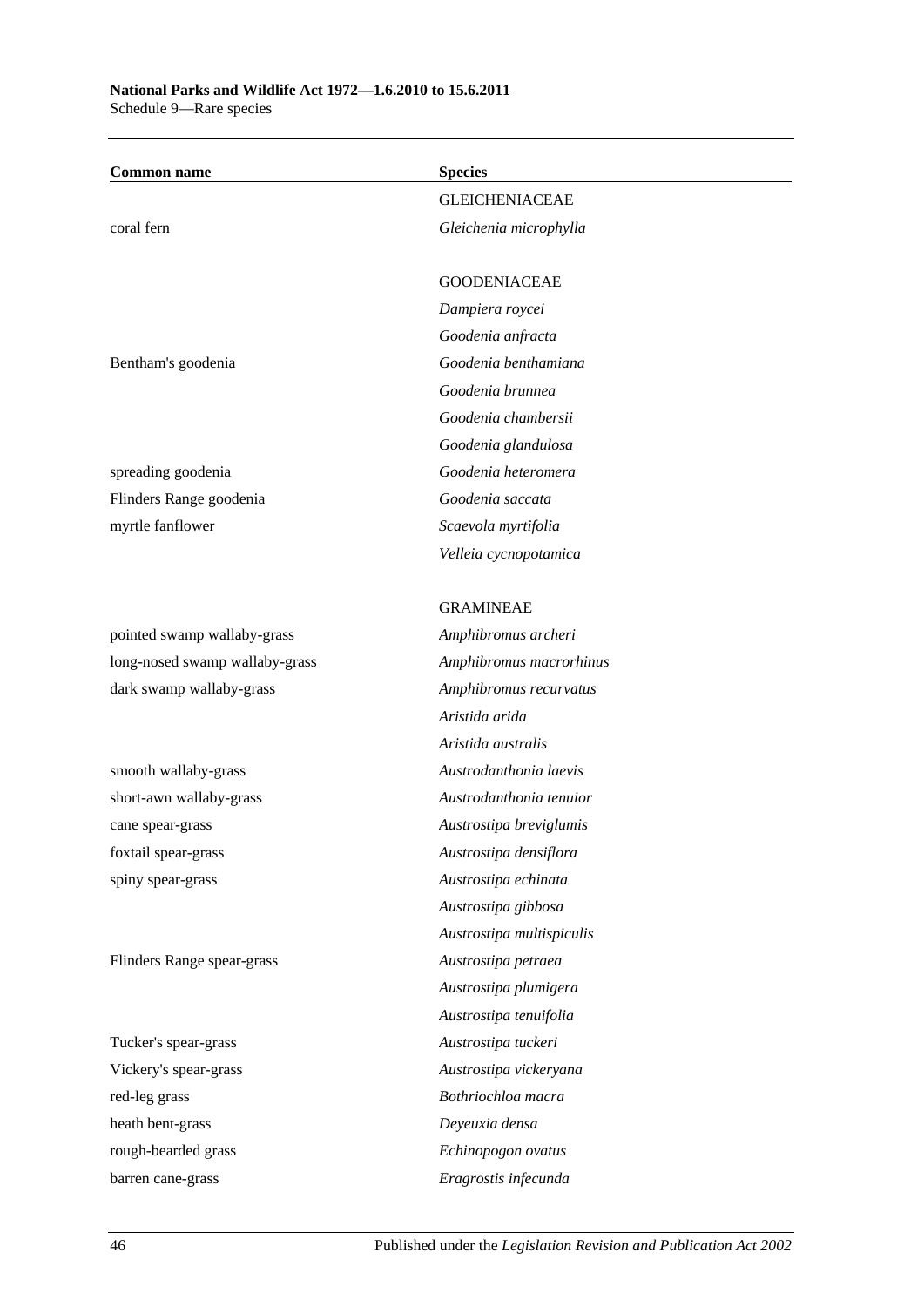| Common name | Species |
|---|---|
| | GLEICHENIACEAE |
| coral fern | *Gleichenia microphylla* |
| | |
| | GOODENIACEAE |
| | *Dampiera roycei* |
| | *Goodenia anfracta* |
| Bentham's goodenia | *Goodenia benthamiana* |
| | *Goodenia brunnea* |
| | *Goodenia chambersii* |
| | *Goodenia glandulosa* |
| spreading goodenia | *Goodenia heteromera* |
| Flinders Range goodenia | *Goodenia saccata* |
| myrtle fanflower | *Scaevola myrtifolia* |
| | *Velleia cycnopotamica* |
| | |
| | GRAMINEAE |
| pointed swamp wallaby-grass | *Amphibromus archeri* |
| long-nosed swamp wallaby-grass | *Amphibromus macrorhinus* |
| dark swamp wallaby-grass | *Amphibromus recurvatus* |
| | *Aristida arida* |
| | *Aristida australis* |
| smooth wallaby-grass | *Austrodanthonia laevis* |
| short-awn wallaby-grass | *Austrodanthonia tenuior* |
| cane spear-grass | *Austrostipa breviglumis* |
| foxtail spear-grass | *Austrostipa densiflora* |
| spiny spear-grass | *Austrostipa echinata* |
| | *Austrostipa gibbosa* |
| | *Austrostipa multispiculis* |
| Flinders Range spear-grass | *Austrostipa petraea* |
| | *Austrostipa plumigera* |
| | *Austrostipa tenuifolia* |
| Tucker's spear-grass | *Austrostipa tuckeri* |
| Vickery's spear-grass | *Austrostipa vickeryana* |
| red-leg grass | *Bothriochloa macra* |
| heath bent-grass | *Deyeuxia densa* |
| rough-bearded grass | *Echinopogon ovatus* |
| barren cane-grass | *Eragrostis infecunda* |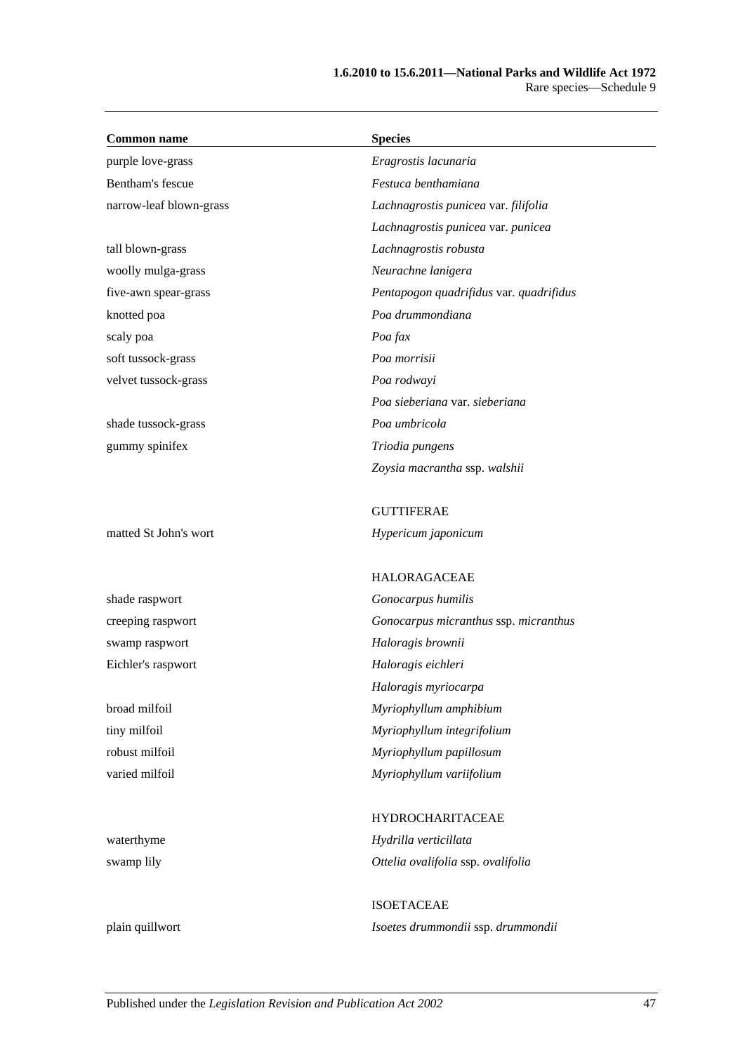| Common name | Species |
|---|---|
| purple love-grass | *Eragrostis lacunaria* |
| Bentham's fescue | *Festuca benthamiana* |
| narrow-leaf blown-grass | *Lachnagrostis punicea* var. *filifolia* |
| | *Lachnagrostis punicea* var. *punicea* |
| tall blown-grass | *Lachnagrostis robusta* |
| woolly mulga-grass | *Neurachne lanigera* |
| five-awn spear-grass | *Pentapogon quadrifidus* var. *quadrifidus* |
| knotted poa | *Poa drummondiana* |
| scaly poa | *Poa fax* |
| soft tussock-grass | *Poa morrisii* |
| velvet tussock-grass | *Poa rodwayi* |
| | *Poa sieberiana* var. *sieberiana* |
| shade tussock-grass | *Poa umbricola* |
| gummy spinifex | *Triodia pungens* |
| | *Zoysia macrantha* ssp. *walshii* |
| | GUTTIFERAE |
| matted St John's wort | *Hypericum japonicum* |
| | HALORAGACEAE |
| shade raspwort | *Gonocarpus humilis* |
| creeping raspwort | *Gonocarpus micranthus* ssp. *micranthus* |
| swamp raspwort | *Haloragis brownii* |
| Eichler's raspwort | *Haloragis eichleri* |
| | *Haloragis myriocarpa* |
| broad milfoil | *Myriophyllum amphibium* |
| tiny milfoil | *Myriophyllum integrifolium* |
| robust milfoil | *Myriophyllum papillosum* |
| varied milfoil | *Myriophyllum variifolium* |
| | HYDROCHARITACEAE |
| waterthyme | *Hydrilla verticillata* |
| swamp lily | *Ottelia ovalifolia* ssp. *ovalifolia* |
| | ISOETACEAE |
| plain quillwort | *Isoetes drummondii* ssp. *drummondii* |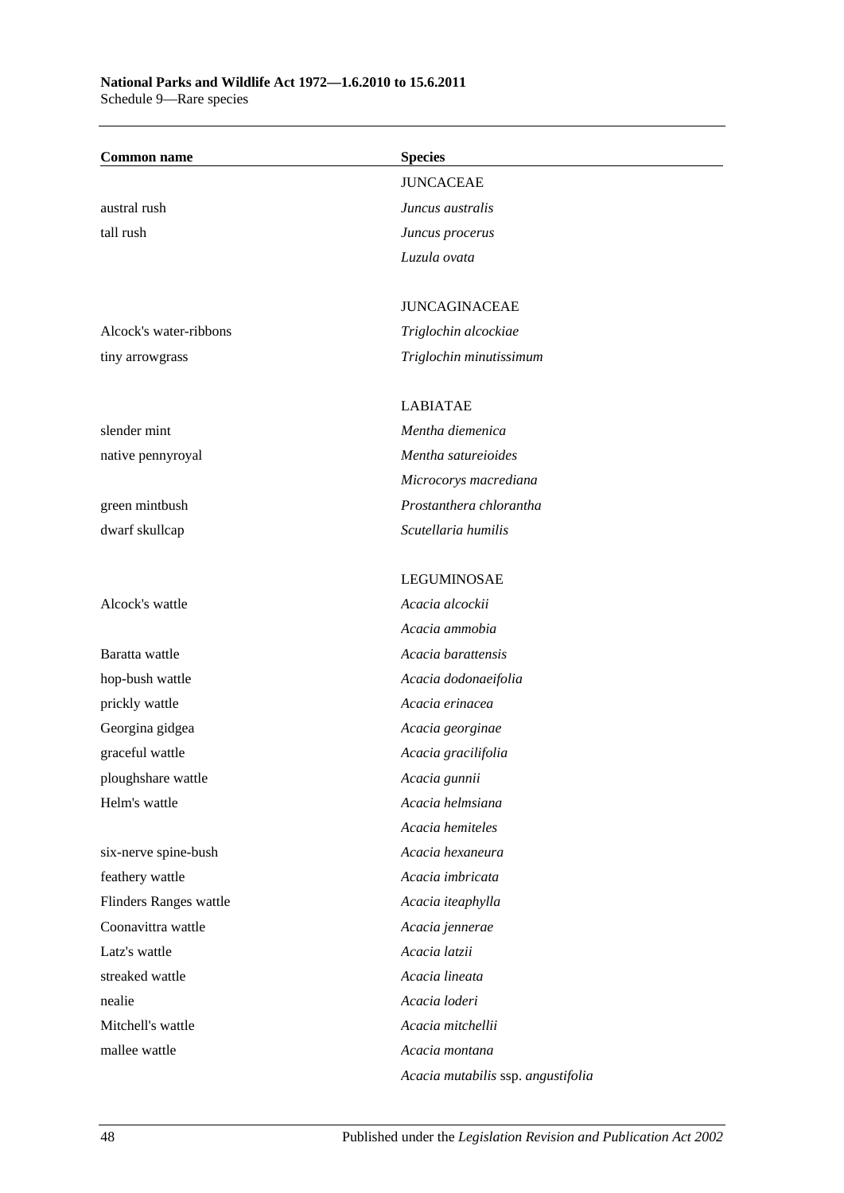| Common name | Species |
|---|---|
| | JUNCACEAE |
| austral rush | *Juncus australis* |
| tall rush | *Juncus procerus* |
| | *Luzula ovata* |
| | |
| | JUNCAGINACEAE |
| Alcock's water-ribbons | *Triglochin alcockiae* |
| tiny arrowgrass | *Triglochin minutissimum* |
| | |
| | LABIATAE |
| slender mint | *Mentha diemenica* |
| native pennyroyal | *Mentha satureioides* |
| | *Microcorys macrediana* |
| green mintbush | *Prostanthera chlorantha* |
| dwarf skullcap | *Scutellaria humilis* |
| | |
| | LEGUMINOSAE |
| Alcock's wattle | *Acacia alcockii* |
| | *Acacia ammobia* |
| Baratta wattle | *Acacia barattensis* |
| hop-bush wattle | *Acacia dodonaeifolia* |
| prickly wattle | *Acacia erinacea* |
| Georgina gidgea | *Acacia georginae* |
| graceful wattle | *Acacia gracilifolia* |
| ploughshare wattle | *Acacia gunnii* |
| Helm's wattle | *Acacia helmsiana* |
| | *Acacia hemiteles* |
| six-nerve spine-bush | *Acacia hexaneura* |
| feathery wattle | *Acacia imbricata* |
| Flinders Ranges wattle | *Acacia iteaphylla* |
| Coonavittra wattle | *Acacia jennerae* |
| Latz's wattle | *Acacia latzii* |
| streaked wattle | *Acacia lineata* |
| nealie | *Acacia loderi* |
| Mitchell's wattle | *Acacia mitchellii* |
| mallee wattle | *Acacia montana* |
| | *Acacia mutabilis* ssp. *angustifolia* |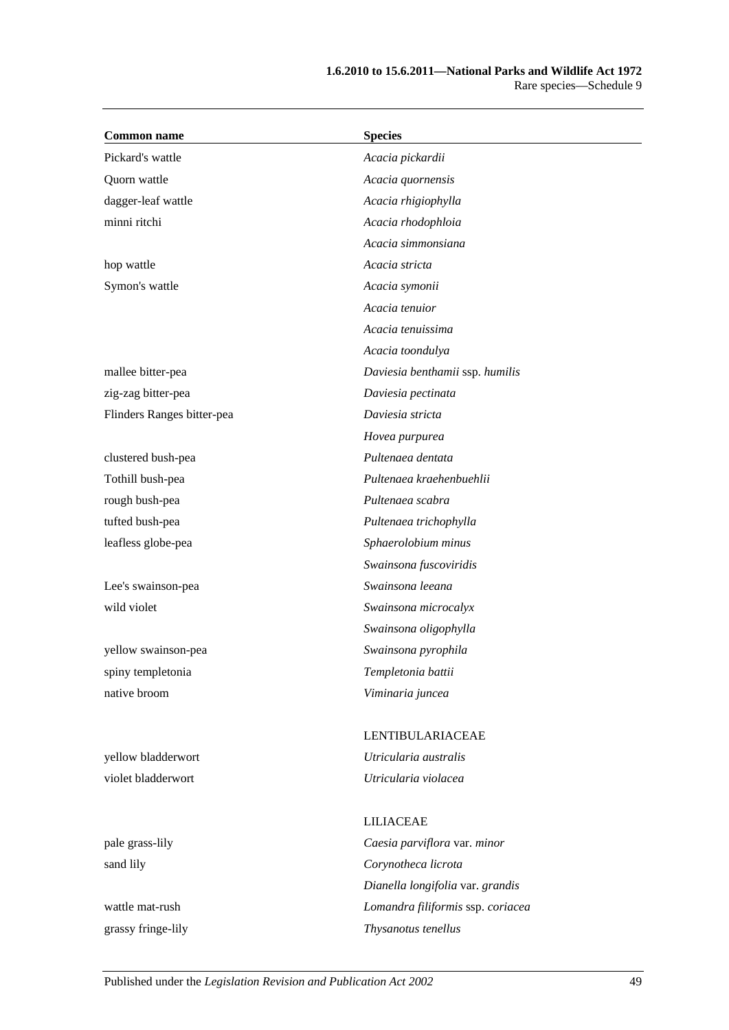| Common name | Species |
|---|---|
| Pickard's wattle | *Acacia pickardii* |
| Quorn wattle | *Acacia quornensis* |
| dagger-leaf wattle | *Acacia rhigiophylla* |
| minni ritchi | *Acacia rhodophloia* |
| | *Acacia simmonsiana* |
| hop wattle | *Acacia stricta* |
| Symon's wattle | *Acacia symonii* |
| | *Acacia tenuior* |
| | *Acacia tenuissima* |
| | *Acacia toondulya* |
| mallee bitter-pea | *Daviesia benthamii* ssp. *humilis* |
| zig-zag bitter-pea | *Daviesia pectinata* |
| Flinders Ranges bitter-pea | *Daviesia stricta* |
| | *Hovea purpurea* |
| clustered bush-pea | *Pultenaea dentata* |
| Tothill bush-pea | *Pultenaea kraehenbuehlii* |
| rough bush-pea | *Pultenaea scabra* |
| tufted bush-pea | *Pultenaea trichophylla* |
| leafless globe-pea | *Sphaerolobium minus* |
| | *Swainsona fuscoviridis* |
| Lee's swainson-pea | *Swainsona leeana* |
| wild violet | *Swainsona microcalyx* |
| | *Swainsona oligophylla* |
| yellow swainson-pea | *Swainsona pyrophila* |
| spiny templetonia | *Templetonia battii* |
| native broom | *Viminaria juncea* |
| | LENTIBULARIACEAE |
| yellow bladderwort | *Utricularia australis* |
| violet bladderwort | *Utricularia violacea* |
| | LILIACEAE |
| pale grass-lily | *Caesia parviflora* var. *minor* |
| sand lily | *Corynotheca licrota* |
| | *Dianella longifolia* var. *grandis* |
| wattle mat-rush | *Lomandra filiformis* ssp. *coriacea* |
| grassy fringe-lily | *Thysanotus tenellus* |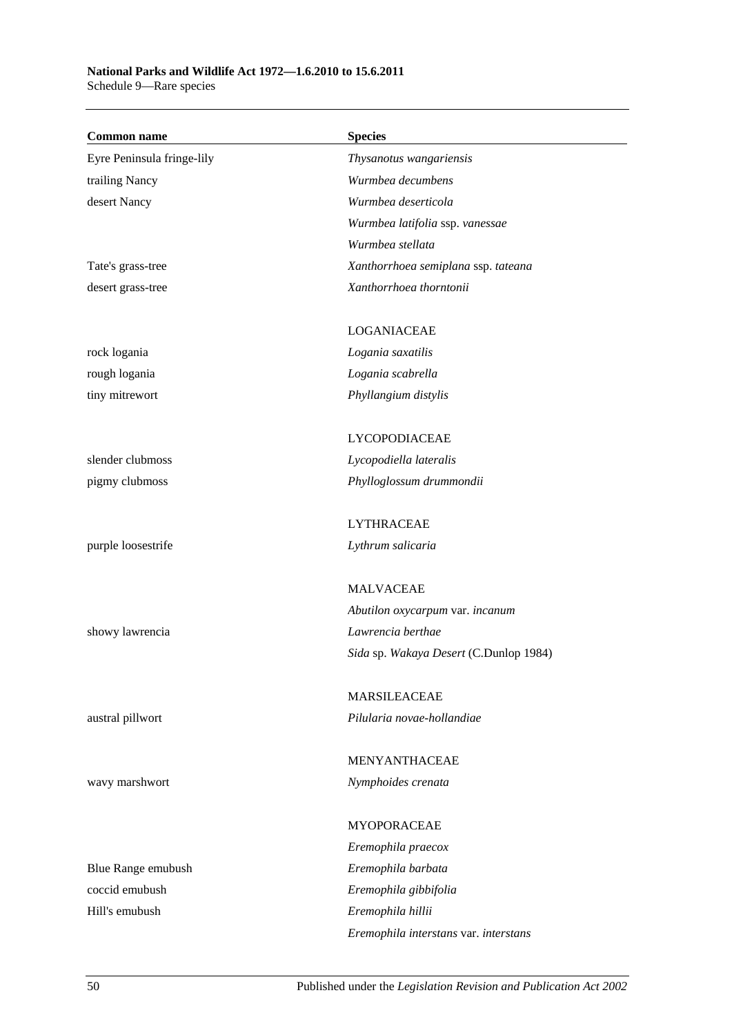| Common name | Species |
|---|---|
| Eyre Peninsula fringe-lily | *Thysanotus wangariensis* |
| trailing Nancy | *Wurmbea decumbens* |
| desert Nancy | *Wurmbea deserticola* |
| | *Wurmbea latifolia* ssp. *vanessae* |
| | *Wurmbea stellata* |
| Tate's grass-tree | *Xanthorrhoea semiplana* ssp. *tateana* |
| desert grass-tree | *Xanthorrhoea thorntonii* |
| | LOGANIACEAE |
| rock logania | *Logania saxatilis* |
| rough logania | *Logania scabrella* |
| tiny mitrewort | *Phyllangium distylis* |
| | LYCOPODIACEAE |
| slender clubmoss | *Lycopodiella lateralis* |
| pigmy clubmoss | *Phylloglossum drummondii* |
| | LYTHRACEAE |
| purple loosestrife | *Lythrum salicaria* |
| | MALVACEAE |
| | *Abutilon oxycarpum* var. *incanum* |
| showy lawrencia | *Lawrencia berthae* |
| | *Sida* sp. *Wakaya Desert* (C.Dunlop 1984) |
| | MARSILEACEAE |
| austral pillwort | *Pilularia novae-hollandiae* |
| | MENYANTHACEAE |
| wavy marshwort | *Nymphoides crenata* |
| | MYOPORACEAE |
| | *Eremophila praecox* |
| Blue Range emubush | *Eremophila barbata* |
| coccid emubush | *Eremophila gibbifolia* |
| Hill's emubush | *Eremophila hillii* |
| | *Eremophila interstans* var. *interstans* |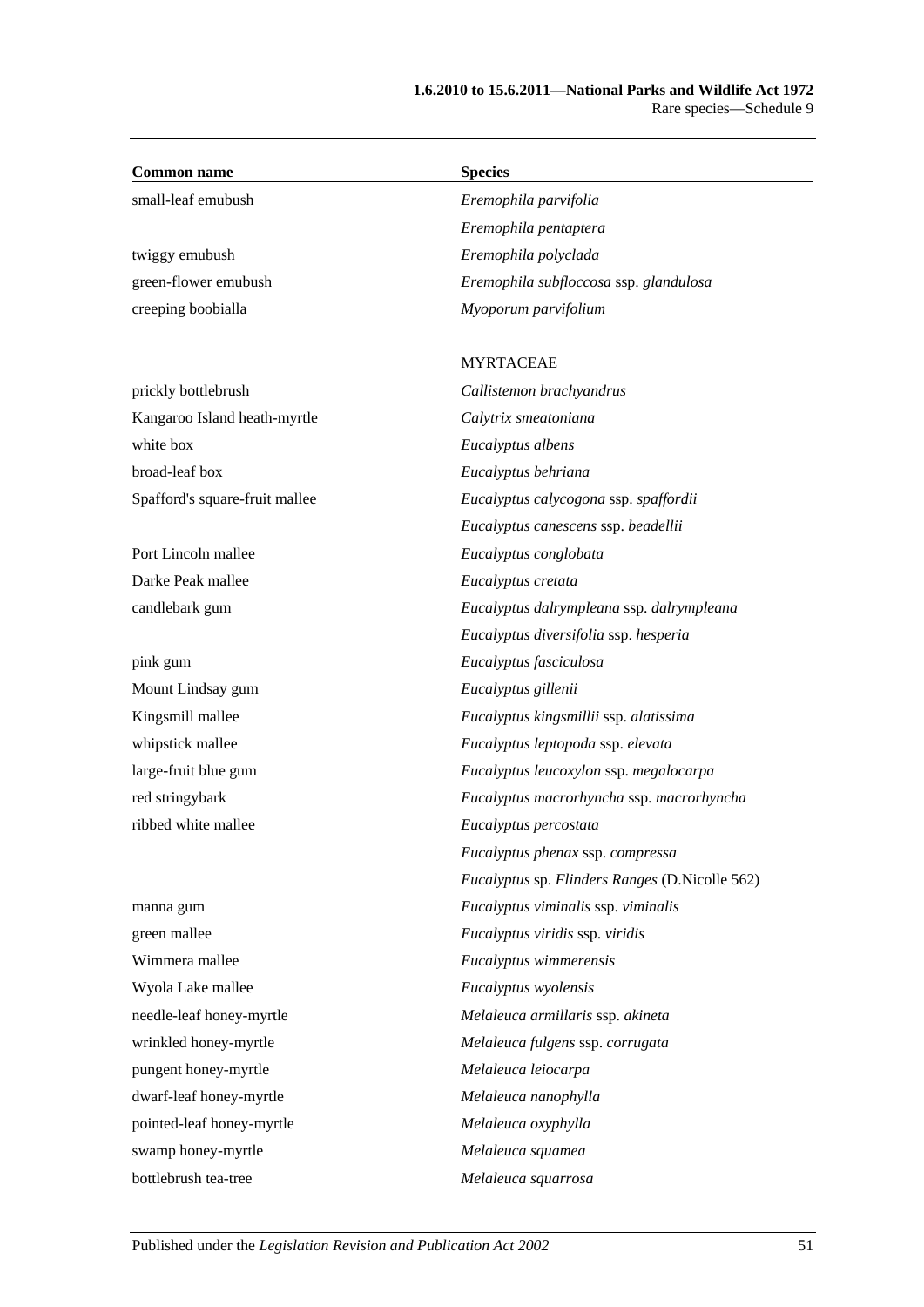| Common name | Species |
|---|---|
| small-leaf emubush | *Eremophila parvifolia* |
| | *Eremophila pentaptera* |
| twiggy emubush | *Eremophila polyclada* |
| green-flower emubush | *Eremophila subfloccosa* ssp. *glandulosa* |
| creeping boobialla | *Myoporum parvifolium* |
| | MYRTACEAE |
| prickly bottlebrush | *Callistemon brachyandrus* |
| Kangaroo Island heath-myrtle | *Calytrix smeatoniana* |
| white box | *Eucalyptus albens* |
| broad-leaf box | *Eucalyptus behriana* |
| Spafford's square-fruit mallee | *Eucalyptus calycogona* ssp. *spaffordii* |
| | *Eucalyptus canescens* ssp. *beadellii* |
| Port Lincoln mallee | *Eucalyptus conglobata* |
| Darke Peak mallee | *Eucalyptus cretata* |
| candlebark gum | *Eucalyptus dalrympleana* ssp. *dalrympleana* |
| | *Eucalyptus diversifolia* ssp. *hesperia* |
| pink gum | *Eucalyptus fasciculosa* |
| Mount Lindsay gum | *Eucalyptus gillenii* |
| Kingsmill mallee | *Eucalyptus kingsmillii* ssp. *alatissima* |
| whipstick mallee | *Eucalyptus leptopoda* ssp. *elevata* |
| large-fruit blue gum | *Eucalyptus leucoxylon* ssp. *megalocarpa* |
| red stringybark | *Eucalyptus macrorhyncha* ssp. *macrorhyncha* |
| ribbed white mallee | *Eucalyptus percostata* |
| | *Eucalyptus phenax* ssp. *compressa* |
| | *Eucalyptus* sp. *Flinders Ranges* (D.Nicolle 562) |
| manna gum | *Eucalyptus viminalis* ssp. *viminalis* |
| green mallee | *Eucalyptus viridis* ssp. *viridis* |
| Wimmera mallee | *Eucalyptus wimmerensis* |
| Wyola Lake mallee | *Eucalyptus wyolensis* |
| needle-leaf honey-myrtle | *Melaleuca armillaris* ssp. *akineta* |
| wrinkled honey-myrtle | *Melaleuca fulgens* ssp. *corrugata* |
| pungent honey-myrtle | *Melaleuca leiocarpa* |
| dwarf-leaf honey-myrtle | *Melaleuca nanophylla* |
| pointed-leaf honey-myrtle | *Melaleuca oxyphylla* |
| swamp honey-myrtle | *Melaleuca squamea* |
| bottlebrush tea-tree | *Melaleuca squarrosa* |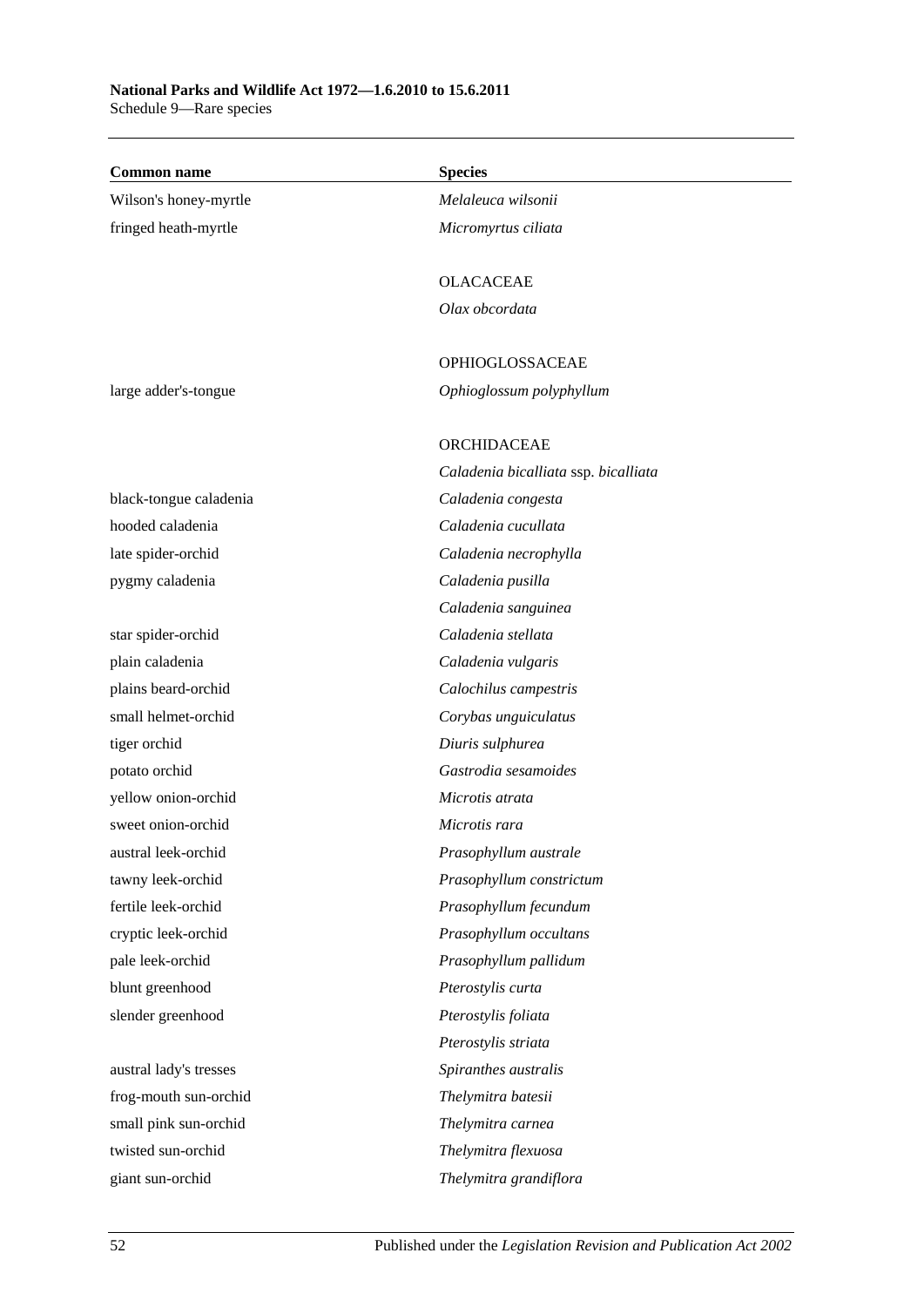| Common name | Species |
|---|---|
| Wilson's honey-myrtle | *Melaleuca wilsonii* |
| fringed heath-myrtle | *Micromyrtus ciliata* |
| | |
| | OLACACEAE |
| | *Olax obcordata* |
| | |
| | OPHIOGLOSSACEAE |
| large adder's-tongue | *Ophioglossum polyphyllum* |
| | |
| | ORCHIDACEAE |
| | *Caladenia bicalliata* ssp. *bicalliata* |
| black-tongue caladenia | *Caladenia congesta* |
| hooded caladenia | *Caladenia cucullata* |
| late spider-orchid | *Caladenia necrophylla* |
| pygmy caladenia | *Caladenia pusilla* |
| | *Caladenia sanguinea* |
| star spider-orchid | *Caladenia stellata* |
| plain caladenia | *Caladenia vulgaris* |
| plains beard-orchid | *Calochilus campestris* |
| small helmet-orchid | *Corybas unguiculatus* |
| tiger orchid | *Diuris sulphurea* |
| potato orchid | *Gastrodia sesamoides* |
| yellow onion-orchid | *Microtis atrata* |
| sweet onion-orchid | *Microtis rara* |
| austral leek-orchid | *Prasophyllum australe* |
| tawny leek-orchid | *Prasophyllum constrictum* |
| fertile leek-orchid | *Prasophyllum fecundum* |
| cryptic leek-orchid | *Prasophyllum occultans* |
| pale leek-orchid | *Prasophyllum pallidum* |
| blunt greenhood | *Pterostylis curta* |
| slender greenhood | *Pterostylis foliata* |
| | *Pterostylis striata* |
| austral lady's tresses | *Spiranthes australis* |
| frog-mouth sun-orchid | *Thelymitra batesii* |
| small pink sun-orchid | *Thelymitra carnea* |
| twisted sun-orchid | *Thelymitra flexuosa* |
| giant sun-orchid | *Thelymitra grandiflora* |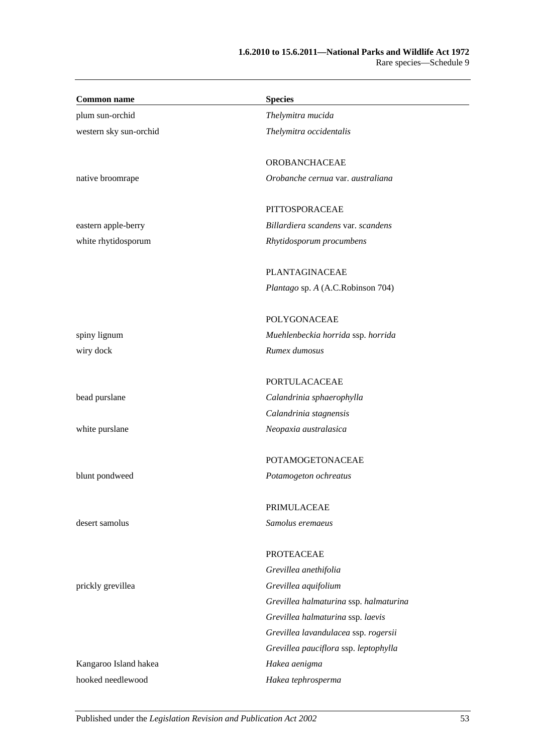| Common name | Species |
|---|---|
| plum sun-orchid | *Thelymitra mucida* |
| western sky sun-orchid | *Thelymitra occidentalis* |
| | |
| | OROBANCHACEAE |
| native broomrape | *Orobanche cernua* var. *australiana* |
| | |
| | PITTOSPORACEAE |
| eastern apple-berry | *Billardiera scandens* var. *scandens* |
| white rhytidosporum | *Rhytidosporum procumbens* |
| | |
| | PLANTAGINACEAE |
| | *Plantago* sp. *A* (A.C.Robinson 704) |
| | |
| | POLYGONACEAE |
| spiny lignum | *Muehlenbeckia horrida* ssp. *horrida* |
| wiry dock | *Rumex dumosus* |
| | |
| | PORTULACACEAE |
| bead purslane | *Calandrinia sphaerophylla* |
| | *Calandrinia stagnensis* |
| white purslane | *Neopaxia australasica* |
| | |
| | POTAMOGETONACEAE |
| blunt pondweed | *Potamogeton ochreatus* |
| | |
| | PRIMULACEAE |
| desert samolus | *Samolus eremaeus* |
| | |
| | PROTEACEAE |
| | *Grevillea anethifolia* |
| prickly grevillea | *Grevillea aquifolium* |
| | *Grevillea halmaturina* ssp. *halmaturina* |
| | *Grevillea halmaturina* ssp. *laevis* |
| | *Grevillea lavandulacea* ssp. *rogersii* |
| | *Grevillea pauciflora* ssp. *leptophylla* |
| Kangaroo Island hakea | *Hakea aenigma* |
| hooked needlewood | *Hakea tephrosperma* |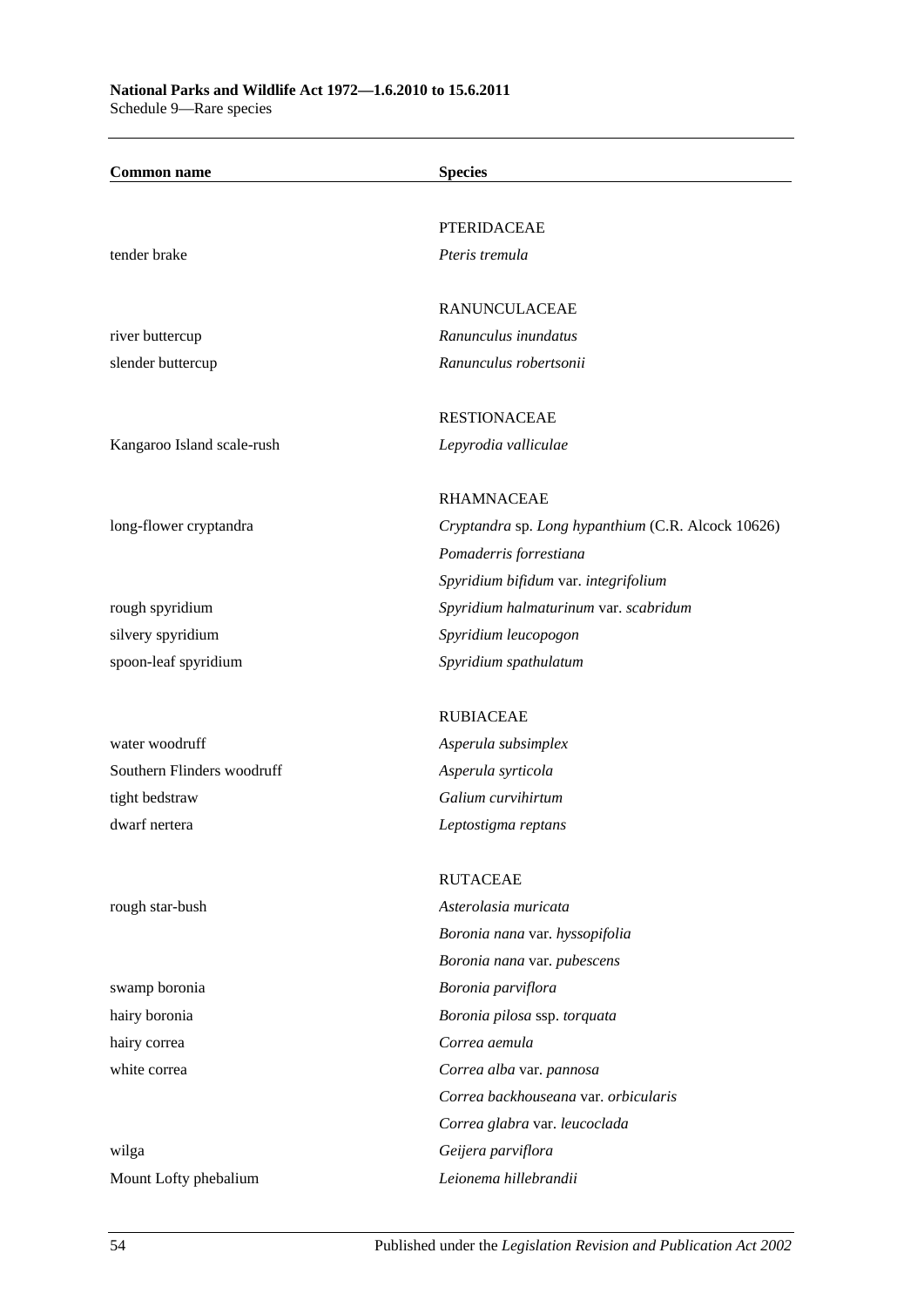| Common name | Species |
|---|---|
| | PTERIDACEAE |
| tender brake | *Pteris tremula* |
| | RANUNCULACEAE |
| river buttercup | *Ranunculus inundatus* |
| slender buttercup | *Ranunculus robertsonii* |
| | RESTIONACEAE |
| Kangaroo Island scale-rush | *Lepyrodia valliculae* |
| | RHAMNACEAE |
| long-flower cryptandra | *Cryptandra* sp. *Long hypanthium* (C.R. Alcock 10626) |
| | *Pomaderris forrestiana* |
| | *Spyridium bifidum* var. *integrifolium* |
| rough spyridium | *Spyridium halmaturinum* var. *scabridum* |
| silvery spyridium | *Spyridium leucopogon* |
| spoon-leaf spyridium | *Spyridium spathulatum* |
| | RUBIACEAE |
| water woodruff | *Asperula subsimplex* |
| Southern Flinders woodruff | *Asperula syrticola* |
| tight bedstraw | *Galium curvihirtum* |
| dwarf nertera | *Leptostigma reptans* |
| | RUTACEAE |
| rough star-bush | *Asterolasia muricata* |
| | *Boronia nana* var. *hyssopifolia* |
| | *Boronia nana* var. *pubescens* |
| swamp boronia | *Boronia parviflora* |
| hairy boronia | *Boronia pilosa* ssp. *torquata* |
| hairy correa | *Correa aemula* |
| white correa | *Correa alba* var. *pannosa* |
| | *Correa backhouseana* var. *orbicularis* |
| | *Correa glabra* var. *leucoclada* |
| wilga | *Geijera parviflora* |
| Mount Lofty phebalium | *Leionema hillebrandii* |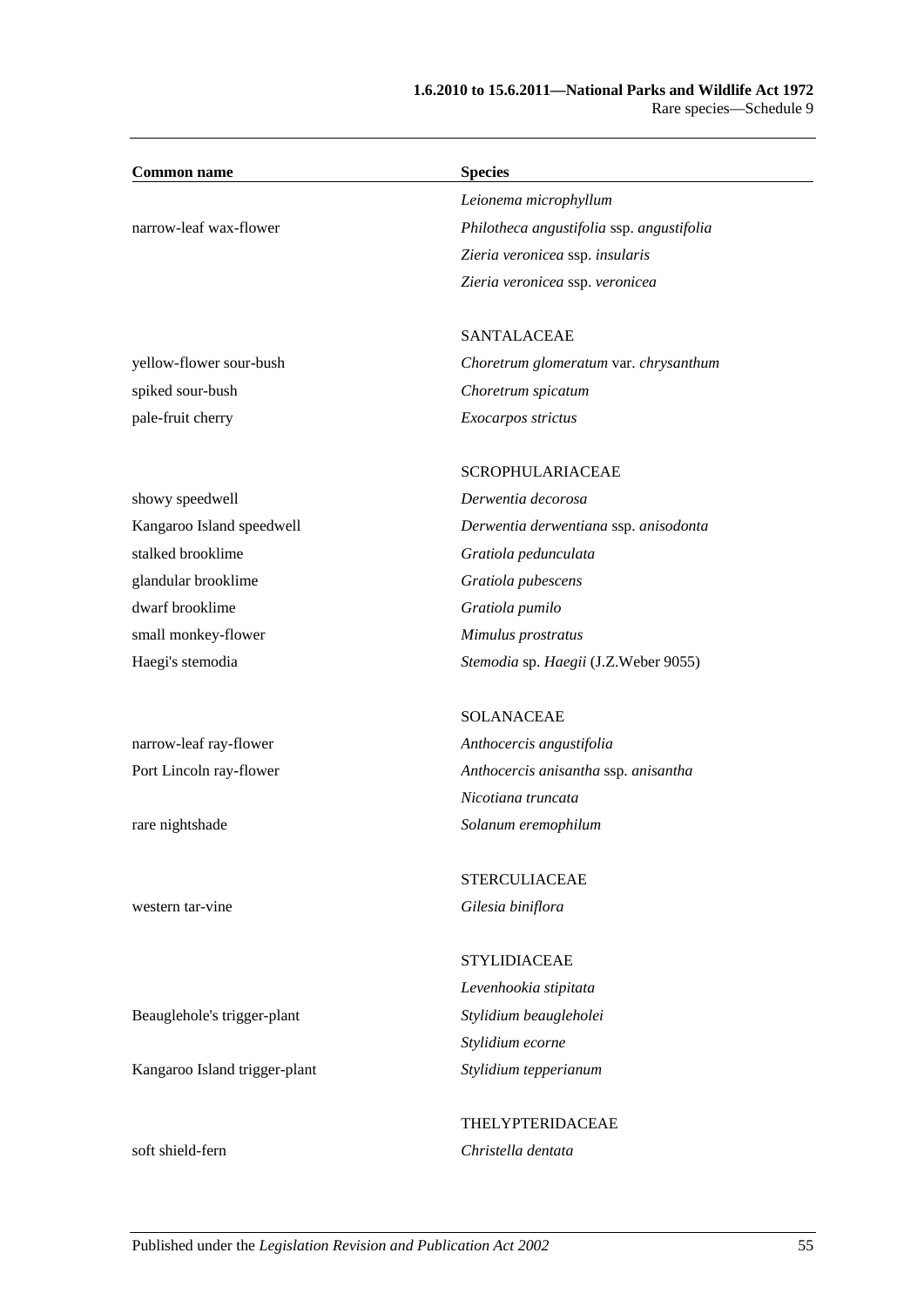| Common name | Species |
|---|---|
| | *Leionema microphyllum* |
| narrow-leaf wax-flower | *Philotheca angustifolia* ssp. *angustifolia* |
| | *Zieria veronicea* ssp. *insularis* |
| | *Zieria veronicea* ssp. *veronicea* |
| | |
| | SANTALACEAE |
| yellow-flower sour-bush | *Choretrum glomeratum* var. *chrysanthum* |
| spiked sour-bush | *Choretrum spicatum* |
| pale-fruit cherry | *Exocarpos strictus* |
| | |
| | SCROPHULARIACEAE |
| showy speedwell | *Derwentia decorosa* |
| Kangaroo Island speedwell | *Derwentia derwentiana* ssp. *anisodonta* |
| stalked brooklime | *Gratiola pedunculata* |
| glandular brooklime | *Gratiola pubescens* |
| dwarf brooklime | *Gratiola pumilo* |
| small monkey-flower | *Mimulus prostratus* |
| Haegi's stemodia | *Stemodia* sp. *Haegii* (J.Z.Weber 9055) |
| | |
| | SOLANACEAE |
| narrow-leaf ray-flower | *Anthocercis angustifolia* |
| Port Lincoln ray-flower | *Anthocercis anisantha* ssp. *anisantha* |
| | *Nicotiana truncata* |
| rare nightshade | *Solanum eremophilum* |
| | |
| | STERCULIACEAE |
| western tar-vine | *Gilesia biniflora* |
| | |
| | STYLIDIACEAE |
| | *Levenhookia stipitata* |
| Beauglehole's trigger-plant | *Stylidium beaugleholei* |
| | *Stylidium ecorne* |
| Kangaroo Island trigger-plant | *Stylidium tepperianum* |
| | |
| | THELYPTERIDACEAE |
| soft shield-fern | *Christella dentata* |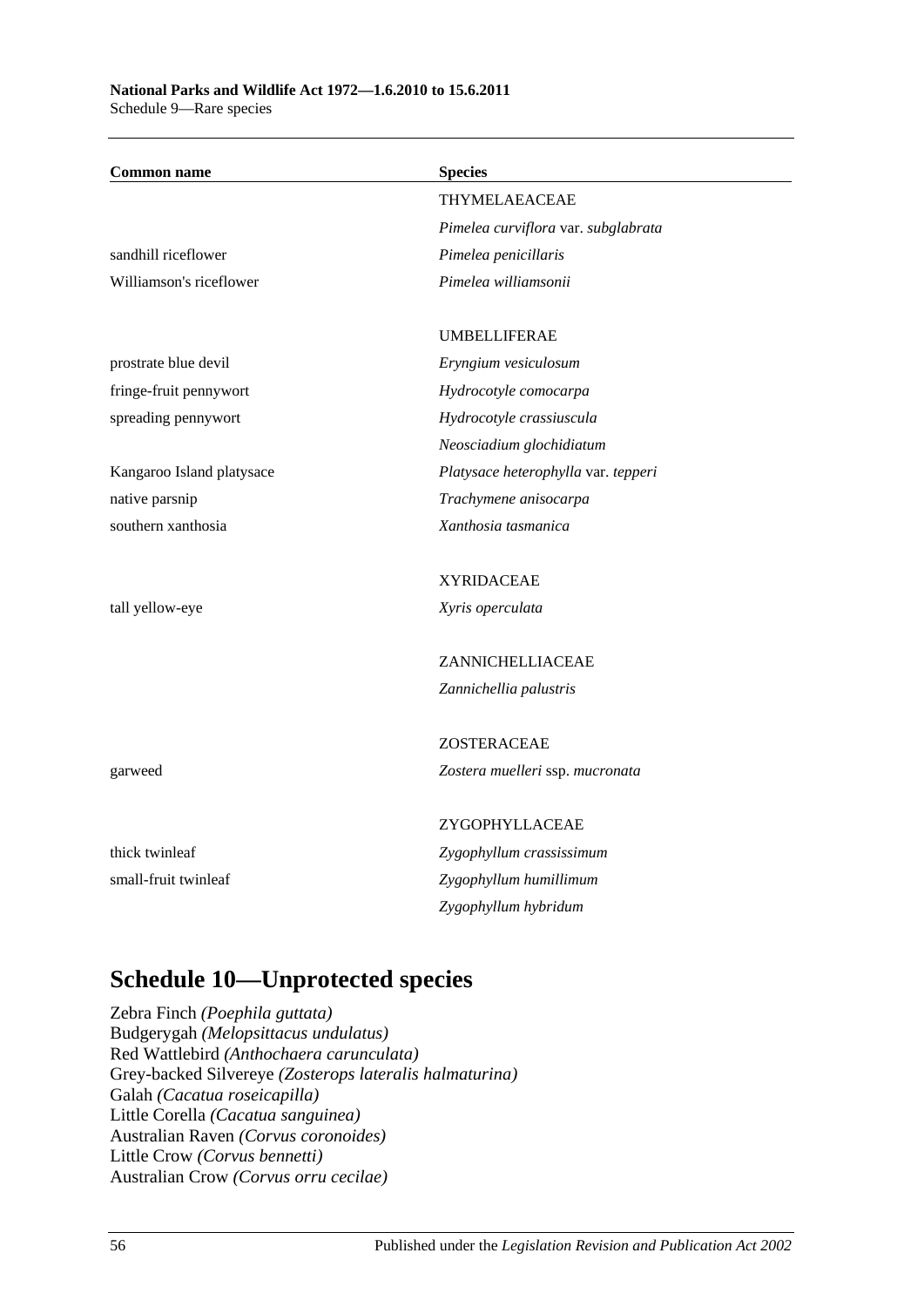| Common name | Species |
|---|---|
| | THYMELAEACEAE |
| | *Pimelea curviflora* var. *subglabrata* |
| sandhill riceflower | *Pimelea penicillaris* |
| Williamson's riceflower | *Pimelea williamsonii* |
| | |
| | UMBELLIFERAE |
| prostrate blue devil | *Eryngium vesiculosum* |
| fringe-fruit pennywort | *Hydrocotyle comocarpa* |
| spreading pennywort | *Hydrocotyle crassiuscula* |
| | *Neosciadium glochidiatum* |
| Kangaroo Island platysace | *Platysace heterophylla* var. *tepperi* |
| native parsnip | *Trachymene anisocarpa* |
| southern xanthosia | *Xanthosia tasmanica* |
| | |
| | XYRIDACEAE |
| tall yellow-eye | *Xyris operculata* |
| | |
| | ZANNICHELLIACEAE |
| | *Zannichellia palustris* |
| | |
| | ZOSTERACEAE |
| garweed | *Zostera muelleri* ssp. *mucronata* |
| | |
| | ZYGOPHYLLACEAE |
| thick twinleaf | *Zygophyllum crassissimum* |
| small-fruit twinleaf | *Zygophyllum humillimum* |
| | *Zygophyllum hybridum* |

## Schedule 10—Unprotected species

Zebra Finch *(Poephila guttata)*
Budgerygah *(Melopsittacus undulatus)*
Red Wattlebird *(Anthochaera carunculata)*
Grey-backed Silvereye *(Zosterops lateralis halmaturina)*
Galah *(Cacatua roseicapilla)*
Little Corella *(Cacatua sanguinea)*
Australian Raven *(Corvus coronoides)*
Little Crow *(Corvus bennetti)*
Australian Crow *(Corvus orru cecilae)*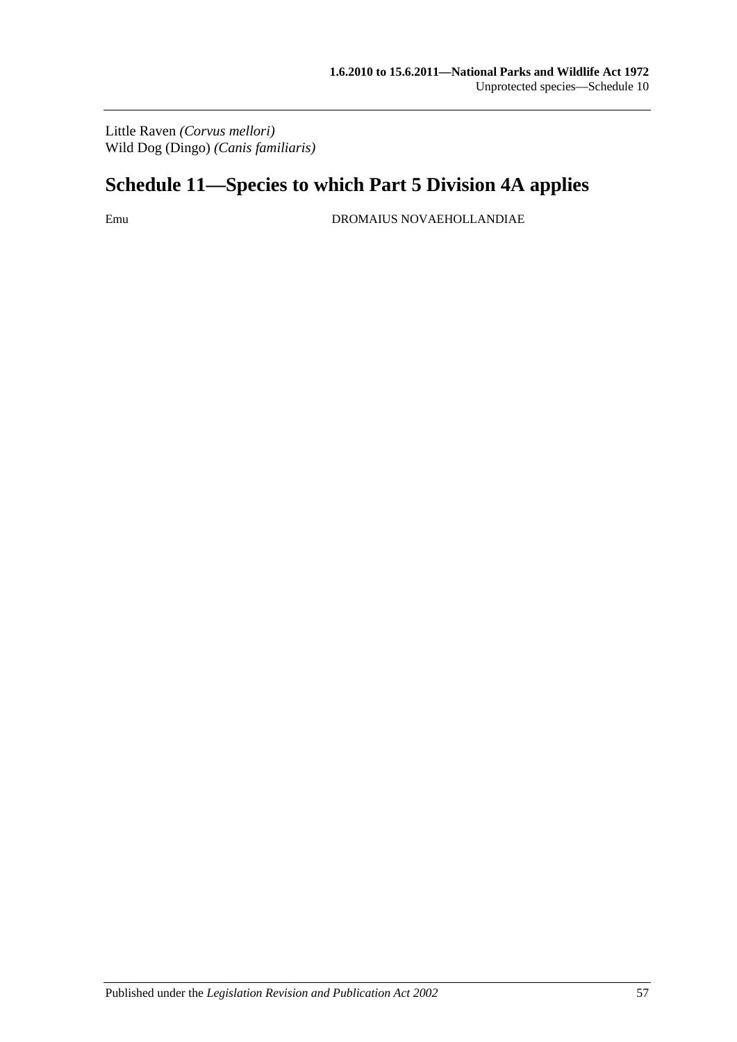Little Raven *(Corvus mellori)*
Wild Dog (Dingo) *(Canis familiaris)*

## Schedule 11—Species to which Part 5 Division 4A applies

| | |
|---|---|
| Emu | DROMAIUS NOVAEHOLLANDIAE |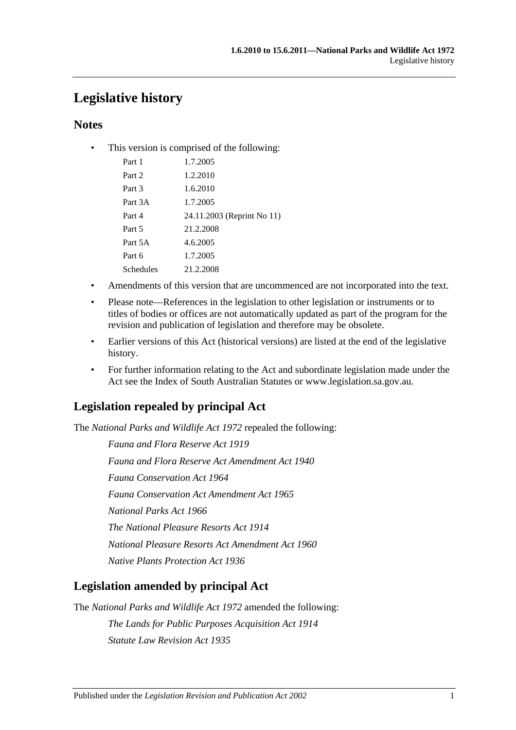# Legislative history

## Notes

- This version is comprised of the following:

| | |
|---|---|
| Part 1 | 1.7.2005 |
| Part 2 | 1.2.2010 |
| Part 3 | 1.6.2010 |
| Part 3A | 1.7.2005 |
| Part 4 | 24.11.2003 (Reprint No 11) |
| Part 5 | 21.2.2008 |
| Part 5A | 4.6.2005 |
| Part 6 | 1.7.2005 |
| Schedules | 21.2.2008 |

- Amendments of this version that are uncommenced are not incorporated into the text.
- Please note—References in the legislation to other legislation or instruments or to titles of bodies or offices are not automatically updated as part of the program for the revision and publication of legislation and therefore may be obsolete.
- Earlier versions of this Act (historical versions) are listed at the end of the legislative history.
- For further information relating to the Act and subordinate legislation made under the Act see the Index of South Australian Statutes or www.legislation.sa.gov.au.

## Legislation repealed by principal Act

The *National Parks and Wildlife Act 1972* repealed the following:

*Fauna and Flora Reserve Act 1919*

*Fauna and Flora Reserve Act Amendment Act 1940*

*Fauna Conservation Act 1964*

*Fauna Conservation Act Amendment Act 1965*

*National Parks Act 1966*

*The National Pleasure Resorts Act 1914*

*National Pleasure Resorts Act Amendment Act 1960*

*Native Plants Protection Act 1936*

## Legislation amended by principal Act

The *National Parks and Wildlife Act 1972* amended the following:

*The Lands for Public Purposes Acquisition Act 1914*

*Statute Law Revision Act 1935*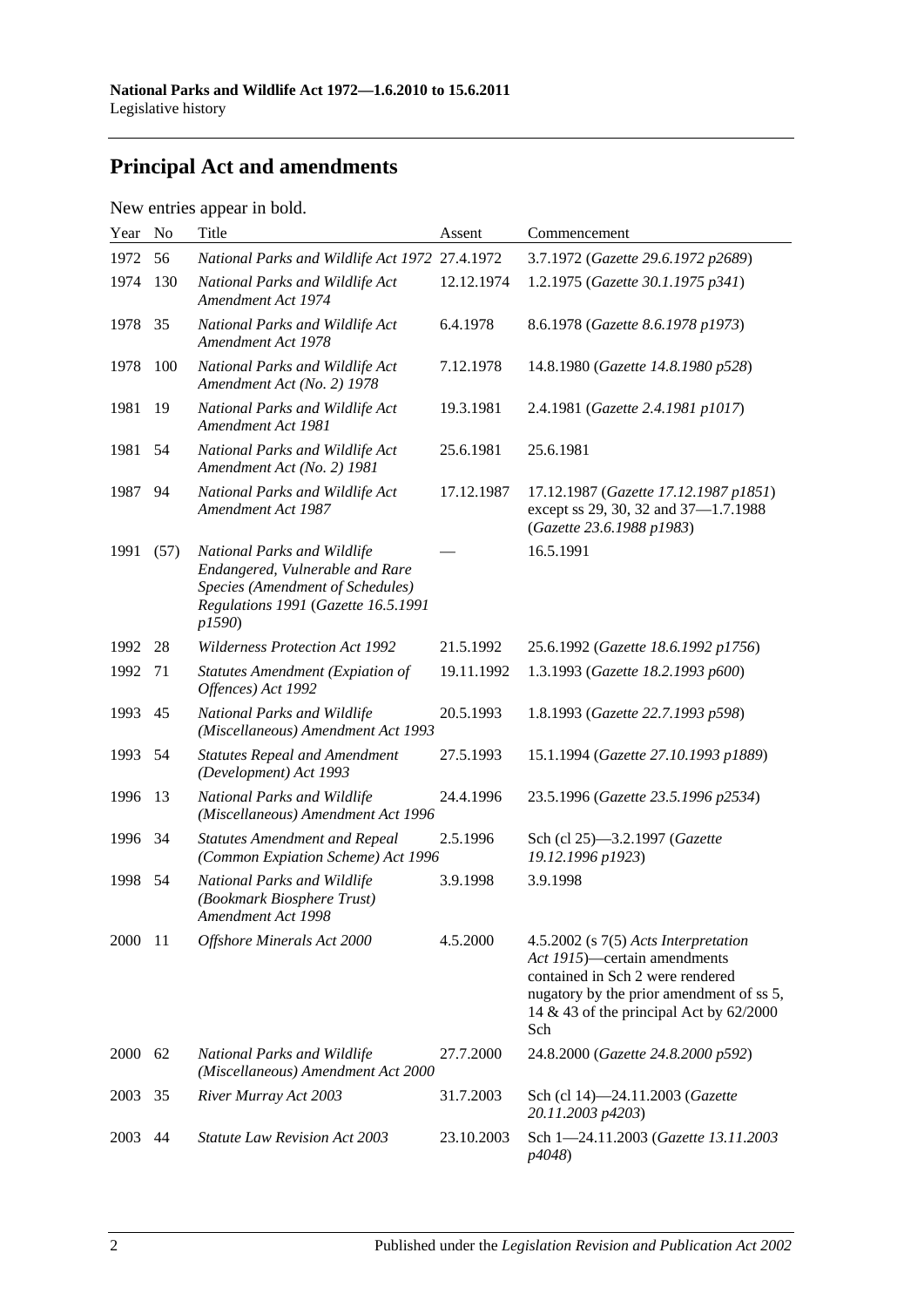## Principal Act and amendments

New entries appear in bold.

| Year | No | Title | Assent | Commencement |
|---|---|---|---|---|
| 1972 | 56 | *National Parks and Wildlife Act 1972* | 27.4.1972 | 3.7.1972 (*Gazette 29.6.1972 p2689*) |
| 1974 | 130 | *National Parks and Wildlife Act Amendment Act 1974* | 12.12.1974 | 1.2.1975 (*Gazette 30.1.1975 p341*) |
| 1978 | 35 | *National Parks and Wildlife Act Amendment Act 1978* | 6.4.1978 | 8.6.1978 (*Gazette 8.6.1978 p1973*) |
| 1978 | 100 | *National Parks and Wildlife Act Amendment Act (No. 2) 1978* | 7.12.1978 | 14.8.1980 (*Gazette 14.8.1980 p528*) |
| 1981 | 19 | *National Parks and Wildlife Act Amendment Act 1981* | 19.3.1981 | 2.4.1981 (*Gazette 2.4.1981 p1017*) |
| 1981 | 54 | *National Parks and Wildlife Act Amendment Act (No. 2) 1981* | 25.6.1981 | 25.6.1981 |
| 1987 | 94 | *National Parks and Wildlife Act Amendment Act 1987* | 17.12.1987 | 17.12.1987 (*Gazette 17.12.1987 p1851*) except ss 29, 30, 32 and 37—1.7.1988 (*Gazette 23.6.1988 p1983*) |
| 1991 | (57) | *National Parks and Wildlife Endangered, Vulnerable and Rare Species (Amendment of Schedules) Regulations 1991* (*Gazette 16.5.1991 p1590*) | — | 16.5.1991 |
| 1992 | 28 | *Wilderness Protection Act 1992* | 21.5.1992 | 25.6.1992 (*Gazette 18.6.1992 p1756*) |
| 1992 | 71 | *Statutes Amendment (Expiation of Offences) Act 1992* | 19.11.1992 | 1.3.1993 (*Gazette 18.2.1993 p600*) |
| 1993 | 45 | *National Parks and Wildlife (Miscellaneous) Amendment Act 1993* | 20.5.1993 | 1.8.1993 (*Gazette 22.7.1993 p598*) |
| 1993 | 54 | *Statutes Repeal and Amendment (Development) Act 1993* | 27.5.1993 | 15.1.1994 (*Gazette 27.10.1993 p1889*) |
| 1996 | 13 | *National Parks and Wildlife (Miscellaneous) Amendment Act 1996* | 24.4.1996 | 23.5.1996 (*Gazette 23.5.1996 p2534*) |
| 1996 | 34 | *Statutes Amendment and Repeal (Common Expiation Scheme) Act 1996* | 2.5.1996 | Sch (cl 25)—3.2.1997 (*Gazette 19.12.1996 p1923*) |
| 1998 | 54 | *National Parks and Wildlife (Bookmark Biosphere Trust) Amendment Act 1998* | 3.9.1998 | 3.9.1998 |
| 2000 | 11 | *Offshore Minerals Act 2000* | 4.5.2000 | 4.5.2002 (s 7(5) *Acts Interpretation Act 1915*)—certain amendments contained in Sch 2 were rendered nugatory by the prior amendment of ss 5, 14 & 43 of the principal Act by 62/2000 Sch |
| 2000 | 62 | *National Parks and Wildlife (Miscellaneous) Amendment Act 2000* | 27.7.2000 | 24.8.2000 (*Gazette 24.8.2000 p592*) |
| 2003 | 35 | *River Murray Act 2003* | 31.7.2003 | Sch (cl 14)—24.11.2003 (*Gazette 20.11.2003 p4203*) |
| 2003 | 44 | *Statute Law Revision Act 2003* | 23.10.2003 | Sch 1—24.11.2003 (*Gazette 13.11.2003 p4048*) |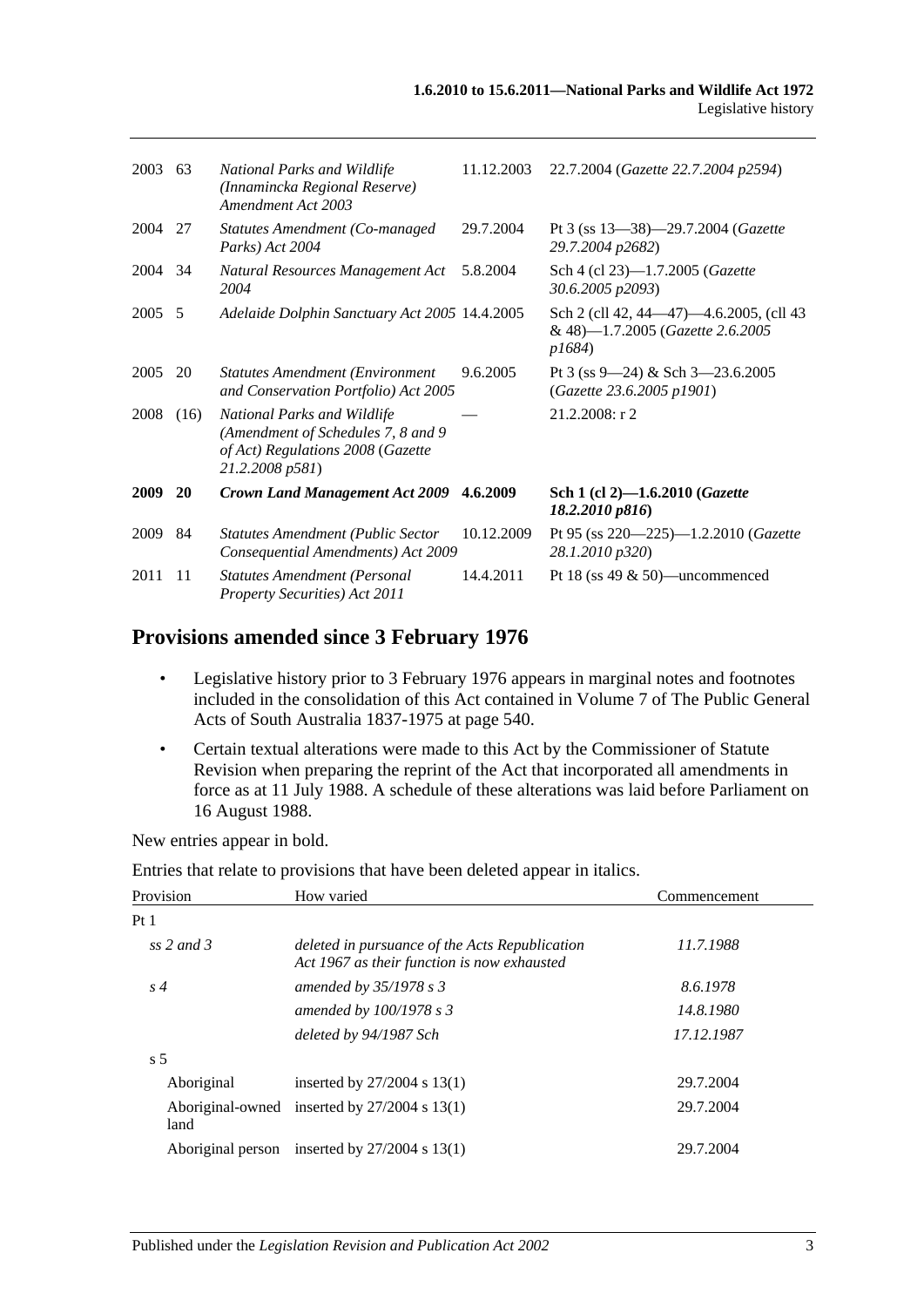| | | | | |
|---|---|---|---|---|
| 2003 | 63 | *National Parks and Wildlife (Innamincka Regional Reserve) Amendment Act 2003* | 11.12.2003 | 22.7.2004 (*Gazette 22.7.2004 p2594*) |
| 2004 | 27 | *Statutes Amendment (Co-managed Parks) Act 2004* | 29.7.2004 | Pt 3 (ss 13—38)—29.7.2004 (*Gazette 29.7.2004 p2682*) |
| 2004 | 34 | *Natural Resources Management Act 2004* | 5.8.2004 | Sch 4 (cl 23)—1.7.2005 (*Gazette 30.6.2005 p2093*) |
| 2005 | 5 | *Adelaide Dolphin Sanctuary Act 2005* | 14.4.2005 | Sch 2 (cll 42, 44—47)—4.6.2005, (cll 43 & 48)—1.7.2005 (*Gazette 2.6.2005 p1684*) |
| 2005 | 20 | *Statutes Amendment (Environment and Conservation Portfolio) Act 2005* | 9.6.2005 | Pt 3 (ss 9—24) & Sch 3—23.6.2005 (*Gazette 23.6.2005 p1901*) |
| 2008 | (16) | *National Parks and Wildlife (Amendment of Schedules 7, 8 and 9 of Act) Regulations 2008* (*Gazette 21.2.2008 p581*) | — | 21.2.2008: r 2 |
| **2009** | **20** | ***Crown Land Management Act 2009*** | **4.6.2009** | **Sch 1 (cl 2)—1.6.2010 (*Gazette 18.2.2010 p816*)** |
| 2009 | 84 | *Statutes Amendment (Public Sector Consequential Amendments) Act 2009* | 10.12.2009 | Pt 95 (ss 220—225)—1.2.2010 (*Gazette 28.1.2010 p320*) |
| 2011 | 11 | *Statutes Amendment (Personal Property Securities) Act 2011* | 14.4.2011 | Pt 18 (ss 49 & 50)—uncommenced |

## Provisions amended since 3 February 1976

- Legislative history prior to 3 February 1976 appears in marginal notes and footnotes included in the consolidation of this Act contained in Volume 7 of The Public General Acts of South Australia 1837-1975 at page 540.
- Certain textual alterations were made to this Act by the Commissioner of Statute Revision when preparing the reprint of the Act that incorporated all amendments in force as at 11 July 1988. A schedule of these alterations was laid before Parliament on 16 August 1988.

New entries appear in bold.

Entries that relate to provisions that have been deleted appear in italics.

| Provision | How varied | Commencement |
|---|---|---|
| Pt 1 | | |
| *ss 2 and 3* | *deleted in pursuance of the Acts Republication Act 1967 as their function is now exhausted* | *11.7.1988* |
| *s 4* | *amended by 35/1978 s 3* | *8.6.1978* |
| | *amended by 100/1978 s 3* | *14.8.1980* |
| | *deleted by 94/1987 Sch* | *17.12.1987* |
| s 5 | | |
| Aboriginal | inserted by 27/2004 s 13(1) | 29.7.2004 |
| Aboriginal-owned land | inserted by 27/2004 s 13(1) | 29.7.2004 |
| Aboriginal person | inserted by 27/2004 s 13(1) | 29.7.2004 |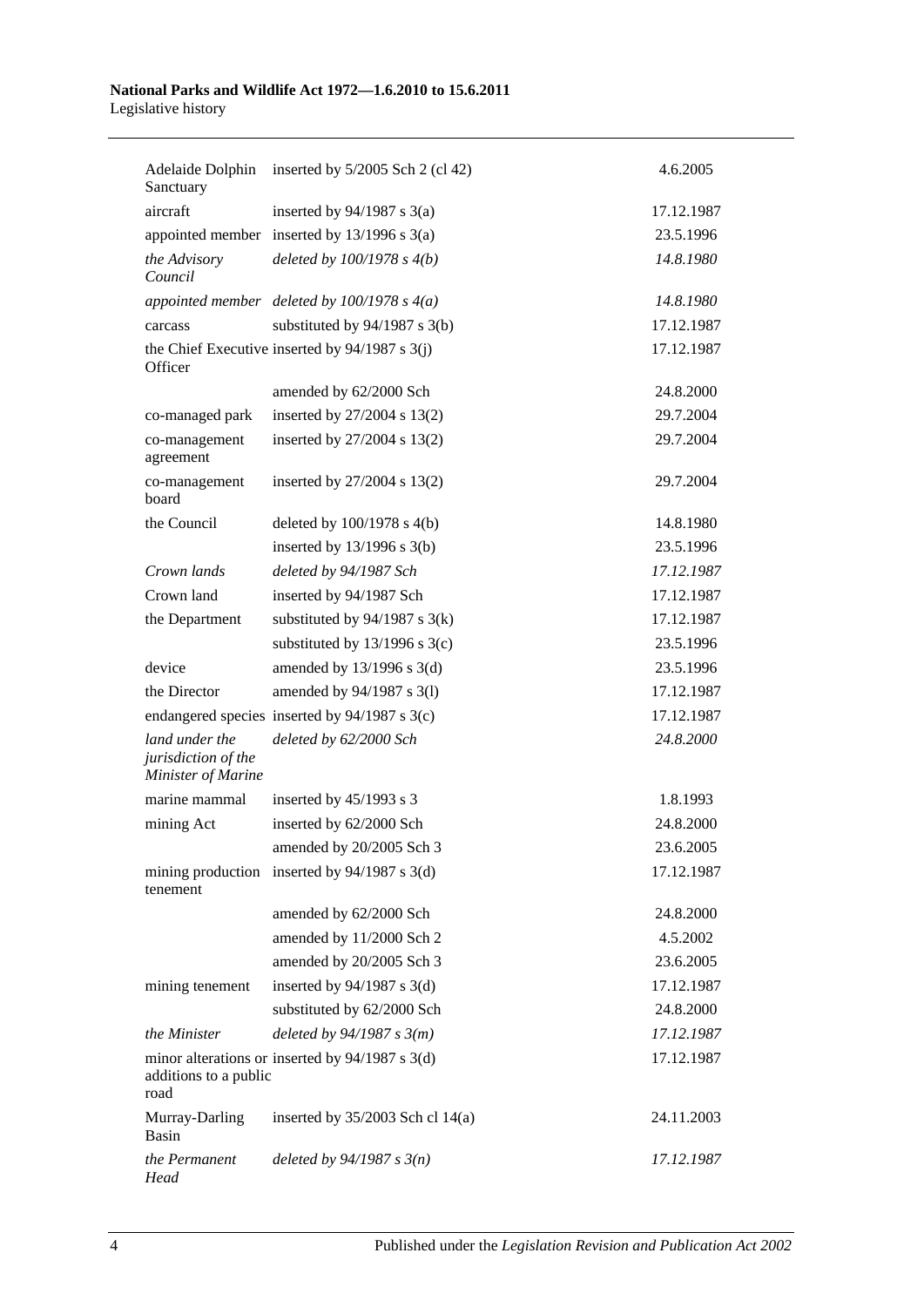| | | |
|---|---|---|
| Adelaide Dolphin Sanctuary | inserted by 5/2005 Sch 2 (cl 42) | 4.6.2005 |
| aircraft | inserted by 94/1987 s 3(a) | 17.12.1987 |
| appointed member | inserted by 13/1996 s 3(a) | 23.5.1996 |
| *the Advisory Council* | *deleted by 100/1978 s 4(b)* | *14.8.1980* |
| *appointed member* | *deleted by 100/1978 s 4(a)* | *14.8.1980* |
| carcass | substituted by 94/1987 s 3(b) | 17.12.1987 |
| the Chief Executive Officer | inserted by 94/1987 s 3(j) | 17.12.1987 |
| | amended by 62/2000 Sch | 24.8.2000 |
| co-managed park | inserted by 27/2004 s 13(2) | 29.7.2004 |
| co-management agreement | inserted by 27/2004 s 13(2) | 29.7.2004 |
| co-management board | inserted by 27/2004 s 13(2) | 29.7.2004 |
| the Council | deleted by 100/1978 s 4(b) | 14.8.1980 |
| | inserted by 13/1996 s 3(b) | 23.5.1996 |
| *Crown lands* | *deleted by 94/1987 Sch* | *17.12.1987* |
| Crown land | inserted by 94/1987 Sch | 17.12.1987 |
| the Department | substituted by 94/1987 s 3(k) | 17.12.1987 |
| | substituted by 13/1996 s 3(c) | 23.5.1996 |
| device | amended by 13/1996 s 3(d) | 23.5.1996 |
| the Director | amended by 94/1987 s 3(l) | 17.12.1987 |
| endangered species | inserted by 94/1987 s 3(c) | 17.12.1987 |
| *land under the jurisdiction of the Minister of Marine* | *deleted by 62/2000 Sch* | *24.8.2000* |
| marine mammal | inserted by 45/1993 s 3 | 1.8.1993 |
| mining Act | inserted by 62/2000 Sch | 24.8.2000 |
| | amended by 20/2005 Sch 3 | 23.6.2005 |
| mining production tenement | inserted by 94/1987 s 3(d) | 17.12.1987 |
| | amended by 62/2000 Sch | 24.8.2000 |
| | amended by 11/2000 Sch 2 | 4.5.2002 |
| | amended by 20/2005 Sch 3 | 23.6.2005 |
| mining tenement | inserted by 94/1987 s 3(d) | 17.12.1987 |
| | substituted by 62/2000 Sch | 24.8.2000 |
| *the Minister* | *deleted by 94/1987 s 3(m)* | *17.12.1987* |
| minor alterations or additions to a public road | inserted by 94/1987 s 3(d) | 17.12.1987 |
| Murray-Darling Basin | inserted by 35/2003 Sch cl 14(a) | 24.11.2003 |
| *the Permanent Head* | *deleted by 94/1987 s 3(n)* | *17.12.1987* |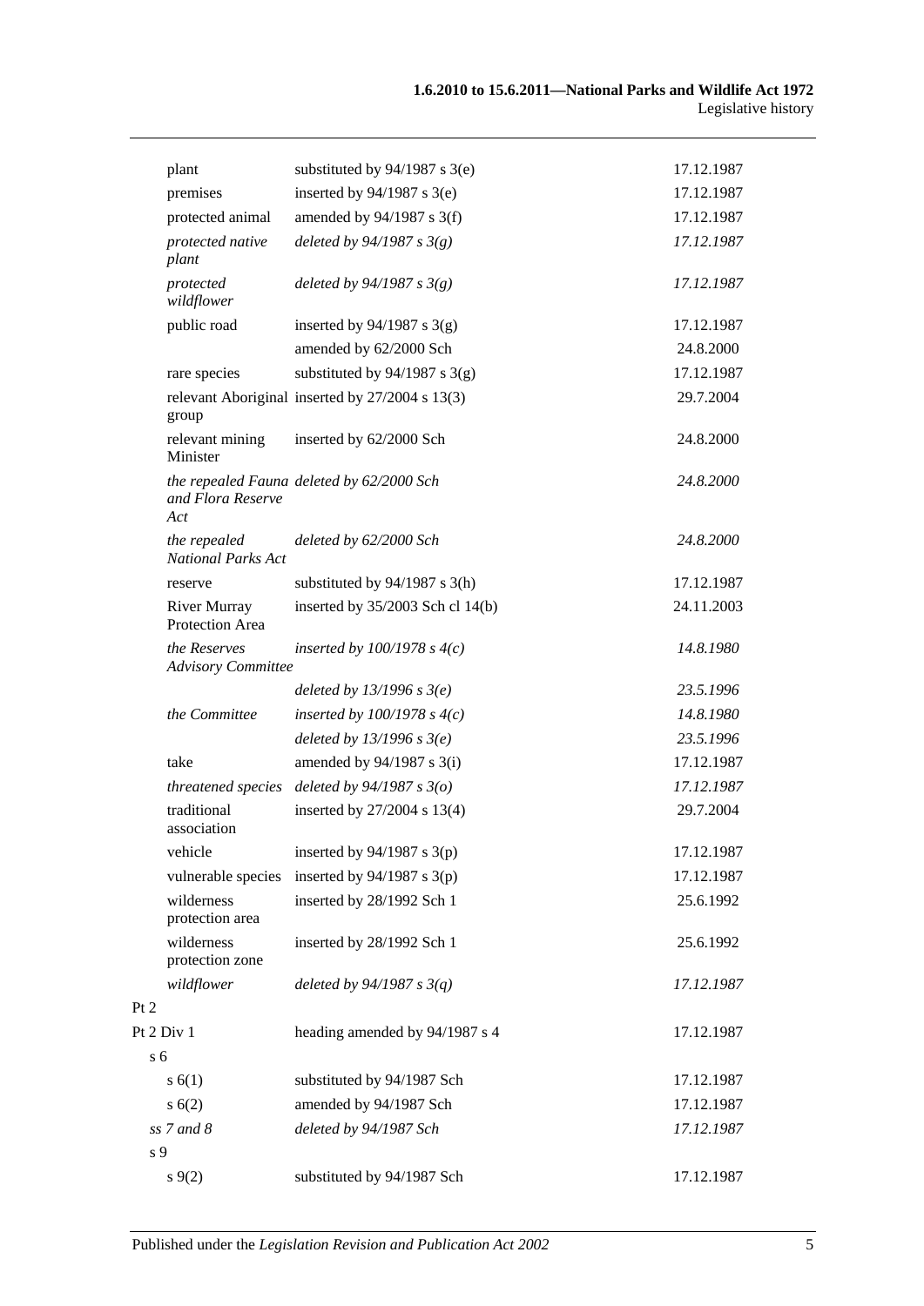| | | |
|---|---|---|
| plant | substituted by 94/1987 s 3(e) | 17.12.1987 |
| premises | inserted by 94/1987 s 3(e) | 17.12.1987 |
| protected animal | amended by 94/1987 s 3(f) | 17.12.1987 |
| *protected native plant* | *deleted by 94/1987 s 3(g)* | *17.12.1987* |
| *protected wildflower* | *deleted by 94/1987 s 3(g)* | *17.12.1987* |
| public road | inserted by 94/1987 s 3(g) | 17.12.1987 |
| | amended by 62/2000 Sch | 24.8.2000 |
| rare species | substituted by 94/1987 s 3(g) | 17.12.1987 |
| relevant Aboriginal group | inserted by 27/2004 s 13(3) | 29.7.2004 |
| relevant mining Minister | inserted by 62/2000 Sch | 24.8.2000 |
| *the repealed Fauna and Flora Reserve Act* | *deleted by 62/2000 Sch* | *24.8.2000* |
| *the repealed National Parks Act* | *deleted by 62/2000 Sch* | *24.8.2000* |
| reserve | substituted by 94/1987 s 3(h) | 17.12.1987 |
| River Murray Protection Area | inserted by 35/2003 Sch cl 14(b) | 24.11.2003 |
| *the Reserves Advisory Committee* | *inserted by 100/1978 s 4(c)* | *14.8.1980* |
| | *deleted by 13/1996 s 3(e)* | *23.5.1996* |
| *the Committee* | *inserted by 100/1978 s 4(c)* | *14.8.1980* |
| | *deleted by 13/1996 s 3(e)* | *23.5.1996* |
| take | amended by 94/1987 s 3(i) | 17.12.1987 |
| *threatened species* | *deleted by 94/1987 s 3(o)* | *17.12.1987* |
| traditional association | inserted by 27/2004 s 13(4) | 29.7.2004 |
| vehicle | inserted by 94/1987 s 3(p) | 17.12.1987 |
| vulnerable species | inserted by 94/1987 s 3(p) | 17.12.1987 |
| wilderness protection area | inserted by 28/1992 Sch 1 | 25.6.1992 |
| wilderness protection zone | inserted by 28/1992 Sch 1 | 25.6.1992 |
| *wildflower* | *deleted by 94/1987 s 3(q)* | *17.12.1987* |
| Pt 2 | | |
| Pt 2 Div 1 | heading amended by 94/1987 s 4 | 17.12.1987 |
| s 6 | | |
| s 6(1) | substituted by 94/1987 Sch | 17.12.1987 |
| s 6(2) | amended by 94/1987 Sch | 17.12.1987 |
| *ss 7 and 8* | *deleted by 94/1987 Sch* | *17.12.1987* |
| s 9 | | |
| s 9(2) | substituted by 94/1987 Sch | 17.12.1987 |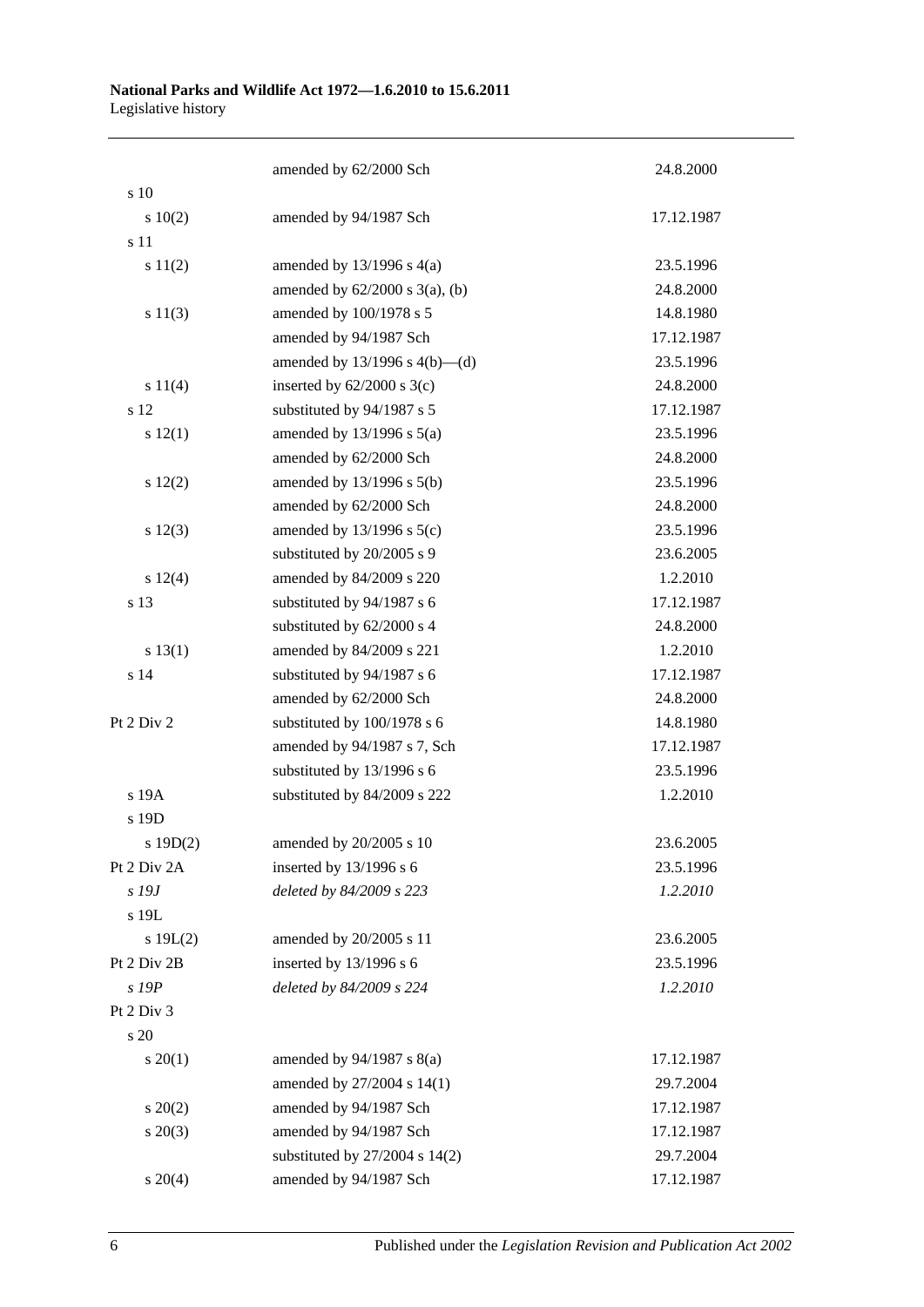| | | |
|---|---|---|
| | amended by 62/2000 Sch | 24.8.2000 |
| s 10 | | |
| s 10(2) | amended by 94/1987 Sch | 17.12.1987 |
| s 11 | | |
| s 11(2) | amended by 13/1996 s 4(a) | 23.5.1996 |
| | amended by 62/2000 s 3(a), (b) | 24.8.2000 |
| s 11(3) | amended by 100/1978 s 5 | 14.8.1980 |
| | amended by 94/1987 Sch | 17.12.1987 |
| | amended by 13/1996 s 4(b)—(d) | 23.5.1996 |
| s 11(4) | inserted by 62/2000 s 3(c) | 24.8.2000 |
| s 12 | substituted by 94/1987 s 5 | 17.12.1987 |
| s 12(1) | amended by 13/1996 s 5(a) | 23.5.1996 |
| | amended by 62/2000 Sch | 24.8.2000 |
| s 12(2) | amended by 13/1996 s 5(b) | 23.5.1996 |
| | amended by 62/2000 Sch | 24.8.2000 |
| s 12(3) | amended by 13/1996 s 5(c) | 23.5.1996 |
| | substituted by 20/2005 s 9 | 23.6.2005 |
| s 12(4) | amended by 84/2009 s 220 | 1.2.2010 |
| s 13 | substituted by 94/1987 s 6 | 17.12.1987 |
| | substituted by 62/2000 s 4 | 24.8.2000 |
| s 13(1) | amended by 84/2009 s 221 | 1.2.2010 |
| s 14 | substituted by 94/1987 s 6 | 17.12.1987 |
| | amended by 62/2000 Sch | 24.8.2000 |
| Pt 2 Div 2 | substituted by 100/1978 s 6 | 14.8.1980 |
| | amended by 94/1987 s 7, Sch | 17.12.1987 |
| | substituted by 13/1996 s 6 | 23.5.1996 |
| s 19A | substituted by 84/2009 s 222 | 1.2.2010 |
| s 19D | | |
| s 19D(2) | amended by 20/2005 s 10 | 23.6.2005 |
| Pt 2 Div 2A | inserted by 13/1996 s 6 | 23.5.1996 |
| *s 19J* | *deleted by 84/2009 s 223* | *1.2.2010* |
| s 19L | | |
| s 19L(2) | amended by 20/2005 s 11 | 23.6.2005 |
| Pt 2 Div 2B | inserted by 13/1996 s 6 | 23.5.1996 |
| *s 19P* | *deleted by 84/2009 s 224* | *1.2.2010* |
| Pt 2 Div 3 | | |
| s 20 | | |
| s 20(1) | amended by 94/1987 s 8(a) | 17.12.1987 |
| | amended by 27/2004 s 14(1) | 29.7.2004 |
| s 20(2) | amended by 94/1987 Sch | 17.12.1987 |
| s 20(3) | amended by 94/1987 Sch | 17.12.1987 |
| | substituted by 27/2004 s 14(2) | 29.7.2004 |
| s 20(4) | amended by 94/1987 Sch | 17.12.1987 |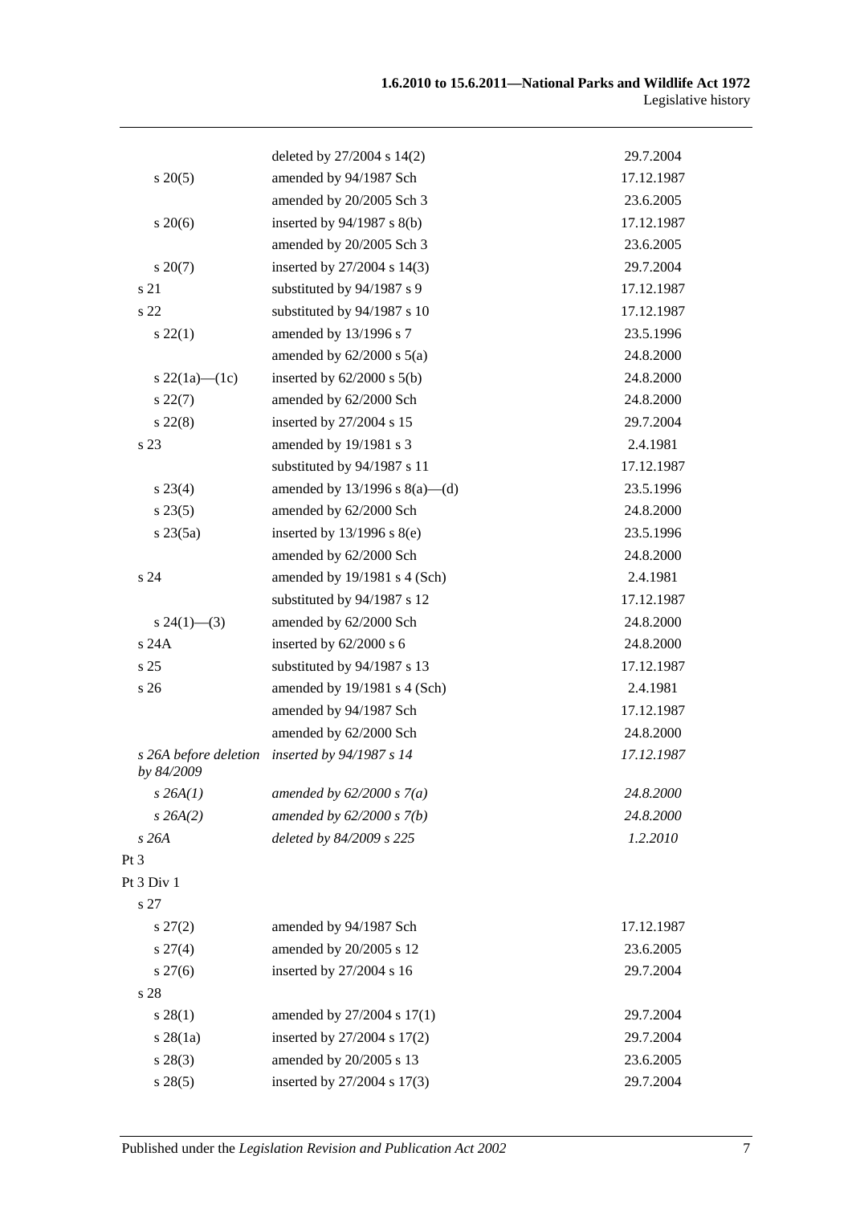| | | |
|---|---|---|
| | deleted by 27/2004 s 14(2) | 29.7.2004 |
| s 20(5) | amended by 94/1987 Sch | 17.12.1987 |
| | amended by 20/2005 Sch 3 | 23.6.2005 |
| s 20(6) | inserted by 94/1987 s 8(b) | 17.12.1987 |
| | amended by 20/2005 Sch 3 | 23.6.2005 |
| s 20(7) | inserted by 27/2004 s 14(3) | 29.7.2004 |
| s 21 | substituted by 94/1987 s 9 | 17.12.1987 |
| s 22 | substituted by 94/1987 s 10 | 17.12.1987 |
| s 22(1) | amended by 13/1996 s 7 | 23.5.1996 |
| | amended by 62/2000 s 5(a) | 24.8.2000 |
| s 22(1a)—(1c) | inserted by 62/2000 s 5(b) | 24.8.2000 |
| s 22(7) | amended by 62/2000 Sch | 24.8.2000 |
| s 22(8) | inserted by 27/2004 s 15 | 29.7.2004 |
| s 23 | amended by 19/1981 s 3 | 2.4.1981 |
| | substituted by 94/1987 s 11 | 17.12.1987 |
| s 23(4) | amended by 13/1996 s 8(a)—(d) | 23.5.1996 |
| s 23(5) | amended by 62/2000 Sch | 24.8.2000 |
| s 23(5a) | inserted by 13/1996 s 8(e) | 23.5.1996 |
| | amended by 62/2000 Sch | 24.8.2000 |
| s 24 | amended by 19/1981 s 4 (Sch) | 2.4.1981 |
| | substituted by 94/1987 s 12 | 17.12.1987 |
| s 24(1)—(3) | amended by 62/2000 Sch | 24.8.2000 |
| s 24A | inserted by 62/2000 s 6 | 24.8.2000 |
| s 25 | substituted by 94/1987 s 13 | 17.12.1987 |
| s 26 | amended by 19/1981 s 4 (Sch) | 2.4.1981 |
| | amended by 94/1987 Sch | 17.12.1987 |
| | amended by 62/2000 Sch | 24.8.2000 |
| *s 26A before deletion by 84/2009* | *inserted by 94/1987 s 14* | *17.12.1987* |
| *s 26A(1)* | *amended by 62/2000 s 7(a)* | *24.8.2000* |
| *s 26A(2)* | *amended by 62/2000 s 7(b)* | *24.8.2000* |
| *s 26A* | *deleted by 84/2009 s 225* | *1.2.2010* |
| Pt 3 | | |
| Pt 3 Div 1 | | |
| s 27 | | |
| s 27(2) | amended by 94/1987 Sch | 17.12.1987 |
| s 27(4) | amended by 20/2005 s 12 | 23.6.2005 |
| s 27(6) | inserted by 27/2004 s 16 | 29.7.2004 |
| s 28 | | |
| s 28(1) | amended by 27/2004 s 17(1) | 29.7.2004 |
| s 28(1a) | inserted by 27/2004 s 17(2) | 29.7.2004 |
| s 28(3) | amended by 20/2005 s 13 | 23.6.2005 |
| s 28(5) | inserted by 27/2004 s 17(3) | 29.7.2004 |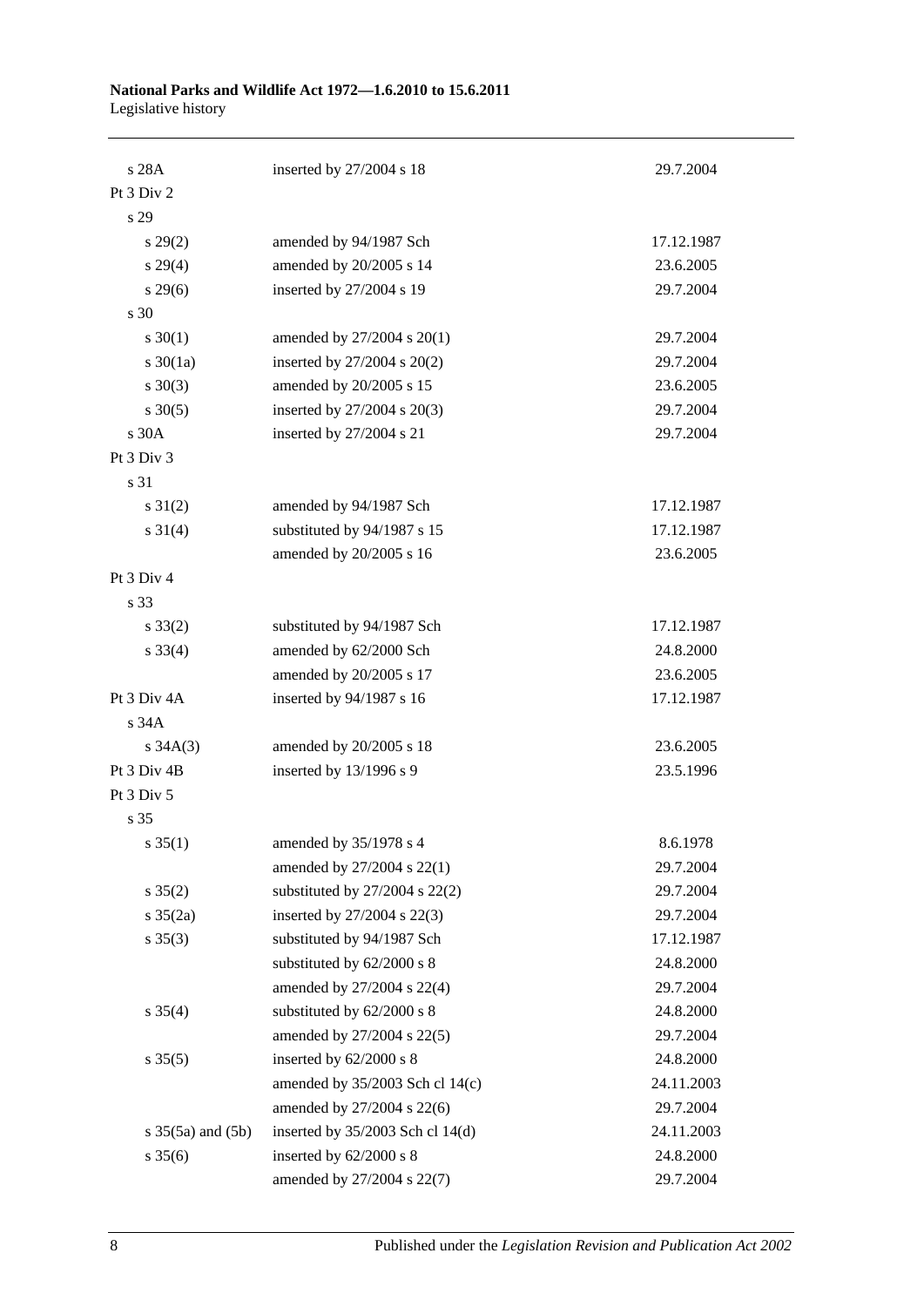| | | |
|---|---|---|
| s 28A | inserted by 27/2004 s 18 | 29.7.2004 |
| Pt 3 Div 2 | | |
| s 29 | | |
| s 29(2) | amended by 94/1987 Sch | 17.12.1987 |
| s 29(4) | amended by 20/2005 s 14 | 23.6.2005 |
| s 29(6) | inserted by 27/2004 s 19 | 29.7.2004 |
| s 30 | | |
| s 30(1) | amended by 27/2004 s 20(1) | 29.7.2004 |
| s 30(1a) | inserted by 27/2004 s 20(2) | 29.7.2004 |
| s 30(3) | amended by 20/2005 s 15 | 23.6.2005 |
| s 30(5) | inserted by 27/2004 s 20(3) | 29.7.2004 |
| s 30A | inserted by 27/2004 s 21 | 29.7.2004 |
| Pt 3 Div 3 | | |
| s 31 | | |
| s 31(2) | amended by 94/1987 Sch | 17.12.1987 |
| s 31(4) | substituted by 94/1987 s 15 | 17.12.1987 |
| | amended by 20/2005 s 16 | 23.6.2005 |
| Pt 3 Div 4 | | |
| s 33 | | |
| s 33(2) | substituted by 94/1987 Sch | 17.12.1987 |
| s 33(4) | amended by 62/2000 Sch | 24.8.2000 |
| | amended by 20/2005 s 17 | 23.6.2005 |
| Pt 3 Div 4A | inserted by 94/1987 s 16 | 17.12.1987 |
| s 34A | | |
| s 34A(3) | amended by 20/2005 s 18 | 23.6.2005 |
| Pt 3 Div 4B | inserted by 13/1996 s 9 | 23.5.1996 |
| Pt 3 Div 5 | | |
| s 35 | | |
| s 35(1) | amended by 35/1978 s 4 | 8.6.1978 |
| | amended by 27/2004 s 22(1) | 29.7.2004 |
| s 35(2) | substituted by 27/2004 s 22(2) | 29.7.2004 |
| s 35(2a) | inserted by 27/2004 s 22(3) | 29.7.2004 |
| s 35(3) | substituted by 94/1987 Sch | 17.12.1987 |
| | substituted by 62/2000 s 8 | 24.8.2000 |
| | amended by 27/2004 s 22(4) | 29.7.2004 |
| s 35(4) | substituted by 62/2000 s 8 | 24.8.2000 |
| | amended by 27/2004 s 22(5) | 29.7.2004 |
| s 35(5) | inserted by 62/2000 s 8 | 24.8.2000 |
| | amended by 35/2003 Sch cl 14(c) | 24.11.2003 |
| | amended by 27/2004 s 22(6) | 29.7.2004 |
| s 35(5a) and (5b) | inserted by 35/2003 Sch cl 14(d) | 24.11.2003 |
| s 35(6) | inserted by 62/2000 s 8 | 24.8.2000 |
| | amended by 27/2004 s 22(7) | 29.7.2004 |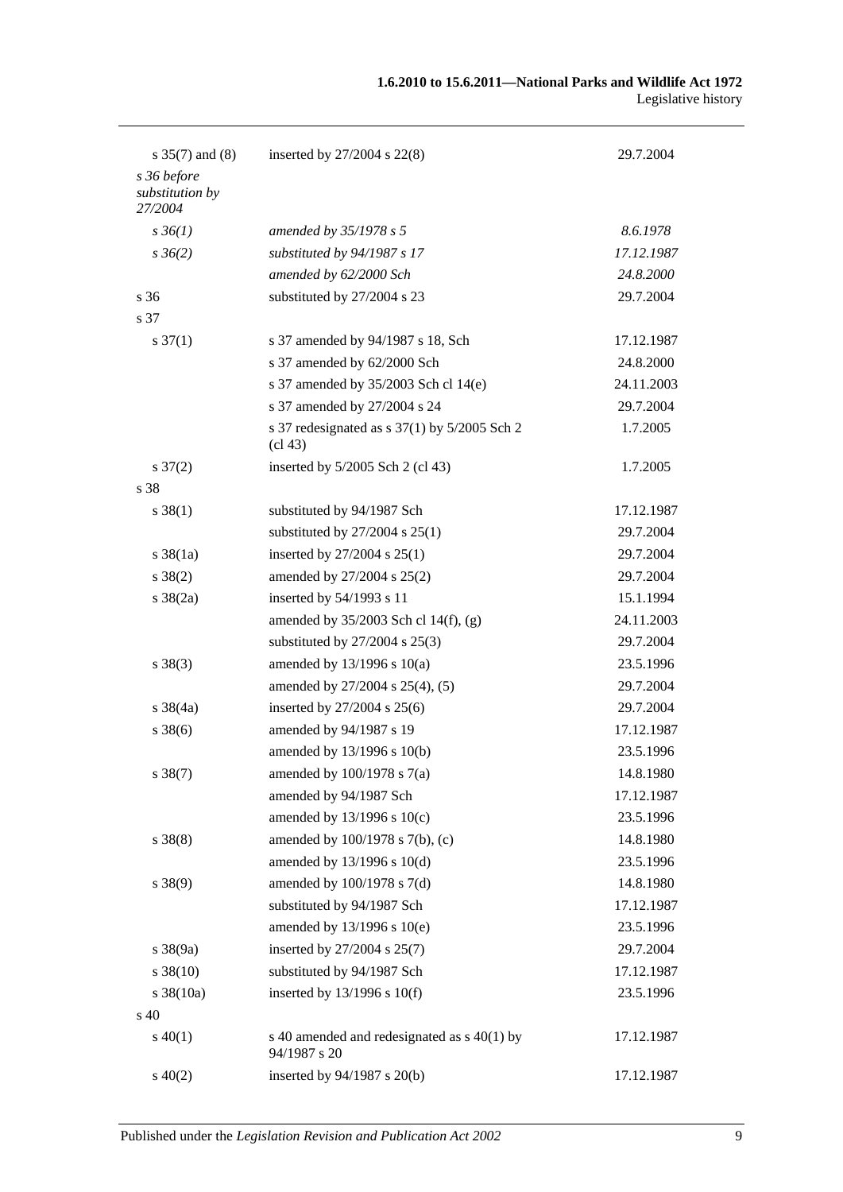| | | |
|---|---|---|
| s 35(7) and (8) | inserted by 27/2004 s 22(8) | 29.7.2004 |
| *s 36 before substitution by 27/2004* | | |
| *s 36(1)* | *amended by 35/1978 s 5* | *8.6.1978* |
| *s 36(2)* | *substituted by 94/1987 s 17* | *17.12.1987* |
| | *amended by 62/2000 Sch* | *24.8.2000* |
| s 36 | substituted by 27/2004 s 23 | 29.7.2004 |
| s 37 | | |
| s 37(1) | s 37 amended by 94/1987 s 18, Sch | 17.12.1987 |
| | s 37 amended by 62/2000 Sch | 24.8.2000 |
| | s 37 amended by 35/2003 Sch cl 14(e) | 24.11.2003 |
| | s 37 amended by 27/2004 s 24 | 29.7.2004 |
| | s 37 redesignated as s 37(1) by 5/2005 Sch 2 (cl 43) | 1.7.2005 |
| s 37(2) | inserted by 5/2005 Sch 2 (cl 43) | 1.7.2005 |
| s 38 | | |
| s 38(1) | substituted by 94/1987 Sch | 17.12.1987 |
| | substituted by 27/2004 s 25(1) | 29.7.2004 |
| s 38(1a) | inserted by 27/2004 s 25(1) | 29.7.2004 |
| s 38(2) | amended by 27/2004 s 25(2) | 29.7.2004 |
| s 38(2a) | inserted by 54/1993 s 11 | 15.1.1994 |
| | amended by 35/2003 Sch cl 14(f), (g) | 24.11.2003 |
| | substituted by 27/2004 s 25(3) | 29.7.2004 |
| s 38(3) | amended by 13/1996 s 10(a) | 23.5.1996 |
| | amended by 27/2004 s 25(4), (5) | 29.7.2004 |
| s 38(4a) | inserted by 27/2004 s 25(6) | 29.7.2004 |
| s 38(6) | amended by 94/1987 s 19 | 17.12.1987 |
| | amended by 13/1996 s 10(b) | 23.5.1996 |
| s 38(7) | amended by 100/1978 s 7(a) | 14.8.1980 |
| | amended by 94/1987 Sch | 17.12.1987 |
| | amended by 13/1996 s 10(c) | 23.5.1996 |
| s 38(8) | amended by 100/1978 s 7(b), (c) | 14.8.1980 |
| | amended by 13/1996 s 10(d) | 23.5.1996 |
| s 38(9) | amended by 100/1978 s 7(d) | 14.8.1980 |
| | substituted by 94/1987 Sch | 17.12.1987 |
| | amended by 13/1996 s 10(e) | 23.5.1996 |
| s 38(9a) | inserted by 27/2004 s 25(7) | 29.7.2004 |
| s 38(10) | substituted by 94/1987 Sch | 17.12.1987 |
| s 38(10a) | inserted by 13/1996 s 10(f) | 23.5.1996 |
| s 40 | | |
| s 40(1) | s 40 amended and redesignated as s 40(1) by 94/1987 s 20 | 17.12.1987 |
| s 40(2) | inserted by 94/1987 s 20(b) | 17.12.1987 |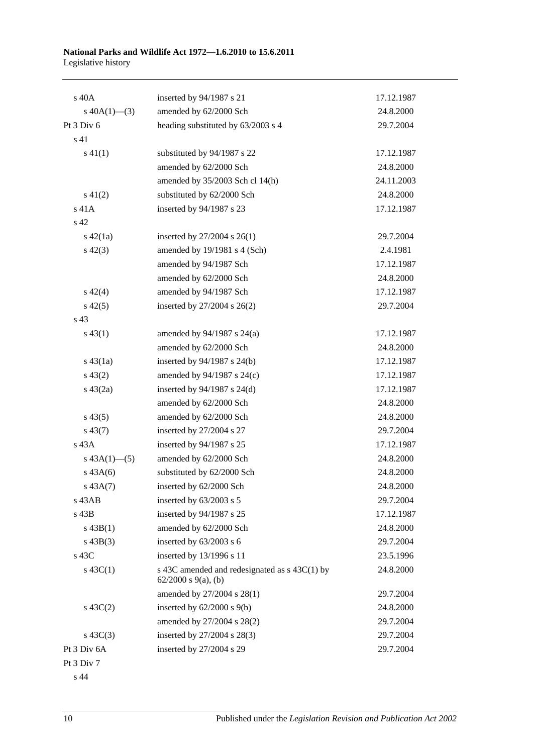| | | |
|---|---|---|
| s 40A | inserted by 94/1987 s 21 | 17.12.1987 |
| s 40A(1)—(3) | amended by 62/2000 Sch | 24.8.2000 |
| Pt 3 Div 6 | heading substituted by 63/2003 s 4 | 29.7.2004 |
| s 41 | | |
| s 41(1) | substituted by 94/1987 s 22 | 17.12.1987 |
| | amended by 62/2000 Sch | 24.8.2000 |
| | amended by 35/2003 Sch cl 14(h) | 24.11.2003 |
| s 41(2) | substituted by 62/2000 Sch | 24.8.2000 |
| s 41A | inserted by 94/1987 s 23 | 17.12.1987 |
| s 42 | | |
| s 42(1a) | inserted by 27/2004 s 26(1) | 29.7.2004 |
| s 42(3) | amended by 19/1981 s 4 (Sch) | 2.4.1981 |
| | amended by 94/1987 Sch | 17.12.1987 |
| | amended by 62/2000 Sch | 24.8.2000 |
| s 42(4) | amended by 94/1987 Sch | 17.12.1987 |
| s 42(5) | inserted by 27/2004 s 26(2) | 29.7.2004 |
| s 43 | | |
| s 43(1) | amended by 94/1987 s 24(a) | 17.12.1987 |
| | amended by 62/2000 Sch | 24.8.2000 |
| s 43(1a) | inserted by 94/1987 s 24(b) | 17.12.1987 |
| s 43(2) | amended by 94/1987 s 24(c) | 17.12.1987 |
| s 43(2a) | inserted by 94/1987 s 24(d) | 17.12.1987 |
| | amended by 62/2000 Sch | 24.8.2000 |
| s 43(5) | amended by 62/2000 Sch | 24.8.2000 |
| s 43(7) | inserted by 27/2004 s 27 | 29.7.2004 |
| s 43A | inserted by 94/1987 s 25 | 17.12.1987 |
| s 43A(1)—(5) | amended by 62/2000 Sch | 24.8.2000 |
| s 43A(6) | substituted by 62/2000 Sch | 24.8.2000 |
| s 43A(7) | inserted by 62/2000 Sch | 24.8.2000 |
| s 43AB | inserted by 63/2003 s 5 | 29.7.2004 |
| s 43B | inserted by 94/1987 s 25 | 17.12.1987 |
| s 43B(1) | amended by 62/2000 Sch | 24.8.2000 |
| s 43B(3) | inserted by 63/2003 s 6 | 29.7.2004 |
| s 43C | inserted by 13/1996 s 11 | 23.5.1996 |
| s 43C(1) | s 43C amended and redesignated as s 43C(1) by 62/2000 s 9(a), (b) | 24.8.2000 |
| | amended by 27/2004 s 28(1) | 29.7.2004 |
| s 43C(2) | inserted by 62/2000 s 9(b) | 24.8.2000 |
| | amended by 27/2004 s 28(2) | 29.7.2004 |
| s 43C(3) | inserted by 27/2004 s 28(3) | 29.7.2004 |
| Pt 3 Div 6A | inserted by 27/2004 s 29 | 29.7.2004 |
| Pt 3 Div 7 | | |
| s 44 | | |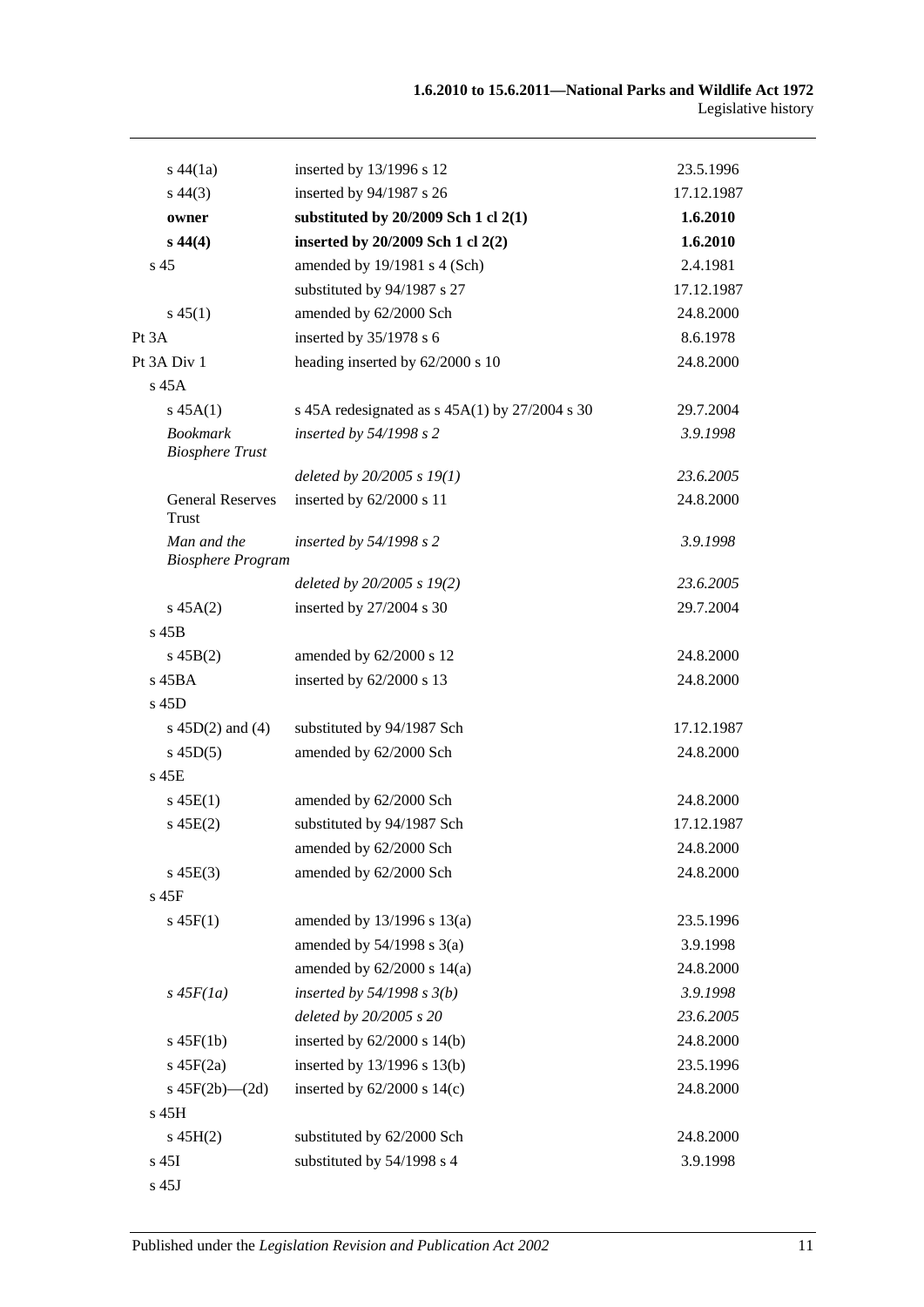| | | |
|---|---|---|
| s 44(1a) | inserted by 13/1996 s 12 | 23.5.1996 |
| s 44(3) | inserted by 94/1987 s 26 | 17.12.1987 |
| **owner** | **substituted by 20/2009 Sch 1 cl 2(1)** | **1.6.2010** |
| **s 44(4)** | **inserted by 20/2009 Sch 1 cl 2(2)** | **1.6.2010** |
| s 45 | amended by 19/1981 s 4 (Sch) | 2.4.1981 |
| | substituted by 94/1987 s 27 | 17.12.1987 |
| s 45(1) | amended by 62/2000 Sch | 24.8.2000 |
| Pt 3A | inserted by 35/1978 s 6 | 8.6.1978 |
| Pt 3A Div 1 | heading inserted by 62/2000 s 10 | 24.8.2000 |
| s 45A | | |
| s 45A(1) | s 45A redesignated as s 45A(1) by 27/2004 s 30 | 29.7.2004 |
| *Bookmark Biosphere Trust* | *inserted by 54/1998 s 2* | *3.9.1998* |
| | *deleted by 20/2005 s 19(1)* | *23.6.2005* |
| General Reserves Trust | inserted by 62/2000 s 11 | 24.8.2000 |
| *Man and the Biosphere Program* | *inserted by 54/1998 s 2* | *3.9.1998* |
| | *deleted by 20/2005 s 19(2)* | *23.6.2005* |
| s 45A(2) | inserted by 27/2004 s 30 | 29.7.2004 |
| s 45B | | |
| s 45B(2) | amended by 62/2000 s 12 | 24.8.2000 |
| s 45BA | inserted by 62/2000 s 13 | 24.8.2000 |
| s 45D | | |
| s 45D(2) and (4) | substituted by 94/1987 Sch | 17.12.1987 |
| s 45D(5) | amended by 62/2000 Sch | 24.8.2000 |
| s 45E | | |
| s 45E(1) | amended by 62/2000 Sch | 24.8.2000 |
| s 45E(2) | substituted by 94/1987 Sch | 17.12.1987 |
| | amended by 62/2000 Sch | 24.8.2000 |
| s 45E(3) | amended by 62/2000 Sch | 24.8.2000 |
| s 45F | | |
| s 45F(1) | amended by 13/1996 s 13(a) | 23.5.1996 |
| | amended by 54/1998 s 3(a) | 3.9.1998 |
| | amended by 62/2000 s 14(a) | 24.8.2000 |
| *s 45F(1a)* | *inserted by 54/1998 s 3(b)* | *3.9.1998* |
| | *deleted by 20/2005 s 20* | *23.6.2005* |
| s 45F(1b) | inserted by 62/2000 s 14(b) | 24.8.2000 |
| s 45F(2a) | inserted by 13/1996 s 13(b) | 23.5.1996 |
| s 45F(2b)—(2d) | inserted by 62/2000 s 14(c) | 24.8.2000 |
| s 45H | | |
| s 45H(2) | substituted by 62/2000 Sch | 24.8.2000 |
| s 45I | substituted by 54/1998 s 4 | 3.9.1998 |
| s 45J | | |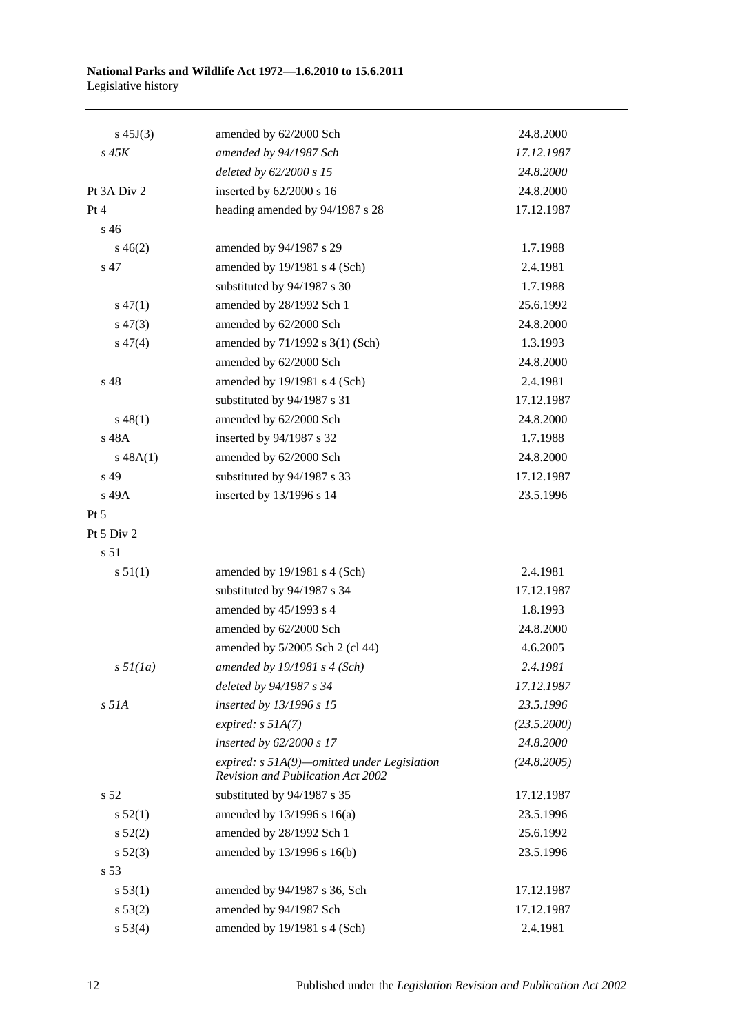| | | |
|---|---|---|
| s 45J(3) | amended by 62/2000 Sch | 24.8.2000 |
| *s 45K* | *amended by 94/1987 Sch* | *17.12.1987* |
| | *deleted by 62/2000 s 15* | *24.8.2000* |
| Pt 3A Div 2 | inserted by 62/2000 s 16 | 24.8.2000 |
| Pt 4 | heading amended by 94/1987 s 28 | 17.12.1987 |
| s 46 | | |
| s 46(2) | amended by 94/1987 s 29 | 1.7.1988 |
| s 47 | amended by 19/1981 s 4 (Sch) | 2.4.1981 |
| | substituted by 94/1987 s 30 | 1.7.1988 |
| s 47(1) | amended by 28/1992 Sch 1 | 25.6.1992 |
| s 47(3) | amended by 62/2000 Sch | 24.8.2000 |
| s 47(4) | amended by 71/1992 s 3(1) (Sch) | 1.3.1993 |
| | amended by 62/2000 Sch | 24.8.2000 |
| s 48 | amended by 19/1981 s 4 (Sch) | 2.4.1981 |
| | substituted by 94/1987 s 31 | 17.12.1987 |
| s 48(1) | amended by 62/2000 Sch | 24.8.2000 |
| s 48A | inserted by 94/1987 s 32 | 1.7.1988 |
| s 48A(1) | amended by 62/2000 Sch | 24.8.2000 |
| s 49 | substituted by 94/1987 s 33 | 17.12.1987 |
| s 49A | inserted by 13/1996 s 14 | 23.5.1996 |
| Pt 5 | | |
| Pt 5 Div 2 | | |
| s 51 | | |
| s 51(1) | amended by 19/1981 s 4 (Sch) | 2.4.1981 |
| | substituted by 94/1987 s 34 | 17.12.1987 |
| | amended by 45/1993 s 4 | 1.8.1993 |
| | amended by 62/2000 Sch | 24.8.2000 |
| | amended by 5/2005 Sch 2 (cl 44) | 4.6.2005 |
| *s 51(1a)* | *amended by 19/1981 s 4 (Sch)* | *2.4.1981* |
| | *deleted by 94/1987 s 34* | *17.12.1987* |
| *s 51A* | *inserted by 13/1996 s 15* | *23.5.1996* |
| | *expired: s 51A(7)* | *(23.5.2000)* |
| | *inserted by 62/2000 s 17* | *24.8.2000* |
| | *expired: s 51A(9)—omitted under Legislation Revision and Publication Act 2002* | *(24.8.2005)* |
| s 52 | substituted by 94/1987 s 35 | 17.12.1987 |
| s 52(1) | amended by 13/1996 s 16(a) | 23.5.1996 |
| s 52(2) | amended by 28/1992 Sch 1 | 25.6.1992 |
| s 52(3) | amended by 13/1996 s 16(b) | 23.5.1996 |
| s 53 | | |
| s 53(1) | amended by 94/1987 s 36, Sch | 17.12.1987 |
| s 53(2) | amended by 94/1987 Sch | 17.12.1987 |
| s 53(4) | amended by 19/1981 s 4 (Sch) | 2.4.1981 |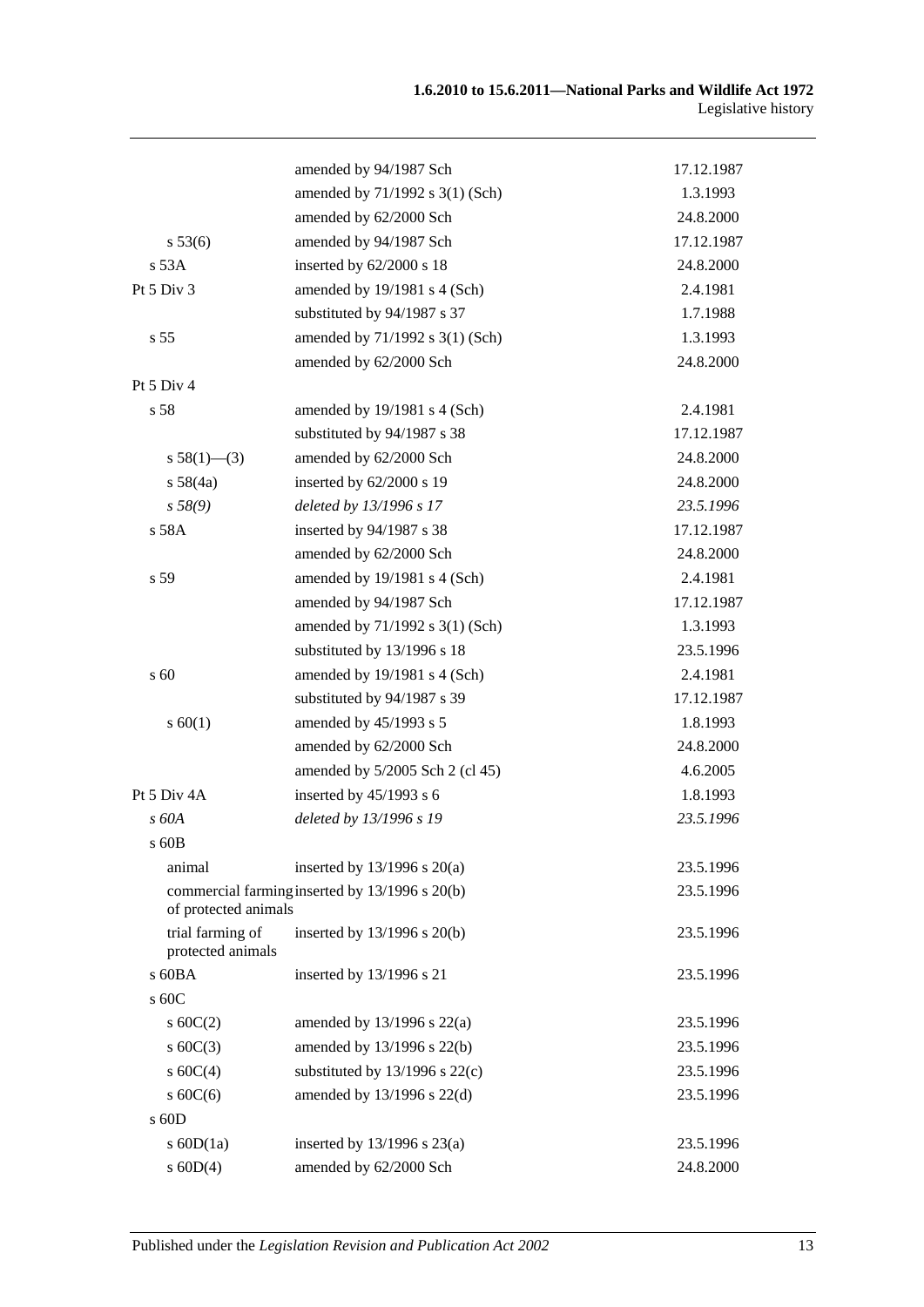| | | |
|---|---|---|
| | amended by 94/1987 Sch | 17.12.1987 |
| | amended by 71/1992 s 3(1) (Sch) | 1.3.1993 |
| | amended by 62/2000 Sch | 24.8.2000 |
| s 53(6) | amended by 94/1987 Sch | 17.12.1987 |
| s 53A | inserted by 62/2000 s 18 | 24.8.2000 |
| Pt 5 Div 3 | amended by 19/1981 s 4 (Sch) | 2.4.1981 |
| | substituted by 94/1987 s 37 | 1.7.1988 |
| s 55 | amended by 71/1992 s 3(1) (Sch) | 1.3.1993 |
| | amended by 62/2000 Sch | 24.8.2000 |
| Pt 5 Div 4 | | |
| s 58 | amended by 19/1981 s 4 (Sch) | 2.4.1981 |
| | substituted by 94/1987 s 38 | 17.12.1987 |
| s 58(1)—(3) | amended by 62/2000 Sch | 24.8.2000 |
| s 58(4a) | inserted by 62/2000 s 19 | 24.8.2000 |
| *s 58(9)* | *deleted by 13/1996 s 17* | *23.5.1996* |
| s 58A | inserted by 94/1987 s 38 | 17.12.1987 |
| | amended by 62/2000 Sch | 24.8.2000 |
| s 59 | amended by 19/1981 s 4 (Sch) | 2.4.1981 |
| | amended by 94/1987 Sch | 17.12.1987 |
| | amended by 71/1992 s 3(1) (Sch) | 1.3.1993 |
| | substituted by 13/1996 s 18 | 23.5.1996 |
| s 60 | amended by 19/1981 s 4 (Sch) | 2.4.1981 |
| | substituted by 94/1987 s 39 | 17.12.1987 |
| s 60(1) | amended by 45/1993 s 5 | 1.8.1993 |
| | amended by 62/2000 Sch | 24.8.2000 |
| | amended by 5/2005 Sch 2 (cl 45) | 4.6.2005 |
| Pt 5 Div 4A | inserted by 45/1993 s 6 | 1.8.1993 |
| *s 60A* | *deleted by 13/1996 s 19* | *23.5.1996* |
| s 60B | | |
| animal | inserted by 13/1996 s 20(a) | 23.5.1996 |
| commercial farming of protected animals | inserted by 13/1996 s 20(b) | 23.5.1996 |
| trial farming of protected animals | inserted by 13/1996 s 20(b) | 23.5.1996 |
| s 60BA | inserted by 13/1996 s 21 | 23.5.1996 |
| s 60C | | |
| s 60C(2) | amended by 13/1996 s 22(a) | 23.5.1996 |
| s 60C(3) | amended by 13/1996 s 22(b) | 23.5.1996 |
| s 60C(4) | substituted by 13/1996 s 22(c) | 23.5.1996 |
| s 60C(6) | amended by 13/1996 s 22(d) | 23.5.1996 |
| s 60D | | |
| s 60D(1a) | inserted by 13/1996 s 23(a) | 23.5.1996 |
| s 60D(4) | amended by 62/2000 Sch | 24.8.2000 |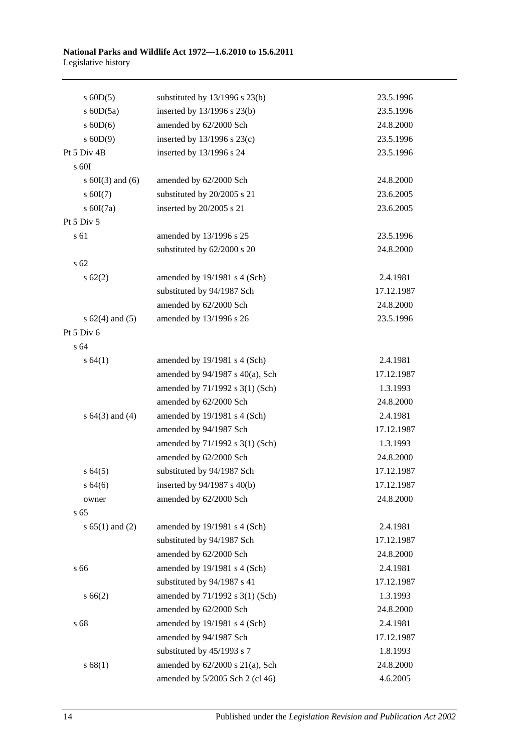| | | |
|---|---|---|
| s 60D(5) | substituted by 13/1996 s 23(b) | 23.5.1996 |
| s 60D(5a) | inserted by 13/1996 s 23(b) | 23.5.1996 |
| s 60D(6) | amended by 62/2000 Sch | 24.8.2000 |
| s 60D(9) | inserted by 13/1996 s 23(c) | 23.5.1996 |
| Pt 5 Div 4B | inserted by 13/1996 s 24 | 23.5.1996 |
| s 60I | | |
| s 60I(3) and (6) | amended by 62/2000 Sch | 24.8.2000 |
| s 60I(7) | substituted by 20/2005 s 21 | 23.6.2005 |
| s 60I(7a) | inserted by 20/2005 s 21 | 23.6.2005 |
| Pt 5 Div 5 | | |
| s 61 | amended by 13/1996 s 25 | 23.5.1996 |
| | substituted by 62/2000 s 20 | 24.8.2000 |
| s 62 | | |
| s 62(2) | amended by 19/1981 s 4 (Sch) | 2.4.1981 |
| | substituted by 94/1987 Sch | 17.12.1987 |
| | amended by 62/2000 Sch | 24.8.2000 |
| s 62(4) and (5) | amended by 13/1996 s 26 | 23.5.1996 |
| Pt 5 Div 6 | | |
| s 64 | | |
| s 64(1) | amended by 19/1981 s 4 (Sch) | 2.4.1981 |
| | amended by 94/1987 s 40(a), Sch | 17.12.1987 |
| | amended by 71/1992 s 3(1) (Sch) | 1.3.1993 |
| | amended by 62/2000 Sch | 24.8.2000 |
| s 64(3) and (4) | amended by 19/1981 s 4 (Sch) | 2.4.1981 |
| | amended by 94/1987 Sch | 17.12.1987 |
| | amended by 71/1992 s 3(1) (Sch) | 1.3.1993 |
| | amended by 62/2000 Sch | 24.8.2000 |
| s 64(5) | substituted by 94/1987 Sch | 17.12.1987 |
| s 64(6) | inserted by 94/1987 s 40(b) | 17.12.1987 |
| owner | amended by 62/2000 Sch | 24.8.2000 |
| s 65 | | |
| s 65(1) and (2) | amended by 19/1981 s 4 (Sch) | 2.4.1981 |
| | substituted by 94/1987 Sch | 17.12.1987 |
| | amended by 62/2000 Sch | 24.8.2000 |
| s 66 | amended by 19/1981 s 4 (Sch) | 2.4.1981 |
| | substituted by 94/1987 s 41 | 17.12.1987 |
| s 66(2) | amended by 71/1992 s 3(1) (Sch) | 1.3.1993 |
| | amended by 62/2000 Sch | 24.8.2000 |
| s 68 | amended by 19/1981 s 4 (Sch) | 2.4.1981 |
| | amended by 94/1987 Sch | 17.12.1987 |
| | substituted by 45/1993 s 7 | 1.8.1993 |
| s 68(1) | amended by 62/2000 s 21(a), Sch | 24.8.2000 |
| | amended by 5/2005 Sch 2 (cl 46) | 4.6.2005 |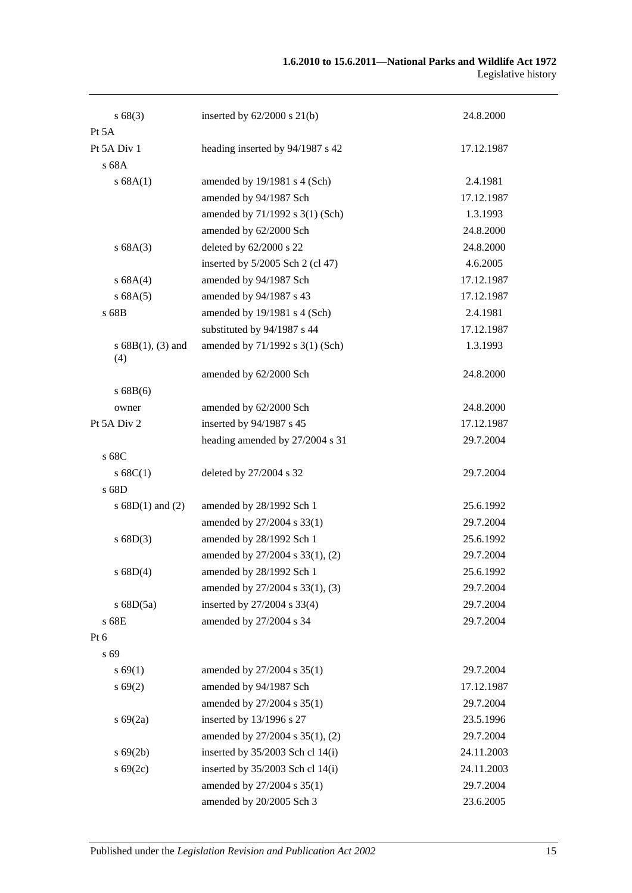| | | |
|---|---|---|
| s 68(3) | inserted by 62/2000 s 21(b) | 24.8.2000 |
| Pt 5A | | |
| Pt 5A Div 1 | heading inserted by 94/1987 s 42 | 17.12.1987 |
| s 68A | | |
| s 68A(1) | amended by 19/1981 s 4 (Sch) | 2.4.1981 |
| | amended by 94/1987 Sch | 17.12.1987 |
| | amended by 71/1992 s 3(1) (Sch) | 1.3.1993 |
| | amended by 62/2000 Sch | 24.8.2000 |
| s 68A(3) | deleted by 62/2000 s 22 | 24.8.2000 |
| | inserted by 5/2005 Sch 2 (cl 47) | 4.6.2005 |
| s 68A(4) | amended by 94/1987 Sch | 17.12.1987 |
| s 68A(5) | amended by 94/1987 s 43 | 17.12.1987 |
| s 68B | amended by 19/1981 s 4 (Sch) | 2.4.1981 |
| | substituted by 94/1987 s 44 | 17.12.1987 |
| s 68B(1), (3) and (4) | amended by 71/1992 s 3(1) (Sch) | 1.3.1993 |
| | amended by 62/2000 Sch | 24.8.2000 |
| s 68B(6) | | |
| owner | amended by 62/2000 Sch | 24.8.2000 |
| Pt 5A Div 2 | inserted by 94/1987 s 45 | 17.12.1987 |
| | heading amended by 27/2004 s 31 | 29.7.2004 |
| s 68C | | |
| s 68C(1) | deleted by 27/2004 s 32 | 29.7.2004 |
| s 68D | | |
| s 68D(1) and (2) | amended by 28/1992 Sch 1 | 25.6.1992 |
| | amended by 27/2004 s 33(1) | 29.7.2004 |
| s 68D(3) | amended by 28/1992 Sch 1 | 25.6.1992 |
| | amended by 27/2004 s 33(1), (2) | 29.7.2004 |
| s 68D(4) | amended by 28/1992 Sch 1 | 25.6.1992 |
| | amended by 27/2004 s 33(1), (3) | 29.7.2004 |
| s 68D(5a) | inserted by 27/2004 s 33(4) | 29.7.2004 |
| s 68E | amended by 27/2004 s 34 | 29.7.2004 |
| Pt 6 | | |
| s 69 | | |
| s 69(1) | amended by 27/2004 s 35(1) | 29.7.2004 |
| s 69(2) | amended by 94/1987 Sch | 17.12.1987 |
| | amended by 27/2004 s 35(1) | 29.7.2004 |
| s 69(2a) | inserted by 13/1996 s 27 | 23.5.1996 |
| | amended by 27/2004 s 35(1), (2) | 29.7.2004 |
| s 69(2b) | inserted by 35/2003 Sch cl 14(i) | 24.11.2003 |
| s 69(2c) | inserted by 35/2003 Sch cl 14(i) | 24.11.2003 |
| | amended by 27/2004 s 35(1) | 29.7.2004 |
| | amended by 20/2005 Sch 3 | 23.6.2005 |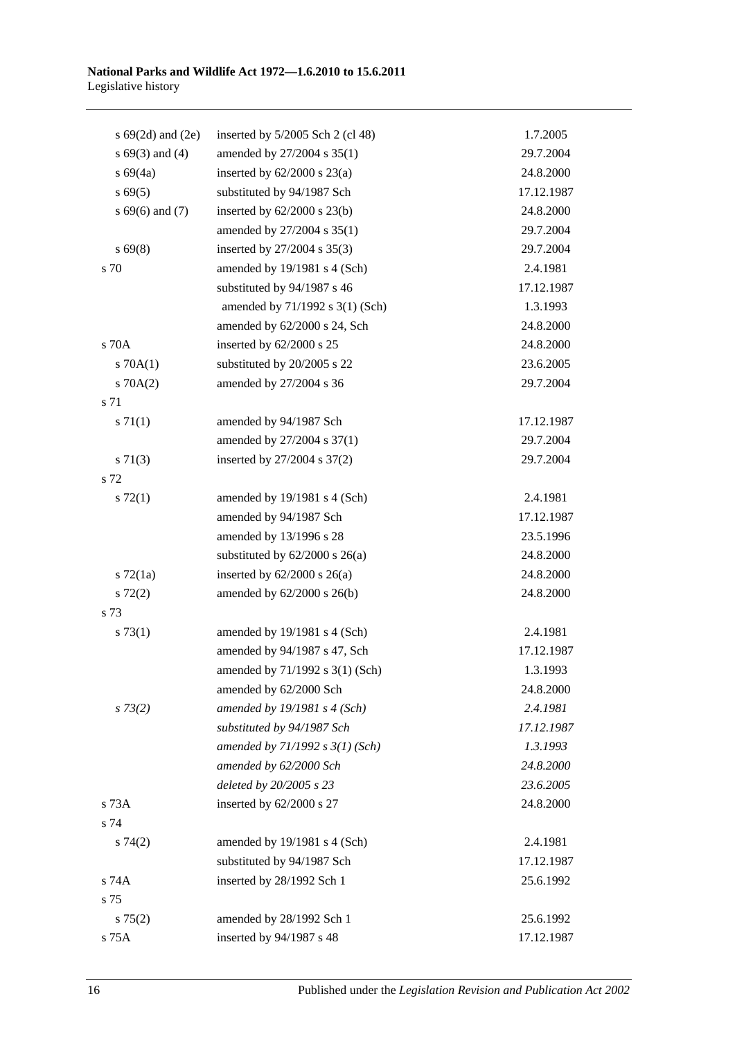| | | |
|---|---|---|
| s 69(2d) and (2e) | inserted by 5/2005 Sch 2 (cl 48) | 1.7.2005 |
| s 69(3) and (4) | amended by 27/2004 s 35(1) | 29.7.2004 |
| s 69(4a) | inserted by 62/2000 s 23(a) | 24.8.2000 |
| s 69(5) | substituted by 94/1987 Sch | 17.12.1987 |
| s 69(6) and (7) | inserted by 62/2000 s 23(b) | 24.8.2000 |
| | amended by 27/2004 s 35(1) | 29.7.2004 |
| s 69(8) | inserted by 27/2004 s 35(3) | 29.7.2004 |
| s 70 | amended by 19/1981 s 4 (Sch) | 2.4.1981 |
| | substituted by 94/1987 s 46 | 17.12.1987 |
| | amended by 71/1992 s 3(1) (Sch) | 1.3.1993 |
| | amended by 62/2000 s 24, Sch | 24.8.2000 |
| s 70A | inserted by 62/2000 s 25 | 24.8.2000 |
| s 70A(1) | substituted by 20/2005 s 22 | 23.6.2005 |
| s 70A(2) | amended by 27/2004 s 36 | 29.7.2004 |
| s 71 | | |
| s 71(1) | amended by 94/1987 Sch | 17.12.1987 |
| | amended by 27/2004 s 37(1) | 29.7.2004 |
| s 71(3) | inserted by 27/2004 s 37(2) | 29.7.2004 |
| s 72 | | |
| s 72(1) | amended by 19/1981 s 4 (Sch) | 2.4.1981 |
| | amended by 94/1987 Sch | 17.12.1987 |
| | amended by 13/1996 s 28 | 23.5.1996 |
| | substituted by 62/2000 s 26(a) | 24.8.2000 |
| s 72(1a) | inserted by 62/2000 s 26(a) | 24.8.2000 |
| s 72(2) | amended by 62/2000 s 26(b) | 24.8.2000 |
| s 73 | | |
| s 73(1) | amended by 19/1981 s 4 (Sch) | 2.4.1981 |
| | amended by 94/1987 s 47, Sch | 17.12.1987 |
| | amended by 71/1992 s 3(1) (Sch) | 1.3.1993 |
| | amended by 62/2000 Sch | 24.8.2000 |
| *s 73(2)* | *amended by 19/1981 s 4 (Sch)* | *2.4.1981* |
| | *substituted by 94/1987 Sch* | *17.12.1987* |
| | *amended by 71/1992 s 3(1) (Sch)* | *1.3.1993* |
| | *amended by 62/2000 Sch* | *24.8.2000* |
| | *deleted by 20/2005 s 23* | *23.6.2005* |
| s 73A | inserted by 62/2000 s 27 | 24.8.2000 |
| s 74 | | |
| s 74(2) | amended by 19/1981 s 4 (Sch) | 2.4.1981 |
| | substituted by 94/1987 Sch | 17.12.1987 |
| s 74A | inserted by 28/1992 Sch 1 | 25.6.1992 |
| s 75 | | |
| s 75(2) | amended by 28/1992 Sch 1 | 25.6.1992 |
| s 75A | inserted by 94/1987 s 48 | 17.12.1987 |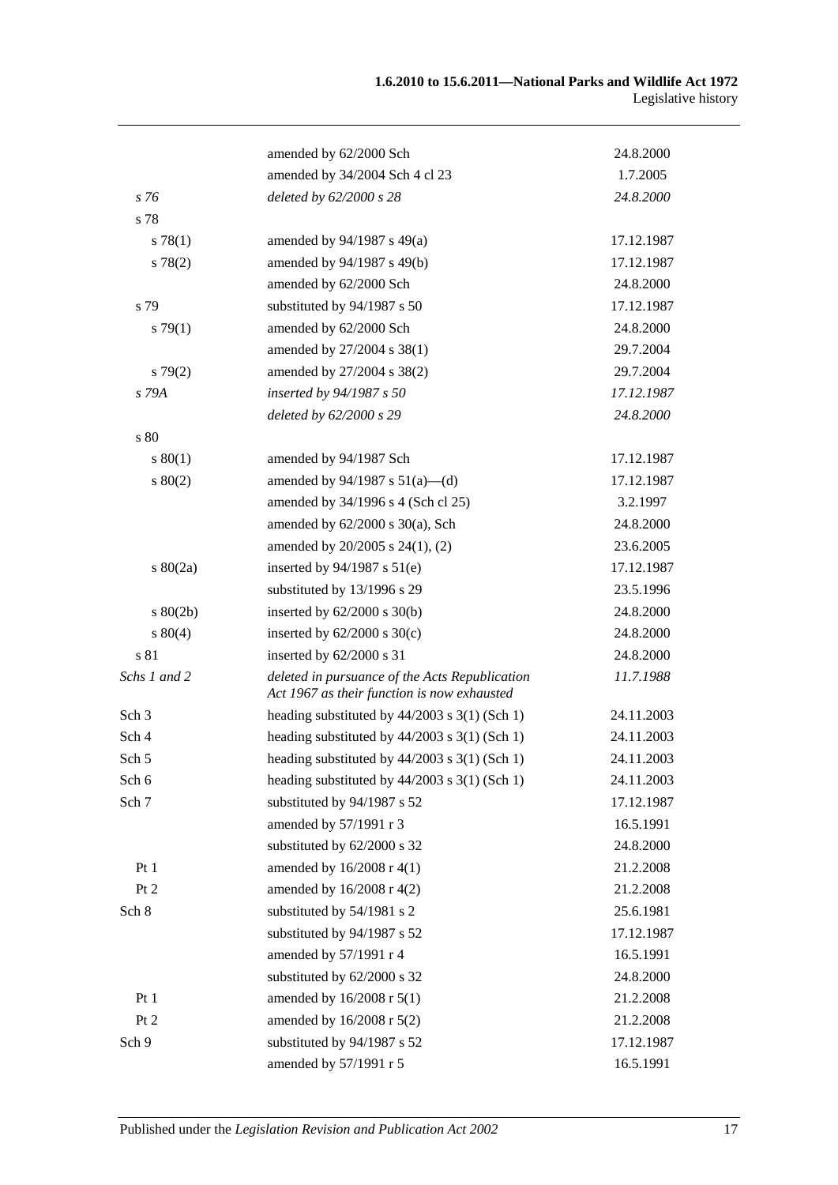| | | |
|---|---|---|
| | amended by 62/2000 Sch | 24.8.2000 |
| | amended by 34/2004 Sch 4 cl 23 | 1.7.2005 |
| *s 76* | *deleted by 62/2000 s 28* | *24.8.2000* |
| s 78 | | |
| s 78(1) | amended by 94/1987 s 49(a) | 17.12.1987 |
| s 78(2) | amended by 94/1987 s 49(b) | 17.12.1987 |
| | amended by 62/2000 Sch | 24.8.2000 |
| s 79 | substituted by 94/1987 s 50 | 17.12.1987 |
| s 79(1) | amended by 62/2000 Sch | 24.8.2000 |
| | amended by 27/2004 s 38(1) | 29.7.2004 |
| s 79(2) | amended by 27/2004 s 38(2) | 29.7.2004 |
| *s 79A* | *inserted by 94/1987 s 50* | *17.12.1987* |
| | *deleted by 62/2000 s 29* | *24.8.2000* |
| s 80 | | |
| s 80(1) | amended by 94/1987 Sch | 17.12.1987 |
| s 80(2) | amended by 94/1987 s 51(a)—(d) | 17.12.1987 |
| | amended by 34/1996 s 4 (Sch cl 25) | 3.2.1997 |
| | amended by 62/2000 s 30(a), Sch | 24.8.2000 |
| | amended by 20/2005 s 24(1), (2) | 23.6.2005 |
| s 80(2a) | inserted by 94/1987 s 51(e) | 17.12.1987 |
| | substituted by 13/1996 s 29 | 23.5.1996 |
| s 80(2b) | inserted by 62/2000 s 30(b) | 24.8.2000 |
| s 80(4) | inserted by 62/2000 s 30(c) | 24.8.2000 |
| s 81 | inserted by 62/2000 s 31 | 24.8.2000 |
| *Schs 1 and 2* | *deleted in pursuance of the Acts Republication Act 1967 as their function is now exhausted* | *11.7.1988* |
| Sch 3 | heading substituted by 44/2003 s 3(1) (Sch 1) | 24.11.2003 |
| Sch 4 | heading substituted by 44/2003 s 3(1) (Sch 1) | 24.11.2003 |
| Sch 5 | heading substituted by 44/2003 s 3(1) (Sch 1) | 24.11.2003 |
| Sch 6 | heading substituted by 44/2003 s 3(1) (Sch 1) | 24.11.2003 |
| Sch 7 | substituted by 94/1987 s 52 | 17.12.1987 |
| | amended by 57/1991 r 3 | 16.5.1991 |
| | substituted by 62/2000 s 32 | 24.8.2000 |
| Pt 1 | amended by 16/2008 r 4(1) | 21.2.2008 |
| Pt 2 | amended by 16/2008 r 4(2) | 21.2.2008 |
| Sch 8 | substituted by 54/1981 s 2 | 25.6.1981 |
| | substituted by 94/1987 s 52 | 17.12.1987 |
| | amended by 57/1991 r 4 | 16.5.1991 |
| | substituted by 62/2000 s 32 | 24.8.2000 |
| Pt 1 | amended by 16/2008 r 5(1) | 21.2.2008 |
| Pt 2 | amended by 16/2008 r 5(2) | 21.2.2008 |
| Sch 9 | substituted by 94/1987 s 52 | 17.12.1987 |
| | amended by 57/1991 r 5 | 16.5.1991 |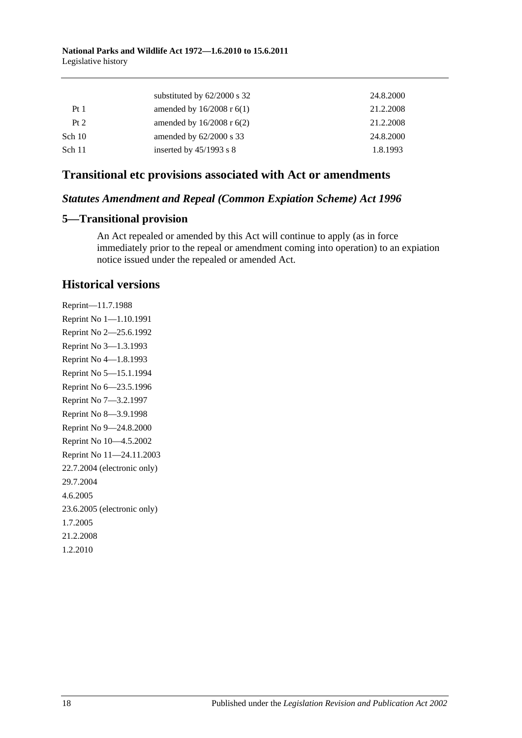| | | |
|---|---|---|
| | substituted by 62/2000 s 32 | 24.8.2000 |
| Pt 1 | amended by 16/2008 r 6(1) | 21.2.2008 |
| Pt 2 | amended by 16/2008 r 6(2) | 21.2.2008 |
| Sch 10 | amended by 62/2000 s 33 | 24.8.2000 |
| Sch 11 | inserted by 45/1993 s 8 | 1.8.1993 |

## Transitional etc provisions associated with Act or amendments

### *Statutes Amendment and Repeal (Common Expiation Scheme) Act 1996*

### 5—Transitional provision

An Act repealed or amended by this Act will continue to apply (as in force immediately prior to the repeal or amendment coming into operation) to an expiation notice issued under the repealed or amended Act.

## Historical versions

Reprint—11.7.1988

Reprint No 1—1.10.1991

Reprint No 2—25.6.1992

Reprint No 3—1.3.1993

Reprint No 4—1.8.1993

Reprint No 5—15.1.1994

Reprint No 6—23.5.1996

Reprint No 7—3.2.1997

Reprint No 8—3.9.1998

Reprint No 9—24.8.2000

Reprint No 10—4.5.2002

Reprint No 11—24.11.2003

22.7.2004 (electronic only)

29.7.2004

4.6.2005

23.6.2005 (electronic only)

1.7.2005

21.2.2008

1.2.2010